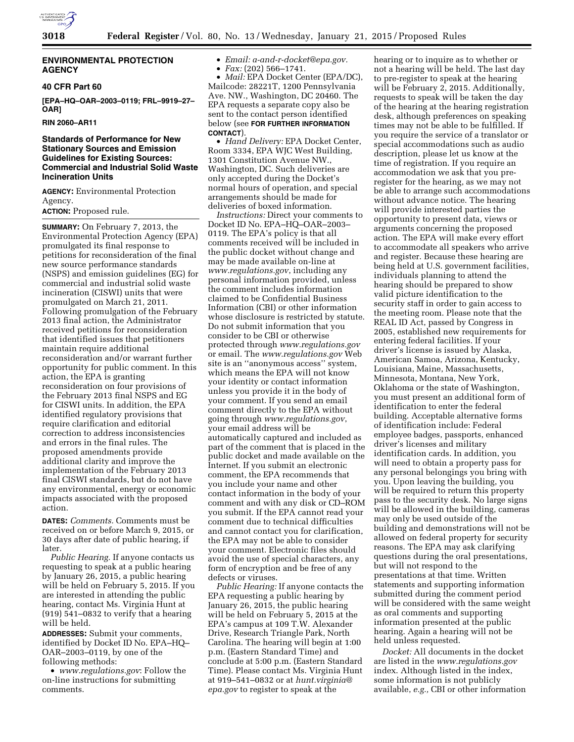## ENVIRONMENTAL PROTECTION AGENCY

### 40 CFR Part 60

**[EPA–HQ–OAR–2003–0119; FRL–9919–27–OAR]**

**RIN 2060–AR11**

### Standards of Performance for New Stationary Sources and Emission Guidelines for Existing Sources: Commercial and Industrial Solid Waste Incineration Units

**AGENCY:** Environmental Protection Agency.

**ACTION:** Proposed rule.

**SUMMARY:** On February 7, 2013, the Environmental Protection Agency (EPA) promulgated its final response to petitions for reconsideration of the final new source performance standards (NSPS) and emission guidelines (EG) for commercial and industrial solid waste incineration (CISWI) units that were promulgated on March 21, 2011. Following promulgation of the February 2013 final action, the Administrator received petitions for reconsideration that identified issues that petitioners maintain require additional reconsideration and/or warrant further opportunity for public comment. In this action, the EPA is granting reconsideration on four provisions of the February 2013 final NSPS and EG for CISWI units. In addition, the EPA identified regulatory provisions that require clarification and editorial correction to address inconsistencies and errors in the final rules. The proposed amendments provide additional clarity and improve the implementation of the February 2013 final CISWI standards, but do not have any environmental, energy or economic impacts associated with the proposed action.

**DATES:** *Comments.* Comments must be received on or before March 9, 2015, or 30 days after date of public hearing, if later.

*Public Hearing.* If anyone contacts us requesting to speak at a public hearing by January 26, 2015, a public hearing will be held on February 5, 2015. If you are interested in attending the public hearing, contact Ms. Virginia Hunt at (919) 541–0832 to verify that a hearing will be held.

**ADDRESSES:** Submit your comments, identified by Docket ID No. EPA–HQ–OAR–2003–0119, by one of the following methods:

- *www.regulations.gov*: Follow the on-line instructions for submitting comments.
- *Email: a-and-r-docket@epa.gov.*
- *Fax:* (202) 566–1741.
- *Mail:* EPA Docket Center (EPA/DC), Mailcode: 28221T, 1200 Pennsylvania Ave. NW., Washington, DC 20460. The EPA requests a separate copy also be sent to the contact person identified below (see **FOR FURTHER INFORMATION CONTACT**).
- *Hand Delivery:* EPA Docket Center, Room 3334, EPA WJC West Building, 1301 Constitution Avenue NW., Washington, DC. Such deliveries are only accepted during the Docket's normal hours of operation, and special arrangements should be made for deliveries of boxed information.

*Instructions:* Direct your comments to Docket ID No. EPA–HQ–OAR–2003–0119. The EPA's policy is that all comments received will be included in the public docket without change and may be made available on-line at *www.regulations.gov*, including any personal information provided, unless the comment includes information claimed to be Confidential Business Information (CBI) or other information whose disclosure is restricted by statute. Do not submit information that you consider to be CBI or otherwise protected through *www.regulations.gov* or email. The *www.regulations.gov* Web site is an ''anonymous access'' system, which means the EPA will not know your identity or contact information unless you provide it in the body of your comment. If you send an email comment directly to the EPA without going through *www.regulations.gov*, your email address will be automatically captured and included as part of the comment that is placed in the public docket and made available on the Internet. If you submit an electronic comment, the EPA recommends that you include your name and other contact information in the body of your comment and with any disk or CD–ROM you submit. If the EPA cannot read your comment due to technical difficulties and cannot contact you for clarification, the EPA may not be able to consider your comment. Electronic files should avoid the use of special characters, any form of encryption and be free of any defects or viruses.

*Public Hearing:* If anyone contacts the EPA requesting a public hearing by January 26, 2015, the public hearing will be held on February 5, 2015 at the EPA's campus at 109 T.W. Alexander Drive, Research Triangle Park, North Carolina. The hearing will begin at 1:00 p.m. (Eastern Standard Time) and conclude at 5:00 p.m. (Eastern Standard Time). Please contact Ms. Virginia Hunt at 919–541–0832 or at *hunt.virginia@epa.gov* to register to speak at the hearing or to inquire as to whether or not a hearing will be held. The last day to pre-register to speak at the hearing will be February 2, 2015. Additionally, requests to speak will be taken the day of the hearing at the hearing registration desk, although preferences on speaking times may not be able to be fulfilled. If you require the service of a translator or special accommodations such as audio description, please let us know at the time of registration. If you require an accommodation we ask that you pre-register for the hearing, as we may not be able to arrange such accommodations without advance notice. The hearing will provide interested parties the opportunity to present data, views or arguments concerning the proposed action. The EPA will make every effort to accommodate all speakers who arrive and register. Because these hearing are being held at U.S. government facilities, individuals planning to attend the hearing should be prepared to show valid picture identification to the security staff in order to gain access to the meeting room. Please note that the REAL ID Act, passed by Congress in 2005, established new requirements for entering federal facilities. If your driver's license is issued by Alaska, American Samoa, Arizona, Kentucky, Louisiana, Maine, Massachusetts, Minnesota, Montana, New York, Oklahoma or the state of Washington, you must present an additional form of identification to enter the federal building. Acceptable alternative forms of identification include: Federal employee badges, passports, enhanced driver's licenses and military identification cards. In addition, you will need to obtain a property pass for any personal belongings you bring with you. Upon leaving the building, you will be required to return this property pass to the security desk. No large signs will be allowed in the building, cameras may only be used outside of the building and demonstrations will not be allowed on federal property for security reasons. The EPA may ask clarifying questions during the oral presentations, but will not respond to the presentations at that time. Written statements and supporting information submitted during the comment period will be considered with the same weight as oral comments and supporting information presented at the public hearing. Again a hearing will not be held unless requested.

*Docket:* All documents in the docket are listed in the *www.regulations.gov* index. Although listed in the index, some information is not publicly available, *e.g.,* CBI or other information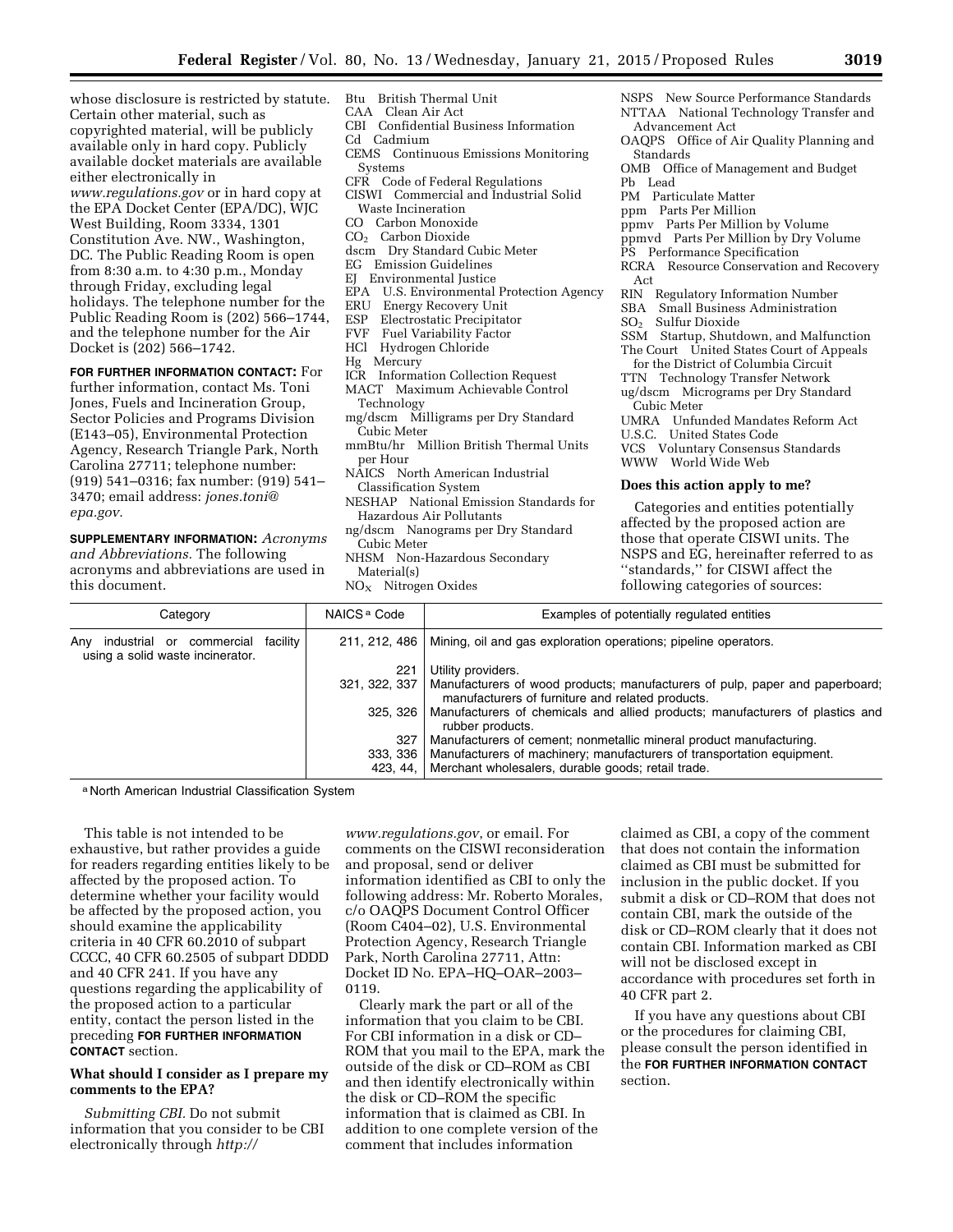whose disclosure is restricted by statute. Certain other material, such as copyrighted material, will be publicly available only in hard copy. Publicly available docket materials are available either electronically in *www.regulations.gov* or in hard copy at the EPA Docket Center (EPA/DC), WJC West Building, Room 3334, 1301 Constitution Ave. NW., Washington, DC. The Public Reading Room is open from 8:30 a.m. to 4:30 p.m., Monday through Friday, excluding legal holidays. The telephone number for the Public Reading Room is (202) 566–1744, and the telephone number for the Air Docket is (202) 566–1742.

**FOR FURTHER INFORMATION CONTACT:** For further information, contact Ms. Toni Jones, Fuels and Incineration Group, Sector Policies and Programs Division (E143–05), Environmental Protection Agency, Research Triangle Park, North Carolina 27711; telephone number: (919) 541–0316; fax number: (919) 541–3470; email address: *jones.toni@epa.gov.*

**SUPPLEMENTARY INFORMATION:** *Acronyms and Abbreviations.* The following acronyms and abbreviations are used in this document.

Btu British Thermal Unit
CAA Clean Air Act
CBI Confidential Business Information
Cd Cadmium
CEMS Continuous Emissions Monitoring Systems
CFR Code of Federal Regulations
CISWI Commercial and Industrial Solid Waste Incineration
CO Carbon Monoxide
$CO_2$ Carbon Dioxide
dscm Dry Standard Cubic Meter
EG Emission Guidelines
EJ Environmental Justice
EPA U.S. Environmental Protection Agency
ERU Energy Recovery Unit
ESP Electrostatic Precipitator
FVF Fuel Variability Factor
HCl Hydrogen Chloride
Hg Mercury
ICR Information Collection Request
MACT Maximum Achievable Control Technology
mg/dscm Milligrams per Dry Standard Cubic Meter
mmBtu/hr Million British Thermal Units per Hour
NAICS North American Industrial Classification System
NESHAP National Emission Standards for Hazardous Air Pollutants
ng/dscm Nanograms per Dry Standard Cubic Meter
NHSM Non-Hazardous Secondary Material(s)
$NO_X$ Nitrogen Oxides
NSPS New Source Performance Standards
NTTAA National Technology Transfer and Advancement Act
OAQPS Office of Air Quality Planning and Standards
OMB Office of Management and Budget
Pb Lead
PM Particulate Matter
ppm Parts Per Million
ppmv Parts Per Million by Volume
ppmvd Parts Per Million by Dry Volume
PS Performance Specification
RCRA Resource Conservation and Recovery Act
RIN Regulatory Information Number
SBA Small Business Administration
$SO_2$ Sulfur Dioxide
SSM Startup, Shutdown, and Malfunction
The Court United States Court of Appeals for the District of Columbia Circuit
TTN Technology Transfer Network
ug/dscm Micrograms per Dry Standard Cubic Meter
UMRA Unfunded Mandates Reform Act
U.S.C. United States Code
VCS Voluntary Consensus Standards
WWW World Wide Web

### Does this action apply to me?

Categories and entities potentially affected by the proposed action are those that operate CISWI units. The NSPS and EG, hereinafter referred to as ''standards,'' for CISWI affect the following categories of sources:

| Category | NAICS [a] Code | Examples of potentially regulated entities |
|---|---|---|
| Any industrial or commercial facility using a solid waste incinerator. | 211, 212, 486 | Mining, oil and gas exploration operations; pipeline operators. |
| | 221 | Utility providers. |
| | 321, 322, 337 | Manufacturers of wood products; manufacturers of pulp, paper and paperboard; manufacturers of furniture and related products. |
| | 325, 326 | Manufacturers of chemicals and allied products; manufacturers of plastics and rubber products. |
| | 327 | Manufacturers of cement; nonmetallic mineral product manufacturing. |
| | 333, 336 | Manufacturers of machinery; manufacturers of transportation equipment. |
| | 423, 44, | Merchant wholesalers, durable goods; retail trade. |

[a] North American Industrial Classification System

This table is not intended to be exhaustive, but rather provides a guide for readers regarding entities likely to be affected by the proposed action. To determine whether your facility would be affected by the proposed action, you should examine the applicability criteria in 40 CFR 60.2010 of subpart CCCC, 40 CFR 60.2505 of subpart DDDD and 40 CFR 241. If you have any questions regarding the applicability of the proposed action to a particular entity, contact the person listed in the preceding **FOR FURTHER INFORMATION CONTACT** section.

### What should I consider as I prepare my comments to the EPA?

*Submitting CBI.* Do not submit information that you consider to be CBI electronically through *http://www.regulations.gov*, or email. For comments on the CISWI reconsideration and proposal, send or deliver information identified as CBI to only the following address: Mr. Roberto Morales, c/o OAQPS Document Control Officer (Room C404–02), U.S. Environmental Protection Agency, Research Triangle Park, North Carolina 27711, Attn: Docket ID No. EPA–HQ–OAR–2003–0119.

Clearly mark the part or all of the information that you claim to be CBI. For CBI information in a disk or CD–ROM that you mail to the EPA, mark the outside of the disk or CD–ROM as CBI and then identify electronically within the disk or CD–ROM the specific information that is claimed as CBI. In addition to one complete version of the comment that includes information claimed as CBI, a copy of the comment that does not contain the information claimed as CBI must be submitted for inclusion in the public docket. If you submit a disk or CD–ROM that does not contain CBI, mark the outside of the disk or CD–ROM clearly that it does not contain CBI. Information marked as CBI will not be disclosed except in accordance with procedures set forth in 40 CFR part 2.

If you have any questions about CBI or the procedures for claiming CBI, please consult the person identified in the **FOR FURTHER INFORMATION CONTACT** section.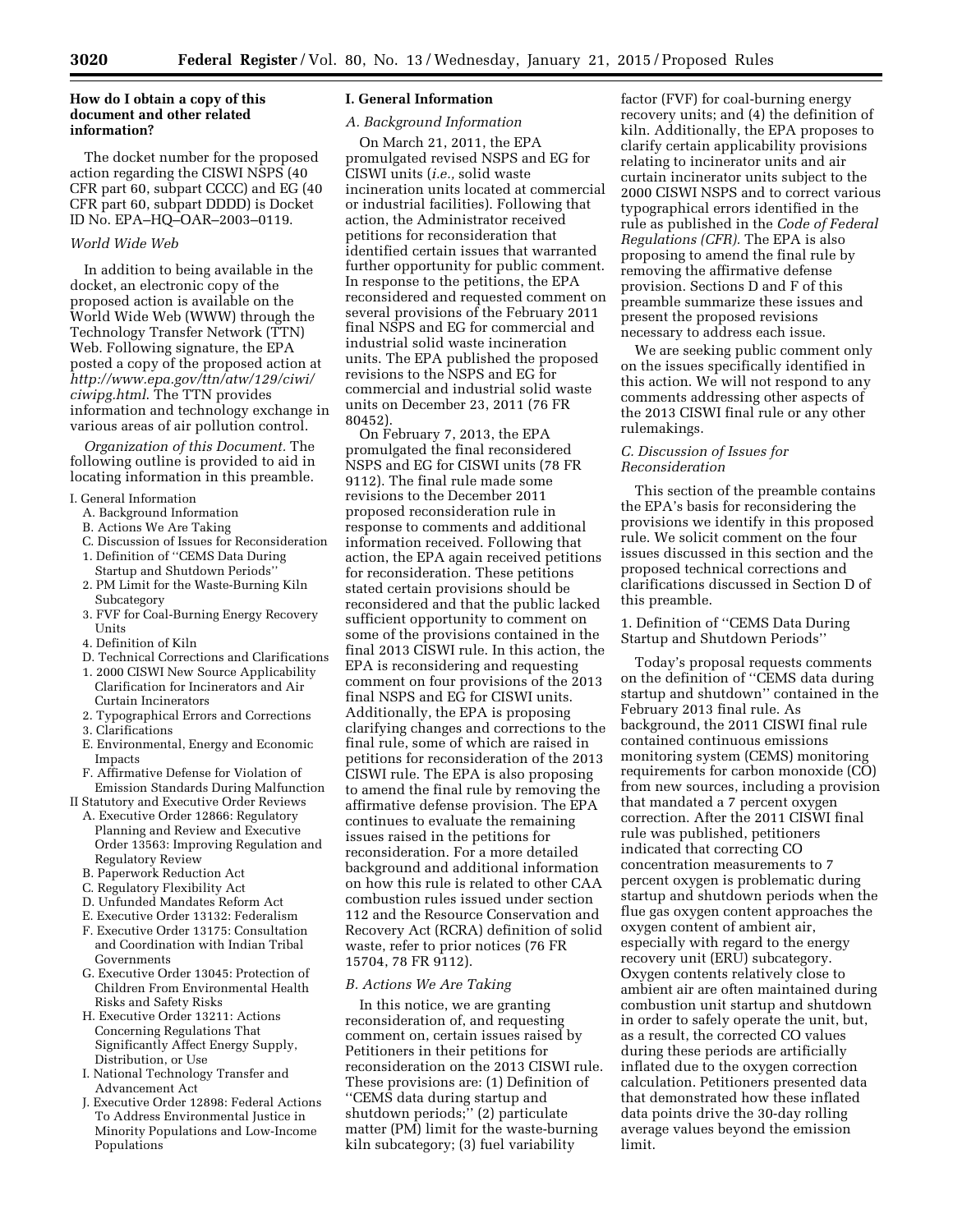### How do I obtain a copy of this document and other related information?

The docket number for the proposed action regarding the CISWI NSPS (40 CFR part 60, subpart CCCC) and EG (40 CFR part 60, subpart DDDD) is Docket ID No. EPA–HQ–OAR–2003–0119.

*World Wide Web*

In addition to being available in the docket, an electronic copy of the proposed action is available on the World Wide Web (WWW) through the Technology Transfer Network (TTN) Web. Following signature, the EPA posted a copy of the proposed action at *http://www.epa.gov/ttn/atw/129/ciwi/ciwipg.html*. The TTN provides information and technology exchange in various areas of air pollution control.

*Organization of this Document.* The following outline is provided to aid in locating information in this preamble.

I. General Information
- A. Background Information
- B. Actions We Are Taking
- C. Discussion of Issues for Reconsideration
  1. Definition of ''CEMS Data During Startup and Shutdown Periods''
  2. PM Limit for the Waste-Burning Kiln Subcategory
  3. FVF for Coal-Burning Energy Recovery Units
  4. Definition of Kiln
- D. Technical Corrections and Clarifications
  1. 2000 CISWI New Source Applicability Clarification for Incinerators and Air Curtain Incinerators
  2. Typographical Errors and Corrections
  3. Clarifications
- E. Environmental, Energy and Economic Impacts
- F. Affirmative Defense for Violation of Emission Standards During Malfunction

II Statutory and Executive Order Reviews
- A. Executive Order 12866: Regulatory Planning and Review and Executive Order 13563: Improving Regulation and Regulatory Review
- B. Paperwork Reduction Act
- C. Regulatory Flexibility Act
- D. Unfunded Mandates Reform Act
- E. Executive Order 13132: Federalism
- F. Executive Order 13175: Consultation and Coordination with Indian Tribal Governments
- G. Executive Order 13045: Protection of Children From Environmental Health Risks and Safety Risks
- H. Executive Order 13211: Actions Concerning Regulations That Significantly Affect Energy Supply, Distribution, or Use
- I. National Technology Transfer and Advancement Act
- J. Executive Order 12898: Federal Actions To Address Environmental Justice in Minority Populations and Low-Income Populations

## I. General Information

### *A. Background Information*

On March 21, 2011, the EPA promulgated revised NSPS and EG for CISWI units (*i.e.,* solid waste incineration units located at commercial or industrial facilities). Following that action, the Administrator received petitions for reconsideration that identified certain issues that warranted further opportunity for public comment. In response to the petitions, the EPA reconsidered and requested comment on several provisions of the February 2011 final NSPS and EG for commercial and industrial solid waste incineration units. The EPA published the proposed revisions to the NSPS and EG for commercial and industrial solid waste units on December 23, 2011 (76 FR 80452).

On February 7, 2013, the EPA promulgated the final reconsidered NSPS and EG for CISWI units (78 FR 9112). The final rule made some revisions to the December 2011 proposed reconsideration rule in response to comments and additional information received. Following that action, the EPA again received petitions for reconsideration. These petitions stated certain provisions should be reconsidered and that the public lacked sufficient opportunity to comment on some of the provisions contained in the final 2013 CISWI rule. In this action, the EPA is reconsidering and requesting comment on four provisions of the 2013 final NSPS and EG for CISWI units. Additionally, the EPA is proposing clarifying changes and corrections to the final rule, some of which are raised in petitions for reconsideration of the 2013 CISWI rule. The EPA is also proposing to amend the final rule by removing the affirmative defense provision. The EPA continues to evaluate the remaining issues raised in the petitions for reconsideration. For a more detailed background and additional information on how this rule is related to other CAA combustion rules issued under section 112 and the Resource Conservation and Recovery Act (RCRA) definition of solid waste, refer to prior notices (76 FR 15704, 78 FR 9112).

### *B. Actions We Are Taking*

In this notice, we are granting reconsideration of, and requesting comment on, certain issues raised by Petitioners in their petitions for reconsideration on the 2013 CISWI rule. These provisions are: (1) Definition of ''CEMS data during startup and shutdown periods;'' (2) particulate matter (PM) limit for the waste-burning kiln subcategory; (3) fuel variability factor (FVF) for coal-burning energy recovery units; and (4) the definition of kiln. Additionally, the EPA proposes to clarify certain applicability provisions relating to incinerator units and air curtain incinerator units subject to the 2000 CISWI NSPS and to correct various typographical errors identified in the rule as published in the *Code of Federal Regulations (CFR).* The EPA is also proposing to amend the final rule by removing the affirmative defense provision. Sections D and F of this preamble summarize these issues and present the proposed revisions necessary to address each issue.

We are seeking public comment only on the issues specifically identified in this action. We will not respond to any comments addressing other aspects of the 2013 CISWI final rule or any other rulemakings.

### *C. Discussion of Issues for Reconsideration*

This section of the preamble contains the EPA's basis for reconsidering the provisions we identify in this proposed rule. We solicit comment on the four issues discussed in this section and the proposed technical corrections and clarifications discussed in Section D of this preamble.

1. Definition of ''CEMS Data During Startup and Shutdown Periods''

Today's proposal requests comments on the definition of ''CEMS data during startup and shutdown'' contained in the February 2013 final rule. As background, the 2011 CISWI final rule contained continuous emissions monitoring system (CEMS) monitoring requirements for carbon monoxide (CO) from new sources, including a provision that mandated a 7 percent oxygen correction. After the 2011 CISWI final rule was published, petitioners indicated that correcting CO concentration measurements to 7 percent oxygen is problematic during startup and shutdown periods when the flue gas oxygen content approaches the oxygen content of ambient air, especially with regard to the energy recovery unit (ERU) subcategory. Oxygen contents relatively close to ambient air are often maintained during combustion unit startup and shutdown in order to safely operate the unit, but, as a result, the corrected CO values during these periods are artificially inflated due to the oxygen correction calculation. Petitioners presented data that demonstrated how these inflated data points drive the 30-day rolling average values beyond the emission limit.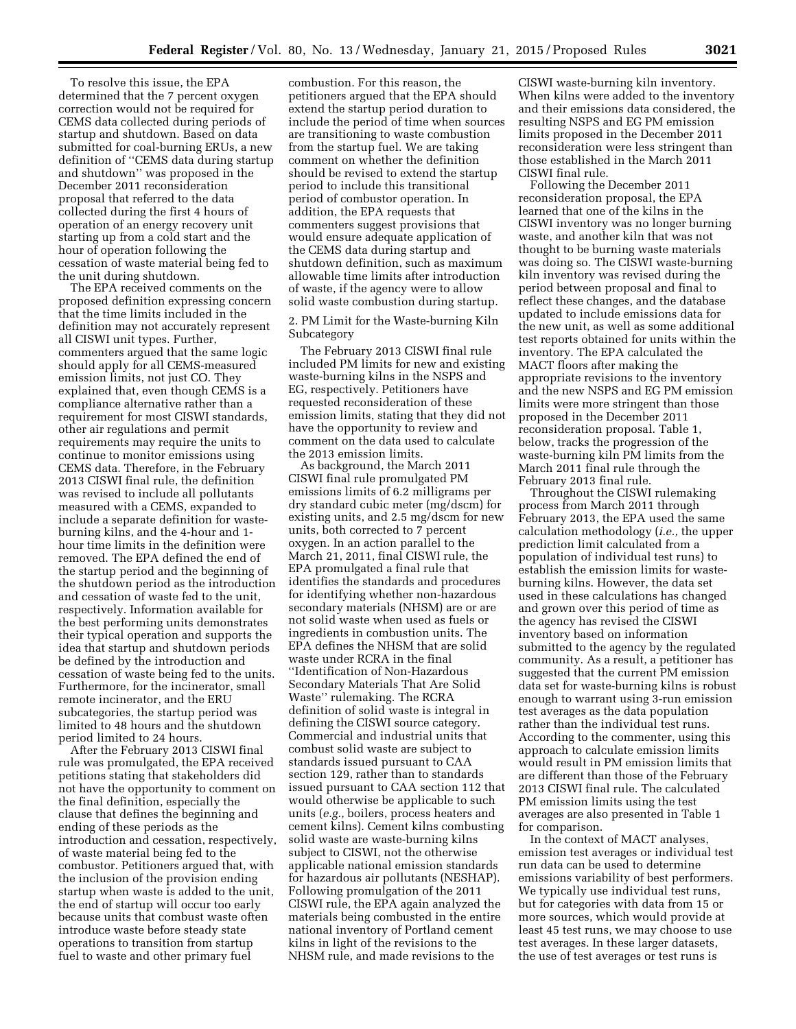To resolve this issue, the EPA determined that the 7 percent oxygen correction would not be required for CEMS data collected during periods of startup and shutdown. Based on data submitted for coal-burning ERUs, a new definition of "CEMS data during startup and shutdown" was proposed in the December 2011 reconsideration proposal that referred to the data collected during the first 4 hours of operation of an energy recovery unit starting up from a cold start and the hour of operation following the cessation of waste material being fed to the unit during shutdown.

The EPA received comments on the proposed definition expressing concern that the time limits included in the definition may not accurately represent all CISWI unit types. Further, commenters argued that the same logic should apply for all CEMS-measured emission limits, not just CO. They explained that, even though CEMS is a compliance alternative rather than a requirement for most CISWI standards, other air regulations and permit requirements may require the units to continue to monitor emissions using CEMS data. Therefore, in the February 2013 CISWI final rule, the definition was revised to include all pollutants measured with a CEMS, expanded to include a separate definition for waste-burning kilns, and the 4-hour and 1-hour time limits in the definition were removed. The EPA defined the end of the startup period and the beginning of the shutdown period as the introduction and cessation of waste fed to the unit, respectively. Information available for the best performing units demonstrates their typical operation and supports the idea that startup and shutdown periods be defined by the introduction and cessation of waste being fed to the units. Furthermore, for the incinerator, small remote incinerator, and the ERU subcategories, the startup period was limited to 48 hours and the shutdown period limited to 24 hours.

After the February 2013 CISWI final rule was promulgated, the EPA received petitions stating that stakeholders did not have the opportunity to comment on the final definition, especially the clause that defines the beginning and ending of these periods as the introduction and cessation, respectively, of waste material being fed to the combustor. Petitioners argued that, with the inclusion of the provision ending startup when waste is added to the unit, the end of startup will occur too early because units that combust waste often introduce waste before steady state operations to transition from startup fuel to waste and other primary fuel combustion. For this reason, the petitioners argued that the EPA should extend the startup period duration to include the period of time when sources are transitioning to waste combustion from the startup fuel. We are taking comment on whether the definition should be revised to extend the startup period to include this transitional period of combustor operation. In addition, the EPA requests that commenters suggest provisions that would ensure adequate application of the CEMS data during startup and shutdown definition, such as maximum allowable time limits after introduction of waste, if the agency were to allow solid waste combustion during startup.

2. PM Limit for the Waste-burning Kiln Subcategory

The February 2013 CISWI final rule included PM limits for new and existing waste-burning kilns in the NSPS and EG, respectively. Petitioners have requested reconsideration of these emission limits, stating that they did not have the opportunity to review and comment on the data used to calculate the 2013 emission limits.

As background, the March 2011 CISWI final rule promulgated PM emissions limits of 6.2 milligrams per dry standard cubic meter (mg/dscm) for existing units, and 2.5 mg/dscm for new units, both corrected to 7 percent oxygen. In an action parallel to the March 21, 2011, final CISWI rule, the EPA promulgated a final rule that identifies the standards and procedures for identifying whether non-hazardous secondary materials (NHSM) are or are not solid waste when used as fuels or ingredients in combustion units. The EPA defines the NHSM that are solid waste under RCRA in the final "Identification of Non-Hazardous Secondary Materials That Are Solid Waste" rulemaking. The RCRA definition of solid waste is integral in defining the CISWI source category. Commercial and industrial units that combust solid waste are subject to standards issued pursuant to CAA section 129, rather than to standards issued pursuant to CAA section 112 that would otherwise be applicable to such units (*e.g.,* boilers, process heaters and cement kilns). Cement kilns combusting solid waste are waste-burning kilns subject to CISWI, not the otherwise applicable national emission standards for hazardous air pollutants (NESHAP). Following promulgation of the 2011 CISWI rule, the EPA again analyzed the materials being combusted in the entire national inventory of Portland cement kilns in light of the revisions to the NHSM rule, and made revisions to the CISWI waste-burning kiln inventory. When kilns were added to the inventory and their emissions data considered, the resulting NSPS and EG PM emission limits proposed in the December 2011 reconsideration were less stringent than those established in the March 2011 CISWI final rule.

Following the December 2011 reconsideration proposal, the EPA learned that one of the kilns in the CISWI inventory was no longer burning waste, and another kiln that was not thought to be burning waste materials was doing so. The CISWI waste-burning kiln inventory was revised during the period between proposal and final to reflect these changes, and the database updated to include emissions data for the new unit, as well as some additional test reports obtained for units within the inventory. The EPA calculated the MACT floors after making the appropriate revisions to the inventory and the new NSPS and EG PM emission limits were more stringent than those proposed in the December 2011 reconsideration proposal. Table 1, below, tracks the progression of the waste-burning kiln PM limits from the March 2011 final rule through the February 2013 final rule.

Throughout the CISWI rulemaking process from March 2011 through February 2013, the EPA used the same calculation methodology (*i.e.,* the upper prediction limit calculated from a population of individual test runs) to establish the emission limits for waste-burning kilns. However, the data set used in these calculations has changed and grown over this period of time as the agency has revised the CISWI inventory based on information submitted to the agency by the regulated community. As a result, a petitioner has suggested that the current PM emission data set for waste-burning kilns is robust enough to warrant using 3-run emission test averages as the data population rather than the individual test runs. According to the commenter, using this approach to calculate emission limits would result in PM emission limits that are different than those of the February 2013 CISWI final rule. The calculated PM emission limits using the test averages are also presented in Table 1 for comparison.

In the context of MACT analyses, emission test averages or individual test run data can be used to determine emissions variability of best performers. We typically use individual test runs, but for categories with data from 15 or more sources, which would provide at least 45 test runs, we may choose to use test averages. In these larger datasets, the use of test averages or test runs is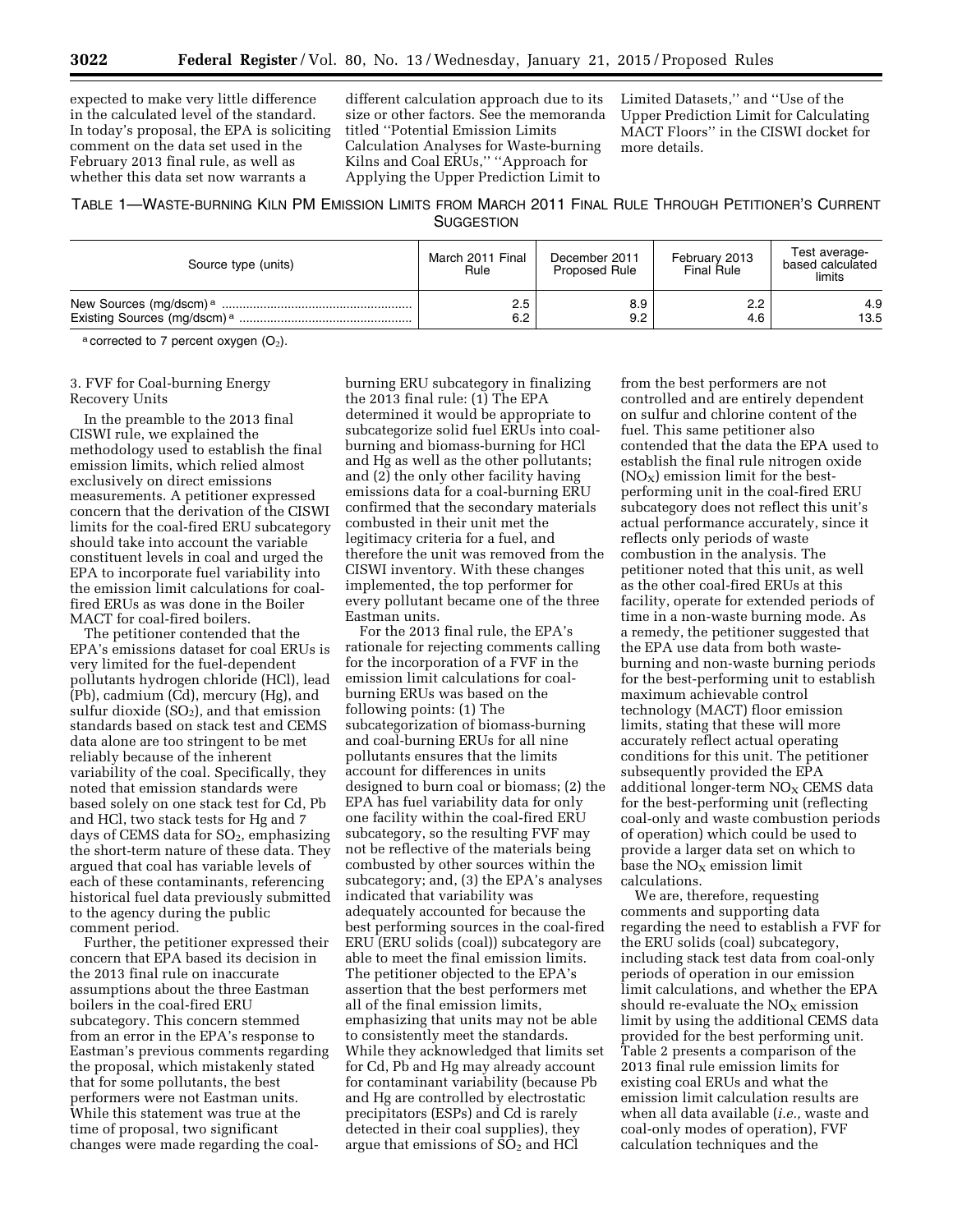expected to make very little difference in the calculated level of the standard. In today's proposal, the EPA is soliciting comment on the data set used in the February 2013 final rule, as well as whether this data set now warrants a different calculation approach due to its size or other factors. See the memoranda titled ''Potential Emission Limits Calculation Analyses for Waste-burning Kilns and Coal ERUs,'' ''Approach for Applying the Upper Prediction Limit to Limited Datasets,'' and ''Use of the Upper Prediction Limit for Calculating MACT Floors'' in the CISWI docket for more details.

TABLE 1—WASTE-BURNING KILN PM EMISSION LIMITS FROM MARCH 2011 FINAL RULE THROUGH PETITIONER'S CURRENT SUGGESTION

| Source type (units) | March 2011 Final Rule | December 2011 Proposed Rule | February 2013 Final Rule | Test average-based calculated limits |
|---|---|---|---|---|
| New Sources (mg/dscm) [a] | 2.5 | 8.9 | 2.2 | 4.9 |
| Existing Sources (mg/dscm) [a] | 6.2 | 9.2 | 4.6 | 13.5 |

[a] corrected to 7 percent oxygen ($O_2$).

3. FVF for Coal-burning Energy Recovery Units

In the preamble to the 2013 final CISWI rule, we explained the methodology used to establish the final emission limits, which relied almost exclusively on direct emissions measurements. A petitioner expressed concern that the derivation of the CISWI limits for the coal-fired ERU subcategory should take into account the variable constituent levels in coal and urged the EPA to incorporate fuel variability into the emission limit calculations for coal-fired ERUs as was done in the Boiler MACT for coal-fired boilers.

The petitioner contended that the EPA's emissions dataset for coal ERUs is very limited for the fuel-dependent pollutants hydrogen chloride (HCl), lead (Pb), cadmium (Cd), mercury (Hg), and sulfur dioxide ($SO_2$), and that emission standards based on stack test and CEMS data alone are too stringent to be met reliably because of the inherent variability of the coal. Specifically, they noted that emission standards were based solely on one stack test for Cd, Pb and HCl, two stack tests for Hg and 7 days of CEMS data for $SO_2$, emphasizing the short-term nature of these data. They argued that coal has variable levels of each of these contaminants, referencing historical fuel data previously submitted to the agency during the public comment period.

Further, the petitioner expressed their concern that EPA based its decision in the 2013 final rule on inaccurate assumptions about the three Eastman boilers in the coal-fired ERU subcategory. This concern stemmed from an error in the EPA's response to Eastman's previous comments regarding the proposal, which mistakenly stated that for some pollutants, the best performers were not Eastman units. While this statement was true at the time of proposal, two significant changes were made regarding the coal-burning ERU subcategory in finalizing the 2013 final rule: (1) The EPA determined it would be appropriate to subcategorize solid fuel ERUs into coal-burning and biomass-burning for HCl and Hg as well as the other pollutants; and (2) the only other facility having emissions data for a coal-burning ERU confirmed that the secondary materials combusted in their unit met the legitimacy criteria for a fuel, and therefore the unit was removed from the CISWI inventory. With these changes implemented, the top performer for every pollutant became one of the three Eastman units.

For the 2013 final rule, the EPA's rationale for rejecting comments calling for the incorporation of a FVF in the emission limit calculations for coal-burning ERUs was based on the following points: (1) The subcategorization of biomass-burning and coal-burning ERUs for all nine pollutants ensures that the limits account for differences in units designed to burn coal or biomass; (2) the EPA has fuel variability data for only one facility within the coal-fired ERU subcategory, so the resulting FVF may not be reflective of the materials being combusted by other sources within the subcategory; and, (3) the EPA's analyses indicated that variability was adequately accounted for because the best performing sources in the coal-fired ERU (ERU solids (coal)) subcategory are able to meet the final emission limits. The petitioner objected to the EPA's assertion that the best performers met all of the final emission limits, emphasizing that units may not be able to consistently meet the standards. While they acknowledged that limits set for Cd, Pb and Hg may already account for contaminant variability (because Pb and Hg are controlled by electrostatic precipitators (ESPs) and Cd is rarely detected in their coal supplies), they argue that emissions of $SO_2$ and HCl from the best performers are not controlled and are entirely dependent on sulfur and chlorine content of the fuel. This same petitioner also contended that the data the EPA used to establish the final rule nitrogen oxide ($NO_X$) emission limit for the best-performing unit in the coal-fired ERU subcategory does not reflect this unit's actual performance accurately, since it reflects only periods of waste combustion in the analysis. The petitioner noted that this unit, as well as the other coal-fired ERUs at this facility, operate for extended periods of time in a non-waste burning mode. As a remedy, the petitioner suggested that the EPA use data from both waste-burning and non-waste burning periods for the best-performing unit to establish maximum achievable control technology (MACT) floor emission limits, stating that these will more accurately reflect actual operating conditions for this unit. The petitioner subsequently provided the EPA additional longer-term $NO_X$ CEMS data for the best-performing unit (reflecting coal-only and waste combustion periods of operation) which could be used to provide a larger data set on which to base the $NO_X$ emission limit calculations.

We are, therefore, requesting comments and supporting data regarding the need to establish a FVF for the ERU solids (coal) subcategory, including stack test data from coal-only periods of operation in our emission limit calculations, and whether the EPA should re-evaluate the $NO_X$ emission limit by using the additional CEMS data provided for the best performing unit. Table 2 presents a comparison of the 2013 final rule emission limits for existing coal ERUs and what the emission limit calculation results are when all data available (*i.e.,* waste and coal-only modes of operation), FVF calculation techniques and the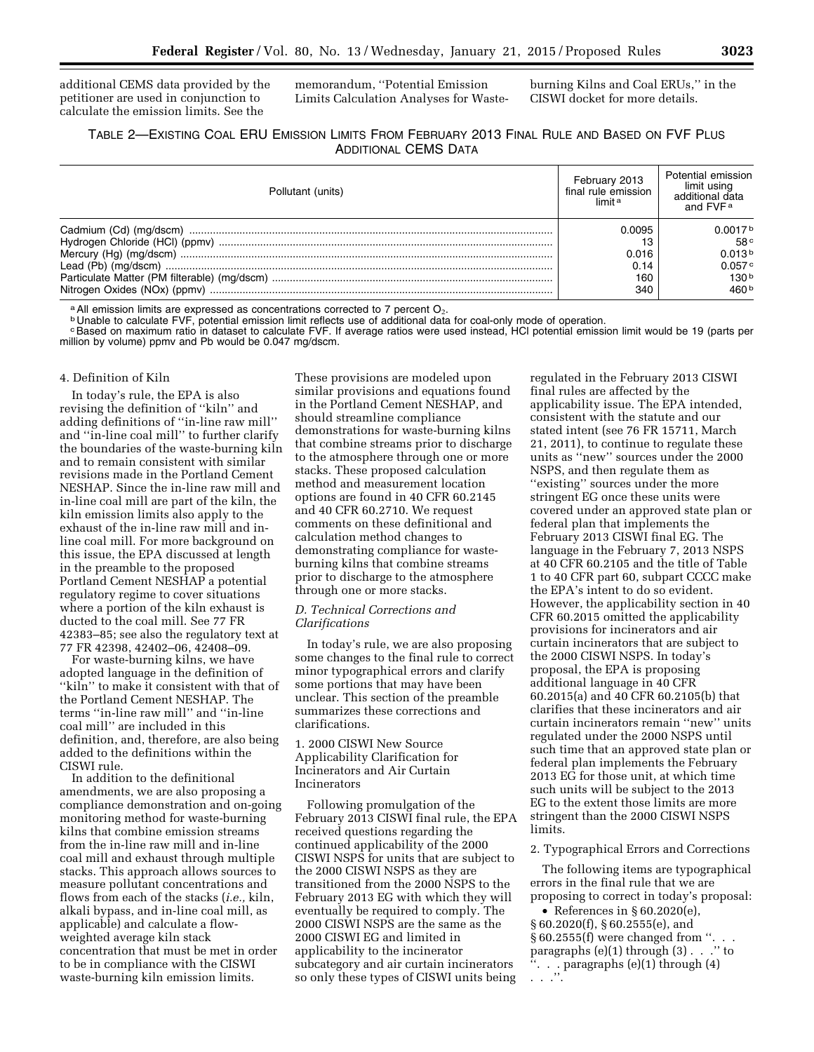additional CEMS data provided by the petitioner are used in conjunction to calculate the emission limits. See the memorandum, ''Potential Emission Limits Calculation Analyses for Waste-burning Kilns and Coal ERUs,'' in the CISWI docket for more details.

TABLE 2—EXISTING COAL ERU EMISSION LIMITS FROM FEBRUARY 2013 FINAL RULE AND BASED ON FVF PLUS ADDITIONAL CEMS DATA

| Pollutant (units) | February 2013 final rule emission limit [a] | Potential emission limit using additional data and FVF [a] |
|---|---|---|
| Cadmium (Cd) (mg/dscm) | 0.0095 | 0.0017 [b] |
| Hydrogen Chloride (HCl) (ppmv) | 13 | 58 [c] |
| Mercury (Hg) (mg/dscm) | 0.016 | 0.013 [b] |
| Lead (Pb) (mg/dscm) | 0.14 | 0.057 [c] |
| Particulate Matter (PM filterable) (mg/dscm) | 160 | 130 [b] |
| Nitrogen Oxides (NOx) (ppmv) | 340 | 460 [b] |

[a] All emission limits are expressed as concentrations corrected to 7 percent $O_2$.
[b] Unable to calculate FVF, potential emission limit reflects use of additional data for coal-only mode of operation.
[c] Based on maximum ratio in dataset to calculate FVF. If average ratios were used instead, HCl potential emission limit would be 19 (parts per million by volume) ppmv and Pb would be 0.047 mg/dscm.

4. Definition of Kiln

In today's rule, the EPA is also revising the definition of ''kiln'' and adding definitions of ''in-line raw mill'' and ''in-line coal mill'' to further clarify the boundaries of the waste-burning kiln and to remain consistent with similar revisions made in the Portland Cement NESHAP. Since the in-line raw mill and in-line coal mill are part of the kiln, the kiln emission limits also apply to the exhaust of the in-line raw mill and in-line coal mill. For more background on this issue, the EPA discussed at length in the preamble to the proposed Portland Cement NESHAP a potential regulatory regime to cover situations where a portion of the kiln exhaust is ducted to the coal mill. See 77 FR 42383–85; see also the regulatory text at 77 FR 42398, 42402–06, 42408–09.

For waste-burning kilns, we have adopted language in the definition of ''kiln'' to make it consistent with that of the Portland Cement NESHAP. The terms ''in-line raw mill'' and ''in-line coal mill'' are included in this definition, and, therefore, are also being added to the definitions within the CISWI rule.

In addition to the definitional amendments, we are also proposing a compliance demonstration and on-going monitoring method for waste-burning kilns that combine emission streams from the in-line raw mill and in-line coal mill and exhaust through multiple stacks. This approach allows sources to measure pollutant concentrations and flows from each of the stacks (*i.e.,* kiln, alkali bypass, and in-line coal mill, as applicable) and calculate a flow-weighted average kiln stack concentration that must be met in order to be in compliance with the CISWI waste-burning kiln emission limits. These provisions are modeled upon similar provisions and equations found in the Portland Cement NESHAP, and should streamline compliance demonstrations for waste-burning kilns that combine streams prior to discharge to the atmosphere through one or more stacks. These proposed calculation method and measurement location options are found in 40 CFR 60.2145 and 40 CFR 60.2710. We request comments on these definitional and calculation method changes to demonstrating compliance for waste-burning kilns that combine streams prior to discharge to the atmosphere through one or more stacks.

### *D. Technical Corrections and Clarifications*

In today's rule, we are also proposing some changes to the final rule to correct minor typographical errors and clarify some portions that may have been unclear. This section of the preamble summarizes these corrections and clarifications.

1. 2000 CISWI New Source Applicability Clarification for Incinerators and Air Curtain Incinerators

Following promulgation of the February 2013 CISWI final rule, the EPA received questions regarding the continued applicability of the 2000 CISWI NSPS for units that are subject to the 2000 CISWI NSPS as they are transitioned from the 2000 NSPS to the February 2013 EG with which they will eventually be required to comply. The 2000 CISWI NSPS are the same as the 2000 CISWI EG and limited in applicability to the incinerator subcategory and air curtain incinerators so only these types of CISWI units being regulated in the February 2013 CISWI final rules are affected by the applicability issue. The EPA intended, consistent with the statute and our stated intent (see 76 FR 15711, March 21, 2011), to continue to regulate these units as ''new'' sources under the 2000 NSPS, and then regulate them as ''existing'' sources under the more stringent EG once these units were covered under an approved state plan or federal plan that implements the February 2013 CISWI final EG. The language in the February 7, 2013 NSPS at 40 CFR 60.2105 and the title of Table 1 to 40 CFR part 60, subpart CCCC make the EPA's intent to do so evident. However, the applicability section in 40 CFR 60.2015 omitted the applicability provisions for incinerators and air curtain incinerators that are subject to the 2000 CISWI NSPS. In today's proposal, the EPA is proposing additional language in 40 CFR 60.2015(a) and 40 CFR 60.2105(b) that clarifies that these incinerators and air curtain incinerators remain ''new'' units regulated under the 2000 NSPS until such time that an approved state plan or federal plan implements the February 2013 EG for those unit, at which time such units will be subject to the 2013 EG to the extent those limits are more stringent than the 2000 CISWI NSPS limits.

2. Typographical Errors and Corrections

The following items are typographical errors in the final rule that we are proposing to correct in today's proposal:

- References in § 60.2020(e), § 60.2020(f), § 60.2555(e), and § 60.2555(f) were changed from ''. . . paragraphs (e)(1) through (3) . . .'' to ''. . . paragraphs (e)(1) through (4) . . .''.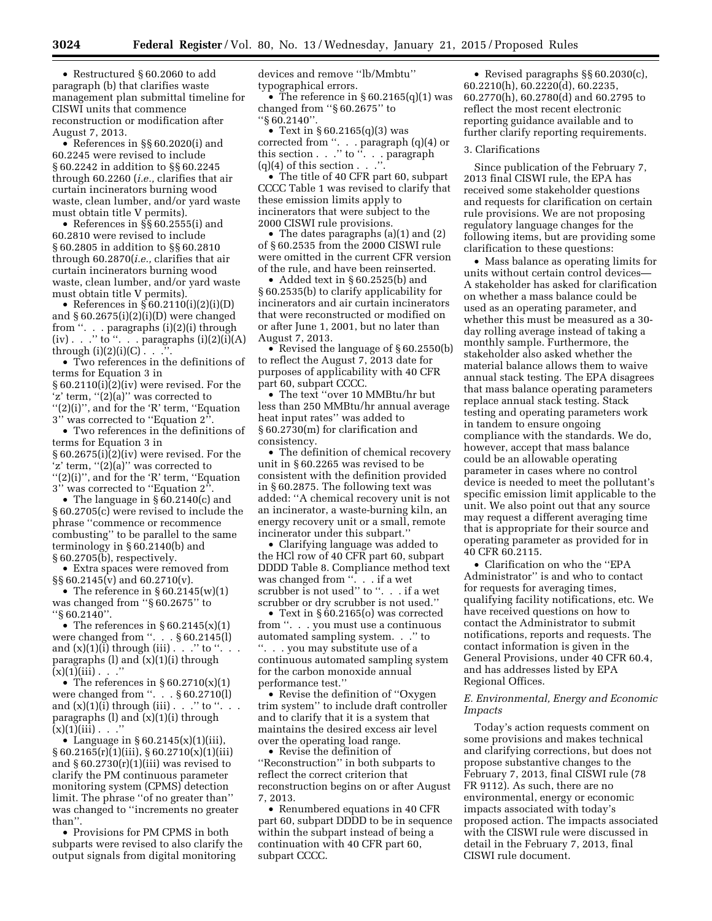- Restructured § 60.2060 to add paragraph (b) that clarifies waste management plan submittal timeline for CISWI units that commence reconstruction or modification after August 7, 2013.

- References in §§ 60.2020(i) and 60.2245 were revised to include § 60.2242 in addition to §§ 60.2245 through 60.2260 (*i.e.,* clarifies that air curtain incinerators burning wood waste, clean lumber, and/or yard waste must obtain title V permits).

- References in §§ 60.2555(i) and 60.2810 were revised to include § 60.2805 in addition to §§ 60.2810 through 60.2870(*i.e.,* clarifies that air curtain incinerators burning wood waste, clean lumber, and/or yard waste must obtain title V permits).

- References in § 60.2110(i)(2)(i)(D) and § 60.2675(i)(2)(i)(D) were changed from ''. . . paragraphs (i)(2)(i) through (iv) . . .'' to ''. . . paragraphs (i)(2)(i)(A) through (i)(2)(i)(C) . . .''.

- Two references in the definitions of terms for Equation 3 in § 60.2110(i)(2)(iv) were revised. For the 'z' term, ''(2)(a)'' was corrected to ''(2)(i)'', and for the 'R' term, ''Equation 3'' was corrected to ''Equation 2''.

- Two references in the definitions of terms for Equation 3 in § 60.2675(i)(2)(iv) were revised. For the 'z' term, ''(2)(a)'' was corrected to ''(2)(i)'', and for the 'R' term, ''Equation 3'' was corrected to ''Equation 2''.

- The language in § 60.2140(c) and § 60.2705(c) were revised to include the phrase ''commence or recommence combusting'' to be parallel to the same terminology in § 60.2140(b) and § 60.2705(b), respectively.

- Extra spaces were removed from §§ 60.2145(v) and 60.2710(v).

- The reference in § 60.2145(w)(1) was changed from ''§ 60.2675'' to ''§ 60.2140''.

- The references in § 60.2145(x)(1) were changed from ''. . . § 60.2145(l) and (x)(1)(i) through (iii) . . .'' to ''. . . paragraphs (l) and (x)(1)(i) through (x)(1)(iii) . . .''

- The references in § 60.2710(x)(1) were changed from ''. . . § 60.2710(l) and (x)(1)(i) through (iii) . . .'' to ''. . . paragraphs (l) and (x)(1)(i) through (x)(1)(iii) . . .''

- Language in § 60.2145(x)(1)(iii), § 60.2165(r)(1)(iii), § 60.2710(x)(1)(iii) and § 60.2730(r)(1)(iii) was revised to clarify the PM continuous parameter monitoring system (CPMS) detection limit. The phrase ''of no greater than'' was changed to ''increments no greater than''.

- Provisions for PM CPMS in both subparts were revised to also clarify the output signals from digital monitoring devices and remove ''lb/Mmbtu'' typographical errors.

- The reference in § 60.2165(q)(1) was changed from ''§ 60.2675'' to ''§ 60.2140''.

- Text in § 60.2165(q)(3) was corrected from ''. . . paragraph (q)(4) or this section . . .'' to ''. . . paragraph (q)(4) of this section . . .''.

- The title of 40 CFR part 60, subpart CCCC Table 1 was revised to clarify that these emission limits apply to incinerators that were subject to the 2000 CISWI rule provisions.

- The dates paragraphs (a)(1) and (2) of § 60.2535 from the 2000 CISWI rule were omitted in the current CFR version of the rule, and have been reinserted.

- Added text in § 60.2525(b) and § 60.2535(b) to clarify applicability for incinerators and air curtain incinerators that were reconstructed or modified on or after June 1, 2001, but no later than August 7, 2013.

- Revised the language of § 60.2550(b) to reflect the August 7, 2013 date for purposes of applicability with 40 CFR part 60, subpart CCCC.

- The text ''over 10 MMBtu/hr but less than 250 MMBtu/hr annual average heat input rates'' was added to § 60.2730(m) for clarification and consistency.

- The definition of chemical recovery unit in § 60.2265 was revised to be consistent with the definition provided in § 60.2875. The following text was added: ''A chemical recovery unit is not an incinerator, a waste-burning kiln, an energy recovery unit or a small, remote incinerator under this subpart.''

- Clarifying language was added to the HCl row of 40 CFR part 60, subpart DDDD Table 8. Compliance method text was changed from ''. . . if a wet scrubber is not used'' to ''. . . if a wet scrubber or dry scrubber is not used.''

- Text in § 60.2165(o) was corrected from ''. . . you must use a continuous automated sampling system. . .'' to ''. . . you may substitute use of a continuous automated sampling system for the carbon monoxide annual performance test.''

- Revise the definition of ''Oxygen trim system'' to include draft controller and to clarify that it is a system that maintains the desired excess air level over the operating load range.

- Revise the definition of ''Reconstruction'' in both subparts to reflect the correct criterion that reconstruction begins on or after August 7, 2013.

- Renumbered equations in 40 CFR part 60, subpart DDDD to be in sequence within the subpart instead of being a continuation with 40 CFR part 60, subpart CCCC.

- Revised paragraphs §§ 60.2030(c), 60.2210(h), 60.2220(d), 60.2235, 60.2770(h), 60.2780(d) and 60.2795 to reflect the most recent electronic reporting guidance available and to further clarify reporting requirements.

3. Clarifications

Since publication of the February 7, 2013 final CISWI rule, the EPA has received some stakeholder questions and requests for clarification on certain rule provisions. We are not proposing regulatory language changes for the following items, but are providing some clarification to these questions:

- Mass balance as operating limits for units without certain control devices—A stakeholder has asked for clarification on whether a mass balance could be used as an operating parameter, and whether this must be measured as a 30-day rolling average instead of taking a monthly sample. Furthermore, the stakeholder also asked whether the material balance allows them to waive annual stack testing. The EPA disagrees that mass balance operating parameters replace annual stack testing. Stack testing and operating parameters work in tandem to ensure ongoing compliance with the standards. We do, however, accept that mass balance could be an allowable operating parameter in cases where no control device is needed to meet the pollutant's specific emission limit applicable to the unit. We also point out that any source may request a different averaging time that is appropriate for their source and operating parameter as provided for in 40 CFR 60.2115.

- Clarification on who the ''EPA Administrator'' is and who to contact for requests for averaging times, qualifying facility notifications, etc. We have received questions on how to contact the Administrator to submit notifications, reports and requests. The contact information is given in the General Provisions, under 40 CFR 60.4, and has addresses listed by EPA Regional Offices.

### *E. Environmental, Energy and Economic Impacts*

Today's action requests comment on some provisions and makes technical and clarifying corrections, but does not propose substantive changes to the February 7, 2013, final CISWI rule (78 FR 9112). As such, there are no environmental, energy or economic impacts associated with today's proposed action. The impacts associated with the CISWI rule were discussed in detail in the February 7, 2013, final CISWI rule document.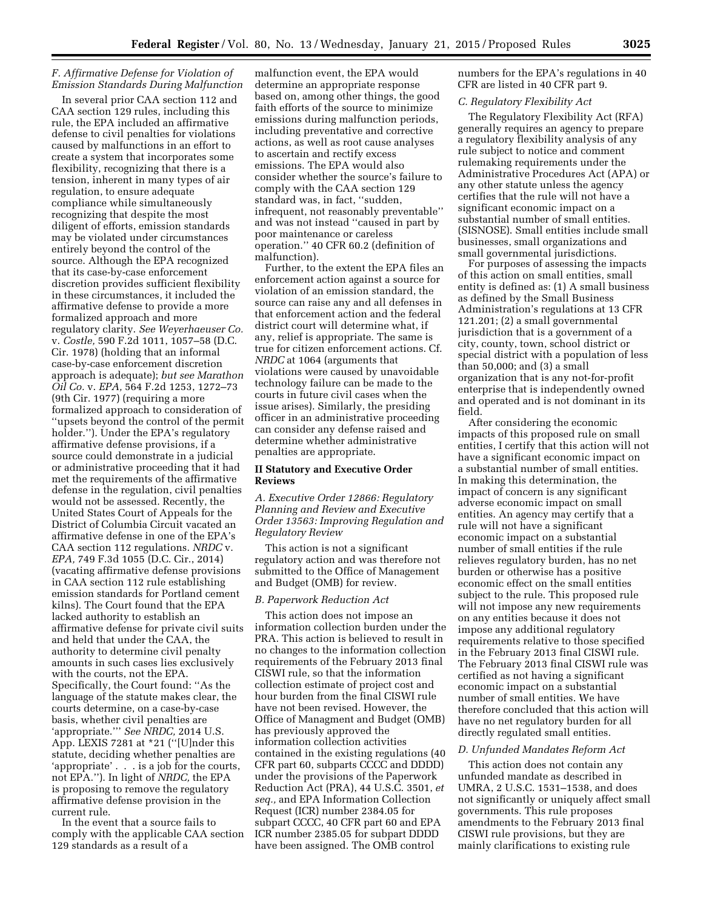### F. Affirmative Defense for Violation of Emission Standards During Malfunction

In several prior CAA section 112 and CAA section 129 rules, including this rule, the EPA included an affirmative defense to civil penalties for violations caused by malfunctions in an effort to create a system that incorporates some flexibility, recognizing that there is a tension, inherent in many types of air regulation, to ensure adequate compliance while simultaneously recognizing that despite the most diligent of efforts, emission standards may be violated under circumstances entirely beyond the control of the source. Although the EPA recognized that its case-by-case enforcement discretion provides sufficient flexibility in these circumstances, it included the affirmative defense to provide a more formalized approach and more regulatory clarity. *See Weyerhaeuser Co.* v. *Costle,* 590 F.2d 1011, 1057–58 (D.C. Cir. 1978) (holding that an informal case-by-case enforcement discretion approach is adequate); *but see Marathon Oil Co.* v. *EPA,* 564 F.2d 1253, 1272–73 (9th Cir. 1977) (requiring a more formalized approach to consideration of ''upsets beyond the control of the permit holder.''). Under the EPA's regulatory affirmative defense provisions, if a source could demonstrate in a judicial or administrative proceeding that it had met the requirements of the affirmative defense in the regulation, civil penalties would not be assessed. Recently, the United States Court of Appeals for the District of Columbia Circuit vacated an affirmative defense in one of the EPA's CAA section 112 regulations. *NRDC* v. *EPA,* 749 F.3d 1055 (D.C. Cir., 2014) (vacating affirmative defense provisions in CAA section 112 rule establishing emission standards for Portland cement kilns). The Court found that the EPA lacked authority to establish an affirmative defense for private civil suits and held that under the CAA, the authority to determine civil penalty amounts in such cases lies exclusively with the courts, not the EPA. Specifically, the Court found: ''As the language of the statute makes clear, the courts determine, on a case-by-case basis, whether civil penalties are 'appropriate.''' *See NRDC,* 2014 U.S. App. LEXIS 7281 at *21 (''[U]nder this statute, deciding whether penalties are 'appropriate' . . . is a job for the courts, not EPA.''). In light of *NRDC,* the EPA is proposing to remove the regulatory affirmative defense provision in the current rule.

In the event that a source fails to comply with the applicable CAA section 129 standards as a result of a malfunction event, the EPA would determine an appropriate response based on, among other things, the good faith efforts of the source to minimize emissions during malfunction periods, including preventative and corrective actions, as well as root cause analyses to ascertain and rectify excess emissions. The EPA would also consider whether the source's failure to comply with the CAA section 129 standard was, in fact, ''sudden, infrequent, not reasonably preventable'' and was not instead ''caused in part by poor maintenance or careless operation.'' 40 CFR 60.2 (definition of malfunction).

Further, to the extent the EPA files an enforcement action against a source for violation of an emission standard, the source can raise any and all defenses in that enforcement action and the federal district court will determine what, if any, relief is appropriate. The same is true for citizen enforcement actions. Cf. *NRDC* at 1064 (arguments that violations were caused by unavoidable technology failure can be made to the courts in future civil cases when the issue arises). Similarly, the presiding officer in an administrative proceeding can consider any defense raised and determine whether administrative penalties are appropriate.

## II Statutory and Executive Order Reviews

### A. Executive Order 12866: Regulatory Planning and Review and Executive Order 13563: Improving Regulation and Regulatory Review

This action is not a significant regulatory action and was therefore not submitted to the Office of Management and Budget (OMB) for review.

### B. Paperwork Reduction Act

This action does not impose an information collection burden under the PRA. This action is believed to result in no changes to the information collection requirements of the February 2013 final CISWI rule, so that the information collection estimate of project cost and hour burden from the final CISWI rule have not been revised. However, the Office of Managment and Budget (OMB) has previously approved the information collection activities contained in the existing regulations (40 CFR part 60, subparts CCCC and DDDD) under the provisions of the Paperwork Reduction Act (PRA), 44 U.S.C. 3501, *et seq.,* and EPA Information Collection Request (ICR) number 2384.05 for subpart CCCC, 40 CFR part 60 and EPA ICR number 2385.05 for subpart DDDD have been assigned. The OMB control numbers for the EPA's regulations in 40 CFR are listed in 40 CFR part 9.

### C. Regulatory Flexibility Act

The Regulatory Flexibility Act (RFA) generally requires an agency to prepare a regulatory flexibility analysis of any rule subject to notice and comment rulemaking requirements under the Administrative Procedures Act (APA) or any other statute unless the agency certifies that the rule will not have a significant economic impact on a substantial number of small entities. (SISNOSE). Small entities include small businesses, small organizations and small governmental jurisdictions.

For purposes of assessing the impacts of this action on small entities, small entity is defined as: (1) A small business as defined by the Small Business Administration's regulations at 13 CFR 121.201; (2) a small governmental jurisdiction that is a government of a city, county, town, school district or special district with a population of less than 50,000; and (3) a small organization that is any not-for-profit enterprise that is independently owned and operated and is not dominant in its field.

After considering the economic impacts of this proposed rule on small entities, I certify that this action will not have a significant economic impact on a substantial number of small entities. In making this determination, the impact of concern is any significant adverse economic impact on small entities. An agency may certify that a rule will not have a significant economic impact on a substantial number of small entities if the rule relieves regulatory burden, has no net burden or otherwise has a positive economic effect on the small entities subject to the rule. This proposed rule will not impose any new requirements on any entities because it does not impose any additional regulatory requirements relative to those specified in the February 2013 final CISWI rule. The February 2013 final CISWI rule was certified as not having a significant economic impact on a substantial number of small entities. We have therefore concluded that this action will have no net regulatory burden for all directly regulated small entities.

### D. Unfunded Mandates Reform Act

This action does not contain any unfunded mandate as described in UMRA, 2 U.S.C. 1531–1538, and does not significantly or uniquely affect small governments. This rule proposes amendments to the February 2013 final CISWI rule provisions, but they are mainly clarifications to existing rule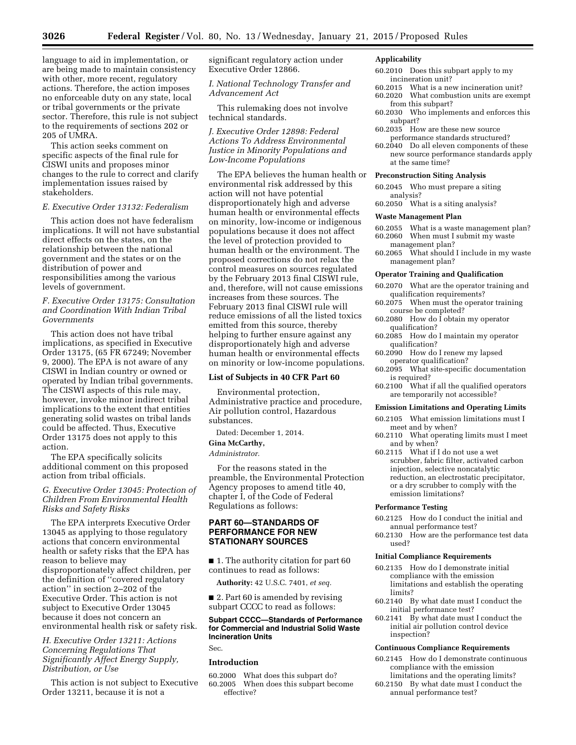language to aid in implementation, or are being made to maintain consistency with other, more recent, regulatory actions. Therefore, the action imposes no enforceable duty on any state, local or tribal governments or the private sector. Therefore, this rule is not subject to the requirements of sections 202 or 205 of UMRA.

This action seeks comment on specific aspects of the final rule for CISWI units and proposes minor changes to the rule to correct and clarify implementation issues raised by stakeholders.

### *E. Executive Order 13132: Federalism*

This action does not have federalism implications. It will not have substantial direct effects on the states, on the relationship between the national government and the states or on the distribution of power and responsibilities among the various levels of government.

### *F. Executive Order 13175: Consultation and Coordination With Indian Tribal Governments*

This action does not have tribal implications, as specified in Executive Order 13175, (65 FR 67249; November 9, 2000). The EPA is not aware of any CISWI in Indian country or owned or operated by Indian tribal governments. The CISWI aspects of this rule may, however, invoke minor indirect tribal implications to the extent that entities generating solid wastes on tribal lands could be affected. Thus, Executive Order 13175 does not apply to this action.

The EPA specifically solicits additional comment on this proposed action from tribal officials.

### *G. Executive Order 13045: Protection of Children From Environmental Health Risks and Safety Risks*

The EPA interprets Executive Order 13045 as applying to those regulatory actions that concern environmental health or safety risks that the EPA has reason to believe may disproportionately affect children, per the definition of ''covered regulatory action'' in section 2–202 of the Executive Order. This action is not subject to Executive Order 13045 because it does not concern an environmental health risk or safety risk.

### *H. Executive Order 13211: Actions Concerning Regulations That Significantly Affect Energy Supply, Distribution, or Use*

This action is not subject to Executive Order 13211, because it is not a significant regulatory action under Executive Order 12866.

### *I. National Technology Transfer and Advancement Act*

This rulemaking does not involve technical standards.

### *J. Executive Order 12898: Federal Actions To Address Environmental Justice in Minority Populations and Low-Income Populations*

The EPA believes the human health or environmental risk addressed by this action will not have potential disproportionately high and adverse human health or environmental effects on minority, low-income or indigenous populations because it does not affect the level of protection provided to human health or the environment. The proposed corrections do not relax the control measures on sources regulated by the February 2013 final CISWI rule, and, therefore, will not cause emissions increases from these sources. The February 2013 final CISWI rule will reduce emissions of all the listed toxics emitted from this source, thereby helping to further ensure against any disproportionately high and adverse human health or environmental effects on minority or low-income populations.

## List of Subjects in 40 CFR Part 60

Environmental protection, Administrative practice and procedure, Air pollution control, Hazardous substances.

Dated: December 1, 2014.

**Gina McCarthy,**

*Administrator.*

For the reasons stated in the preamble, the Environmental Protection Agency proposes to amend title 40, chapter I, of the Code of Federal Regulations as follows:

## PART 60—STANDARDS OF PERFORMANCE FOR NEW STATIONARY SOURCES

■ 1. The authority citation for part 60 continues to read as follows:

**Authority:** 42 U.S.C. 7401, *et seq.*

■ 2. Part 60 is amended by revising subpart CCCC to read as follows:

### Subpart CCCC—Standards of Performance for Commercial and Industrial Solid Waste Incineration Units

Sec.

#### Introduction

60.2000 What does this subpart do?
60.2005 When does this subpart become effective?

#### Applicability

60.2010 Does this subpart apply to my incineration unit?
60.2015 What is a new incineration unit?
60.2020 What combustion units are exempt from this subpart?
60.2030 Who implements and enforces this subpart?
60.2035 How are these new source performance standards structured?
60.2040 Do all eleven components of these new source performance standards apply at the same time?

#### Preconstruction Siting Analysis

60.2045 Who must prepare a siting analysis?
60.2050 What is a siting analysis?

#### Waste Management Plan

60.2055 What is a waste management plan?
60.2060 When must I submit my waste management plan?
60.2065 What should I include in my waste management plan?

#### Operator Training and Qualification

60.2070 What are the operator training and qualification requirements?
60.2075 When must the operator training course be completed?
60.2080 How do I obtain my operator qualification?
60.2085 How do I maintain my operator qualification?
60.2090 How do I renew my lapsed operator qualification?
60.2095 What site-specific documentation is required?
60.2100 What if all the qualified operators are temporarily not accessible?

#### Emission Limitations and Operating Limits

60.2105 What emission limitations must I meet and by when?
60.2110 What operating limits must I meet and by when?
60.2115 What if I do not use a wet scrubber, fabric filter, activated carbon injection, selective noncatalytic reduction, an electrostatic precipitator, or a dry scrubber to comply with the emission limitations?

#### Performance Testing

60.2125 How do I conduct the initial and annual performance test?
60.2130 How are the performance test data used?

#### Initial Compliance Requirements

60.2135 How do I demonstrate initial compliance with the emission limitations and establish the operating limits?
60.2140 By what date must I conduct the initial performance test?
60.2141 By what date must I conduct the initial air pollution control device inspection?

#### Continuous Compliance Requirements

60.2145 How do I demonstrate continuous compliance with the emission limitations and the operating limits?
60.2150 By what date must I conduct the annual performance test?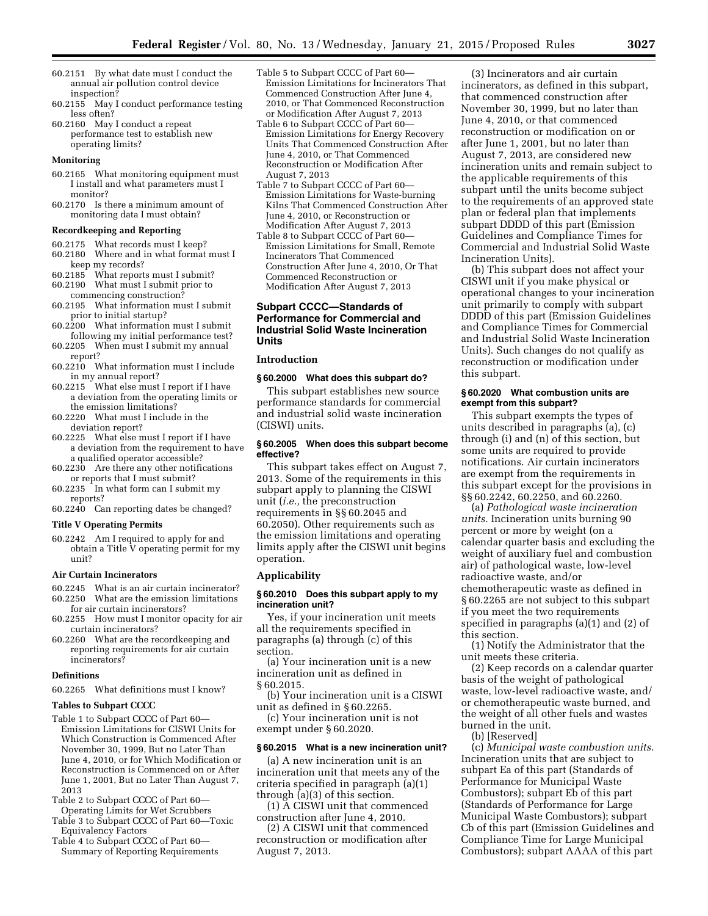60.2151 By what date must I conduct the annual air pollution control device inspection?

60.2155 May I conduct performance testing less often?

60.2160 May I conduct a repeat performance test to establish new operating limits?

#### Monitoring

60.2165 What monitoring equipment must I install and what parameters must I monitor?

60.2170 Is there a minimum amount of monitoring data I must obtain?

#### Recordkeeping and Reporting

60.2175 What records must I keep?

60.2180 Where and in what format must I keep my records?

60.2185 What reports must I submit?

60.2190 What must I submit prior to commencing construction?

60.2195 What information must I submit prior to initial startup?

60.2200 What information must I submit following my initial performance test?

60.2205 When must I submit my annual report?

60.2210 What information must I include in my annual report?

60.2215 What else must I report if I have a deviation from the operating limits or the emission limitations?

60.2220 What must I include in the deviation report?

60.2225 What else must I report if I have a deviation from the requirement to have a qualified operator accessible?

60.2230 Are there any other notifications or reports that I must submit?

60.2235 In what form can I submit my reports?

60.2240 Can reporting dates be changed?

#### Title V Operating Permits

60.2242 Am I required to apply for and obtain a Title V operating permit for my unit?

#### Air Curtain Incinerators

60.2245 What is an air curtain incinerator?

60.2250 What are the emission limitations for air curtain incinerators?

60.2255 How must I monitor opacity for air curtain incinerators?

60.2260 What are the recordkeeping and reporting requirements for air curtain incinerators?

#### Definitions

60.2265 What definitions must I know?

#### Tables to Subpart CCCC

Table 1 to Subpart CCCC of Part 60—Emission Limitations for CISWI Units for Which Construction is Commenced After November 30, 1999, But no Later Than June 4, 2010, or for Which Modification or Reconstruction is Commenced on or After June 1, 2001, But no Later Than August 7, 2013

Table 2 to Subpart CCCC of Part 60—Operating Limits for Wet Scrubbers

Table 3 to Subpart CCCC of Part 60—Toxic Equivalency Factors

Table 4 to Subpart CCCC of Part 60—Summary of Reporting Requirements

Table 5 to Subpart CCCC of Part 60—Emission Limitations for Incinerators That Commenced Construction After June 4, 2010, or That Commenced Reconstruction or Modification After August 7, 2013

Table 6 to Subpart CCCC of Part 60—Emission Limitations for Energy Recovery Units That Commenced Construction After June 4, 2010, or That Commenced Reconstruction or Modification After August 7, 2013

Table 7 to Subpart CCCC of Part 60—Emission Limitations for Waste-burning Kilns That Commenced Construction After June 4, 2010, or Reconstruction or Modification After August 7, 2013

Table 8 to Subpart CCCC of Part 60—Emission Limitations for Small, Remote Incinerators That Commenced Construction After June 4, 2010, Or That Commenced Reconstruction or Modification After August 7, 2013

## Subpart CCCC—Standards of Performance for Commercial and Industrial Solid Waste Incineration Units

### Introduction

#### § 60.2000 What does this subpart do?

This subpart establishes new source performance standards for commercial and industrial solid waste incineration (CISWI) units.

#### § 60.2005 When does this subpart become effective?

This subpart takes effect on August 7, 2013. Some of the requirements in this subpart apply to planning the CISWI unit (*i.e.,* the preconstruction requirements in §§ 60.2045 and 60.2050). Other requirements such as the emission limitations and operating limits apply after the CISWI unit begins operation.

### Applicability

#### § 60.2010 Does this subpart apply to my incineration unit?

Yes, if your incineration unit meets all the requirements specified in paragraphs (a) through (c) of this section.

(a) Your incineration unit is a new incineration unit as defined in § 60.2015.

(b) Your incineration unit is a CISWI unit as defined in § 60.2265.

(c) Your incineration unit is not exempt under § 60.2020.

#### § 60.2015 What is a new incineration unit?

(a) A new incineration unit is an incineration unit that meets any of the criteria specified in paragraph (a)(1) through (a)(3) of this section.

(1) A CISWI unit that commenced construction after June 4, 2010.

(2) A CISWI unit that commenced reconstruction or modification after August 7, 2013.

(3) Incinerators and air curtain incinerators, as defined in this subpart, that commenced construction after November 30, 1999, but no later than June 4, 2010, or that commenced reconstruction or modification on or after June 1, 2001, but no later than August 7, 2013, are considered new incineration units and remain subject to the applicable requirements of this subpart until the units become subject to the requirements of an approved state plan or federal plan that implements subpart DDDD of this part (Emission Guidelines and Compliance Times for Commercial and Industrial Solid Waste Incineration Units).

(b) This subpart does not affect your CISWI unit if you make physical or operational changes to your incineration unit primarily to comply with subpart DDDD of this part (Emission Guidelines and Compliance Times for Commercial and Industrial Solid Waste Incineration Units). Such changes do not qualify as reconstruction or modification under this subpart.

#### § 60.2020 What combustion units are exempt from this subpart?

This subpart exempts the types of units described in paragraphs (a), (c) through (i) and (n) of this section, but some units are required to provide notifications. Air curtain incinerators are exempt from the requirements in this subpart except for the provisions in §§ 60.2242, 60.2250, and 60.2260.

(a) *Pathological waste incineration units.* Incineration units burning 90 percent or more by weight (on a calendar quarter basis and excluding the weight of auxiliary fuel and combustion air) of pathological waste, low-level radioactive waste, and/or chemotherapeutic waste as defined in § 60.2265 are not subject to this subpart if you meet the two requirements specified in paragraphs (a)(1) and (2) of this section.

(1) Notify the Administrator that the unit meets these criteria.

(2) Keep records on a calendar quarter basis of the weight of pathological waste, low-level radioactive waste, and/or chemotherapeutic waste burned, and the weight of all other fuels and wastes burned in the unit.

(b) [Reserved]

(c) *Municipal waste combustion units.* Incineration units that are subject to subpart Ea of this part (Standards of Performance for Municipal Waste Combustors); subpart Eb of this part (Standards of Performance for Large Municipal Waste Combustors); subpart Cb of this part (Emission Guidelines and Compliance Time for Large Municipal Combustors); subpart AAAA of this part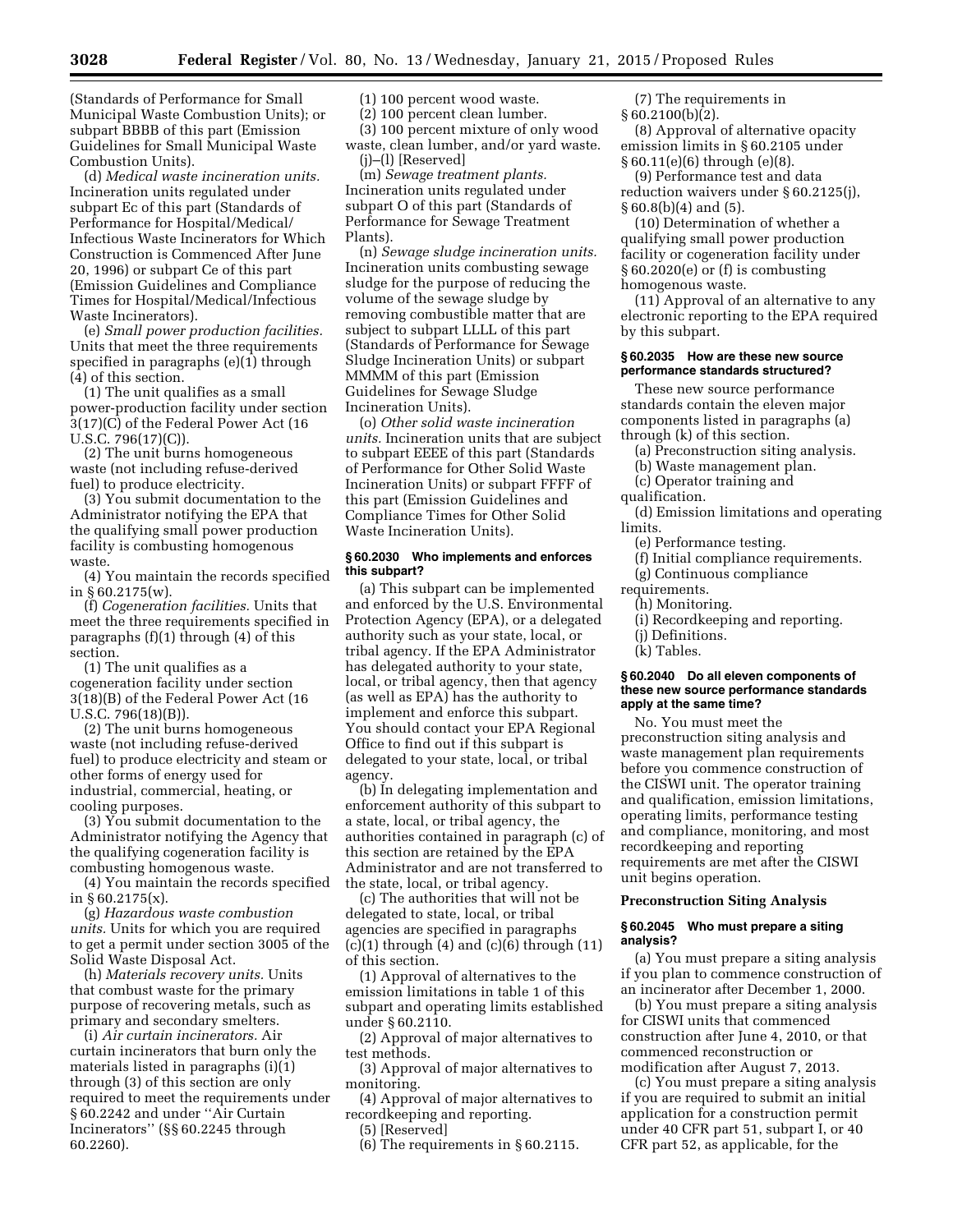(Standards of Performance for Small Municipal Waste Combustion Units); or subpart BBBB of this part (Emission Guidelines for Small Municipal Waste Combustion Units).

(d) *Medical waste incineration units.* Incineration units regulated under subpart Ec of this part (Standards of Performance for Hospital/Medical/Infectious Waste Incinerators for Which Construction is Commenced After June 20, 1996) or subpart Ce of this part (Emission Guidelines and Compliance Times for Hospital/Medical/Infectious Waste Incinerators).

(e) *Small power production facilities.* Units that meet the three requirements specified in paragraphs (e)(1) through (4) of this section.

(1) The unit qualifies as a small power-production facility under section 3(17)(C) of the Federal Power Act (16 U.S.C. 796(17)(C)).

(2) The unit burns homogeneous waste (not including refuse-derived fuel) to produce electricity.

(3) You submit documentation to the Administrator notifying the EPA that the qualifying small power production facility is combusting homogenous waste.

(4) You maintain the records specified in § 60.2175(w).

(f) *Cogeneration facilities.* Units that meet the three requirements specified in paragraphs (f)(1) through (4) of this section.

(1) The unit qualifies as a cogeneration facility under section 3(18)(B) of the Federal Power Act (16 U.S.C. 796(18)(B)).

(2) The unit burns homogeneous waste (not including refuse-derived fuel) to produce electricity and steam or other forms of energy used for industrial, commercial, heating, or cooling purposes.

(3) You submit documentation to the Administrator notifying the Agency that the qualifying cogeneration facility is combusting homogenous waste.

(4) You maintain the records specified in § 60.2175(x).

(g) *Hazardous waste combustion units.* Units for which you are required to get a permit under section 3005 of the Solid Waste Disposal Act.

(h) *Materials recovery units.* Units that combust waste for the primary purpose of recovering metals, such as primary and secondary smelters.

(i) *Air curtain incinerators.* Air curtain incinerators that burn only the materials listed in paragraphs (i)(1) through (3) of this section are only required to meet the requirements under § 60.2242 and under ''Air Curtain Incinerators'' (§§ 60.2245 through 60.2260).

(1) 100 percent wood waste.

(2) 100 percent clean lumber.

(3) 100 percent mixture of only wood waste, clean lumber, and/or yard waste.

(j)–(l) [Reserved]

(m) *Sewage treatment plants.* Incineration units regulated under subpart O of this part (Standards of Performance for Sewage Treatment Plants).

(n) *Sewage sludge incineration units.* Incineration units combusting sewage sludge for the purpose of reducing the volume of the sewage sludge by removing combustible matter that are subject to subpart LLLL of this part (Standards of Performance for Sewage Sludge Incineration Units) or subpart MMMM of this part (Emission Guidelines for Sewage Sludge Incineration Units).

(o) *Other solid waste incineration units.* Incineration units that are subject to subpart EEEE of this part (Standards of Performance for Other Solid Waste Incineration Units) or subpart FFFF of this part (Emission Guidelines and Compliance Times for Other Solid Waste Incineration Units).

#### § 60.2030 Who implements and enforces this subpart?

(a) This subpart can be implemented and enforced by the U.S. Environmental Protection Agency (EPA), or a delegated authority such as your state, local, or tribal agency. If the EPA Administrator has delegated authority to your state, local, or tribal agency, then that agency (as well as EPA) has the authority to implement and enforce this subpart. You should contact your EPA Regional Office to find out if this subpart is delegated to your state, local, or tribal agency.

(b) In delegating implementation and enforcement authority of this subpart to a state, local, or tribal agency, the authorities contained in paragraph (c) of this section are retained by the EPA Administrator and are not transferred to the state, local, or tribal agency.

(c) The authorities that will not be delegated to state, local, or tribal agencies are specified in paragraphs (c)(1) through (4) and (c)(6) through (11) of this section.

(1) Approval of alternatives to the emission limitations in table 1 of this subpart and operating limits established under § 60.2110.

(2) Approval of major alternatives to test methods.

(3) Approval of major alternatives to monitoring.

(4) Approval of major alternatives to recordkeeping and reporting.

(5) [Reserved]

(6) The requirements in § 60.2115.

(7) The requirements in § 60.2100(b)(2).

(8) Approval of alternative opacity emission limits in § 60.2105 under § 60.11(e)(6) through (e)(8).

(9) Performance test and data reduction waivers under § 60.2125(j), § 60.8(b)(4) and (5).

(10) Determination of whether a qualifying small power production facility or cogeneration facility under § 60.2020(e) or (f) is combusting homogenous waste.

(11) Approval of an alternative to any electronic reporting to the EPA required by this subpart.

#### § 60.2035 How are these new source performance standards structured?

These new source performance standards contain the eleven major components listed in paragraphs (a) through (k) of this section.

(a) Preconstruction siting analysis.

(b) Waste management plan.

(c) Operator training and qualification.

(d) Emission limitations and operating limits.

(e) Performance testing.

(f) Initial compliance requirements.

(g) Continuous compliance requirements.

(h) Monitoring.

(i) Recordkeeping and reporting.

(j) Definitions.

(k) Tables.

#### § 60.2040 Do all eleven components of these new source performance standards apply at the same time?

No. You must meet the preconstruction siting analysis and waste management plan requirements before you commence construction of the CISWI unit. The operator training and qualification, emission limitations, operating limits, performance testing and compliance, monitoring, and most recordkeeping and reporting requirements are met after the CISWI unit begins operation.

### Preconstruction Siting Analysis

#### § 60.2045 Who must prepare a siting analysis?

(a) You must prepare a siting analysis if you plan to commence construction of an incinerator after December 1, 2000.

(b) You must prepare a siting analysis for CISWI units that commenced construction after June 4, 2010, or that commenced reconstruction or modification after August 7, 2013.

(c) You must prepare a siting analysis if you are required to submit an initial application for a construction permit under 40 CFR part 51, subpart I, or 40 CFR part 52, as applicable, for the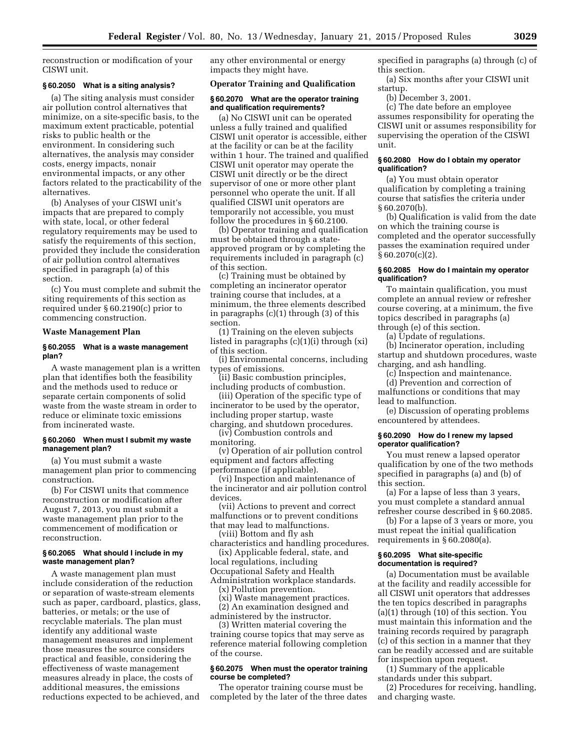reconstruction or modification of your CISWI unit.

### § 60.2050 What is a siting analysis?

(a) The siting analysis must consider air pollution control alternatives that minimize, on a site-specific basis, to the maximum extent practicable, potential risks to public health or the environment. In considering such alternatives, the analysis may consider costs, energy impacts, nonair environmental impacts, or any other factors related to the practicability of the alternatives.

(b) Analyses of your CISWI unit's impacts that are prepared to comply with state, local, or other federal regulatory requirements may be used to satisfy the requirements of this section, provided they include the consideration of air pollution control alternatives specified in paragraph (a) of this section.

(c) You must complete and submit the siting requirements of this section as required under § 60.2190(c) prior to commencing construction.

## Waste Management Plan

### § 60.2055 What is a waste management plan?

A waste management plan is a written plan that identifies both the feasibility and the methods used to reduce or separate certain components of solid waste from the waste stream in order to reduce or eliminate toxic emissions from incinerated waste.

### § 60.2060 When must I submit my waste management plan?

(a) You must submit a waste management plan prior to commencing construction.

(b) For CISWI units that commence reconstruction or modification after August 7, 2013, you must submit a waste management plan prior to the commencement of modification or reconstruction.

### § 60.2065 What should I include in my waste management plan?

A waste management plan must include consideration of the reduction or separation of waste-stream elements such as paper, cardboard, plastics, glass, batteries, or metals; or the use of recyclable materials. The plan must identify any additional waste management measures and implement those measures the source considers practical and feasible, considering the effectiveness of waste management measures already in place, the costs of additional measures, the emissions reductions expected to be achieved, and any other environmental or energy impacts they might have.

## Operator Training and Qualification

### § 60.2070 What are the operator training and qualification requirements?

(a) No CISWI unit can be operated unless a fully trained and qualified CISWI unit operator is accessible, either at the facility or can be at the facility within 1 hour. The trained and qualified CISWI unit operator may operate the CISWI unit directly or be the direct supervisor of one or more other plant personnel who operate the unit. If all qualified CISWI unit operators are temporarily not accessible, you must follow the procedures in § 60.2100.

(b) Operator training and qualification must be obtained through a state-approved program or by completing the requirements included in paragraph (c) of this section.

(c) Training must be obtained by completing an incinerator operator training course that includes, at a minimum, the three elements described in paragraphs (c)(1) through (3) of this section.

(1) Training on the eleven subjects listed in paragraphs (c)(1)(i) through (xi) of this section.

(i) Environmental concerns, including types of emissions.

(ii) Basic combustion principles, including products of combustion.

(iii) Operation of the specific type of incinerator to be used by the operator, including proper startup, waste charging, and shutdown procedures.

(iv) Combustion controls and monitoring.

(v) Operation of air pollution control equipment and factors affecting performance (if applicable).

(vi) Inspection and maintenance of the incinerator and air pollution control devices.

(vii) Actions to prevent and correct malfunctions or to prevent conditions that may lead to malfunctions.

(viii) Bottom and fly ash characteristics and handling procedures.

(ix) Applicable federal, state, and local regulations, including Occupational Safety and Health Administration workplace standards.

(x) Pollution prevention.

(xi) Waste management practices.

(2) An examination designed and administered by the instructor.

(3) Written material covering the training course topics that may serve as reference material following completion of the course.

### § 60.2075 When must the operator training course be completed?

The operator training course must be completed by the later of the three dates specified in paragraphs (a) through (c) of this section.

(a) Six months after your CISWI unit startup.

(b) December 3, 2001.

(c) The date before an employee assumes responsibility for operating the CISWI unit or assumes responsibility for supervising the operation of the CISWI unit.

### § 60.2080 How do I obtain my operator qualification?

(a) You must obtain operator qualification by completing a training course that satisfies the criteria under § 60.2070(b).

(b) Qualification is valid from the date on which the training course is completed and the operator successfully passes the examination required under § 60.2070(c)(2).

### § 60.2085 How do I maintain my operator qualification?

To maintain qualification, you must complete an annual review or refresher course covering, at a minimum, the five topics described in paragraphs (a) through (e) of this section.

(a) Update of regulations.

(b) Incinerator operation, including startup and shutdown procedures, waste charging, and ash handling.

(c) Inspection and maintenance.

(d) Prevention and correction of malfunctions or conditions that may lead to malfunction.

(e) Discussion of operating problems encountered by attendees.

### § 60.2090 How do I renew my lapsed operator qualification?

You must renew a lapsed operator qualification by one of the two methods specified in paragraphs (a) and (b) of this section.

(a) For a lapse of less than 3 years, you must complete a standard annual refresher course described in § 60.2085.

(b) For a lapse of 3 years or more, you must repeat the initial qualification requirements in § 60.2080(a).

### § 60.2095 What site-specific documentation is required?

(a) Documentation must be available at the facility and readily accessible for all CISWI unit operators that addresses the ten topics described in paragraphs (a)(1) through (10) of this section. You must maintain this information and the training records required by paragraph (c) of this section in a manner that they can be readily accessed and are suitable for inspection upon request.

(1) Summary of the applicable standards under this subpart.

(2) Procedures for receiving, handling, and charging waste.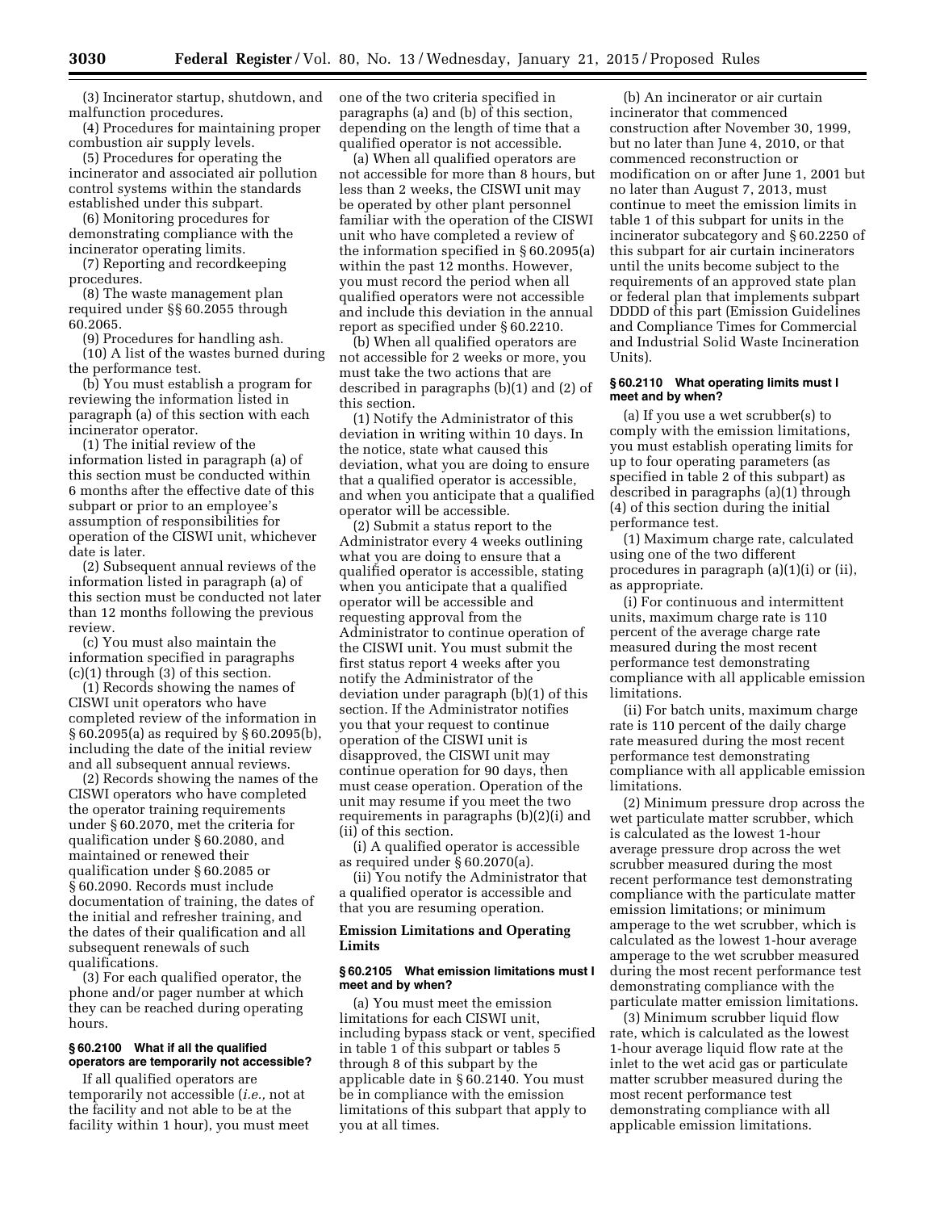(3) Incinerator startup, shutdown, and malfunction procedures.

(4) Procedures for maintaining proper combustion air supply levels.

(5) Procedures for operating the incinerator and associated air pollution control systems within the standards established under this subpart.

(6) Monitoring procedures for demonstrating compliance with the incinerator operating limits.

(7) Reporting and recordkeeping procedures.

(8) The waste management plan required under §§ 60.2055 through 60.2065.

(9) Procedures for handling ash.

(10) A list of the wastes burned during the performance test.

(b) You must establish a program for reviewing the information listed in paragraph (a) of this section with each incinerator operator.

(1) The initial review of the information listed in paragraph (a) of this section must be conducted within 6 months after the effective date of this subpart or prior to an employee's assumption of responsibilities for operation of the CISWI unit, whichever date is later.

(2) Subsequent annual reviews of the information listed in paragraph (a) of this section must be conducted not later than 12 months following the previous review.

(c) You must also maintain the information specified in paragraphs (c)(1) through (3) of this section.

(1) Records showing the names of CISWI unit operators who have completed review of the information in § 60.2095(a) as required by § 60.2095(b), including the date of the initial review and all subsequent annual reviews.

(2) Records showing the names of the CISWI operators who have completed the operator training requirements under § 60.2070, met the criteria for qualification under § 60.2080, and maintained or renewed their qualification under § 60.2085 or § 60.2090. Records must include documentation of training, the dates of the initial and refresher training, and the dates of their qualification and all subsequent renewals of such qualifications.

(3) For each qualified operator, the phone and/or pager number at which they can be reached during operating hours.

### § 60.2100 What if all the qualified operators are temporarily not accessible?

If all qualified operators are temporarily not accessible (*i.e.,* not at the facility and not able to be at the facility within 1 hour), you must meet one of the two criteria specified in paragraphs (a) and (b) of this section, depending on the length of time that a qualified operator is not accessible.

(a) When all qualified operators are not accessible for more than 8 hours, but less than 2 weeks, the CISWI unit may be operated by other plant personnel familiar with the operation of the CISWI unit who have completed a review of the information specified in § 60.2095(a) within the past 12 months. However, you must record the period when all qualified operators were not accessible and include this deviation in the annual report as specified under § 60.2210.

(b) When all qualified operators are not accessible for 2 weeks or more, you must take the two actions that are described in paragraphs (b)(1) and (2) of this section.

(1) Notify the Administrator of this deviation in writing within 10 days. In the notice, state what caused this deviation, what you are doing to ensure that a qualified operator is accessible, and when you anticipate that a qualified operator will be accessible.

(2) Submit a status report to the Administrator every 4 weeks outlining what you are doing to ensure that a qualified operator is accessible, stating when you anticipate that a qualified operator will be accessible and requesting approval from the Administrator to continue operation of the CISWI unit. You must submit the first status report 4 weeks after you notify the Administrator of the deviation under paragraph (b)(1) of this section. If the Administrator notifies you that your request to continue operation of the CISWI unit is disapproved, the CISWI unit may continue operation for 90 days, then must cease operation. Operation of the unit may resume if you meet the two requirements in paragraphs (b)(2)(i) and (ii) of this section.

(i) A qualified operator is accessible as required under § 60.2070(a).

(ii) You notify the Administrator that a qualified operator is accessible and that you are resuming operation.

## Emission Limitations and Operating Limits

### § 60.2105 What emission limitations must I meet and by when?

(a) You must meet the emission limitations for each CISWI unit, including bypass stack or vent, specified in table 1 of this subpart or tables 5 through 8 of this subpart by the applicable date in § 60.2140. You must be in compliance with the emission limitations of this subpart that apply to you at all times.

(b) An incinerator or air curtain incinerator that commenced construction after November 30, 1999, but no later than June 4, 2010, or that commenced reconstruction or modification on or after June 1, 2001 but no later than August 7, 2013, must continue to meet the emission limits in table 1 of this subpart for units in the incinerator subcategory and § 60.2250 of this subpart for air curtain incinerators until the units become subject to the requirements of an approved state plan or federal plan that implements subpart DDDD of this part (Emission Guidelines and Compliance Times for Commercial and Industrial Solid Waste Incineration Units).

### § 60.2110 What operating limits must I meet and by when?

(a) If you use a wet scrubber(s) to comply with the emission limitations, you must establish operating limits for up to four operating parameters (as specified in table 2 of this subpart) as described in paragraphs (a)(1) through (4) of this section during the initial performance test.

(1) Maximum charge rate, calculated using one of the two different procedures in paragraph (a)(1)(i) or (ii), as appropriate.

(i) For continuous and intermittent units, maximum charge rate is 110 percent of the average charge rate measured during the most recent performance test demonstrating compliance with all applicable emission limitations.

(ii) For batch units, maximum charge rate is 110 percent of the daily charge rate measured during the most recent performance test demonstrating compliance with all applicable emission limitations.

(2) Minimum pressure drop across the wet particulate matter scrubber, which is calculated as the lowest 1-hour average pressure drop across the wet scrubber measured during the most recent performance test demonstrating compliance with the particulate matter emission limitations; or minimum amperage to the wet scrubber, which is calculated as the lowest 1-hour average amperage to the wet scrubber measured during the most recent performance test demonstrating compliance with the particulate matter emission limitations.

(3) Minimum scrubber liquid flow rate, which is calculated as the lowest 1-hour average liquid flow rate at the inlet to the wet acid gas or particulate matter scrubber measured during the most recent performance test demonstrating compliance with all applicable emission limitations.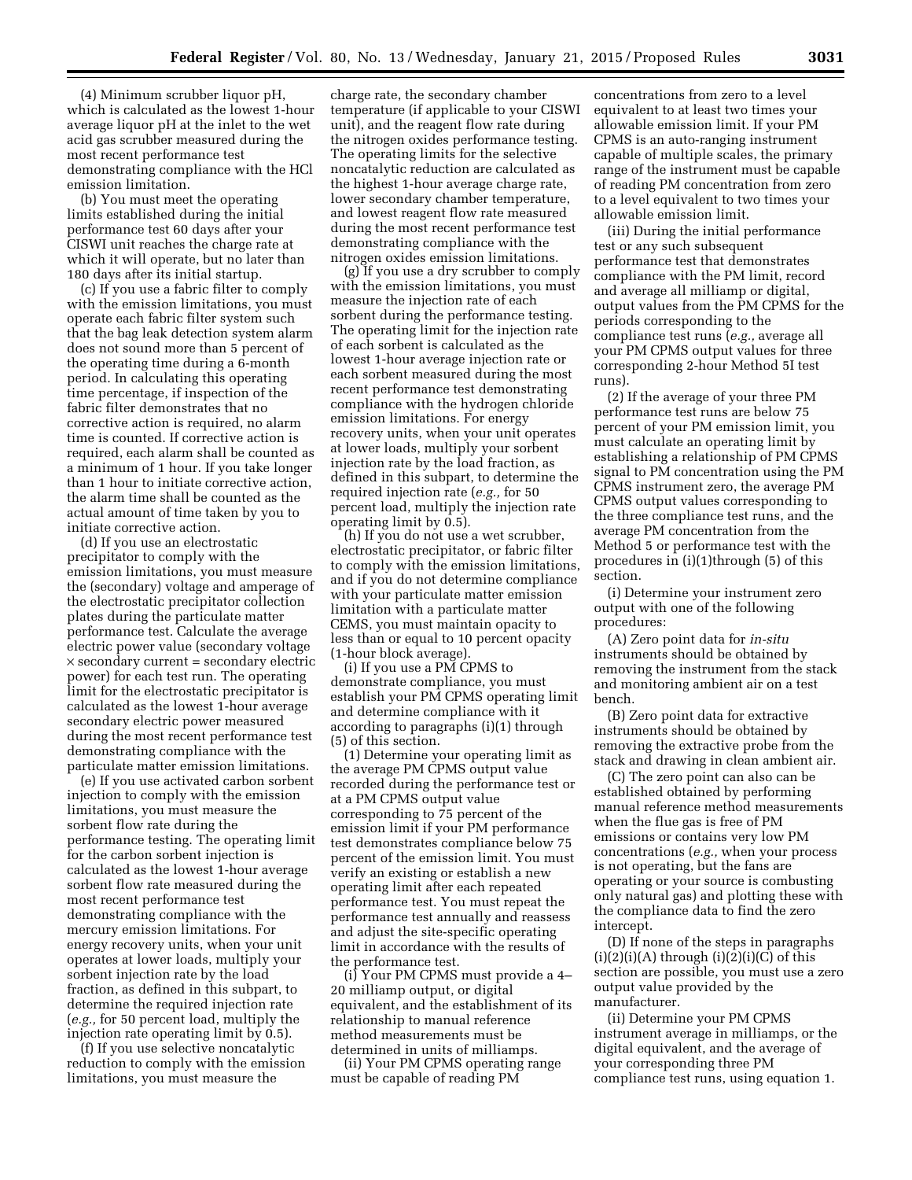(4) Minimum scrubber liquor pH, which is calculated as the lowest 1-hour average liquor pH at the inlet to the wet acid gas scrubber measured during the most recent performance test demonstrating compliance with the HCl emission limitation.

(b) You must meet the operating limits established during the initial performance test 60 days after your CISWI unit reaches the charge rate at which it will operate, but no later than 180 days after its initial startup.

(c) If you use a fabric filter to comply with the emission limitations, you must operate each fabric filter system such that the bag leak detection system alarm does not sound more than 5 percent of the operating time during a 6-month period. In calculating this operating time percentage, if inspection of the fabric filter demonstrates that no corrective action is required, no alarm time is counted. If corrective action is required, each alarm shall be counted as a minimum of 1 hour. If you take longer than 1 hour to initiate corrective action, the alarm time shall be counted as the actual amount of time taken by you to initiate corrective action.

(d) If you use an electrostatic precipitator to comply with the emission limitations, you must measure the (secondary) voltage and amperage of the electrostatic precipitator collection plates during the particulate matter performance test. Calculate the average electric power value (secondary voltage × secondary current = secondary electric power) for each test run. The operating limit for the electrostatic precipitator is calculated as the lowest 1-hour average secondary electric power measured during the most recent performance test demonstrating compliance with the particulate matter emission limitations.

(e) If you use activated carbon sorbent injection to comply with the emission limitations, you must measure the sorbent flow rate during the performance testing. The operating limit for the carbon sorbent injection is calculated as the lowest 1-hour average sorbent flow rate measured during the most recent performance test demonstrating compliance with the mercury emission limitations. For energy recovery units, when your unit operates at lower loads, multiply your sorbent injection rate by the load fraction, as defined in this subpart, to determine the required injection rate (*e.g.,* for 50 percent load, multiply the injection rate operating limit by 0.5).

(f) If you use selective noncatalytic reduction to comply with the emission limitations, you must measure the charge rate, the secondary chamber temperature (if applicable to your CISWI unit), and the reagent flow rate during the nitrogen oxides performance testing. The operating limits for the selective noncatalytic reduction are calculated as the highest 1-hour average charge rate, lower secondary chamber temperature, and lowest reagent flow rate measured during the most recent performance test demonstrating compliance with the nitrogen oxides emission limitations.

(g) If you use a dry scrubber to comply with the emission limitations, you must measure the injection rate of each sorbent during the performance testing. The operating limit for the injection rate of each sorbent is calculated as the lowest 1-hour average injection rate or each sorbent measured during the most recent performance test demonstrating compliance with the hydrogen chloride emission limitations. For energy recovery units, when your unit operates at lower loads, multiply your sorbent injection rate by the load fraction, as defined in this subpart, to determine the required injection rate (*e.g.,* for 50 percent load, multiply the injection rate operating limit by 0.5).

(h) If you do not use a wet scrubber, electrostatic precipitator, or fabric filter to comply with the emission limitations, and if you do not determine compliance with your particulate matter emission limitation with a particulate matter CEMS, you must maintain opacity to less than or equal to 10 percent opacity (1-hour block average).

(i) If you use a PM CPMS to demonstrate compliance, you must establish your PM CPMS operating limit and determine compliance with it according to paragraphs (i)(1) through (5) of this section.

(1) Determine your operating limit as the average PM CPMS output value recorded during the performance test or at a PM CPMS output value corresponding to 75 percent of the emission limit if your PM performance test demonstrates compliance below 75 percent of the emission limit. You must verify an existing or establish a new operating limit after each repeated performance test. You must repeat the performance test annually and reassess and adjust the site-specific operating limit in accordance with the results of the performance test.

(i) Your PM CPMS must provide a 4–20 milliamp output, or digital equivalent, and the establishment of its relationship to manual reference method measurements must be determined in units of milliamps.

(ii) Your PM CPMS operating range must be capable of reading PM concentrations from zero to a level equivalent to at least two times your allowable emission limit. If your PM CPMS is an auto-ranging instrument capable of multiple scales, the primary range of the instrument must be capable of reading PM concentration from zero to a level equivalent to two times your allowable emission limit.

(iii) During the initial performance test or any such subsequent performance test that demonstrates compliance with the PM limit, record and average all milliamp or digital, output values from the PM CPMS for the periods corresponding to the compliance test runs (*e.g.,* average all your PM CPMS output values for three corresponding 2-hour Method 5I test runs).

(2) If the average of your three PM performance test runs are below 75 percent of your PM emission limit, you must calculate an operating limit by establishing a relationship of PM CPMS signal to PM concentration using the PM CPMS instrument zero, the average PM CPMS output values corresponding to the three compliance test runs, and the average PM concentration from the Method 5 or performance test with the procedures in (i)(1)through (5) of this section.

(i) Determine your instrument zero output with one of the following procedures:

(A) Zero point data for *in-situ* instruments should be obtained by removing the instrument from the stack and monitoring ambient air on a test bench.

(B) Zero point data for extractive instruments should be obtained by removing the extractive probe from the stack and drawing in clean ambient air.

(C) The zero point can also can be established obtained by performing manual reference method measurements when the flue gas is free of PM emissions or contains very low PM concentrations (*e.g.,* when your process is not operating, but the fans are operating or your source is combusting only natural gas) and plotting these with the compliance data to find the zero intercept.

(D) If none of the steps in paragraphs (i)(2)(i)(A) through (i)(2)(i)(C) of this section are possible, you must use a zero output value provided by the manufacturer.

(ii) Determine your PM CPMS instrument average in milliamps, or the digital equivalent, and the average of your corresponding three PM compliance test runs, using equation 1.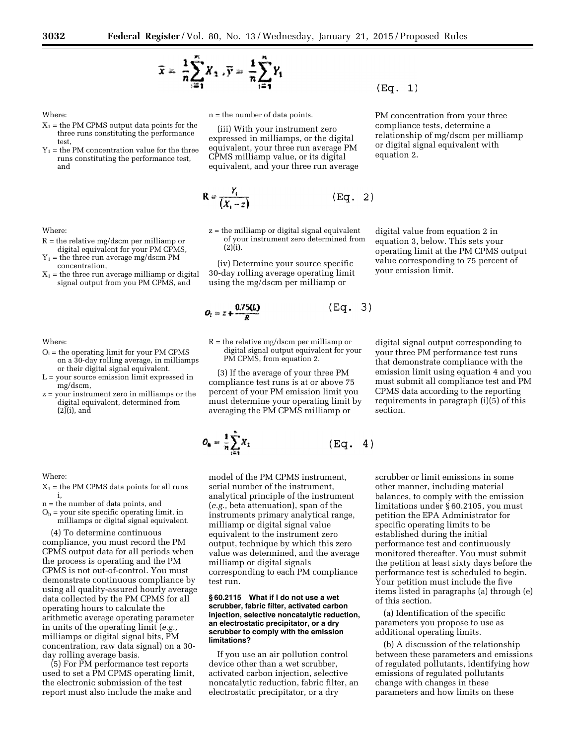$$\bar{x} = \frac{1}{n}\sum_{i=1}^{n} X_1 , \bar{y} = \frac{1}{n}\sum_{i=1}^{n} Y_1 \quad \text{(Eq. 1)}$$

Where:

$X_1$ = the PM CPMS output data points for the three runs constituting the performance test,

$Y_1$ = the PM concentration value for the three runs constituting the performance test, and

n = the number of data points.

(iii) With your instrument zero expressed in milliamps, or the digital equivalent, your three run average PM CPMS milliamp value, or its digital equivalent, and your three run average PM concentration from your three compliance tests, determine a relationship of mg/dscm per milliamp or digital signal equivalent with equation 2.

$$R = \frac{Y_1}{(X_1 - z)} \quad \text{(Eq. 2)}$$

Where:

R = the relative mg/dscm per milliamp or digital equivalent for your PM CPMS,

$Y_1$ = the three run average mg/dscm PM concentration,

$X_1$ = the three run average milliamp or digital signal output from you PM CPMS, and

z = the milliamp or digital signal equivalent of your instrument zero determined from (2)(i).

(iv) Determine your source specific 30-day rolling average operating limit using the mg/dscm per milliamp or digital value from equation 2 in equation 3, below. This sets your operating limit at the PM CPMS output value corresponding to 75 percent of your emission limit.

$$O_l = z + \frac{0.75(L)}{R} \quad \text{(Eq. 3)}$$

Where:

$O_l$ = the operating limit for your PM CPMS on a 30-day rolling average, in milliamps or their digital signal equivalent.

L = your source emission limit expressed in mg/dscm,

z = your instrument zero in milliamps or the digital equivalent, determined from (2)(i), and

R = the relative mg/dscm per milliamp or digital signal output equivalent for your PM CPMS, from equation 2.

(3) If the average of your three PM compliance test runs is at or above 75 percent of your PM emission limit you must determine your operating limit by averaging the PM CPMS milliamp or digital signal output corresponding to your three PM performance test runs that demonstrate compliance with the emission limit using equation 4 and you must submit all compliance test and PM CPMS data according to the reporting requirements in paragraph (i)(5) of this section.

$$O_h = \frac{1}{n}\sum_{i=1}^{n} X_1 \quad \text{(Eq. 4)}$$

Where:

$X_1$ = the PM CPMS data points for all runs i,

n = the number of data points, and

$O_h$ = your site specific operating limit, in milliamps or digital signal equivalent.

(4) To determine continuous compliance, you must record the PM CPMS output data for all periods when the process is operating and the PM CPMS is not out-of-control. You must demonstrate continuous compliance by using all quality-assured hourly average data collected by the PM CPMS for all operating hours to calculate the arithmetic average operating parameter in units of the operating limit (*e.g.,* milliamps or digital signal bits, PM concentration, raw data signal) on a 30-day rolling average basis.

(5) For PM performance test reports used to set a PM CPMS operating limit, the electronic submission of the test report must also include the make and model of the PM CPMS instrument, serial number of the instrument, analytical principle of the instrument (*e.g.,* beta attenuation), span of the instruments primary analytical range, milliamp or digital signal value equivalent to the instrument zero output, technique by which this zero value was determined, and the average milliamp or digital signals corresponding to each PM compliance test run.

**§ 60.2115 What if I do not use a wet scrubber, fabric filter, activated carbon injection, selective noncatalytic reduction, an electrostatic precipitator, or a dry scrubber to comply with the emission limitations?**

If you use an air pollution control device other than a wet scrubber, activated carbon injection, selective noncatalytic reduction, fabric filter, an electrostatic precipitator, or a dry scrubber or limit emissions in some other manner, including material balances, to comply with the emission limitations under § 60.2105, you must petition the EPA Administrator for specific operating limits to be established during the initial performance test and continuously monitored thereafter. You must submit the petition at least sixty days before the performance test is scheduled to begin. Your petition must include the five items listed in paragraphs (a) through (e) of this section.

(a) Identification of the specific parameters you propose to use as additional operating limits.

(b) A discussion of the relationship between these parameters and emissions of regulated pollutants, identifying how emissions of regulated pollutants change with changes in these parameters and how limits on these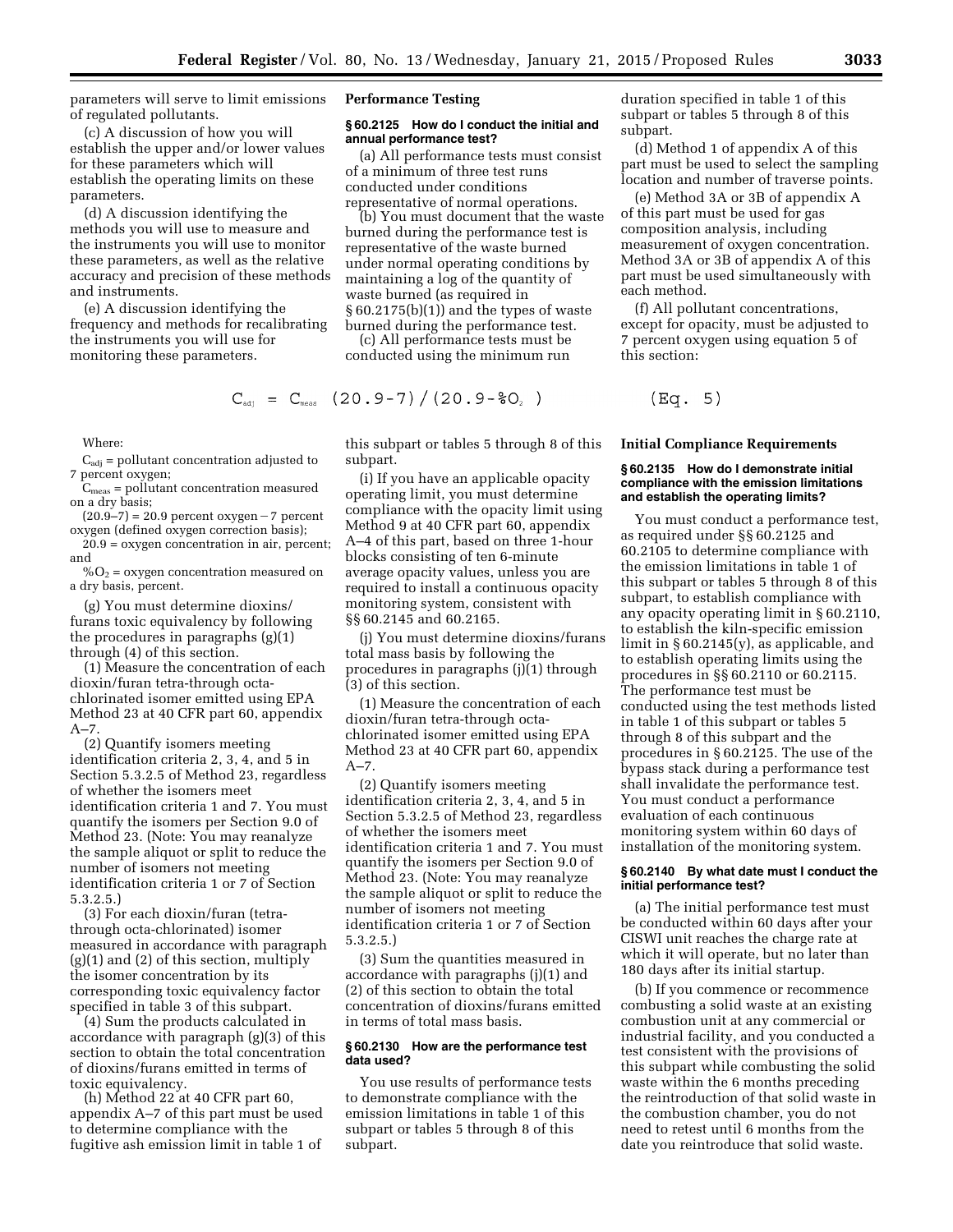parameters will serve to limit emissions of regulated pollutants.

(c) A discussion of how you will establish the upper and/or lower values for these parameters which will establish the operating limits on these parameters.

(d) A discussion identifying the methods you will use to measure and the instruments you will use to monitor these parameters, as well as the relative accuracy and precision of these methods and instruments.

(e) A discussion identifying the frequency and methods for recalibrating the instruments you will use for monitoring these parameters.

## Performance Testing

### § 60.2125 How do I conduct the initial and annual performance test?

(a) All performance tests must consist of a minimum of three test runs conducted under conditions representative of normal operations.

(b) You must document that the waste burned during the performance test is representative of the waste burned under normal operating conditions by maintaining a log of the quantity of waste burned (as required in § 60.2175(b)(1)) and the types of waste burned during the performance test.

(c) All performance tests must be conducted using the minimum run duration specified in table 1 of this subpart or tables 5 through 8 of this subpart.

(d) Method 1 of appendix A of this part must be used to select the sampling location and number of traverse points.

(e) Method 3A or 3B of appendix A of this part must be used for gas composition analysis, including measurement of oxygen concentration. Method 3A or 3B of appendix A of this part must be used simultaneously with each method.

(f) All pollutant concentrations, except for opacity, must be adjusted to 7 percent oxygen using equation 5 of this section:

$$C_{adj} = C_{meas} (20.9-7)/(20.9-\%O_2) \quad \text{(Eq. 5)}$$

Where:

$C_{adj}$ = pollutant concentration adjusted to 7 percent oxygen;

$C_{meas}$ = pollutant concentration measured on a dry basis;

(20.9−7) = 20.9 percent oxygen − 7 percent oxygen (defined oxygen correction basis);

20.9 = oxygen concentration in air, percent; and

$\%O_2$ = oxygen concentration measured on a dry basis, percent.

(g) You must determine dioxins/furans toxic equivalency by following the procedures in paragraphs (g)(1) through (4) of this section.

(1) Measure the concentration of each dioxin/furan tetra-through octa-chlorinated isomer emitted using EPA Method 23 at 40 CFR part 60, appendix A–7.

(2) Quantify isomers meeting identification criteria 2, 3, 4, and 5 in Section 5.3.2.5 of Method 23, regardless of whether the isomers meet identification criteria 1 and 7. You must quantify the isomers per Section 9.0 of Method 23. (Note: You may reanalyze the sample aliquot or split to reduce the number of isomers not meeting identification criteria 1 or 7 of Section 5.3.2.5.)

(3) For each dioxin/furan (tetra-through octa-chlorinated) isomer measured in accordance with paragraph (g)(1) and (2) of this section, multiply the isomer concentration by its corresponding toxic equivalency factor specified in table 3 of this subpart.

(4) Sum the products calculated in accordance with paragraph (g)(3) of this section to obtain the total concentration of dioxins/furans emitted in terms of toxic equivalency.

(h) Method 22 at 40 CFR part 60, appendix A–7 of this part must be used to determine compliance with the fugitive ash emission limit in table 1 of this subpart or tables 5 through 8 of this subpart.

(i) If you have an applicable opacity operating limit, you must determine compliance with the opacity limit using Method 9 at 40 CFR part 60, appendix A–4 of this part, based on three 1-hour blocks consisting of ten 6-minute average opacity values, unless you are required to install a continuous opacity monitoring system, consistent with §§ 60.2145 and 60.2165.

(j) You must determine dioxins/furans total mass basis by following the procedures in paragraphs (j)(1) through (3) of this section.

(1) Measure the concentration of each dioxin/furan tetra-through octa-chlorinated isomer emitted using EPA Method 23 at 40 CFR part 60, appendix A–7.

(2) Quantify isomers meeting identification criteria 2, 3, 4, and 5 in Section 5.3.2.5 of Method 23, regardless of whether the isomers meet identification criteria 1 and 7. You must quantify the isomers per Section 9.0 of Method 23. (Note: You may reanalyze the sample aliquot or split to reduce the number of isomers not meeting identification criteria 1 or 7 of Section 5.3.2.5.)

(3) Sum the quantities measured in accordance with paragraphs (j)(1) and (2) of this section to obtain the total concentration of dioxins/furans emitted in terms of total mass basis.

### § 60.2130 How are the performance test data used?

You use results of performance tests to demonstrate compliance with the emission limitations in table 1 of this subpart or tables 5 through 8 of this subpart.

## Initial Compliance Requirements

### § 60.2135 How do I demonstrate initial compliance with the emission limitations and establish the operating limits?

You must conduct a performance test, as required under §§ 60.2125 and 60.2105 to determine compliance with the emission limitations in table 1 of this subpart or tables 5 through 8 of this subpart, to establish compliance with any opacity operating limit in § 60.2110, to establish the kiln-specific emission limit in § 60.2145(y), as applicable, and to establish operating limits using the procedures in §§ 60.2110 or 60.2115. The performance test must be conducted using the test methods listed in table 1 of this subpart or tables 5 through 8 of this subpart and the procedures in § 60.2125. The use of the bypass stack during a performance test shall invalidate the performance test. You must conduct a performance evaluation of each continuous monitoring system within 60 days of installation of the monitoring system.

### § 60.2140 By what date must I conduct the initial performance test?

(a) The initial performance test must be conducted within 60 days after your CISWI unit reaches the charge rate at which it will operate, but no later than 180 days after its initial startup.

(b) If you commence or recommence combusting a solid waste at an existing combustion unit at any commercial or industrial facility, and you conducted a test consistent with the provisions of this subpart while combusting the solid waste within the 6 months preceding the reintroduction of that solid waste in the combustion chamber, you do not need to retest until 6 months from the date you reintroduce that solid waste.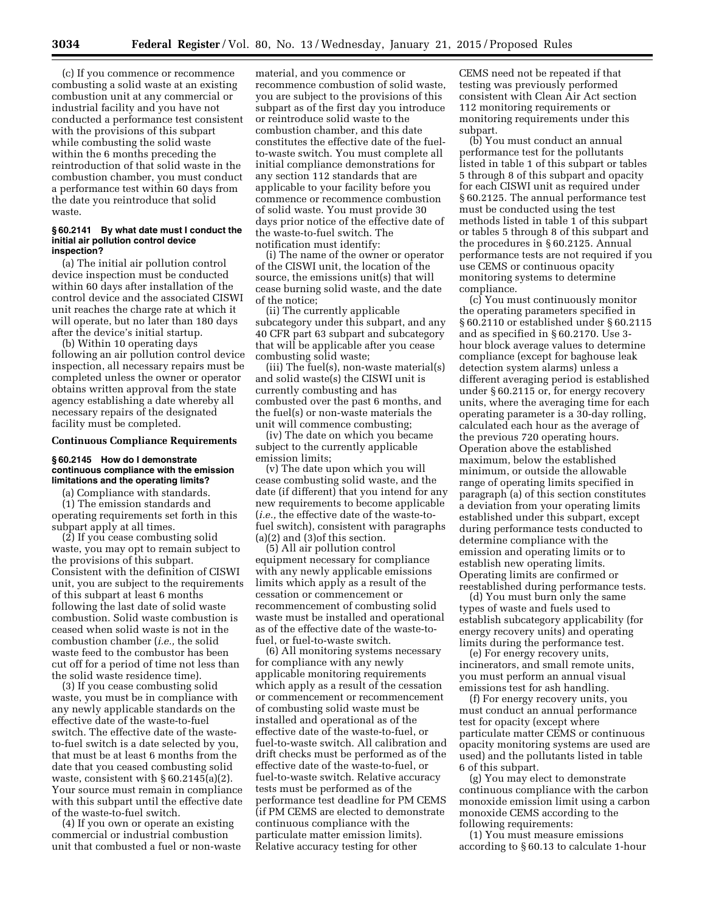(c) If you commence or recommence combusting a solid waste at an existing combustion unit at any commercial or industrial facility and you have not conducted a performance test consistent with the provisions of this subpart while combusting the solid waste within the 6 months preceding the reintroduction of that solid waste in the combustion chamber, you must conduct a performance test within 60 days from the date you reintroduce that solid waste.

### § 60.2141 By what date must I conduct the initial air pollution control device inspection?

(a) The initial air pollution control device inspection must be conducted within 60 days after installation of the control device and the associated CISWI unit reaches the charge rate at which it will operate, but no later than 180 days after the device's initial startup.

(b) Within 10 operating days following an air pollution control device inspection, all necessary repairs must be completed unless the owner or operator obtains written approval from the state agency establishing a date whereby all necessary repairs of the designated facility must be completed.

## Continuous Compliance Requirements

### § 60.2145 How do I demonstrate continuous compliance with the emission limitations and the operating limits?

(a) Compliance with standards.

(1) The emission standards and operating requirements set forth in this subpart apply at all times.

(2) If you cease combusting solid waste, you may opt to remain subject to the provisions of this subpart. Consistent with the definition of CISWI unit, you are subject to the requirements of this subpart at least 6 months following the last date of solid waste combustion. Solid waste combustion is ceased when solid waste is not in the combustion chamber (*i.e.,* the solid waste feed to the combustor has been cut off for a period of time not less than the solid waste residence time).

(3) If you cease combusting solid waste, you must be in compliance with any newly applicable standards on the effective date of the waste-to-fuel switch. The effective date of the waste-to-fuel switch is a date selected by you, that must be at least 6 months from the date that you ceased combusting solid waste, consistent with § 60.2145(a)(2). Your source must remain in compliance with this subpart until the effective date of the waste-to-fuel switch.

(4) If you own or operate an existing commercial or industrial combustion unit that combusted a fuel or non-waste material, and you commence or recommence combustion of solid waste, you are subject to the provisions of this subpart as of the first day you introduce or reintroduce solid waste to the combustion chamber, and this date constitutes the effective date of the fuel-to-waste switch. You must complete all initial compliance demonstrations for any section 112 standards that are applicable to your facility before you commence or recommence combustion of solid waste. You must provide 30 days prior notice of the effective date of the waste-to-fuel switch. The notification must identify:

(i) The name of the owner or operator of the CISWI unit, the location of the source, the emissions unit(s) that will cease burning solid waste, and the date of the notice;

(ii) The currently applicable subcategory under this subpart, and any 40 CFR part 63 subpart and subcategory that will be applicable after you cease combusting solid waste;

(iii) The fuel(s), non-waste material(s) and solid waste(s) the CISWI unit is currently combusting and has combusted over the past 6 months, and the fuel(s) or non-waste materials the unit will commence combusting;

(iv) The date on which you became subject to the currently applicable emission limits;

(v) The date upon which you will cease combusting solid waste, and the date (if different) that you intend for any new requirements to become applicable (*i.e.,* the effective date of the waste-to-fuel switch), consistent with paragraphs (a)(2) and (3)of this section.

(5) All air pollution control equipment necessary for compliance with any newly applicable emissions limits which apply as a result of the cessation or commencement or recommencement of combusting solid waste must be installed and operational as of the effective date of the waste-to-fuel, or fuel-to-waste switch.

(6) All monitoring systems necessary for compliance with any newly applicable monitoring requirements which apply as a result of the cessation or commencement or recommencement of combusting solid waste must be installed and operational as of the effective date of the waste-to-fuel, or fuel-to-waste switch. All calibration and drift checks must be performed as of the effective date of the waste-to-fuel, or fuel-to-waste switch. Relative accuracy tests must be performed as of the performance test deadline for PM CEMS (if PM CEMS are elected to demonstrate continuous compliance with the particulate matter emission limits). Relative accuracy testing for other CEMS need not be repeated if that testing was previously performed consistent with Clean Air Act section 112 monitoring requirements or monitoring requirements under this subpart.

(b) You must conduct an annual performance test for the pollutants listed in table 1 of this subpart or tables 5 through 8 of this subpart and opacity for each CISWI unit as required under § 60.2125. The annual performance test must be conducted using the test methods listed in table 1 of this subpart or tables 5 through 8 of this subpart and the procedures in § 60.2125. Annual performance tests are not required if you use CEMS or continuous opacity monitoring systems to determine compliance.

(c) You must continuously monitor the operating parameters specified in § 60.2110 or established under § 60.2115 and as specified in § 60.2170. Use 3-hour block average values to determine compliance (except for baghouse leak detection system alarms) unless a different averaging period is established under § 60.2115 or, for energy recovery units, where the averaging time for each operating parameter is a 30-day rolling, calculated each hour as the average of the previous 720 operating hours. Operation above the established maximum, below the established minimum, or outside the allowable range of operating limits specified in paragraph (a) of this section constitutes a deviation from your operating limits established under this subpart, except during performance tests conducted to determine compliance with the emission and operating limits or to establish new operating limits. Operating limits are confirmed or reestablished during performance tests.

(d) You must burn only the same types of waste and fuels used to establish subcategory applicability (for energy recovery units) and operating limits during the performance test.

(e) For energy recovery units, incinerators, and small remote units, you must perform an annual visual emissions test for ash handling.

(f) For energy recovery units, you must conduct an annual performance test for opacity (except where particulate matter CEMS or continuous opacity monitoring systems are used are used) and the pollutants listed in table 6 of this subpart.

(g) You may elect to demonstrate continuous compliance with the carbon monoxide emission limit using a carbon monoxide CEMS according to the following requirements:

(1) You must measure emissions according to § 60.13 to calculate 1-hour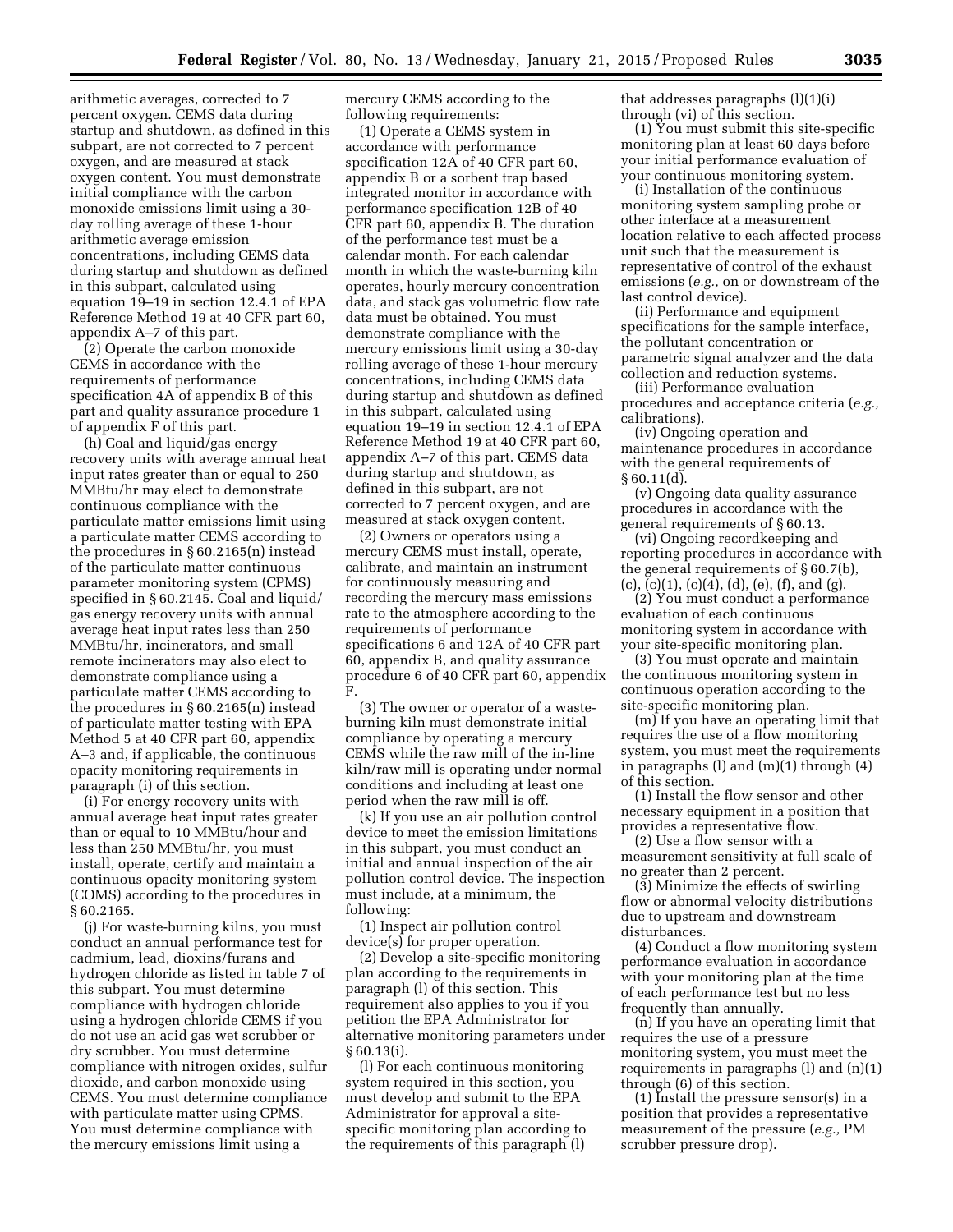arithmetic averages, corrected to 7 percent oxygen. CEMS data during startup and shutdown, as defined in this subpart, are not corrected to 7 percent oxygen, and are measured at stack oxygen content. You must demonstrate initial compliance with the carbon monoxide emissions limit using a 30-day rolling average of these 1-hour arithmetic average emission concentrations, including CEMS data during startup and shutdown as defined in this subpart, calculated using equation 19–19 in section 12.4.1 of EPA Reference Method 19 at 40 CFR part 60, appendix A–7 of this part.

(2) Operate the carbon monoxide CEMS in accordance with the requirements of performance specification 4A of appendix B of this part and quality assurance procedure 1 of appendix F of this part.

(h) Coal and liquid/gas energy recovery units with average annual heat input rates greater than or equal to 250 MMBtu/hr may elect to demonstrate continuous compliance with the particulate matter emissions limit using a particulate matter CEMS according to the procedures in § 60.2165(n) instead of the particulate matter continuous parameter monitoring system (CPMS) specified in § 60.2145. Coal and liquid/gas energy recovery units with annual average heat input rates less than 250 MMBtu/hr, incinerators, and small remote incinerators may also elect to demonstrate compliance using a particulate matter CEMS according to the procedures in § 60.2165(n) instead of particulate matter testing with EPA Method 5 at 40 CFR part 60, appendix A–3 and, if applicable, the continuous opacity monitoring requirements in paragraph (i) of this section.

(i) For energy recovery units with annual average heat input rates greater than or equal to 10 MMBtu/hour and less than 250 MMBtu/hr, you must install, operate, certify and maintain a continuous opacity monitoring system (COMS) according to the procedures in § 60.2165.

(j) For waste-burning kilns, you must conduct an annual performance test for cadmium, lead, dioxins/furans and hydrogen chloride as listed in table 7 of this subpart. You must determine compliance with hydrogen chloride using a hydrogen chloride CEMS if you do not use an acid gas wet scrubber or dry scrubber. You must determine compliance with nitrogen oxides, sulfur dioxide, and carbon monoxide using CEMS. You must determine compliance with particulate matter using CPMS. You must determine compliance with the mercury emissions limit using a mercury CEMS according to the following requirements:

(1) Operate a CEMS system in accordance with performance specification 12A of 40 CFR part 60, appendix B or a sorbent trap based integrated monitor in accordance with performance specification 12B of 40 CFR part 60, appendix B. The duration of the performance test must be a calendar month. For each calendar month in which the waste-burning kiln operates, hourly mercury concentration data, and stack gas volumetric flow rate data must be obtained. You must demonstrate compliance with the mercury emissions limit using a 30-day rolling average of these 1-hour mercury concentrations, including CEMS data during startup and shutdown as defined in this subpart, calculated using equation 19–19 in section 12.4.1 of EPA Reference Method 19 at 40 CFR part 60, appendix A–7 of this part. CEMS data during startup and shutdown, as defined in this subpart, are not corrected to 7 percent oxygen, and are measured at stack oxygen content.

(2) Owners or operators using a mercury CEMS must install, operate, calibrate, and maintain an instrument for continuously measuring and recording the mercury mass emissions rate to the atmosphere according to the requirements of performance specifications 6 and 12A of 40 CFR part 60, appendix B, and quality assurance procedure 6 of 40 CFR part 60, appendix F.

(3) The owner or operator of a waste-burning kiln must demonstrate initial compliance by operating a mercury CEMS while the raw mill of the in-line kiln/raw mill is operating under normal conditions and including at least one period when the raw mill is off.

(k) If you use an air pollution control device to meet the emission limitations in this subpart, you must conduct an initial and annual inspection of the air pollution control device. The inspection must include, at a minimum, the following:

(1) Inspect air pollution control device(s) for proper operation.

(2) Develop a site-specific monitoring plan according to the requirements in paragraph (l) of this section. This requirement also applies to you if you petition the EPA Administrator for alternative monitoring parameters under § 60.13(i).

(l) For each continuous monitoring system required in this section, you must develop and submit to the EPA Administrator for approval a site-specific monitoring plan according to the requirements of this paragraph (l) that addresses paragraphs (l)(1)(i) through (vi) of this section.

(1) You must submit this site-specific monitoring plan at least 60 days before your initial performance evaluation of your continuous monitoring system.

(i) Installation of the continuous monitoring system sampling probe or other interface at a measurement location relative to each affected process unit such that the measurement is representative of control of the exhaust emissions (*e.g.,* on or downstream of the last control device).

(ii) Performance and equipment specifications for the sample interface, the pollutant concentration or parametric signal analyzer and the data collection and reduction systems.

(iii) Performance evaluation procedures and acceptance criteria (*e.g.,* calibrations).

(iv) Ongoing operation and maintenance procedures in accordance with the general requirements of § 60.11(d).

(v) Ongoing data quality assurance procedures in accordance with the general requirements of § 60.13.

(vi) Ongoing recordkeeping and reporting procedures in accordance with the general requirements of § 60.7(b), (c), (c)(1), (c)(4), (d), (e), (f), and (g).

(2) You must conduct a performance evaluation of each continuous monitoring system in accordance with your site-specific monitoring plan.

(3) You must operate and maintain the continuous monitoring system in continuous operation according to the site-specific monitoring plan.

(m) If you have an operating limit that requires the use of a flow monitoring system, you must meet the requirements in paragraphs (l) and (m)(1) through (4) of this section.

(1) Install the flow sensor and other necessary equipment in a position that provides a representative flow.

(2) Use a flow sensor with a measurement sensitivity at full scale of no greater than 2 percent.

(3) Minimize the effects of swirling flow or abnormal velocity distributions due to upstream and downstream disturbances.

(4) Conduct a flow monitoring system performance evaluation in accordance with your monitoring plan at the time of each performance test but no less frequently than annually.

(n) If you have an operating limit that requires the use of a pressure monitoring system, you must meet the requirements in paragraphs (l) and (n)(1) through (6) of this section.

(1) Install the pressure sensor(s) in a position that provides a representative measurement of the pressure (*e.g.,* PM scrubber pressure drop).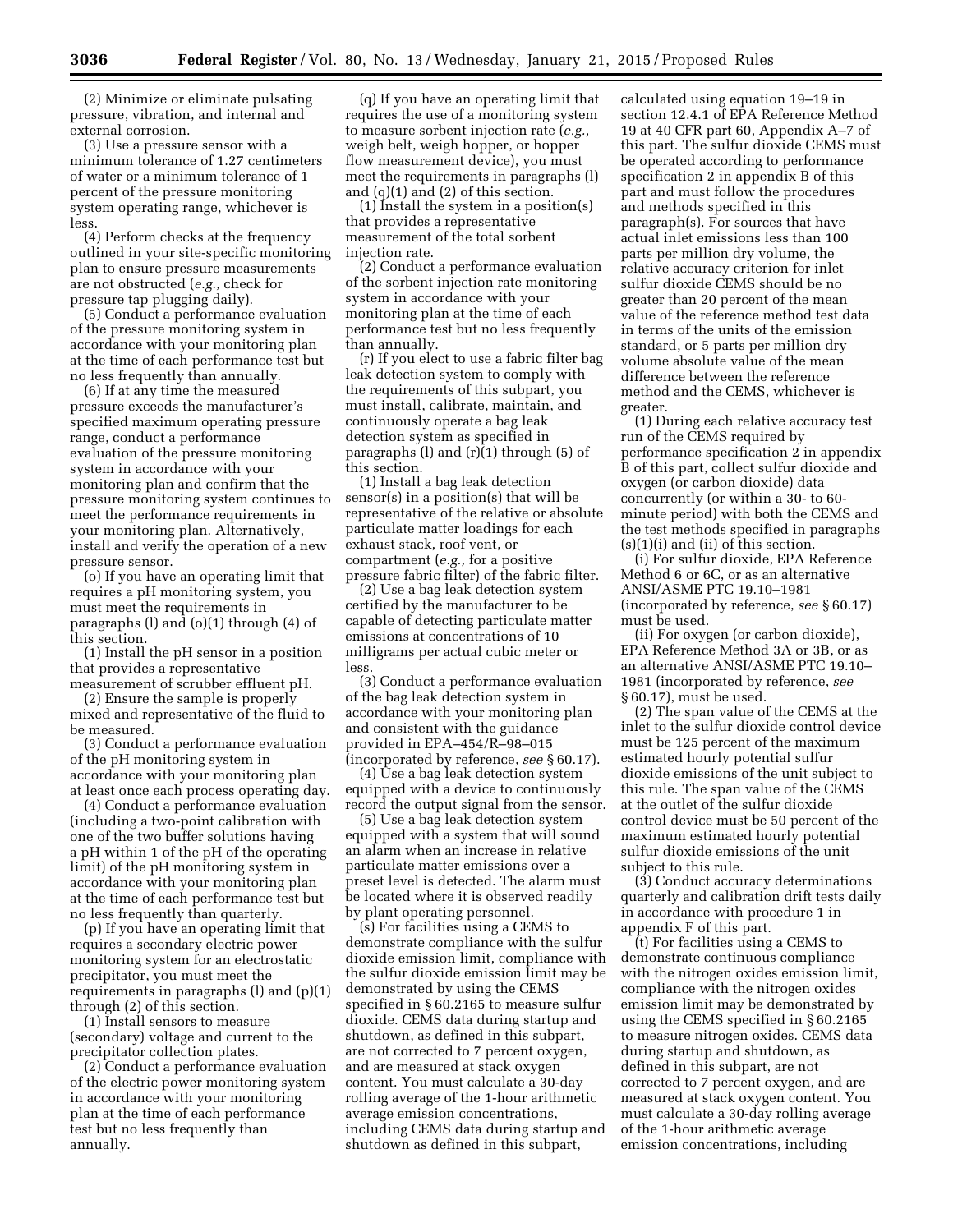(2) Minimize or eliminate pulsating pressure, vibration, and internal and external corrosion.

(3) Use a pressure sensor with a minimum tolerance of 1.27 centimeters of water or a minimum tolerance of 1 percent of the pressure monitoring system operating range, whichever is less.

(4) Perform checks at the frequency outlined in your site-specific monitoring plan to ensure pressure measurements are not obstructed (*e.g.,* check for pressure tap plugging daily).

(5) Conduct a performance evaluation of the pressure monitoring system in accordance with your monitoring plan at the time of each performance test but no less frequently than annually.

(6) If at any time the measured pressure exceeds the manufacturer's specified maximum operating pressure range, conduct a performance evaluation of the pressure monitoring system in accordance with your monitoring plan and confirm that the pressure monitoring system continues to meet the performance requirements in your monitoring plan. Alternatively, install and verify the operation of a new pressure sensor.

(o) If you have an operating limit that requires a pH monitoring system, you must meet the requirements in paragraphs (l) and (o)(1) through (4) of this section.

(1) Install the pH sensor in a position that provides a representative measurement of scrubber effluent pH.

(2) Ensure the sample is properly mixed and representative of the fluid to be measured.

(3) Conduct a performance evaluation of the pH monitoring system in accordance with your monitoring plan at least once each process operating day.

(4) Conduct a performance evaluation (including a two-point calibration with one of the two buffer solutions having a pH within 1 of the pH of the operating limit) of the pH monitoring system in accordance with your monitoring plan at the time of each performance test but no less frequently than quarterly.

(p) If you have an operating limit that requires a secondary electric power monitoring system for an electrostatic precipitator, you must meet the requirements in paragraphs (l) and (p)(1) through (2) of this section.

(1) Install sensors to measure (secondary) voltage and current to the precipitator collection plates.

(2) Conduct a performance evaluation of the electric power monitoring system in accordance with your monitoring plan at the time of each performance test but no less frequently than annually.

(q) If you have an operating limit that requires the use of a monitoring system to measure sorbent injection rate (*e.g.,* weigh belt, weigh hopper, or hopper flow measurement device), you must meet the requirements in paragraphs (l) and (q)(1) and (2) of this section.

(1) Install the system in a position(s) that provides a representative measurement of the total sorbent injection rate.

(2) Conduct a performance evaluation of the sorbent injection rate monitoring system in accordance with your monitoring plan at the time of each performance test but no less frequently than annually.

(r) If you elect to use a fabric filter bag leak detection system to comply with the requirements of this subpart, you must install, calibrate, maintain, and continuously operate a bag leak detection system as specified in paragraphs (l) and (r)(1) through (5) of this section.

(1) Install a bag leak detection sensor(s) in a position(s) that will be representative of the relative or absolute particulate matter loadings for each exhaust stack, roof vent, or compartment (*e.g.,* for a positive pressure fabric filter) of the fabric filter.

(2) Use a bag leak detection system certified by the manufacturer to be capable of detecting particulate matter emissions at concentrations of 10 milligrams per actual cubic meter or less.

(3) Conduct a performance evaluation of the bag leak detection system in accordance with your monitoring plan and consistent with the guidance provided in EPA–454/R–98–015 (incorporated by reference, *see* § 60.17).

(4) Use a bag leak detection system equipped with a device to continuously record the output signal from the sensor.

(5) Use a bag leak detection system equipped with a system that will sound an alarm when an increase in relative particulate matter emissions over a preset level is detected. The alarm must be located where it is observed readily by plant operating personnel.

(s) For facilities using a CEMS to demonstrate compliance with the sulfur dioxide emission limit, compliance with the sulfur dioxide emission limit may be demonstrated by using the CEMS specified in § 60.2165 to measure sulfur dioxide. CEMS data during startup and shutdown, as defined in this subpart, are not corrected to 7 percent oxygen, and are measured at stack oxygen content. You must calculate a 30-day rolling average of the 1-hour arithmetic average emission concentrations, including CEMS data during startup and shutdown as defined in this subpart, calculated using equation 19–19 in section 12.4.1 of EPA Reference Method 19 at 40 CFR part 60, Appendix A–7 of this part. The sulfur dioxide CEMS must be operated according to performance specification 2 in appendix B of this part and must follow the procedures and methods specified in this paragraph(s). For sources that have actual inlet emissions less than 100 parts per million dry volume, the relative accuracy criterion for inlet sulfur dioxide CEMS should be no greater than 20 percent of the mean value of the reference method test data in terms of the units of the emission standard, or 5 parts per million dry volume absolute value of the mean difference between the reference method and the CEMS, whichever is greater.

(1) During each relative accuracy test run of the CEMS required by performance specification 2 in appendix B of this part, collect sulfur dioxide and oxygen (or carbon dioxide) data concurrently (or within a 30- to 60-minute period) with both the CEMS and the test methods specified in paragraphs (s)(1)(i) and (ii) of this section.

(i) For sulfur dioxide, EPA Reference Method 6 or 6C, or as an alternative ANSI/ASME PTC 19.10–1981 (incorporated by reference, *see* § 60.17) must be used.

(ii) For oxygen (or carbon dioxide), EPA Reference Method 3A or 3B, or as an alternative ANSI/ASME PTC 19.10–1981 (incorporated by reference, *see* § 60.17), must be used.

(2) The span value of the CEMS at the inlet to the sulfur dioxide control device must be 125 percent of the maximum estimated hourly potential sulfur dioxide emissions of the unit subject to this rule. The span value of the CEMS at the outlet of the sulfur dioxide control device must be 50 percent of the maximum estimated hourly potential sulfur dioxide emissions of the unit subject to this rule.

(3) Conduct accuracy determinations quarterly and calibration drift tests daily in accordance with procedure 1 in appendix F of this part.

(t) For facilities using a CEMS to demonstrate continuous compliance with the nitrogen oxides emission limit, compliance with the nitrogen oxides emission limit may be demonstrated by using the CEMS specified in § 60.2165 to measure nitrogen oxides. CEMS data during startup and shutdown, as defined in this subpart, are not corrected to 7 percent oxygen, and are measured at stack oxygen content. You must calculate a 30-day rolling average of the 1-hour arithmetic average emission concentrations, including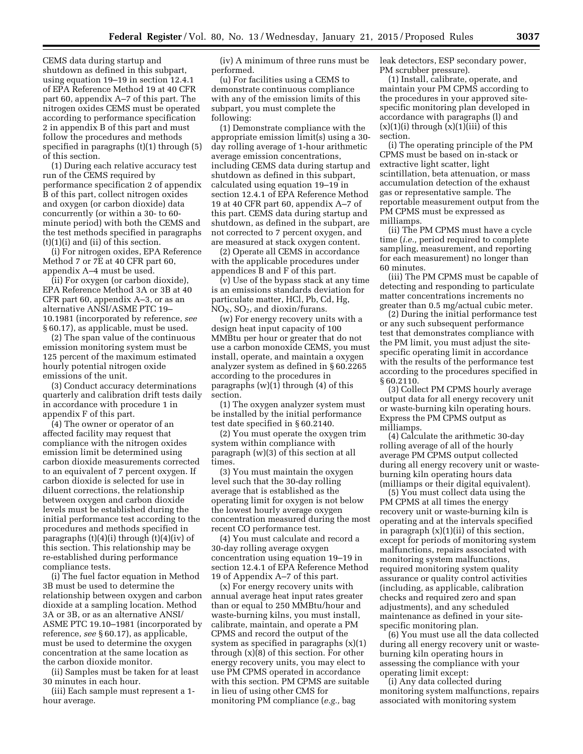CEMS data during startup and shutdown as defined in this subpart, using equation 19–19 in section 12.4.1 of EPA Reference Method 19 at 40 CFR part 60, appendix A–7 of this part. The nitrogen oxides CEMS must be operated according to performance specification 2 in appendix B of this part and must follow the procedures and methods specified in paragraphs (t)(1) through (5) of this section.

(1) During each relative accuracy test run of the CEMS required by performance specification 2 of appendix B of this part, collect nitrogen oxides and oxygen (or carbon dioxide) data concurrently (or within a 30- to 60-minute period) with both the CEMS and the test methods specified in paragraphs (t)(1)(i) and (ii) of this section.

(i) For nitrogen oxides, EPA Reference Method 7 or 7E at 40 CFR part 60, appendix A–4 must be used.

(ii) For oxygen (or carbon dioxide), EPA Reference Method 3A or 3B at 40 CFR part 60, appendix A–3, or as an alternative ANSI/ASME PTC 19–10.1981 (incorporated by reference, *see* § 60.17), as applicable, must be used.

(2) The span value of the continuous emission monitoring system must be 125 percent of the maximum estimated hourly potential nitrogen oxide emissions of the unit.

(3) Conduct accuracy determinations quarterly and calibration drift tests daily in accordance with procedure 1 in appendix F of this part.

(4) The owner or operator of an affected facility may request that compliance with the nitrogen oxides emission limit be determined using carbon dioxide measurements corrected to an equivalent of 7 percent oxygen. If carbon dioxide is selected for use in diluent corrections, the relationship between oxygen and carbon dioxide levels must be established during the initial performance test according to the procedures and methods specified in paragraphs (t)(4)(i) through (t)(4)(iv) of this section. This relationship may be re-established during performance compliance tests.

(i) The fuel factor equation in Method 3B must be used to determine the relationship between oxygen and carbon dioxide at a sampling location. Method 3A or 3B, or as an alternative ANSI/ASME PTC 19.10–1981 (incorporated by reference, *see* § 60.17), as applicable, must be used to determine the oxygen concentration at the same location as the carbon dioxide monitor.

(ii) Samples must be taken for at least 30 minutes in each hour.

(iii) Each sample must represent a 1-hour average.

(iv) A minimum of three runs must be performed.

(u) For facilities using a CEMS to demonstrate continuous compliance with any of the emission limits of this subpart, you must complete the following:

(1) Demonstrate compliance with the appropriate emission limit(s) using a 30-day rolling average of 1-hour arithmetic average emission concentrations, including CEMS data during startup and shutdown as defined in this subpart, calculated using equation 19–19 in section 12.4.1 of EPA Reference Method 19 at 40 CFR part 60, appendix A–7 of this part. CEMS data during startup and shutdown, as defined in the subpart, are not corrected to 7 percent oxygen, and are measured at stack oxygen content.

(2) Operate all CEMS in accordance with the applicable procedures under appendices B and F of this part.

(v) Use of the bypass stack at any time is an emissions standards deviation for particulate matter, HCl, Pb, Cd, Hg, $NO_X$, $SO_2$, and dioxin/furans.

(w) For energy recovery units with a design heat input capacity of 100 MMBtu per hour or greater that do not use a carbon monoxide CEMS, you must install, operate, and maintain a oxygen analyzer system as defined in § 60.2265 according to the procedures in paragraphs (w)(1) through (4) of this section.

(1) The oxygen analyzer system must be installed by the initial performance test date specified in § 60.2140.

(2) You must operate the oxygen trim system within compliance with paragraph (w)(3) of this section at all times.

(3) You must maintain the oxygen level such that the 30-day rolling average that is established as the operating limit for oxygen is not below the lowest hourly average oxygen concentration measured during the most recent CO performance test.

(4) You must calculate and record a 30-day rolling average oxygen concentration using equation 19–19 in section 12.4.1 of EPA Reference Method 19 of Appendix A–7 of this part.

(x) For energy recovery units with annual average heat input rates greater than or equal to 250 MMBtu/hour and waste-burning kilns, you must install, calibrate, maintain, and operate a PM CPMS and record the output of the system as specified in paragraphs (x)(1) through (x)(8) of this section. For other energy recovery units, you may elect to use PM CPMS operated in accordance with this section. PM CPMS are suitable in lieu of using other CMS for monitoring PM compliance (*e.g.,* bag leak detectors, ESP secondary power, PM scrubber pressure).

(1) Install, calibrate, operate, and maintain your PM CPMS according to the procedures in your approved site-specific monitoring plan developed in accordance with paragraphs (l) and (x)(1)(i) through (x)(1)(iii) of this section.

(i) The operating principle of the PM CPMS must be based on in-stack or extractive light scatter, light scintillation, beta attenuation, or mass accumulation detection of the exhaust gas or representative sample. The reportable measurement output from the PM CPMS must be expressed as milliamps.

(ii) The PM CPMS must have a cycle time (*i.e.,* period required to complete sampling, measurement, and reporting for each measurement) no longer than 60 minutes.

(iii) The PM CPMS must be capable of detecting and responding to particulate matter concentrations increments no greater than 0.5 mg/actual cubic meter.

(2) During the initial performance test or any such subsequent performance test that demonstrates compliance with the PM limit, you must adjust the site-specific operating limit in accordance with the results of the performance test according to the procedures specified in § 60.2110.

(3) Collect PM CPMS hourly average output data for all energy recovery unit or waste-burning kiln operating hours. Express the PM CPMS output as milliamps.

(4) Calculate the arithmetic 30-day rolling average of all of the hourly average PM CPMS output collected during all energy recovery unit or waste-burning kiln operating hours data (milliamps or their digital equivalent).

(5) You must collect data using the PM CPMS at all times the energy recovery unit or waste-burning kiln is operating and at the intervals specified in paragraph (x)(1)(ii) of this section, except for periods of monitoring system malfunctions, repairs associated with monitoring system malfunctions, required monitoring system quality assurance or quality control activities (including, as applicable, calibration checks and required zero and span adjustments), and any scheduled maintenance as defined in your site-specific monitoring plan.

(6) You must use all the data collected during all energy recovery unit or waste-burning kiln operating hours in assessing the compliance with your operating limit except:

(i) Any data collected during monitoring system malfunctions, repairs associated with monitoring system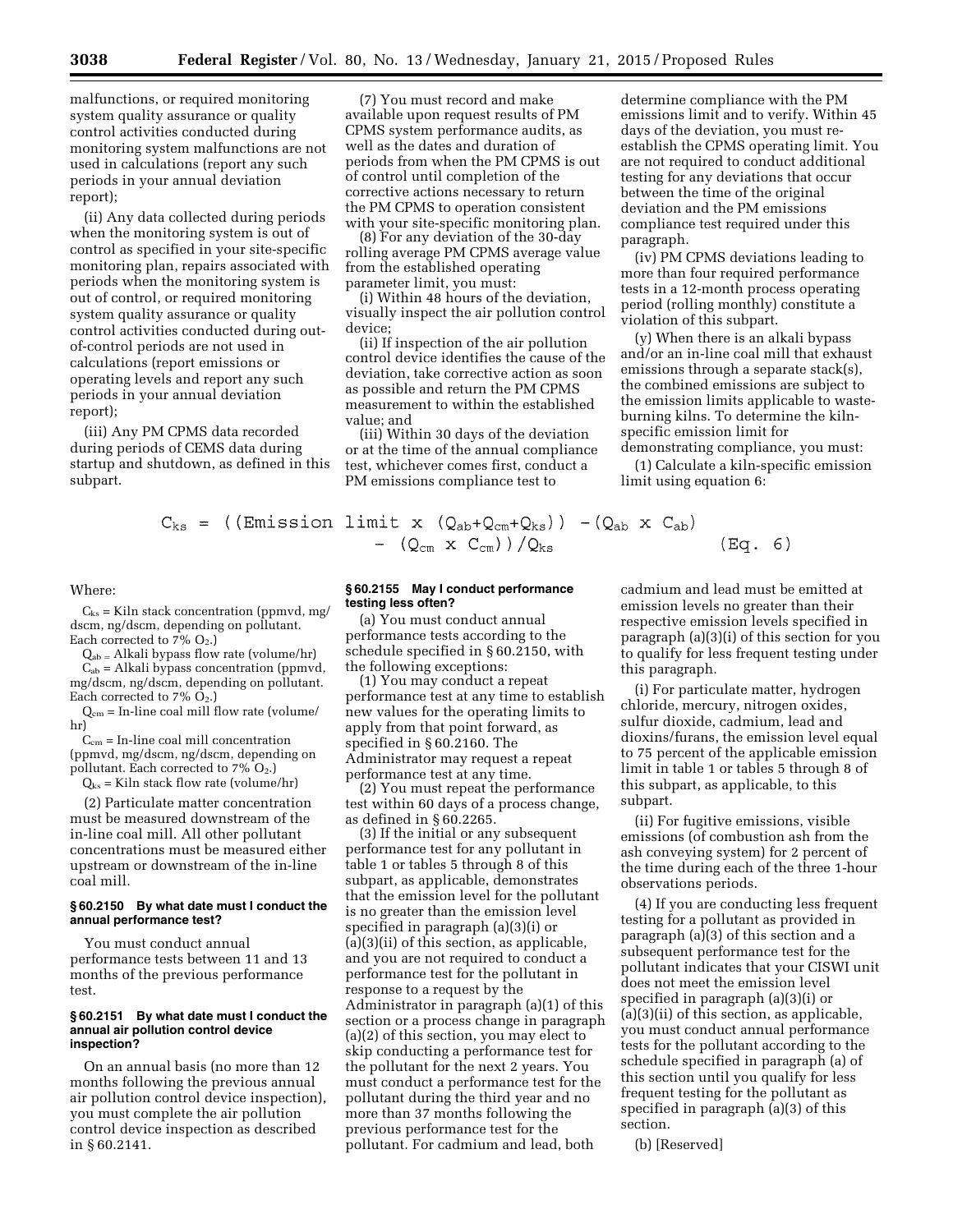malfunctions, or required monitoring system quality assurance or quality control activities conducted during monitoring system malfunctions are not used in calculations (report any such periods in your annual deviation report);

(ii) Any data collected during periods when the monitoring system is out of control as specified in your site-specific monitoring plan, repairs associated with periods when the monitoring system is out of control, or required monitoring system quality assurance or quality control activities conducted during out-of-control periods are not used in calculations (report emissions or operating levels and report any such periods in your annual deviation report);

(iii) Any PM CPMS data recorded during periods of CEMS data during startup and shutdown, as defined in this subpart.

(7) You must record and make available upon request results of PM CPMS system performance audits, as well as the dates and duration of periods from when the PM CPMS is out of control until completion of the corrective actions necessary to return the PM CPMS to operation consistent with your site-specific monitoring plan.

(8) For any deviation of the 30-day rolling average PM CPMS average value from the established operating parameter limit, you must:

(i) Within 48 hours of the deviation, visually inspect the air pollution control device;

(ii) If inspection of the air pollution control device identifies the cause of the deviation, take corrective action as soon as possible and return the PM CPMS measurement to within the established value; and

(iii) Within 30 days of the deviation or at the time of the annual compliance test, whichever comes first, conduct a PM emissions compliance test to determine compliance with the PM emissions limit and to verify. Within 45 days of the deviation, you must re-establish the CPMS operating limit. You are not required to conduct additional testing for any deviations that occur between the time of the original deviation and the PM emissions compliance test required under this paragraph.

(iv) PM CPMS deviations leading to more than four required performance tests in a 12-month process operating period (rolling monthly) constitute a violation of this subpart.

(y) When there is an alkali bypass and/or an in-line coal mill that exhaust emissions through a separate stack(s), the combined emissions are subject to the emission limits applicable to waste-burning kilns. To determine the kiln-specific emission limit for demonstrating compliance, you must:

(1) Calculate a kiln-specific emission limit using equation 6:

$$C_{ks} = ((\text{Emission limit} \times (Q_{ab}+Q_{cm}+Q_{ks})) - (Q_{ab} \times C_{ab}) - (Q_{cm} \times C_{cm}))/Q_{ks} \qquad \text{(Eq. 6)}$$

Where:

$C_{ks}$ = Kiln stack concentration (ppmvd, mg/dscm, ng/dscm, depending on pollutant. Each corrected to 7% $O_2$.)

$Q_{ab}$ = Alkali bypass flow rate (volume/hr)

$C_{ab}$ = Alkali bypass concentration (ppmvd, mg/dscm, ng/dscm, depending on pollutant. Each corrected to 7% $O_2$.)

$Q_{cm}$ = In-line coal mill flow rate (volume/hr)

$C_{cm}$ = In-line coal mill concentration (ppmvd, mg/dscm, ng/dscm, depending on pollutant. Each corrected to 7% $O_2$.)

$Q_{ks}$ = Kiln stack flow rate (volume/hr)

(2) Particulate matter concentration must be measured downstream of the in-line coal mill. All other pollutant concentrations must be measured either upstream or downstream of the in-line coal mill.

### § 60.2150 By what date must I conduct the annual performance test?

You must conduct annual performance tests between 11 and 13 months of the previous performance test.

### § 60.2151 By what date must I conduct the annual air pollution control device inspection?

On an annual basis (no more than 12 months following the previous annual air pollution control device inspection), you must complete the air pollution control device inspection as described in § 60.2141.

### § 60.2155 May I conduct performance testing less often?

(a) You must conduct annual performance tests according to the schedule specified in § 60.2150, with the following exceptions:

(1) You may conduct a repeat performance test at any time to establish new values for the operating limits to apply from that point forward, as specified in § 60.2160. The Administrator may request a repeat performance test at any time.

(2) You must repeat the performance test within 60 days of a process change, as defined in § 60.2265.

(3) If the initial or any subsequent performance test for any pollutant in table 1 or tables 5 through 8 of this subpart, as applicable, demonstrates that the emission level for the pollutant is no greater than the emission level specified in paragraph (a)(3)(i) or (a)(3)(ii) of this section, as applicable, and you are not required to conduct a performance test for the pollutant in response to a request by the Administrator in paragraph (a)(1) of this section or a process change in paragraph (a)(2) of this section, you may elect to skip conducting a performance test for the pollutant for the next 2 years. You must conduct a performance test for the pollutant during the third year and no more than 37 months following the previous performance test for the pollutant. For cadmium and lead, both cadmium and lead must be emitted at emission levels no greater than their respective emission levels specified in paragraph (a)(3)(i) of this section for you to qualify for less frequent testing under this paragraph.

(i) For particulate matter, hydrogen chloride, mercury, nitrogen oxides, sulfur dioxide, cadmium, lead and dioxins/furans, the emission level equal to 75 percent of the applicable emission limit in table 1 or tables 5 through 8 of this subpart, as applicable, to this subpart.

(ii) For fugitive emissions, visible emissions (of combustion ash from the ash conveying system) for 2 percent of the time during each of the three 1-hour observations periods.

(4) If you are conducting less frequent testing for a pollutant as provided in paragraph (a)(3) of this section and a subsequent performance test for the pollutant indicates that your CISWI unit does not meet the emission level specified in paragraph (a)(3)(i) or (a)(3)(ii) of this section, as applicable, you must conduct annual performance tests for the pollutant according to the schedule specified in paragraph (a) of this section until you qualify for less frequent testing for the pollutant as specified in paragraph (a)(3) of this section.

(b) [Reserved]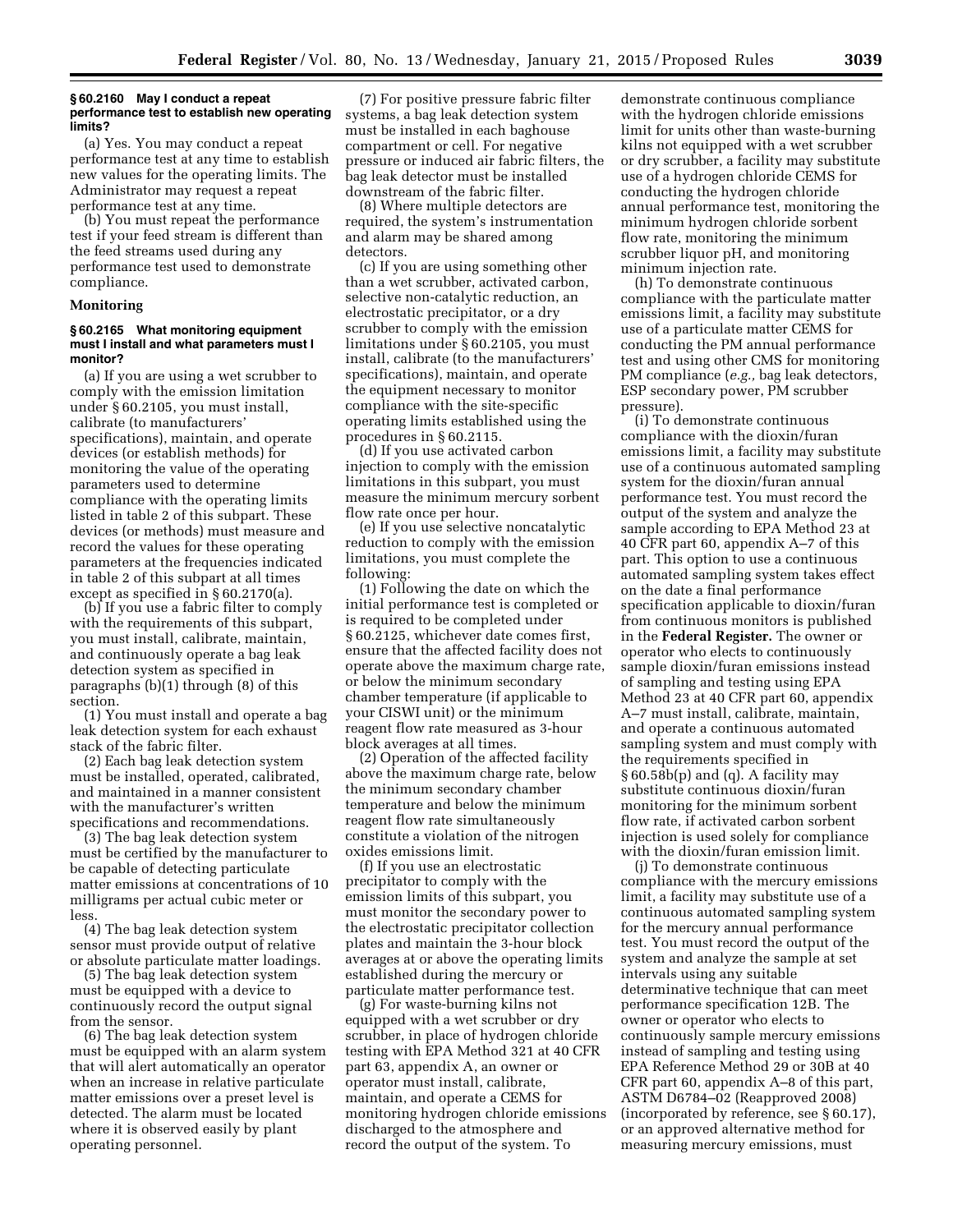### § 60.2160 May I conduct a repeat performance test to establish new operating limits?

(a) Yes. You may conduct a repeat performance test at any time to establish new values for the operating limits. The Administrator may request a repeat performance test at any time.

(b) You must repeat the performance test if your feed stream is different than the feed streams used during any performance test used to demonstrate compliance.

#### Monitoring

### § 60.2165 What monitoring equipment must I install and what parameters must I monitor?

(a) If you are using a wet scrubber to comply with the emission limitation under § 60.2105, you must install, calibrate (to manufacturers' specifications), maintain, and operate devices (or establish methods) for monitoring the value of the operating parameters used to determine compliance with the operating limits listed in table 2 of this subpart. These devices (or methods) must measure and record the values for these operating parameters at the frequencies indicated in table 2 of this subpart at all times except as specified in § 60.2170(a).

(b) If you use a fabric filter to comply with the requirements of this subpart, you must install, calibrate, maintain, and continuously operate a bag leak detection system as specified in paragraphs (b)(1) through (8) of this section.

(1) You must install and operate a bag leak detection system for each exhaust stack of the fabric filter.

(2) Each bag leak detection system must be installed, operated, calibrated, and maintained in a manner consistent with the manufacturer's written specifications and recommendations.

(3) The bag leak detection system must be certified by the manufacturer to be capable of detecting particulate matter emissions at concentrations of 10 milligrams per actual cubic meter or less.

(4) The bag leak detection system sensor must provide output of relative or absolute particulate matter loadings.

(5) The bag leak detection system must be equipped with a device to continuously record the output signal from the sensor.

(6) The bag leak detection system must be equipped with an alarm system that will alert automatically an operator when an increase in relative particulate matter emissions over a preset level is detected. The alarm must be located where it is observed easily by plant operating personnel.

(7) For positive pressure fabric filter systems, a bag leak detection system must be installed in each baghouse compartment or cell. For negative pressure or induced air fabric filters, the bag leak detector must be installed downstream of the fabric filter.

(8) Where multiple detectors are required, the system's instrumentation and alarm may be shared among detectors.

(c) If you are using something other than a wet scrubber, activated carbon, selective non-catalytic reduction, an electrostatic precipitator, or a dry scrubber to comply with the emission limitations under § 60.2105, you must install, calibrate (to the manufacturers' specifications), maintain, and operate the equipment necessary to monitor compliance with the site-specific operating limits established using the procedures in § 60.2115.

(d) If you use activated carbon injection to comply with the emission limitations in this subpart, you must measure the minimum mercury sorbent flow rate once per hour.

(e) If you use selective noncatalytic reduction to comply with the emission limitations, you must complete the following:

(1) Following the date on which the initial performance test is completed or is required to be completed under § 60.2125, whichever date comes first, ensure that the affected facility does not operate above the maximum charge rate, or below the minimum secondary chamber temperature (if applicable to your CISWI unit) or the minimum reagent flow rate measured as 3-hour block averages at all times.

(2) Operation of the affected facility above the maximum charge rate, below the minimum secondary chamber temperature and below the minimum reagent flow rate simultaneously constitute a violation of the nitrogen oxides emissions limit.

(f) If you use an electrostatic precipitator to comply with the emission limits of this subpart, you must monitor the secondary power to the electrostatic precipitator collection plates and maintain the 3-hour block averages at or above the operating limits established during the mercury or particulate matter performance test.

(g) For waste-burning kilns not equipped with a wet scrubber or dry scrubber, in place of hydrogen chloride testing with EPA Method 321 at 40 CFR part 63, appendix A, an owner or operator must install, calibrate, maintain, and operate a CEMS for monitoring hydrogen chloride emissions discharged to the atmosphere and record the output of the system. To demonstrate continuous compliance with the hydrogen chloride emissions limit for units other than waste-burning kilns not equipped with a wet scrubber or dry scrubber, a facility may substitute use of a hydrogen chloride CEMS for conducting the hydrogen chloride annual performance test, monitoring the minimum hydrogen chloride sorbent flow rate, monitoring the minimum scrubber liquor pH, and monitoring minimum injection rate.

(h) To demonstrate continuous compliance with the particulate matter emissions limit, a facility may substitute use of a particulate matter CEMS for conducting the PM annual performance test and using other CMS for monitoring PM compliance (*e.g.,* bag leak detectors, ESP secondary power, PM scrubber pressure).

(i) To demonstrate continuous compliance with the dioxin/furan emissions limit, a facility may substitute use of a continuous automated sampling system for the dioxin/furan annual performance test. You must record the output of the system and analyze the sample according to EPA Method 23 at 40 CFR part 60, appendix A–7 of this part. This option to use a continuous automated sampling system takes effect on the date a final performance specification applicable to dioxin/furan from continuous monitors is published in the **Federal Register.** The owner or operator who elects to continuously sample dioxin/furan emissions instead of sampling and testing using EPA Method 23 at 40 CFR part 60, appendix A–7 must install, calibrate, maintain, and operate a continuous automated sampling system and must comply with the requirements specified in § 60.58b(p) and (q). A facility may substitute continuous dioxin/furan monitoring for the minimum sorbent flow rate, if activated carbon sorbent injection is used solely for compliance with the dioxin/furan emission limit.

(j) To demonstrate continuous compliance with the mercury emissions limit, a facility may substitute use of a continuous automated sampling system for the mercury annual performance test. You must record the output of the system and analyze the sample at set intervals using any suitable determinative technique that can meet performance specification 12B. The owner or operator who elects to continuously sample mercury emissions instead of sampling and testing using EPA Reference Method 29 or 30B at 40 CFR part 60, appendix A–8 of this part, ASTM D6784–02 (Reapproved 2008) (incorporated by reference, see § 60.17), or an approved alternative method for measuring mercury emissions, must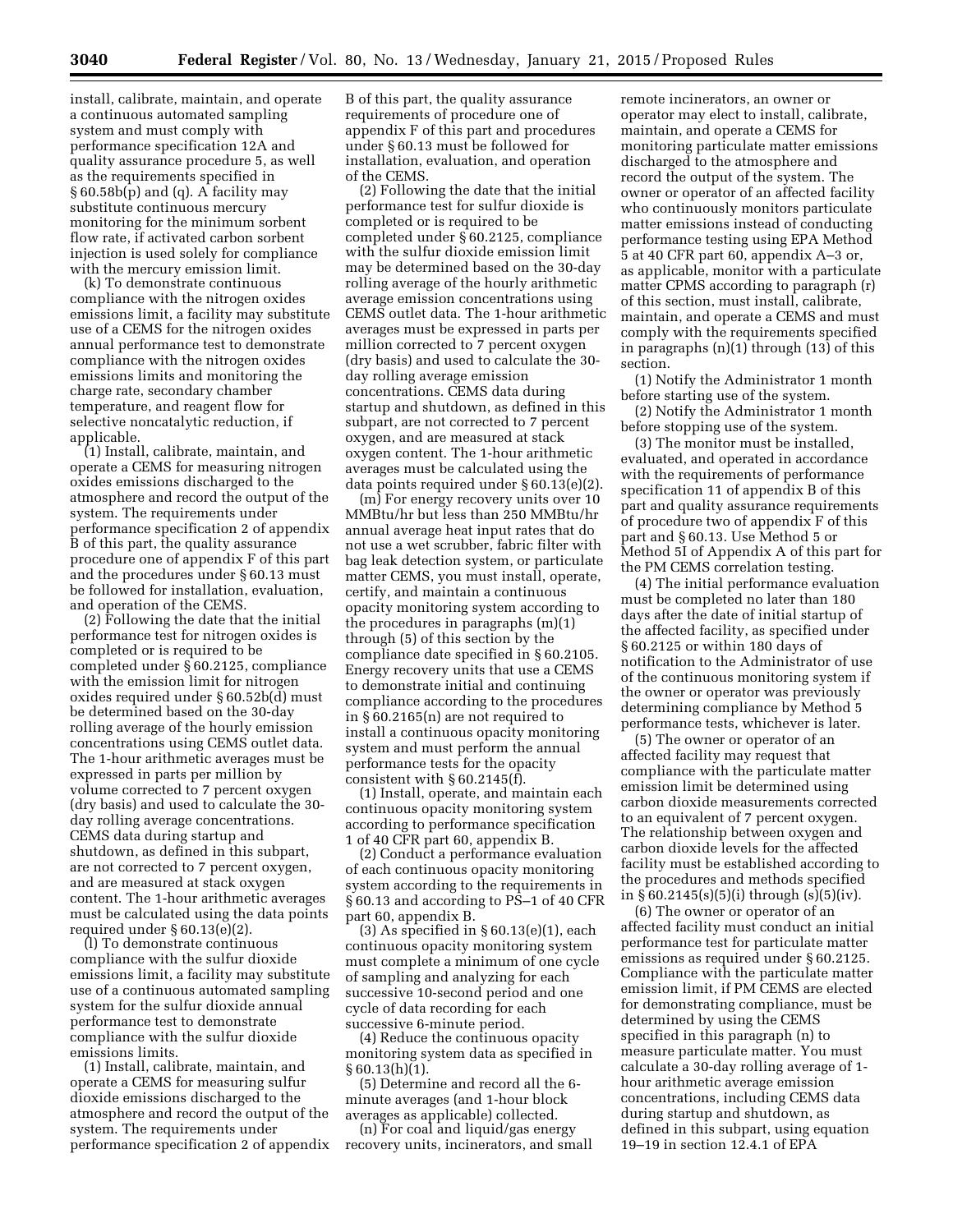install, calibrate, maintain, and operate a continuous automated sampling system and must comply with performance specification 12A and quality assurance procedure 5, as well as the requirements specified in § 60.58b(p) and (q). A facility may substitute continuous mercury monitoring for the minimum sorbent flow rate, if activated carbon sorbent injection is used solely for compliance with the mercury emission limit.

(k) To demonstrate continuous compliance with the nitrogen oxides emissions limit, a facility may substitute use of a CEMS for the nitrogen oxides annual performance test to demonstrate compliance with the nitrogen oxides emissions limits and monitoring the charge rate, secondary chamber temperature, and reagent flow for selective noncatalytic reduction, if applicable.

(1) Install, calibrate, maintain, and operate a CEMS for measuring nitrogen oxides emissions discharged to the atmosphere and record the output of the system. The requirements under performance specification 2 of appendix B of this part, the quality assurance procedure one of appendix F of this part and the procedures under § 60.13 must be followed for installation, evaluation, and operation of the CEMS.

(2) Following the date that the initial performance test for nitrogen oxides is completed or is required to be completed under § 60.2125, compliance with the emission limit for nitrogen oxides required under § 60.52b(d) must be determined based on the 30-day rolling average of the hourly emission concentrations using CEMS outlet data. The 1-hour arithmetic averages must be expressed in parts per million by volume corrected to 7 percent oxygen (dry basis) and used to calculate the 30-day rolling average concentrations. CEMS data during startup and shutdown, as defined in this subpart, are not corrected to 7 percent oxygen, and are measured at stack oxygen content. The 1-hour arithmetic averages must be calculated using the data points required under § 60.13(e)(2).

(l) To demonstrate continuous compliance with the sulfur dioxide emissions limit, a facility may substitute use of a continuous automated sampling system for the sulfur dioxide annual performance test to demonstrate compliance with the sulfur dioxide emissions limits.

(1) Install, calibrate, maintain, and operate a CEMS for measuring sulfur dioxide emissions discharged to the atmosphere and record the output of the system. The requirements under performance specification 2 of appendix B of this part, the quality assurance requirements of procedure one of appendix F of this part and procedures under § 60.13 must be followed for installation, evaluation, and operation of the CEMS.

(2) Following the date that the initial performance test for sulfur dioxide is completed or is required to be completed under § 60.2125, compliance with the sulfur dioxide emission limit may be determined based on the 30-day rolling average of the hourly arithmetic average emission concentrations using CEMS outlet data. The 1-hour arithmetic averages must be expressed in parts per million corrected to 7 percent oxygen (dry basis) and used to calculate the 30-day rolling average emission concentrations. CEMS data during startup and shutdown, as defined in this subpart, are not corrected to 7 percent oxygen, and are measured at stack oxygen content. The 1-hour arithmetic averages must be calculated using the data points required under § 60.13(e)(2).

(m) For energy recovery units over 10 MMBtu/hr but less than 250 MMBtu/hr annual average heat input rates that do not use a wet scrubber, fabric filter with bag leak detection system, or particulate matter CEMS, you must install, operate, certify, and maintain a continuous opacity monitoring system according to the procedures in paragraphs (m)(1) through (5) of this section by the compliance date specified in § 60.2105. Energy recovery units that use a CEMS to demonstrate initial and continuing compliance according to the procedures in § 60.2165(n) are not required to install a continuous opacity monitoring system and must perform the annual performance tests for the opacity consistent with § 60.2145(f).

(1) Install, operate, and maintain each continuous opacity monitoring system according to performance specification 1 of 40 CFR part 60, appendix B.

(2) Conduct a performance evaluation of each continuous opacity monitoring system according to the requirements in § 60.13 and according to PS–1 of 40 CFR part 60, appendix B.

(3) As specified in § 60.13(e)(1), each continuous opacity monitoring system must complete a minimum of one cycle of sampling and analyzing for each successive 10-second period and one cycle of data recording for each successive 6-minute period.

(4) Reduce the continuous opacity monitoring system data as specified in § 60.13(h)(1).

(5) Determine and record all the 6-minute averages (and 1-hour block averages as applicable) collected.

(n) For coal and liquid/gas energy recovery units, incinerators, and small remote incinerators, an owner or operator may elect to install, calibrate, maintain, and operate a CEMS for monitoring particulate matter emissions discharged to the atmosphere and record the output of the system. The owner or operator of an affected facility who continuously monitors particulate matter emissions instead of conducting performance testing using EPA Method 5 at 40 CFR part 60, appendix A–3 or, as applicable, monitor with a particulate matter CPMS according to paragraph (r) of this section, must install, calibrate, maintain, and operate a CEMS and must comply with the requirements specified in paragraphs (n)(1) through (13) of this section.

(1) Notify the Administrator 1 month before starting use of the system.

(2) Notify the Administrator 1 month before stopping use of the system.

(3) The monitor must be installed, evaluated, and operated in accordance with the requirements of performance specification 11 of appendix B of this part and quality assurance requirements of procedure two of appendix F of this part and § 60.13. Use Method 5 or Method 5I of Appendix A of this part for the PM CEMS correlation testing.

(4) The initial performance evaluation must be completed no later than 180 days after the date of initial startup of the affected facility, as specified under § 60.2125 or within 180 days of notification to the Administrator of use of the continuous monitoring system if the owner or operator was previously determining compliance by Method 5 performance tests, whichever is later.

(5) The owner or operator of an affected facility may request that compliance with the particulate matter emission limit be determined using carbon dioxide measurements corrected to an equivalent of 7 percent oxygen. The relationship between oxygen and carbon dioxide levels for the affected facility must be established according to the procedures and methods specified in § 60.2145(s)(5)(i) through (s)(5)(iv).

(6) The owner or operator of an affected facility must conduct an initial performance test for particulate matter emissions as required under § 60.2125. Compliance with the particulate matter emission limit, if PM CEMS are elected for demonstrating compliance, must be determined by using the CEMS specified in this paragraph (n) to measure particulate matter. You must calculate a 30-day rolling average of 1-hour arithmetic average emission concentrations, including CEMS data during startup and shutdown, as defined in this subpart, using equation 19–19 in section 12.4.1 of EPA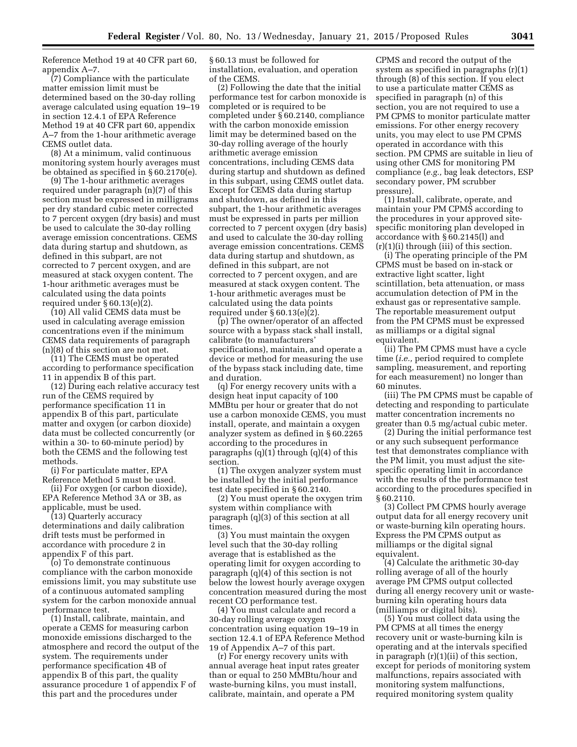Reference Method 19 at 40 CFR part 60, appendix A–7.

(7) Compliance with the particulate matter emission limit must be determined based on the 30-day rolling average calculated using equation 19–19 in section 12.4.1 of EPA Reference Method 19 at 40 CFR part 60, appendix A–7 from the 1-hour arithmetic average CEMS outlet data.

(8) At a minimum, valid continuous monitoring system hourly averages must be obtained as specified in § 60.2170(e).

(9) The 1-hour arithmetic averages required under paragraph (n)(7) of this section must be expressed in milligrams per dry standard cubic meter corrected to 7 percent oxygen (dry basis) and must be used to calculate the 30-day rolling average emission concentrations. CEMS data during startup and shutdown, as defined in this subpart, are not corrected to 7 percent oxygen, and are measured at stack oxygen content. The 1-hour arithmetic averages must be calculated using the data points required under § 60.13(e)(2).

(10) All valid CEMS data must be used in calculating average emission concentrations even if the minimum CEMS data requirements of paragraph (n)(8) of this section are not met.

(11) The CEMS must be operated according to performance specification 11 in appendix B of this part.

(12) During each relative accuracy test run of the CEMS required by performance specification 11 in appendix B of this part, particulate matter and oxygen (or carbon dioxide) data must be collected concurrently (or within a 30- to 60-minute period) by both the CEMS and the following test methods.

(i) For particulate matter, EPA Reference Method 5 must be used.

(ii) For oxygen (or carbon dioxide), EPA Reference Method 3A or 3B, as applicable, must be used.

(13) Quarterly accuracy determinations and daily calibration drift tests must be performed in accordance with procedure 2 in appendix F of this part.

(o) To demonstrate continuous compliance with the carbon monoxide emissions limit, you may substitute use of a continuous automated sampling system for the carbon monoxide annual performance test.

(1) Install, calibrate, maintain, and operate a CEMS for measuring carbon monoxide emissions discharged to the atmosphere and record the output of the system. The requirements under performance specification 4B of appendix B of this part, the quality assurance procedure 1 of appendix F of this part and the procedures under § 60.13 must be followed for installation, evaluation, and operation of the CEMS.

(2) Following the date that the initial performance test for carbon monoxide is completed or is required to be completed under § 60.2140, compliance with the carbon monoxide emission limit may be determined based on the 30-day rolling average of the hourly arithmetic average emission concentrations, including CEMS data during startup and shutdown as defined in this subpart, using CEMS outlet data. Except for CEMS data during startup and shutdown, as defined in this subpart, the 1-hour arithmetic averages must be expressed in parts per million corrected to 7 percent oxygen (dry basis) and used to calculate the 30-day rolling average emission concentrations. CEMS data during startup and shutdown, as defined in this subpart, are not corrected to 7 percent oxygen, and are measured at stack oxygen content. The 1-hour arithmetic averages must be calculated using the data points required under § 60.13(e)(2).

(p) The owner/operator of an affected source with a bypass stack shall install, calibrate (to manufacturers' specifications), maintain, and operate a device or method for measuring the use of the bypass stack including date, time and duration.

(q) For energy recovery units with a design heat input capacity of 100 MMBtu per hour or greater that do not use a carbon monoxide CEMS, you must install, operate, and maintain a oxygen analyzer system as defined in § 60.2265 according to the procedures in paragraphs (q)(1) through (q)(4) of this section.

(1) The oxygen analyzer system must be installed by the initial performance test date specified in § 60.2140.

(2) You must operate the oxygen trim system within compliance with paragraph (q)(3) of this section at all times.

(3) You must maintain the oxygen level such that the 30-day rolling average that is established as the operating limit for oxygen according to paragraph (q)(4) of this section is not below the lowest hourly average oxygen concentration measured during the most recent CO performance test.

(4) You must calculate and record a 30-day rolling average oxygen concentration using equation 19–19 in section 12.4.1 of EPA Reference Method 19 of Appendix A–7 of this part.

(r) For energy recovery units with annual average heat input rates greater than or equal to 250 MMBtu/hour and waste-burning kilns, you must install, calibrate, maintain, and operate a PM CPMS and record the output of the system as specified in paragraphs (r)(1) through (8) of this section. If you elect to use a particulate matter CEMS as specified in paragraph (n) of this section, you are not required to use a PM CPMS to monitor particulate matter emissions. For other energy recovery units, you may elect to use PM CPMS operated in accordance with this section. PM CPMS are suitable in lieu of using other CMS for monitoring PM compliance (*e.g.,* bag leak detectors, ESP secondary power, PM scrubber pressure).

(1) Install, calibrate, operate, and maintain your PM CPMS according to the procedures in your approved site-specific monitoring plan developed in accordance with § 60.2145(l) and (r)(1)(i) through (iii) of this section.

(i) The operating principle of the PM CPMS must be based on in-stack or extractive light scatter, light scintillation, beta attenuation, or mass accumulation detection of PM in the exhaust gas or representative sample. The reportable measurement output from the PM CPMS must be expressed as milliamps or a digital signal equivalent.

(ii) The PM CPMS must have a cycle time (*i.e.,* period required to complete sampling, measurement, and reporting for each measurement) no longer than 60 minutes.

(iii) The PM CPMS must be capable of detecting and responding to particulate matter concentration increments no greater than 0.5 mg/actual cubic meter.

(2) During the initial performance test or any such subsequent performance test that demonstrates compliance with the PM limit, you must adjust the site-specific operating limit in accordance with the results of the performance test according to the procedures specified in § 60.2110.

(3) Collect PM CPMS hourly average output data for all energy recovery unit or waste-burning kiln operating hours. Express the PM CPMS output as milliamps or the digital signal equivalent.

(4) Calculate the arithmetic 30-day rolling average of all of the hourly average PM CPMS output collected during all energy recovery unit or waste-burning kiln operating hours data (milliamps or digital bits).

(5) You must collect data using the PM CPMS at all times the energy recovery unit or waste-burning kiln is operating and at the intervals specified in paragraph (r)(1)(ii) of this section, except for periods of monitoring system malfunctions, repairs associated with monitoring system malfunctions, required monitoring system quality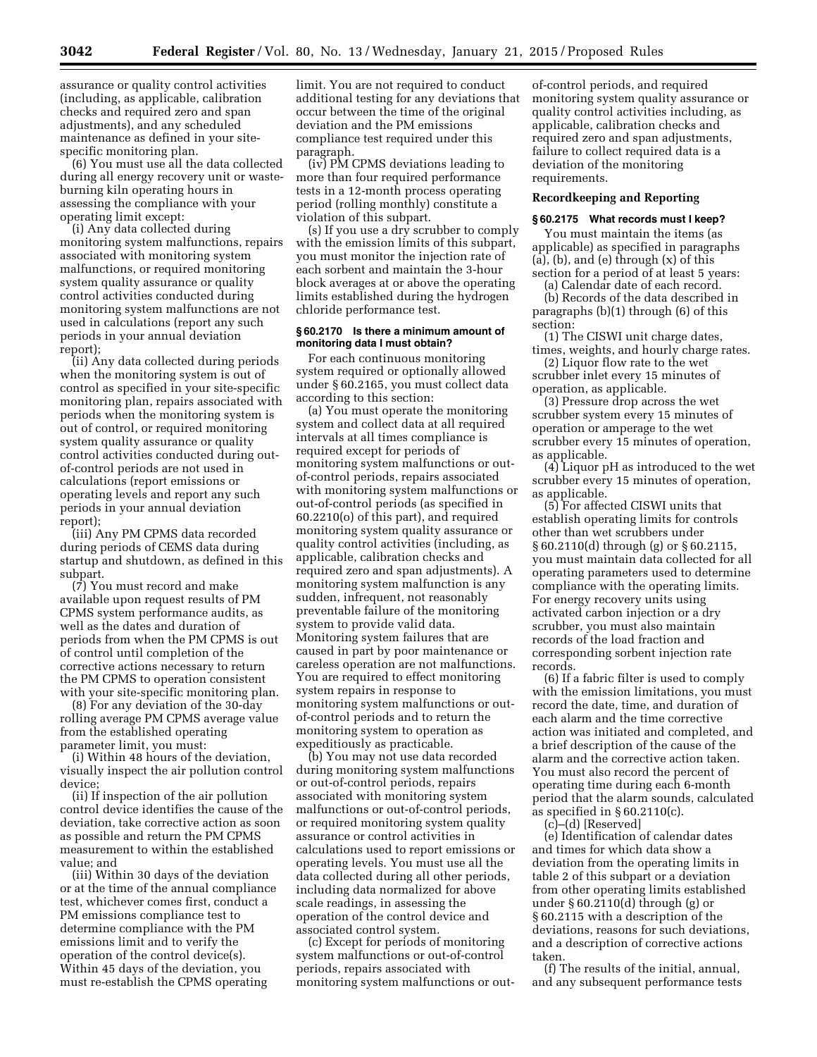assurance or quality control activities (including, as applicable, calibration checks and required zero and span adjustments), and any scheduled maintenance as defined in your site-specific monitoring plan.

(6) You must use all the data collected during all energy recovery unit or waste-burning kiln operating hours in assessing the compliance with your operating limit except:

(i) Any data collected during monitoring system malfunctions, repairs associated with monitoring system malfunctions, or required monitoring system quality assurance or quality control activities conducted during monitoring system malfunctions are not used in calculations (report any such periods in your annual deviation report);

(ii) Any data collected during periods when the monitoring system is out of control as specified in your site-specific monitoring plan, repairs associated with periods when the monitoring system is out of control, or required monitoring system quality assurance or quality control activities conducted during out-of-control periods are not used in calculations (report emissions or operating levels and report any such periods in your annual deviation report);

(iii) Any PM CPMS data recorded during periods of CEMS data during startup and shutdown, as defined in this subpart.

(7) You must record and make available upon request results of PM CPMS system performance audits, as well as the dates and duration of periods from when the PM CPMS is out of control until completion of the corrective actions necessary to return the PM CPMS to operation consistent with your site-specific monitoring plan.

(8) For any deviation of the 30-day rolling average PM CPMS average value from the established operating parameter limit, you must:

(i) Within 48 hours of the deviation, visually inspect the air pollution control device;

(ii) If inspection of the air pollution control device identifies the cause of the deviation, take corrective action as soon as possible and return the PM CPMS measurement to within the established value; and

(iii) Within 30 days of the deviation or at the time of the annual compliance test, whichever comes first, conduct a PM emissions compliance test to determine compliance with the PM emissions limit and to verify the operation of the control device(s). Within 45 days of the deviation, you must re-establish the CPMS operating limit. You are not required to conduct additional testing for any deviations that occur between the time of the original deviation and the PM emissions compliance test required under this paragraph.

(iv) PM CPMS deviations leading to more than four required performance tests in a 12-month process operating period (rolling monthly) constitute a violation of this subpart.

(s) If you use a dry scrubber to comply with the emission limits of this subpart, you must monitor the injection rate of each sorbent and maintain the 3-hour block averages at or above the operating limits established during the hydrogen chloride performance test.

**§ 60.2170 Is there a minimum amount of monitoring data I must obtain?**

For each continuous monitoring system required or optionally allowed under § 60.2165, you must collect data according to this section:

(a) You must operate the monitoring system and collect data at all required intervals at all times compliance is required except for periods of monitoring system malfunctions or out-of-control periods, repairs associated with monitoring system malfunctions or out-of-control periods (as specified in 60.2210(o) of this part), and required monitoring system quality assurance or quality control activities (including, as applicable, calibration checks and required zero and span adjustments). A monitoring system malfunction is any sudden, infrequent, not reasonably preventable failure of the monitoring system to provide valid data. Monitoring system failures that are caused in part by poor maintenance or careless operation are not malfunctions. You are required to effect monitoring system repairs in response to monitoring system malfunctions or out-of-control periods and to return the monitoring system to operation as expeditiously as practicable.

(b) You may not use data recorded during monitoring system malfunctions or out-of-control periods, repairs associated with monitoring system malfunctions or out-of-control periods, or required monitoring system quality assurance or control activities in calculations used to report emissions or operating levels. You must use all the data collected during all other periods, including data normalized for above scale readings, in assessing the operation of the control device and associated control system.

(c) Except for periods of monitoring system malfunctions or out-of-control periods, repairs associated with monitoring system malfunctions or out-of-control periods, and required monitoring system quality assurance or quality control activities including, as applicable, calibration checks and required zero and span adjustments, failure to collect required data is a deviation of the monitoring requirements.

**Recordkeeping and Reporting**

**§ 60.2175 What records must I keep?**

You must maintain the items (as applicable) as specified in paragraphs (a), (b), and (e) through (x) of this section for a period of at least 5 years:

(a) Calendar date of each record.

(b) Records of the data described in paragraphs (b)(1) through (6) of this section:

(1) The CISWI unit charge dates, times, weights, and hourly charge rates.

(2) Liquor flow rate to the wet scrubber inlet every 15 minutes of operation, as applicable.

(3) Pressure drop across the wet scrubber system every 15 minutes of operation or amperage to the wet scrubber every 15 minutes of operation, as applicable.

(4) Liquor pH as introduced to the wet scrubber every 15 minutes of operation, as applicable.

(5) For affected CISWI units that establish operating limits for controls other than wet scrubbers under § 60.2110(d) through (g) or § 60.2115, you must maintain data collected for all operating parameters used to determine compliance with the operating limits. For energy recovery units using activated carbon injection or a dry scrubber, you must also maintain records of the load fraction and corresponding sorbent injection rate records.

(6) If a fabric filter is used to comply with the emission limitations, you must record the date, time, and duration of each alarm and the time corrective action was initiated and completed, and a brief description of the cause of the alarm and the corrective action taken. You must also record the percent of operating time during each 6-month period that the alarm sounds, calculated as specified in § 60.2110(c).

(c)–(d) [Reserved]

(e) Identification of calendar dates and times for which data show a deviation from the operating limits in table 2 of this subpart or a deviation from other operating limits established under § 60.2110(d) through (g) or § 60.2115 with a description of the deviations, reasons for such deviations, and a description of corrective actions taken.

(f) The results of the initial, annual, and any subsequent performance tests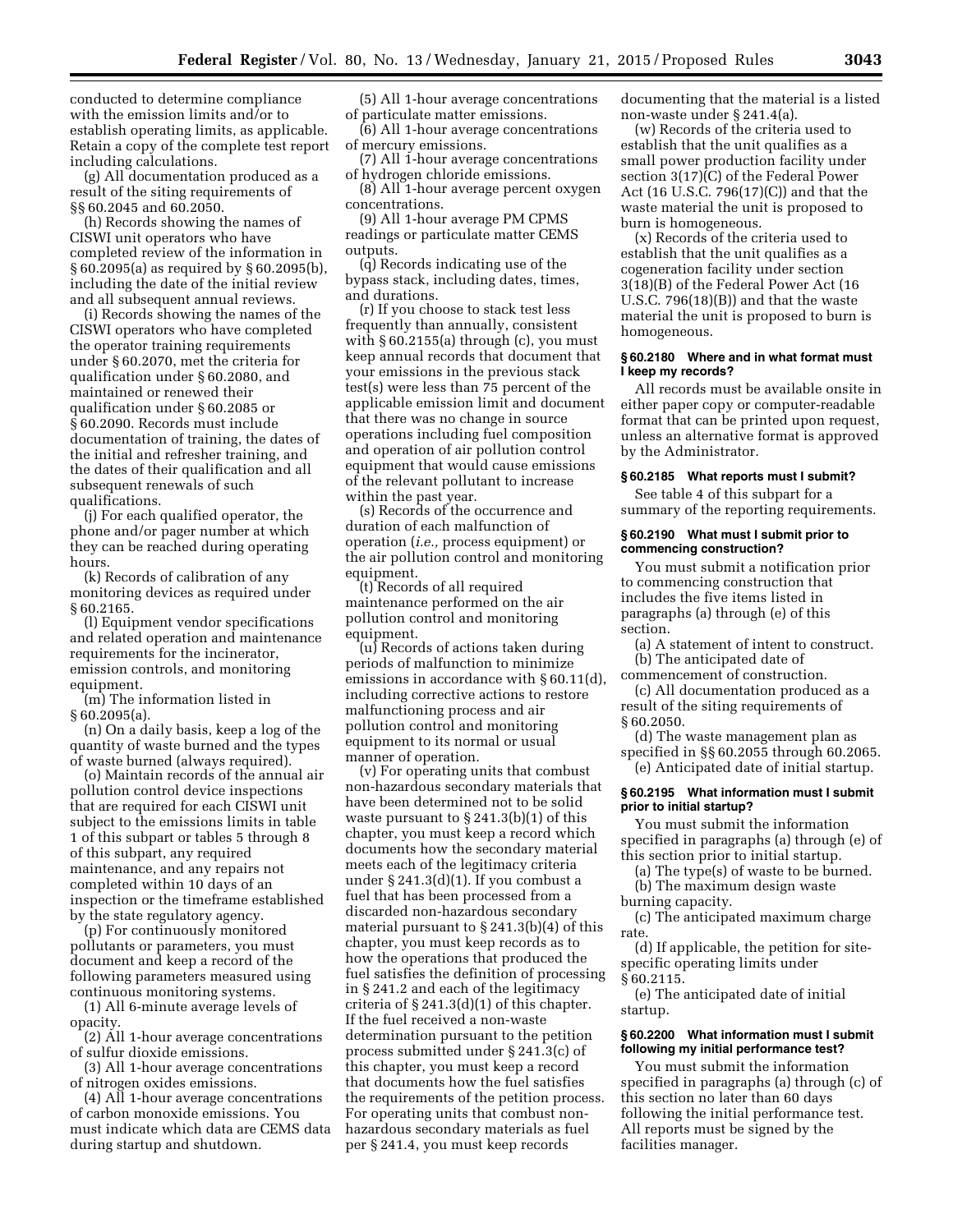conducted to determine compliance with the emission limits and/or to establish operating limits, as applicable. Retain a copy of the complete test report including calculations.

(g) All documentation produced as a result of the siting requirements of §§ 60.2045 and 60.2050.

(h) Records showing the names of CISWI unit operators who have completed review of the information in § 60.2095(a) as required by § 60.2095(b), including the date of the initial review and all subsequent annual reviews.

(i) Records showing the names of the CISWI operators who have completed the operator training requirements under § 60.2070, met the criteria for qualification under § 60.2080, and maintained or renewed their qualification under § 60.2085 or § 60.2090. Records must include documentation of training, the dates of the initial and refresher training, and the dates of their qualification and all subsequent renewals of such qualifications.

(j) For each qualified operator, the phone and/or pager number at which they can be reached during operating hours.

(k) Records of calibration of any monitoring devices as required under § 60.2165.

(l) Equipment vendor specifications and related operation and maintenance requirements for the incinerator, emission controls, and monitoring equipment.

(m) The information listed in § 60.2095(a).

(n) On a daily basis, keep a log of the quantity of waste burned and the types of waste burned (always required).

(o) Maintain records of the annual air pollution control device inspections that are required for each CISWI unit subject to the emissions limits in table 1 of this subpart or tables 5 through 8 of this subpart, any required maintenance, and any repairs not completed within 10 days of an inspection or the timeframe established by the state regulatory agency.

(p) For continuously monitored pollutants or parameters, you must document and keep a record of the following parameters measured using continuous monitoring systems.

(1) All 6-minute average levels of opacity.

(2) All 1-hour average concentrations of sulfur dioxide emissions.

(3) All 1-hour average concentrations of nitrogen oxides emissions.

(4) All 1-hour average concentrations of carbon monoxide emissions. You must indicate which data are CEMS data during startup and shutdown.

(5) All 1-hour average concentrations of particulate matter emissions.

(6) All 1-hour average concentrations of mercury emissions.

(7) All 1-hour average concentrations of hydrogen chloride emissions.

(8) All 1-hour average percent oxygen concentrations.

(9) All 1-hour average PM CPMS readings or particulate matter CEMS outputs.

(q) Records indicating use of the bypass stack, including dates, times, and durations.

(r) If you choose to stack test less frequently than annually, consistent with § 60.2155(a) through (c), you must keep annual records that document that your emissions in the previous stack test(s) were less than 75 percent of the applicable emission limit and document that there was no change in source operations including fuel composition and operation of air pollution control equipment that would cause emissions of the relevant pollutant to increase within the past year.

(s) Records of the occurrence and duration of each malfunction of operation (*i.e.,* process equipment) or the air pollution control and monitoring equipment.

(t) Records of all required maintenance performed on the air pollution control and monitoring equipment.

(u) Records of actions taken during periods of malfunction to minimize emissions in accordance with § 60.11(d), including corrective actions to restore malfunctioning process and air pollution control and monitoring equipment to its normal or usual manner of operation.

(v) For operating units that combust non-hazardous secondary materials that have been determined not to be solid waste pursuant to § 241.3(b)(1) of this chapter, you must keep a record which documents how the secondary material meets each of the legitimacy criteria under § 241.3(d)(1). If you combust a fuel that has been processed from a discarded non-hazardous secondary material pursuant to § 241.3(b)(4) of this chapter, you must keep records as to how the operations that produced the fuel satisfies the definition of processing in § 241.2 and each of the legitimacy criteria of § 241.3(d)(1) of this chapter. If the fuel received a non-waste determination pursuant to the petition process submitted under § 241.3(c) of this chapter, you must keep a record that documents how the fuel satisfies the requirements of the petition process. For operating units that combust non-hazardous secondary materials as fuel per § 241.4, you must keep records documenting that the material is a listed non-waste under § 241.4(a).

(w) Records of the criteria used to establish that the unit qualifies as a small power production facility under section 3(17)(C) of the Federal Power Act (16 U.S.C. 796(17)(C)) and that the waste material the unit is proposed to burn is homogeneous.

(x) Records of the criteria used to establish that the unit qualifies as a cogeneration facility under section 3(18)(B) of the Federal Power Act (16 U.S.C. 796(18)(B)) and that the waste material the unit is proposed to burn is homogeneous.

### § 60.2180 Where and in what format must I keep my records?

All records must be available onsite in either paper copy or computer-readable format that can be printed upon request, unless an alternative format is approved by the Administrator.

### § 60.2185 What reports must I submit?

See table 4 of this subpart for a summary of the reporting requirements.

### § 60.2190 What must I submit prior to commencing construction?

You must submit a notification prior to commencing construction that includes the five items listed in paragraphs (a) through (e) of this section.

(a) A statement of intent to construct.

(b) The anticipated date of commencement of construction.

(c) All documentation produced as a result of the siting requirements of § 60.2050.

(d) The waste management plan as specified in §§ 60.2055 through 60.2065.

(e) Anticipated date of initial startup.

### § 60.2195 What information must I submit prior to initial startup?

You must submit the information specified in paragraphs (a) through (e) of this section prior to initial startup.

(a) The type(s) of waste to be burned.

(b) The maximum design waste burning capacity.

(c) The anticipated maximum charge rate.

(d) If applicable, the petition for site-specific operating limits under § 60.2115.

(e) The anticipated date of initial startup.

### § 60.2200 What information must I submit following my initial performance test?

You must submit the information specified in paragraphs (a) through (c) of this section no later than 60 days following the initial performance test. All reports must be signed by the facilities manager.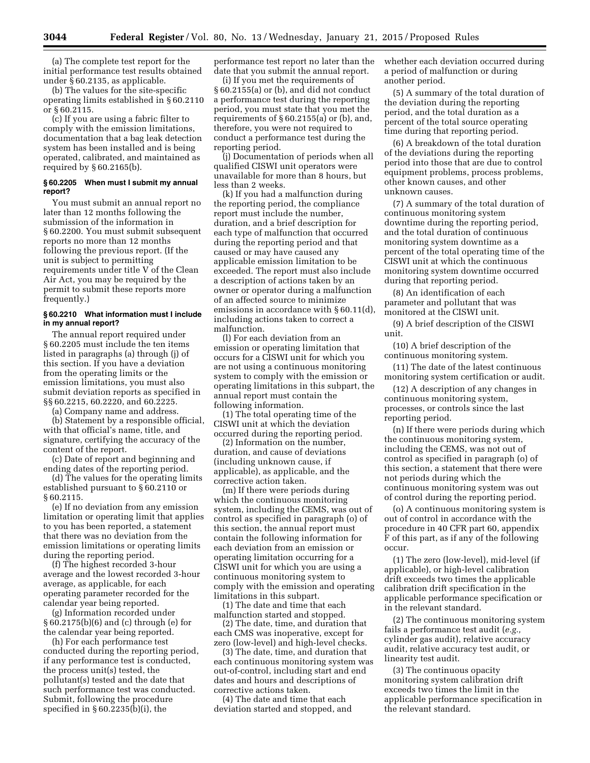(a) The complete test report for the initial performance test results obtained under § 60.2135, as applicable.

(b) The values for the site-specific operating limits established in § 60.2110 or § 60.2115.

(c) If you are using a fabric filter to comply with the emission limitations, documentation that a bag leak detection system has been installed and is being operated, calibrated, and maintained as required by § 60.2165(b).

### § 60.2205 When must I submit my annual report?

You must submit an annual report no later than 12 months following the submission of the information in § 60.2200. You must submit subsequent reports no more than 12 months following the previous report. (If the unit is subject to permitting requirements under title V of the Clean Air Act, you may be required by the permit to submit these reports more frequently.)

### § 60.2210 What information must I include in my annual report?

The annual report required under § 60.2205 must include the ten items listed in paragraphs (a) through (j) of this section. If you have a deviation from the operating limits or the emission limitations, you must also submit deviation reports as specified in §§ 60.2215, 60.2220, and 60.2225.

(a) Company name and address.

(b) Statement by a responsible official, with that official's name, title, and signature, certifying the accuracy of the content of the report.

(c) Date of report and beginning and ending dates of the reporting period.

(d) The values for the operating limits established pursuant to § 60.2110 or § 60.2115.

(e) If no deviation from any emission limitation or operating limit that applies to you has been reported, a statement that there was no deviation from the emission limitations or operating limits during the reporting period.

(f) The highest recorded 3-hour average and the lowest recorded 3-hour average, as applicable, for each operating parameter recorded for the calendar year being reported.

(g) Information recorded under § 60.2175(b)(6) and (c) through (e) for the calendar year being reported.

(h) For each performance test conducted during the reporting period, if any performance test is conducted, the process unit(s) tested, the pollutant(s) tested and the date that such performance test was conducted. Submit, following the procedure specified in § 60.2235(b)(i), the performance test report no later than the date that you submit the annual report.

(i) If you met the requirements of § 60.2155(a) or (b), and did not conduct a performance test during the reporting period, you must state that you met the requirements of § 60.2155(a) or (b), and, therefore, you were not required to conduct a performance test during the reporting period.

(j) Documentation of periods when all qualified CISWI unit operators were unavailable for more than 8 hours, but less than 2 weeks.

(k) If you had a malfunction during the reporting period, the compliance report must include the number, duration, and a brief description for each type of malfunction that occurred during the reporting period and that caused or may have caused any applicable emission limitation to be exceeded. The report must also include a description of actions taken by an owner or operator during a malfunction of an affected source to minimize emissions in accordance with § 60.11(d), including actions taken to correct a malfunction.

(l) For each deviation from an emission or operating limitation that occurs for a CISWI unit for which you are not using a continuous monitoring system to comply with the emission or operating limitations in this subpart, the annual report must contain the following information.

(1) The total operating time of the CISWI unit at which the deviation occurred during the reporting period.

(2) Information on the number, duration, and cause of deviations (including unknown cause, if applicable), as applicable, and the corrective action taken.

(m) If there were periods during which the continuous monitoring system, including the CEMS, was out of control as specified in paragraph (o) of this section, the annual report must contain the following information for each deviation from an emission or operating limitation occurring for a CISWI unit for which you are using a continuous monitoring system to comply with the emission and operating limitations in this subpart.

(1) The date and time that each malfunction started and stopped.

(2) The date, time, and duration that each CMS was inoperative, except for zero (low-level) and high-level checks.

(3) The date, time, and duration that each continuous monitoring system was out-of-control, including start and end dates and hours and descriptions of corrective actions taken.

(4) The date and time that each deviation started and stopped, and whether each deviation occurred during a period of malfunction or during another period.

(5) A summary of the total duration of the deviation during the reporting period, and the total duration as a percent of the total source operating time during that reporting period.

(6) A breakdown of the total duration of the deviations during the reporting period into those that are due to control equipment problems, process problems, other known causes, and other unknown causes.

(7) A summary of the total duration of continuous monitoring system downtime during the reporting period, and the total duration of continuous monitoring system downtime as a percent of the total operating time of the CISWI unit at which the continuous monitoring system downtime occurred during that reporting period.

(8) An identification of each parameter and pollutant that was monitored at the CISWI unit.

(9) A brief description of the CISWI unit.

(10) A brief description of the continuous monitoring system.

(11) The date of the latest continuous monitoring system certification or audit.

(12) A description of any changes in continuous monitoring system, processes, or controls since the last reporting period.

(n) If there were periods during which the continuous monitoring system, including the CEMS, was not out of control as specified in paragraph (o) of this section, a statement that there were not periods during which the continuous monitoring system was out of control during the reporting period.

(o) A continuous monitoring system is out of control in accordance with the procedure in 40 CFR part 60, appendix F of this part, as if any of the following occur.

(1) The zero (low-level), mid-level (if applicable), or high-level calibration drift exceeds two times the applicable calibration drift specification in the applicable performance specification or in the relevant standard.

(2) The continuous monitoring system fails a performance test audit (*e.g.,* cylinder gas audit), relative accuracy audit, relative accuracy test audit, or linearity test audit.

(3) The continuous opacity monitoring system calibration drift exceeds two times the limit in the applicable performance specification in the relevant standard.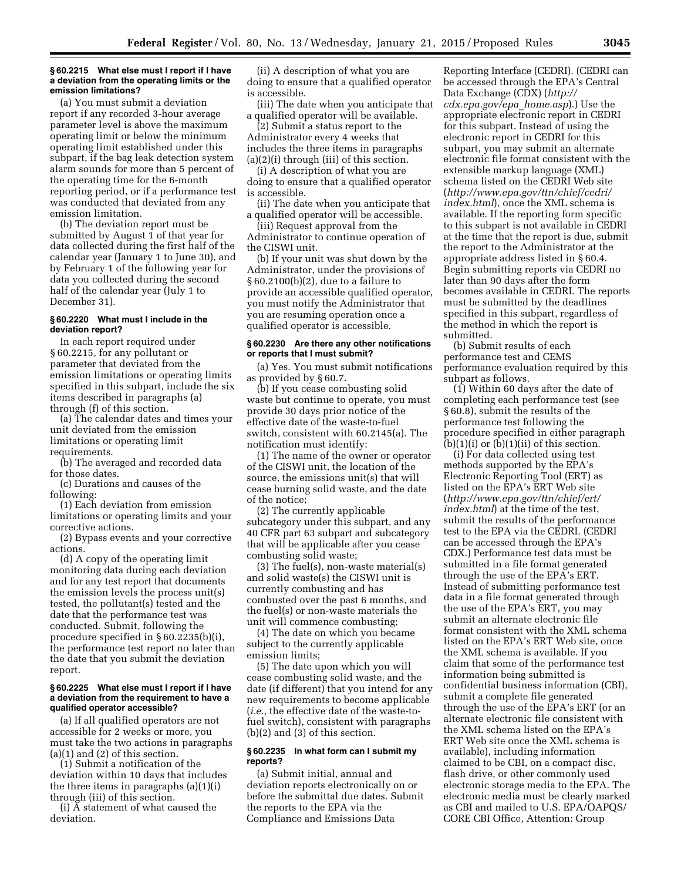### § 60.2215 What else must I report if I have a deviation from the operating limits or the emission limitations?

(a) You must submit a deviation report if any recorded 3-hour average parameter level is above the maximum operating limit or below the minimum operating limit established under this subpart, if the bag leak detection system alarm sounds for more than 5 percent of the operating time for the 6-month reporting period, or if a performance test was conducted that deviated from any emission limitation.

(b) The deviation report must be submitted by August 1 of that year for data collected during the first half of the calendar year (January 1 to June 30), and by February 1 of the following year for data you collected during the second half of the calendar year (July 1 to December 31).

### § 60.2220 What must I include in the deviation report?

In each report required under § 60.2215, for any pollutant or parameter that deviated from the emission limitations or operating limits specified in this subpart, include the six items described in paragraphs (a) through (f) of this section.

(a) The calendar dates and times your unit deviated from the emission limitations or operating limit requirements.

(b) The averaged and recorded data for those dates.

(c) Durations and causes of the following:

(1) Each deviation from emission limitations or operating limits and your corrective actions.

(2) Bypass events and your corrective actions.

(d) A copy of the operating limit monitoring data during each deviation and for any test report that documents the emission levels the process unit(s) tested, the pollutant(s) tested and the date that the performance test was conducted. Submit, following the procedure specified in § 60.2235(b)(i), the performance test report no later than the date that you submit the deviation report.

### § 60.2225 What else must I report if I have a deviation from the requirement to have a qualified operator accessible?

(a) If all qualified operators are not accessible for 2 weeks or more, you must take the two actions in paragraphs (a)(1) and (2) of this section.

(1) Submit a notification of the deviation within 10 days that includes the three items in paragraphs (a)(1)(i) through (iii) of this section.

(i) A statement of what caused the deviation.

(ii) A description of what you are doing to ensure that a qualified operator is accessible.

(iii) The date when you anticipate that a qualified operator will be available.

(2) Submit a status report to the Administrator every 4 weeks that includes the three items in paragraphs (a)(2)(i) through (iii) of this section.

(i) A description of what you are doing to ensure that a qualified operator is accessible.

(ii) The date when you anticipate that a qualified operator will be accessible.

(iii) Request approval from the Administrator to continue operation of the CISWI unit.

(b) If your unit was shut down by the Administrator, under the provisions of § 60.2100(b)(2), due to a failure to provide an accessible qualified operator, you must notify the Administrator that you are resuming operation once a qualified operator is accessible.

### § 60.2230 Are there any other notifications or reports that I must submit?

(a) Yes. You must submit notifications as provided by § 60.7.

(b) If you cease combusting solid waste but continue to operate, you must provide 30 days prior notice of the effective date of the waste-to-fuel switch, consistent with 60.2145(a). The notification must identify:

(1) The name of the owner or operator of the CISWI unit, the location of the source, the emissions unit(s) that will cease burning solid waste, and the date of the notice;

(2) The currently applicable subcategory under this subpart, and any 40 CFR part 63 subpart and subcategory that will be applicable after you cease combusting solid waste;

(3) The fuel(s), non-waste material(s) and solid waste(s) the CISWI unit is currently combusting and has combusted over the past 6 months, and the fuel(s) or non-waste materials the unit will commence combusting;

(4) The date on which you became subject to the currently applicable emission limits;

(5) The date upon which you will cease combusting solid waste, and the date (if different) that you intend for any new requirements to become applicable (*i.e.,* the effective date of the waste-to-fuel switch), consistent with paragraphs (b)(2) and (3) of this section.

### § 60.2235 In what form can I submit my reports?

(a) Submit initial, annual and deviation reports electronically on or before the submittal due dates. Submit the reports to the EPA via the Compliance and Emissions Data Reporting Interface (CEDRI). (CEDRI can be accessed through the EPA's Central Data Exchange (CDX) (*http://cdx.epa.gov/epa_home.asp*).) Use the appropriate electronic report in CEDRI for this subpart. Instead of using the electronic report in CEDRI for this subpart, you may submit an alternate electronic file format consistent with the extensible markup language (XML) schema listed on the CEDRI Web site (*http://www.epa.gov/ttn/chief/cedri/index.html*), once the XML schema is available. If the reporting form specific to this subpart is not available in CEDRI at the time that the report is due, submit the report to the Administrator at the appropriate address listed in § 60.4. Begin submitting reports via CEDRI no later than 90 days after the form becomes available in CEDRI. The reports must be submitted by the deadlines specified in this subpart, regardless of the method in which the report is submitted.

(b) Submit results of each performance test and CEMS performance evaluation required by this subpart as follows.

(1) Within 60 days after the date of completing each performance test (see § 60.8), submit the results of the performance test following the procedure specified in either paragraph (b)(1)(i) or (b)(1)(ii) of this section.

(i) For data collected using test methods supported by the EPA's Electronic Reporting Tool (ERT) as listed on the EPA's ERT Web site (*http://www.epa.gov/ttn/chief/ert/index.html*) at the time of the test, submit the results of the performance test to the EPA via the CEDRI. (CEDRI can be accessed through the EPA's CDX.) Performance test data must be submitted in a file format generated through the use of the EPA's ERT. Instead of submitting performance test data in a file format generated through the use of the EPA's ERT, you may submit an alternate electronic file format consistent with the XML schema listed on the EPA's ERT Web site, once the XML schema is available. If you claim that some of the performance test information being submitted is confidential business information (CBI), submit a complete file generated through the use of the EPA's ERT (or an alternate electronic file consistent with the XML schema listed on the EPA's ERT Web site once the XML schema is available), including information claimed to be CBI, on a compact disc, flash drive, or other commonly used electronic storage media to the EPA. The electronic media must be clearly marked as CBI and mailed to U.S. EPA/OAPQS/CORE CBI Office, Attention: Group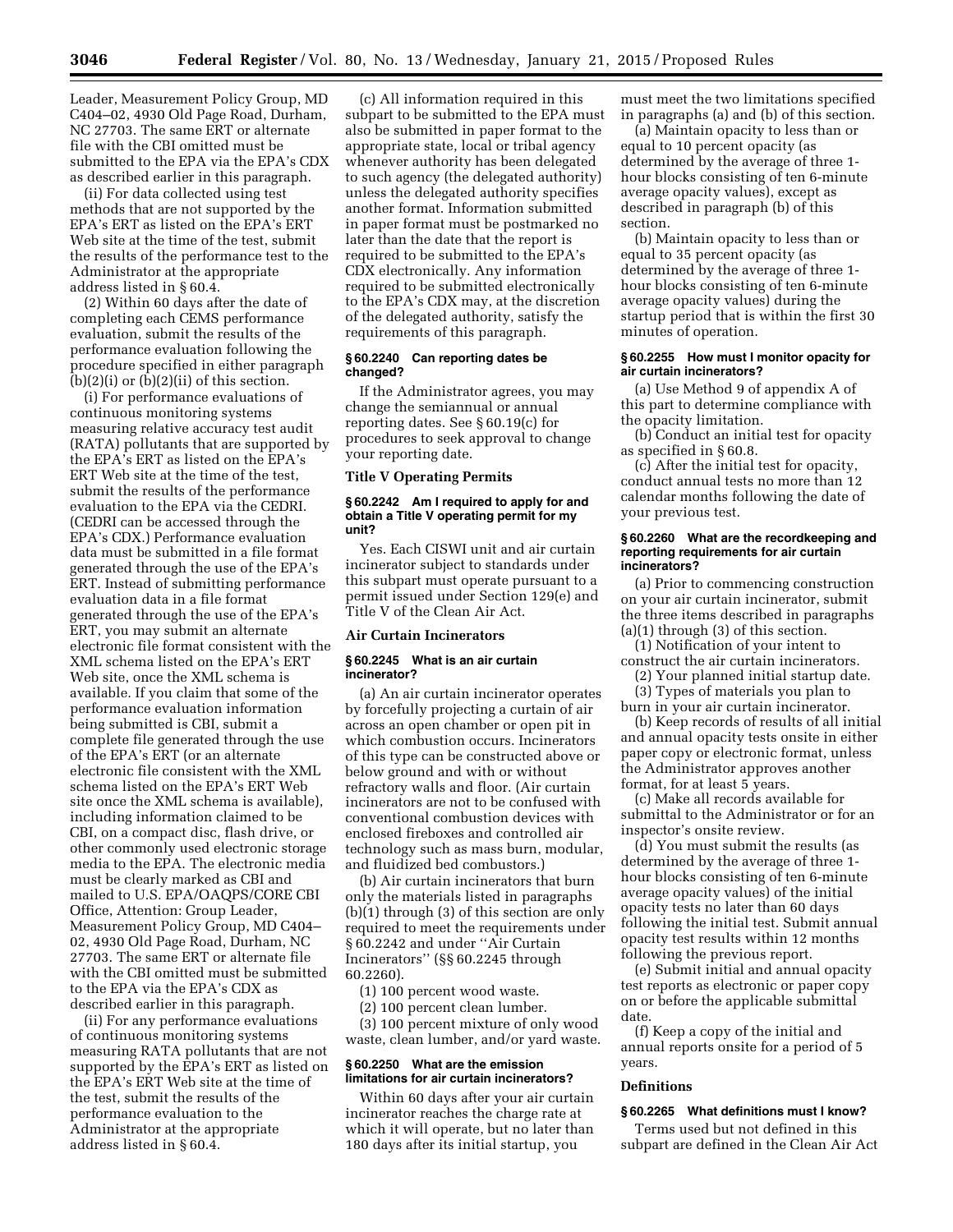Leader, Measurement Policy Group, MD C404–02, 4930 Old Page Road, Durham, NC 27703. The same ERT or alternate file with the CBI omitted must be submitted to the EPA via the EPA's CDX as described earlier in this paragraph.

(ii) For data collected using test methods that are not supported by the EPA's ERT as listed on the EPA's ERT Web site at the time of the test, submit the results of the performance test to the Administrator at the appropriate address listed in § 60.4.

(2) Within 60 days after the date of completing each CEMS performance evaluation, submit the results of the performance evaluation following the procedure specified in either paragraph (b)(2)(i) or (b)(2)(ii) of this section.

(i) For performance evaluations of continuous monitoring systems measuring relative accuracy test audit (RATA) pollutants that are supported by the EPA's ERT as listed on the EPA's ERT Web site at the time of the test, submit the results of the performance evaluation to the EPA via the CEDRI. (CEDRI can be accessed through the EPA's CDX.) Performance evaluation data must be submitted in a file format generated through the use of the EPA's ERT. Instead of submitting performance evaluation data in a file format generated through the use of the EPA's ERT, you may submit an alternate electronic file format consistent with the XML schema listed on the EPA's ERT Web site, once the XML schema is available. If you claim that some of the performance evaluation information being submitted is CBI, submit a complete file generated through the use of the EPA's ERT (or an alternate electronic file consistent with the XML schema listed on the EPA's ERT Web site once the XML schema is available), including information claimed to be CBI, on a compact disc, flash drive, or other commonly used electronic storage media to the EPA. The electronic media must be clearly marked as CBI and mailed to U.S. EPA/OAQPS/CORE CBI Office, Attention: Group Leader, Measurement Policy Group, MD C404–02, 4930 Old Page Road, Durham, NC 27703. The same ERT or alternate file with the CBI omitted must be submitted to the EPA via the EPA's CDX as described earlier in this paragraph.

(ii) For any performance evaluations of continuous monitoring systems measuring RATA pollutants that are not supported by the EPA's ERT as listed on the EPA's ERT Web site at the time of the test, submit the results of the performance evaluation to the Administrator at the appropriate address listed in § 60.4.

(c) All information required in this subpart to be submitted to the EPA must also be submitted in paper format to the appropriate state, local or tribal agency whenever authority has been delegated to such agency (the delegated authority) unless the delegated authority specifies another format. Information submitted in paper format must be postmarked no later than the date that the report is required to be submitted to the EPA's CDX electronically. Any information required to be submitted electronically to the EPA's CDX may, at the discretion of the delegated authority, satisfy the requirements of this paragraph.

#### § 60.2240 Can reporting dates be changed?

If the Administrator agrees, you may change the semiannual or annual reporting dates. See § 60.19(c) for procedures to seek approval to change your reporting date.

### Title V Operating Permits

#### § 60.2242 Am I required to apply for and obtain a Title V operating permit for my unit?

Yes. Each CISWI unit and air curtain incinerator subject to standards under this subpart must operate pursuant to a permit issued under Section 129(e) and Title V of the Clean Air Act.

### Air Curtain Incinerators

#### § 60.2245 What is an air curtain incinerator?

(a) An air curtain incinerator operates by forcefully projecting a curtain of air across an open chamber or open pit in which combustion occurs. Incinerators of this type can be constructed above or below ground and with or without refractory walls and floor. (Air curtain incinerators are not to be confused with conventional combustion devices with enclosed fireboxes and controlled air technology such as mass burn, modular, and fluidized bed combustors.)

(b) Air curtain incinerators that burn only the materials listed in paragraphs (b)(1) through (3) of this section are only required to meet the requirements under § 60.2242 and under ''Air Curtain Incinerators'' (§§ 60.2245 through 60.2260).

(1) 100 percent wood waste.

(2) 100 percent clean lumber.

(3) 100 percent mixture of only wood waste, clean lumber, and/or yard waste.

#### § 60.2250 What are the emission limitations for air curtain incinerators?

Within 60 days after your air curtain incinerator reaches the charge rate at which it will operate, but no later than 180 days after its initial startup, you must meet the two limitations specified in paragraphs (a) and (b) of this section.

(a) Maintain opacity to less than or equal to 10 percent opacity (as determined by the average of three 1-hour blocks consisting of ten 6-minute average opacity values), except as described in paragraph (b) of this section.

(b) Maintain opacity to less than or equal to 35 percent opacity (as determined by the average of three 1-hour blocks consisting of ten 6-minute average opacity values) during the startup period that is within the first 30 minutes of operation.

#### § 60.2255 How must I monitor opacity for air curtain incinerators?

(a) Use Method 9 of appendix A of this part to determine compliance with the opacity limitation.

(b) Conduct an initial test for opacity as specified in § 60.8.

(c) After the initial test for opacity, conduct annual tests no more than 12 calendar months following the date of your previous test.

#### § 60.2260 What are the recordkeeping and reporting requirements for air curtain incinerators?

(a) Prior to commencing construction on your air curtain incinerator, submit the three items described in paragraphs (a)(1) through (3) of this section.

(1) Notification of your intent to construct the air curtain incinerators.

(2) Your planned initial startup date.

(3) Types of materials you plan to burn in your air curtain incinerator.

(b) Keep records of results of all initial and annual opacity tests onsite in either paper copy or electronic format, unless the Administrator approves another format, for at least 5 years.

(c) Make all records available for submittal to the Administrator or for an inspector's onsite review.

(d) You must submit the results (as determined by the average of three 1-hour blocks consisting of ten 6-minute average opacity values) of the initial opacity tests no later than 60 days following the initial test. Submit annual opacity test results within 12 months following the previous report.

(e) Submit initial and annual opacity test reports as electronic or paper copy on or before the applicable submittal date.

(f) Keep a copy of the initial and annual reports onsite for a period of 5 years.

### Definitions

#### § 60.2265 What definitions must I know?

Terms used but not defined in this subpart are defined in the Clean Air Act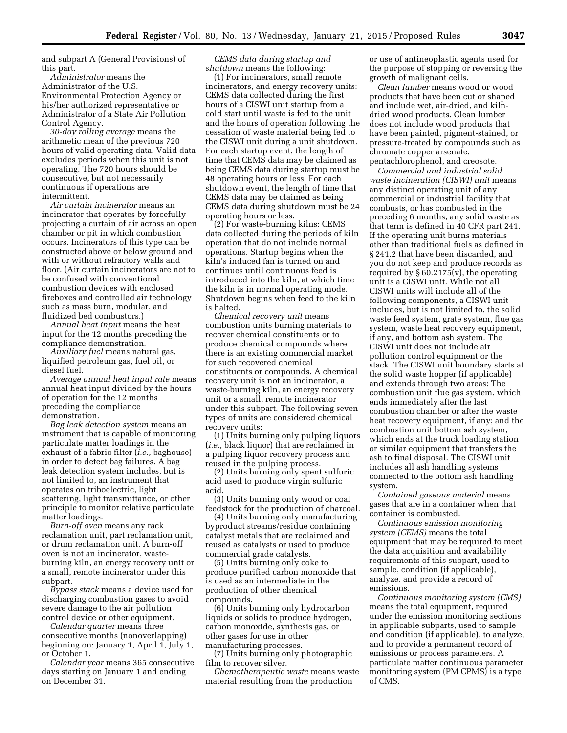and subpart A (General Provisions) of this part.

*Administrator* means the Administrator of the U.S. Environmental Protection Agency or his/her authorized representative or Administrator of a State Air Pollution Control Agency.

*30-day rolling average* means the arithmetic mean of the previous 720 hours of valid operating data. Valid data excludes periods when this unit is not operating. The 720 hours should be consecutive, but not necessarily continuous if operations are intermittent.

*Air curtain incinerator* means an incinerator that operates by forcefully projecting a curtain of air across an open chamber or pit in which combustion occurs. Incinerators of this type can be constructed above or below ground and with or without refractory walls and floor. (Air curtain incinerators are not to be confused with conventional combustion devices with enclosed fireboxes and controlled air technology such as mass burn, modular, and fluidized bed combustors.)

*Annual heat input* means the heat input for the 12 months preceding the compliance demonstration.

*Auxiliary fuel* means natural gas, liquified petroleum gas, fuel oil, or diesel fuel.

*Average annual heat input rate* means annual heat input divided by the hours of operation for the 12 months preceding the compliance demonstration.

*Bag leak detection system* means an instrument that is capable of monitoring particulate matter loadings in the exhaust of a fabric filter (*i.e.,* baghouse) in order to detect bag failures. A bag leak detection system includes, but is not limited to, an instrument that operates on triboelectric, light scattering, light transmittance, or other principle to monitor relative particulate matter loadings.

*Burn-off oven* means any rack reclamation unit, part reclamation unit, or drum reclamation unit. A burn-off oven is not an incinerator, waste-burning kiln, an energy recovery unit or a small, remote incinerator under this subpart.

*Bypass stack* means a device used for discharging combustion gases to avoid severe damage to the air pollution control device or other equipment.

*Calendar quarter* means three consecutive months (nonoverlapping) beginning on: January 1, April 1, July 1, or October 1.

*Calendar year* means 365 consecutive days starting on January 1 and ending on December 31.

*CEMS data during startup and shutdown* means the following:

(1) For incinerators, small remote incinerators, and energy recovery units: CEMS data collected during the first hours of a CISWI unit startup from a cold start until waste is fed to the unit and the hours of operation following the cessation of waste material being fed to the CISWI unit during a unit shutdown. For each startup event, the length of time that CEMS data may be claimed as being CEMS data during startup must be 48 operating hours or less. For each shutdown event, the length of time that CEMS data may be claimed as being CEMS data during shutdown must be 24 operating hours or less.

(2) For waste-burning kilns: CEMS data collected during the periods of kiln operation that do not include normal operations. Startup begins when the kiln's induced fan is turned on and continues until continuous feed is introduced into the kiln, at which time the kiln is in normal operating mode. Shutdown begins when feed to the kiln is halted.

*Chemical recovery unit* means combustion units burning materials to recover chemical constituents or to produce chemical compounds where there is an existing commercial market for such recovered chemical constituents or compounds. A chemical recovery unit is not an incinerator, a waste-burning kiln, an energy recovery unit or a small, remote incinerator under this subpart. The following seven types of units are considered chemical recovery units:

(1) Units burning only pulping liquors (*i.e.,* black liquor) that are reclaimed in a pulping liquor recovery process and reused in the pulping process.

(2) Units burning only spent sulfuric acid used to produce virgin sulfuric acid.

(3) Units burning only wood or coal feedstock for the production of charcoal.

(4) Units burning only manufacturing byproduct streams/residue containing catalyst metals that are reclaimed and reused as catalysts or used to produce commercial grade catalysts.

(5) Units burning only coke to produce purified carbon monoxide that is used as an intermediate in the production of other chemical compounds.

(6) Units burning only hydrocarbon liquids or solids to produce hydrogen, carbon monoxide, synthesis gas, or other gases for use in other manufacturing processes.

(7) Units burning only photographic film to recover silver.

*Chemotherapeutic waste* means waste material resulting from the production or use of antineoplastic agents used for the purpose of stopping or reversing the growth of malignant cells.

*Clean lumber* means wood or wood products that have been cut or shaped and include wet, air-dried, and kiln-dried wood products. Clean lumber does not include wood products that have been painted, pigment-stained, or pressure-treated by compounds such as chromate copper arsenate, pentachlorophenol, and creosote.

*Commercial and industrial solid waste incineration (CISWI) unit* means any distinct operating unit of any commercial or industrial facility that combusts, or has combusted in the preceding 6 months, any solid waste as that term is defined in 40 CFR part 241. If the operating unit burns materials other than traditional fuels as defined in § 241.2 that have been discarded, and you do not keep and produce records as required by § 60.2175(v), the operating unit is a CISWI unit. While not all CISWI units will include all of the following components, a CISWI unit includes, but is not limited to, the solid waste feed system, grate system, flue gas system, waste heat recovery equipment, if any, and bottom ash system. The CISWI unit does not include air pollution control equipment or the stack. The CISWI unit boundary starts at the solid waste hopper (if applicable) and extends through two areas: The combustion unit flue gas system, which ends immediately after the last combustion chamber or after the waste heat recovery equipment, if any; and the combustion unit bottom ash system, which ends at the truck loading station or similar equipment that transfers the ash to final disposal. The CISWI unit includes all ash handling systems connected to the bottom ash handling system.

*Contained gaseous material* means gases that are in a container when that container is combusted.

*Continuous emission monitoring system (CEMS)* means the total equipment that may be required to meet the data acquisition and availability requirements of this subpart, used to sample, condition (if applicable), analyze, and provide a record of emissions.

*Continuous monitoring system (CMS)* means the total equipment, required under the emission monitoring sections in applicable subparts, used to sample and condition (if applicable), to analyze, and to provide a permanent record of emissions or process parameters. A particulate matter continuous parameter monitoring system (PM CPMS) is a type of CMS.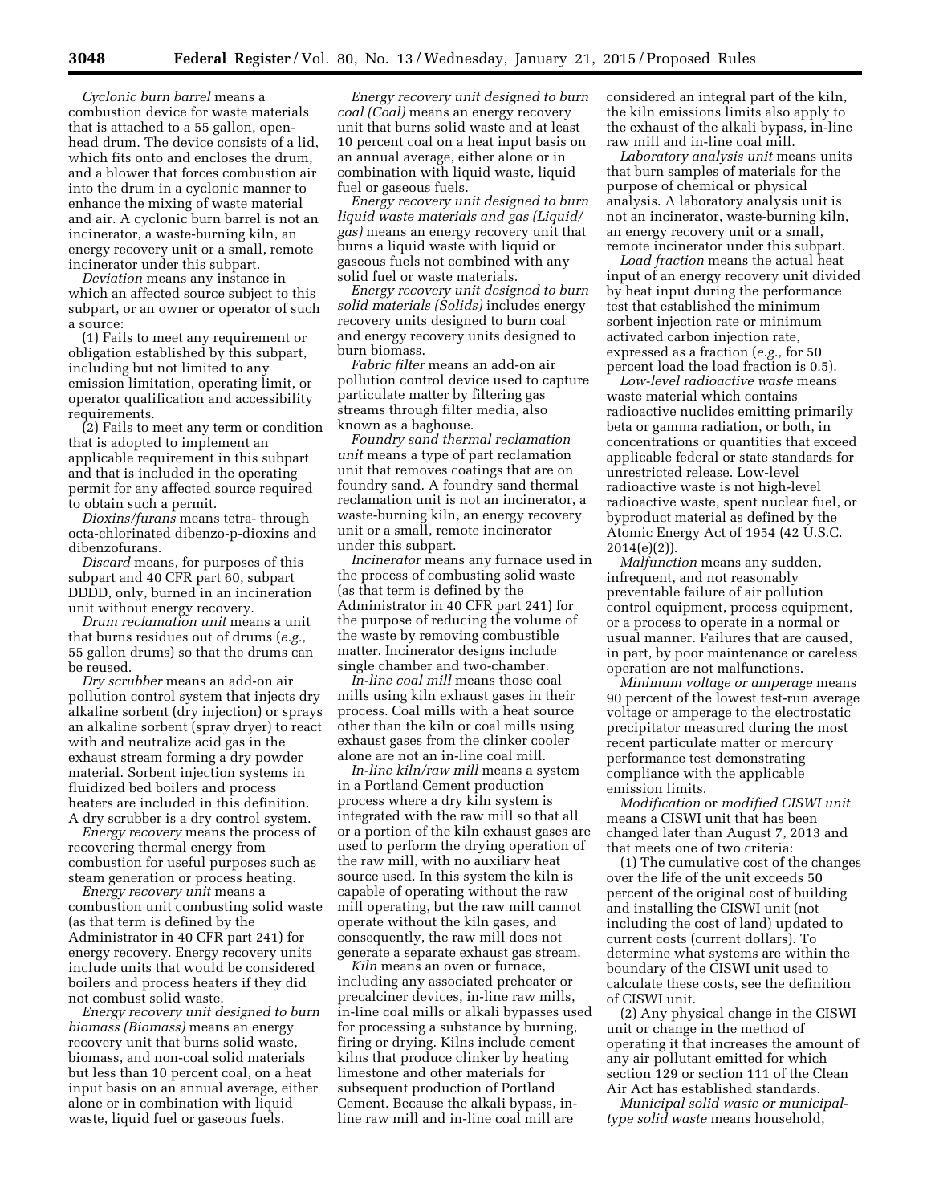*Cyclonic burn barrel* means a combustion device for waste materials that is attached to a 55 gallon, open-head drum. The device consists of a lid, which fits onto and encloses the drum, and a blower that forces combustion air into the drum in a cyclonic manner to enhance the mixing of waste material and air. A cyclonic burn barrel is not an incinerator, a waste-burning kiln, an energy recovery unit or a small, remote incinerator under this subpart.

*Deviation* means any instance in which an affected source subject to this subpart, or an owner or operator of such a source:

(1) Fails to meet any requirement or obligation established by this subpart, including but not limited to any emission limitation, operating limit, or operator qualification and accessibility requirements.

(2) Fails to meet any term or condition that is adopted to implement an applicable requirement in this subpart and that is included in the operating permit for any affected source required to obtain such a permit.

*Dioxins/furans* means tetra- through octa-chlorinated dibenzo-p-dioxins and dibenzofurans.

*Discard* means, for purposes of this subpart and 40 CFR part 60, subpart DDDD, only, burned in an incineration unit without energy recovery.

*Drum reclamation unit* means a unit that burns residues out of drums (*e.g.,* 55 gallon drums) so that the drums can be reused.

*Dry scrubber* means an add-on air pollution control system that injects dry alkaline sorbent (dry injection) or sprays an alkaline sorbent (spray dryer) to react with and neutralize acid gas in the exhaust stream forming a dry powder material. Sorbent injection systems in fluidized bed boilers and process heaters are included in this definition. A dry scrubber is a dry control system.

*Energy recovery* means the process of recovering thermal energy from combustion for useful purposes such as steam generation or process heating.

*Energy recovery unit* means a combustion unit combusting solid waste (as that term is defined by the Administrator in 40 CFR part 241) for energy recovery. Energy recovery units include units that would be considered boilers and process heaters if they did not combust solid waste.

*Energy recovery unit designed to burn biomass (Biomass)* means an energy recovery unit that burns solid waste, biomass, and non-coal solid materials but less than 10 percent coal, on a heat input basis on an annual average, either alone or in combination with liquid waste, liquid fuel or gaseous fuels.

*Energy recovery unit designed to burn coal (Coal)* means an energy recovery unit that burns solid waste and at least 10 percent coal on a heat input basis on an annual average, either alone or in combination with liquid waste, liquid fuel or gaseous fuels.

*Energy recovery unit designed to burn liquid waste materials and gas (Liquid/gas)* means an energy recovery unit that burns a liquid waste with liquid or gaseous fuels not combined with any solid fuel or waste materials.

*Energy recovery unit designed to burn solid materials (Solids)* includes energy recovery units designed to burn coal and energy recovery units designed to burn biomass.

*Fabric filter* means an add-on air pollution control device used to capture particulate matter by filtering gas streams through filter media, also known as a baghouse.

*Foundry sand thermal reclamation unit* means a type of part reclamation unit that removes coatings that are on foundry sand. A foundry sand thermal reclamation unit is not an incinerator, a waste-burning kiln, an energy recovery unit or a small, remote incinerator under this subpart.

*Incinerator* means any furnace used in the process of combusting solid waste (as that term is defined by the Administrator in 40 CFR part 241) for the purpose of reducing the volume of the waste by removing combustible matter. Incinerator designs include single chamber and two-chamber.

*In-line coal mill* means those coal mills using kiln exhaust gases in their process. Coal mills with a heat source other than the kiln or coal mills using exhaust gases from the clinker cooler alone are not an in-line coal mill.

*In-line kiln/raw mill* means a system in a Portland Cement production process where a dry kiln system is integrated with the raw mill so that all or a portion of the kiln exhaust gases are used to perform the drying operation of the raw mill, with no auxiliary heat source used. In this system the kiln is capable of operating without the raw mill operating, but the raw mill cannot operate without the kiln gases, and consequently, the raw mill does not generate a separate exhaust gas stream.

*Kiln* means an oven or furnace, including any associated preheater or precalciner devices, in-line raw mills, in-line coal mills or alkali bypasses used for processing a substance by burning, firing or drying. Kilns include cement kilns that produce clinker by heating limestone and other materials for subsequent production of Portland Cement. Because the alkali bypass, in-line raw mill and in-line coal mill are considered an integral part of the kiln, the kiln emissions limits also apply to the exhaust of the alkali bypass, in-line raw mill and in-line coal mill.

*Laboratory analysis unit* means units that burn samples of materials for the purpose of chemical or physical analysis. A laboratory analysis unit is not an incinerator, waste-burning kiln, an energy recovery unit or a small, remote incinerator under this subpart.

*Load fraction* means the actual heat input of an energy recovery unit divided by heat input during the performance test that established the minimum sorbent injection rate or minimum activated carbon injection rate, expressed as a fraction (*e.g.,* for 50 percent load the load fraction is 0.5).

*Low-level radioactive waste* means waste material which contains radioactive nuclides emitting primarily beta or gamma radiation, or both, in concentrations or quantities that exceed applicable federal or state standards for unrestricted release. Low-level radioactive waste is not high-level radioactive waste, spent nuclear fuel, or byproduct material as defined by the Atomic Energy Act of 1954 (42 U.S.C. 2014(e)(2)).

*Malfunction* means any sudden, infrequent, and not reasonably preventable failure of air pollution control equipment, process equipment, or a process to operate in a normal or usual manner. Failures that are caused, in part, by poor maintenance or careless operation are not malfunctions.

*Minimum voltage or amperage* means 90 percent of the lowest test-run average voltage or amperage to the electrostatic precipitator measured during the most recent particulate matter or mercury performance test demonstrating compliance with the applicable emission limits.

*Modification* or *modified CISWI unit* means a CISWI unit that has been changed later than August 7, 2013 and that meets one of two criteria:

(1) The cumulative cost of the changes over the life of the unit exceeds 50 percent of the original cost of building and installing the CISWI unit (not including the cost of land) updated to current costs (current dollars). To determine what systems are within the boundary of the CISWI unit used to calculate these costs, see the definition of CISWI unit.

(2) Any physical change in the CISWI unit or change in the method of operating it that increases the amount of any air pollutant emitted for which section 129 or section 111 of the Clean Air Act has established standards.

*Municipal solid waste or municipal-type solid waste* means household,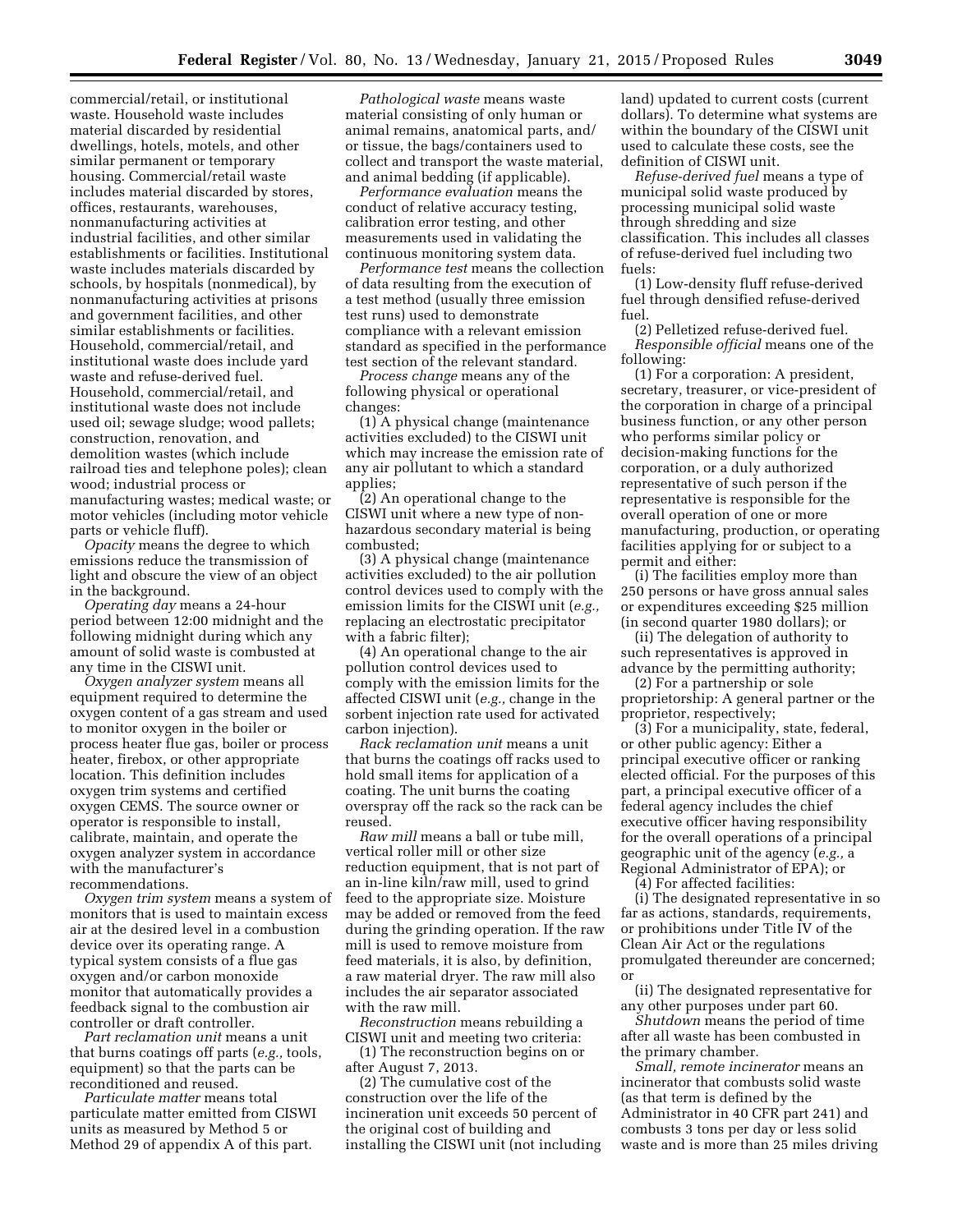commercial/retail, or institutional waste. Household waste includes material discarded by residential dwellings, hotels, motels, and other similar permanent or temporary housing. Commercial/retail waste includes material discarded by stores, offices, restaurants, warehouses, nonmanufacturing activities at industrial facilities, and other similar establishments or facilities. Institutional waste includes materials discarded by schools, by hospitals (nonmedical), by nonmanufacturing activities at prisons and government facilities, and other similar establishments or facilities. Household, commercial/retail, and institutional waste does include yard waste and refuse-derived fuel. Household, commercial/retail, and institutional waste does not include used oil; sewage sludge; wood pallets; construction, renovation, and demolition wastes (which include railroad ties and telephone poles); clean wood; industrial process or manufacturing wastes; medical waste; or motor vehicles (including motor vehicle parts or vehicle fluff).

*Opacity* means the degree to which emissions reduce the transmission of light and obscure the view of an object in the background.

*Operating day* means a 24-hour period between 12:00 midnight and the following midnight during which any amount of solid waste is combusted at any time in the CISWI unit.

*Oxygen analyzer system* means all equipment required to determine the oxygen content of a gas stream and used to monitor oxygen in the boiler or process heater flue gas, boiler or process heater, firebox, or other appropriate location. This definition includes oxygen trim systems and certified oxygen CEMS. The source owner or operator is responsible to install, calibrate, maintain, and operate the oxygen analyzer system in accordance with the manufacturer's recommendations.

*Oxygen trim system* means a system of monitors that is used to maintain excess air at the desired level in a combustion device over its operating range. A typical system consists of a flue gas oxygen and/or carbon monoxide monitor that automatically provides a feedback signal to the combustion air controller or draft controller.

*Part reclamation unit* means a unit that burns coatings off parts (*e.g.,* tools, equipment) so that the parts can be reconditioned and reused.

*Particulate matter* means total particulate matter emitted from CISWI units as measured by Method 5 or Method 29 of appendix A of this part.

*Pathological waste* means waste material consisting of only human or animal remains, anatomical parts, and/or tissue, the bags/containers used to collect and transport the waste material, and animal bedding (if applicable).

*Performance evaluation* means the conduct of relative accuracy testing, calibration error testing, and other measurements used in validating the continuous monitoring system data.

*Performance test* means the collection of data resulting from the execution of a test method (usually three emission test runs) used to demonstrate compliance with a relevant emission standard as specified in the performance test section of the relevant standard.

*Process change* means any of the following physical or operational changes:

(1) A physical change (maintenance activities excluded) to the CISWI unit which may increase the emission rate of any air pollutant to which a standard applies;

(2) An operational change to the CISWI unit where a new type of non-hazardous secondary material is being combusted;

(3) A physical change (maintenance activities excluded) to the air pollution control devices used to comply with the emission limits for the CISWI unit (*e.g.,* replacing an electrostatic precipitator with a fabric filter);

(4) An operational change to the air pollution control devices used to comply with the emission limits for the affected CISWI unit (*e.g.,* change in the sorbent injection rate used for activated carbon injection).

*Rack reclamation unit* means a unit that burns the coatings off racks used to hold small items for application of a coating. The unit burns the coating overspray off the rack so the rack can be reused.

*Raw mill* means a ball or tube mill, vertical roller mill or other size reduction equipment, that is not part of an in-line kiln/raw mill, used to grind feed to the appropriate size. Moisture may be added or removed from the feed during the grinding operation. If the raw mill is used to remove moisture from feed materials, it is also, by definition, a raw material dryer. The raw mill also includes the air separator associated with the raw mill.

*Reconstruction* means rebuilding a CISWI unit and meeting two criteria:

(1) The reconstruction begins on or after August 7, 2013.

(2) The cumulative cost of the construction over the life of the incineration unit exceeds 50 percent of the original cost of building and installing the CISWI unit (not including land) updated to current costs (current dollars). To determine what systems are within the boundary of the CISWI unit used to calculate these costs, see the definition of CISWI unit.

*Refuse-derived fuel* means a type of municipal solid waste produced by processing municipal solid waste through shredding and size classification. This includes all classes of refuse-derived fuel including two fuels:

(1) Low-density fluff refuse-derived fuel through densified refuse-derived fuel.

(2) Pelletized refuse-derived fuel.

*Responsible official* means one of the following:

(1) For a corporation: A president, secretary, treasurer, or vice-president of the corporation in charge of a principal business function, or any other person who performs similar policy or decision-making functions for the corporation, or a duly authorized representative of such person if the representative is responsible for the overall operation of one or more manufacturing, production, or operating facilities applying for or subject to a permit and either:

(i) The facilities employ more than 250 persons or have gross annual sales or expenditures exceeding $25 million (in second quarter 1980 dollars); or

(ii) The delegation of authority to such representatives is approved in advance by the permitting authority;

(2) For a partnership or sole proprietorship: A general partner or the proprietor, respectively;

(3) For a municipality, state, federal, or other public agency: Either a principal executive officer or ranking elected official. For the purposes of this part, a principal executive officer of a federal agency includes the chief executive officer having responsibility for the overall operations of a principal geographic unit of the agency (*e.g.,* a Regional Administrator of EPA); or

(4) For affected facilities:

(i) The designated representative in so far as actions, standards, requirements, or prohibitions under Title IV of the Clean Air Act or the regulations promulgated thereunder are concerned; or

(ii) The designated representative for any other purposes under part 60.

*Shutdown* means the period of time after all waste has been combusted in the primary chamber.

*Small, remote incinerator* means an incinerator that combusts solid waste (as that term is defined by the Administrator in 40 CFR part 241) and combusts 3 tons per day or less solid waste and is more than 25 miles driving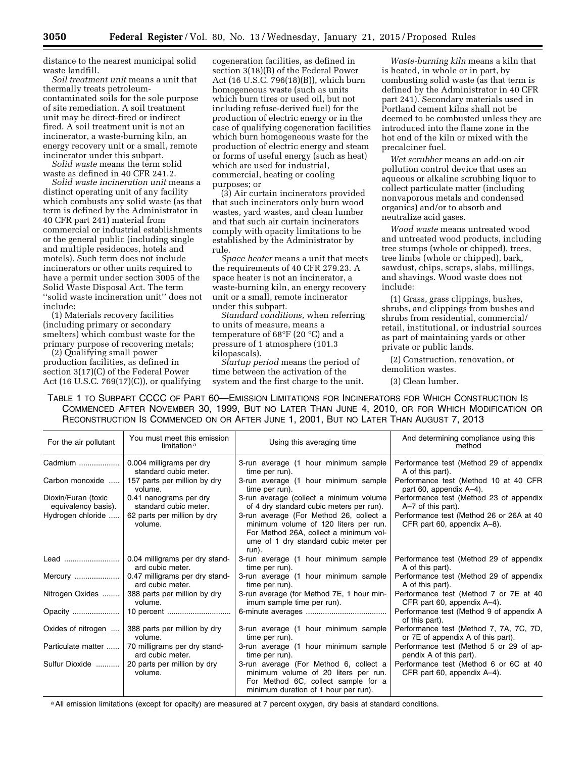distance to the nearest municipal solid waste landfill.

*Soil treatment unit* means a unit that thermally treats petroleum-contaminated soils for the sole purpose of site remediation. A soil treatment unit may be direct-fired or indirect fired. A soil treatment unit is not an incinerator, a waste-burning kiln, an energy recovery unit or a small, remote incinerator under this subpart.

*Solid waste* means the term solid waste as defined in 40 CFR 241.2.

*Solid waste incineration unit* means a distinct operating unit of any facility which combusts any solid waste (as that term is defined by the Administrator in 40 CFR part 241) material from commercial or industrial establishments or the general public (including single and multiple residences, hotels and motels). Such term does not include incinerators or other units required to have a permit under section 3005 of the Solid Waste Disposal Act. The term ''solid waste incineration unit'' does not include:

(1) Materials recovery facilities (including primary or secondary smelters) which combust waste for the primary purpose of recovering metals;

(2) Qualifying small power production facilities, as defined in section 3(17)(C) of the Federal Power Act (16 U.S.C. 769(17)(C)), or qualifying cogeneration facilities, as defined in section 3(18)(B) of the Federal Power Act (16 U.S.C. 796(18)(B)), which burn homogeneous waste (such as units which burn tires or used oil, but not including refuse-derived fuel) for the production of electric energy or in the case of qualifying cogeneration facilities which burn homogeneous waste for the production of electric energy and steam or forms of useful energy (such as heat) which are used for industrial, commercial, heating or cooling purposes; or

(3) Air curtain incinerators provided that such incinerators only burn wood wastes, yard wastes, and clean lumber and that such air curtain incinerators comply with opacity limitations to be established by the Administrator by rule.

*Space heater* means a unit that meets the requirements of 40 CFR 279.23. A space heater is not an incinerator, a waste-burning kiln, an energy recovery unit or a small, remote incinerator under this subpart.

*Standard conditions,* when referring to units of measure, means a temperature of 68°F (20 °C) and a pressure of 1 atmosphere (101.3 kilopascals).

*Startup period* means the period of time between the activation of the system and the first charge to the unit.

*Waste-burning kiln* means a kiln that is heated, in whole or in part, by combusting solid waste (as that term is defined by the Administrator in 40 CFR part 241). Secondary materials used in Portland cement kilns shall not be deemed to be combusted unless they are introduced into the flame zone in the hot end of the kiln or mixed with the precalciner fuel.

*Wet scrubber* means an add-on air pollution control device that uses an aqueous or alkaline scrubbing liquor to collect particulate matter (including nonvaporous metals and condensed organics) and/or to absorb and neutralize acid gases.

*Wood waste* means untreated wood and untreated wood products, including tree stumps (whole or chipped), trees, tree limbs (whole or chipped), bark, sawdust, chips, scraps, slabs, millings, and shavings. Wood waste does not include:

(1) Grass, grass clippings, bushes, shrubs, and clippings from bushes and shrubs from residential, commercial/retail, institutional, or industrial sources as part of maintaining yards or other private or public lands.

(2) Construction, renovation, or demolition wastes.

(3) Clean lumber.

TABLE 1 TO SUBPART CCCC OF PART 60—EMISSION LIMITATIONS FOR INCINERATORS FOR WHICH CONSTRUCTION IS COMMENCED AFTER NOVEMBER 30, 1999, BUT NO LATER THAN JUNE 4, 2010, OR FOR WHICH MODIFICATION OR RECONSTRUCTION IS COMMENCED ON OR AFTER JUNE 1, 2001, BUT NO LATER THAN AUGUST 7, 2013

| For the air pollutant | You must meet this emission limitation [a] | Using this averaging time | And determining compliance using this method |
|---|---|---|---|
| Cadmium | 0.004 milligrams per dry standard cubic meter. | 3-run average (1 hour minimum sample time per run). | Performance test (Method 29 of appendix A of this part). |
| Carbon monoxide | 157 parts per million by dry volume. | 3-run average (1 hour minimum sample time per run). | Performance test (Method 10 at 40 CFR part 60, appendix A–4). |
| Dioxin/Furan (toxic equivalency basis). | 0.41 nanograms per dry standard cubic meter. | 3-run average (collect a minimum volume of 4 dry standard cubic meters per run). | Performance test (Method 23 of appendix A–7 of this part). |
| Hydrogen chloride | 62 parts per million by dry volume. | 3-run average (For Method 26, collect a minimum volume of 120 liters per run. For Method 26A, collect a minimum volume of 1 dry standard cubic meter per run). | Performance test (Method 26 or 26A at 40 CFR part 60, appendix A–8). |
| Lead | 0.04 milligrams per dry standard cubic meter. | 3-run average (1 hour minimum sample time per run). | Performance test (Method 29 of appendix A of this part). |
| Mercury | 0.47 milligrams per dry standard cubic meter. | 3-run average (1 hour minimum sample time per run). | Performance test (Method 29 of appendix A of this part). |
| Nitrogen Oxides | 388 parts per million by dry volume. | 3-run average (for Method 7E, 1 hour minimum sample time per run). | Performance test (Method 7 or 7E at 40 CFR part 60, appendix A–4). |
| Opacity | 10 percent | 6-minute averages | Performance test (Method 9 of appendix A of this part). |
| Oxides of nitrogen | 388 parts per million by dry volume. | 3-run average (1 hour minimum sample time per run). | Performance test (Method 7, 7A, 7C, 7D, or 7E of appendix A of this part). |
| Particulate matter | 70 milligrams per dry standard cubic meter. | 3-run average (1 hour minimum sample time per run). | Performance test (Method 5 or 29 of appendix A of this part). |
| Sulfur Dioxide | 20 parts per million by dry volume. | 3-run average (For Method 6, collect a minimum volume of 20 liters per run. For Method 6C, collect sample for a minimum duration of 1 hour per run). | Performance test (Method 6 or 6C at 40 CFR part 60, appendix A–4). |

[a] All emission limitations (except for opacity) are measured at 7 percent oxygen, dry basis at standard conditions.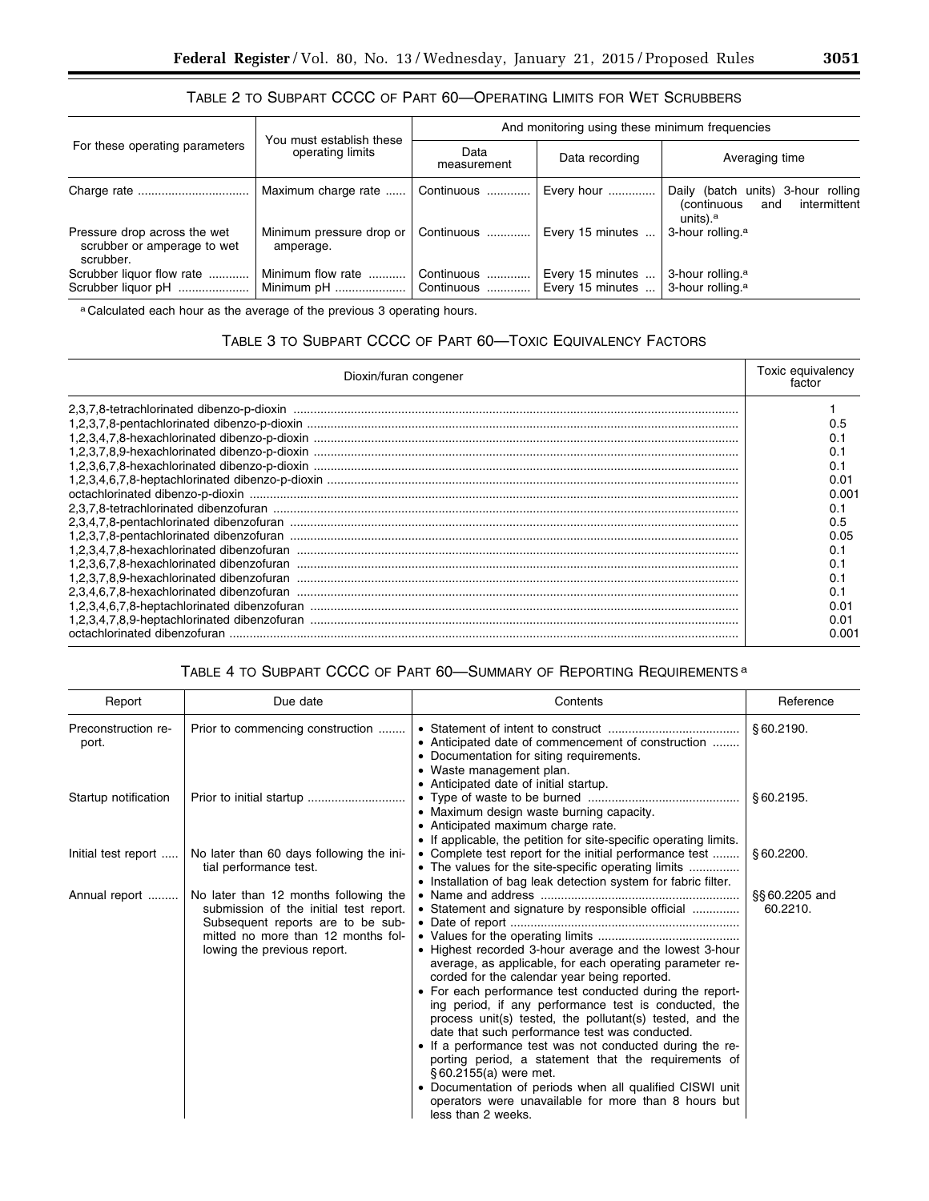### TABLE 2 TO SUBPART CCCC OF PART 60—OPERATING LIMITS FOR WET SCRUBBERS

| For these operating parameters | You must establish these operating limits | And monitoring using these minimum frequencies | | |
|---|---|---|---|---|
| | | Data measurement | Data recording | Averaging time |
| Charge rate | Maximum charge rate | Continuous | Every hour | Daily (batch units) 3-hour rolling (continuous and intermittent units).[a] |
| Pressure drop across the wet scrubber or amperage to wet scrubber. | Minimum pressure drop or amperage. | Continuous | Every 15 minutes | 3-hour rolling.[a] |
| Scrubber liquor flow rate | Minimum flow rate | Continuous | Every 15 minutes | 3-hour rolling.[a] |
| Scrubber liquor pH | Minimum pH | Continuous | Every 15 minutes | 3-hour rolling.[a] |

[a] Calculated each hour as the average of the previous 3 operating hours.

### TABLE 3 TO SUBPART CCCC OF PART 60—TOXIC EQUIVALENCY FACTORS

| Dioxin/furan congener | Toxic equivalency factor |
|---|---|
| 2,3,7,8-tetrachlorinated dibenzo-p-dioxin | 1 |
| 1,2,3,7,8-pentachlorinated dibenzo-p-dioxin | 0.5 |
| 1,2,3,4,7,8-hexachlorinated dibenzo-p-dioxin | 0.1 |
| 1,2,3,7,8,9-hexachlorinated dibenzo-p-dioxin | 0.1 |
| 1,2,3,6,7,8-hexachlorinated dibenzo-p-dioxin | 0.1 |
| 1,2,3,4,6,7,8-heptachlorinated dibenzo-p-dioxin | 0.01 |
| octachlorinated dibenzo-p-dioxin | 0.001 |
| 2,3,7,8-tetrachlorinated dibenzofuran | 0.1 |
| 2,3,4,7,8-pentachlorinated dibenzofuran | 0.5 |
| 1,2,3,7,8-pentachlorinated dibenzofuran | 0.05 |
| 1,2,3,4,7,8-hexachlorinated dibenzofuran | 0.1 |
| 1,2,3,6,7,8-hexachlorinated dibenzofuran | 0.1 |
| 1,2,3,7,8,9-hexachlorinated dibenzofuran | 0.1 |
| 2,3,4,6,7,8-hexachlorinated dibenzofuran | 0.1 |
| 1,2,3,4,6,7,8-heptachlorinated dibenzofuran | 0.01 |
| 1,2,3,4,7,8,9-heptachlorinated dibenzofuran | 0.01 |
| octachlorinated dibenzofuran | 0.001 |

### TABLE 4 TO SUBPART CCCC OF PART 60—SUMMARY OF REPORTING REQUIREMENTS [a]

| Report | Due date | Contents | Reference |
|---|---|---|---|
| Preconstruction report. | Prior to commencing construction | • Statement of intent to construct<br>• Anticipated date of commencement of construction<br>• Documentation for siting requirements.<br>• Waste management plan.<br>• Anticipated date of initial startup. | § 60.2190. |
| Startup notification | Prior to initial startup | • Type of waste to be burned<br>• Maximum design waste burning capacity.<br>• Anticipated maximum charge rate.<br>• If applicable, the petition for site-specific operating limits. | § 60.2195. |
| Initial test report | No later than 60 days following the initial performance test. | • Complete test report for the initial performance test<br>• The values for the site-specific operating limits<br>• Installation of bag leak detection system for fabric filter. | § 60.2200. |
| Annual report | No later than 12 months following the submission of the initial test report. Subsequent reports are to be submitted no more than 12 months following the previous report. | • Name and address<br>• Statement and signature by responsible official<br>• Date of report<br>• Values for the operating limits<br>• Highest recorded 3-hour average and the lowest 3-hour average, as applicable, for each operating parameter recorded for the calendar year being reported.<br>• For each performance test conducted during the reporting period, if any performance test is conducted, the process unit(s) tested, the pollutant(s) tested, and the date that such performance test was conducted.<br>• If a performance test was not conducted during the reporting period, a statement that the requirements of § 60.2155(a) were met.<br>• Documentation of periods when all qualified CISWI unit operators were unavailable for more than 8 hours but less than 2 weeks. | §§ 60.2205 and 60.2210. |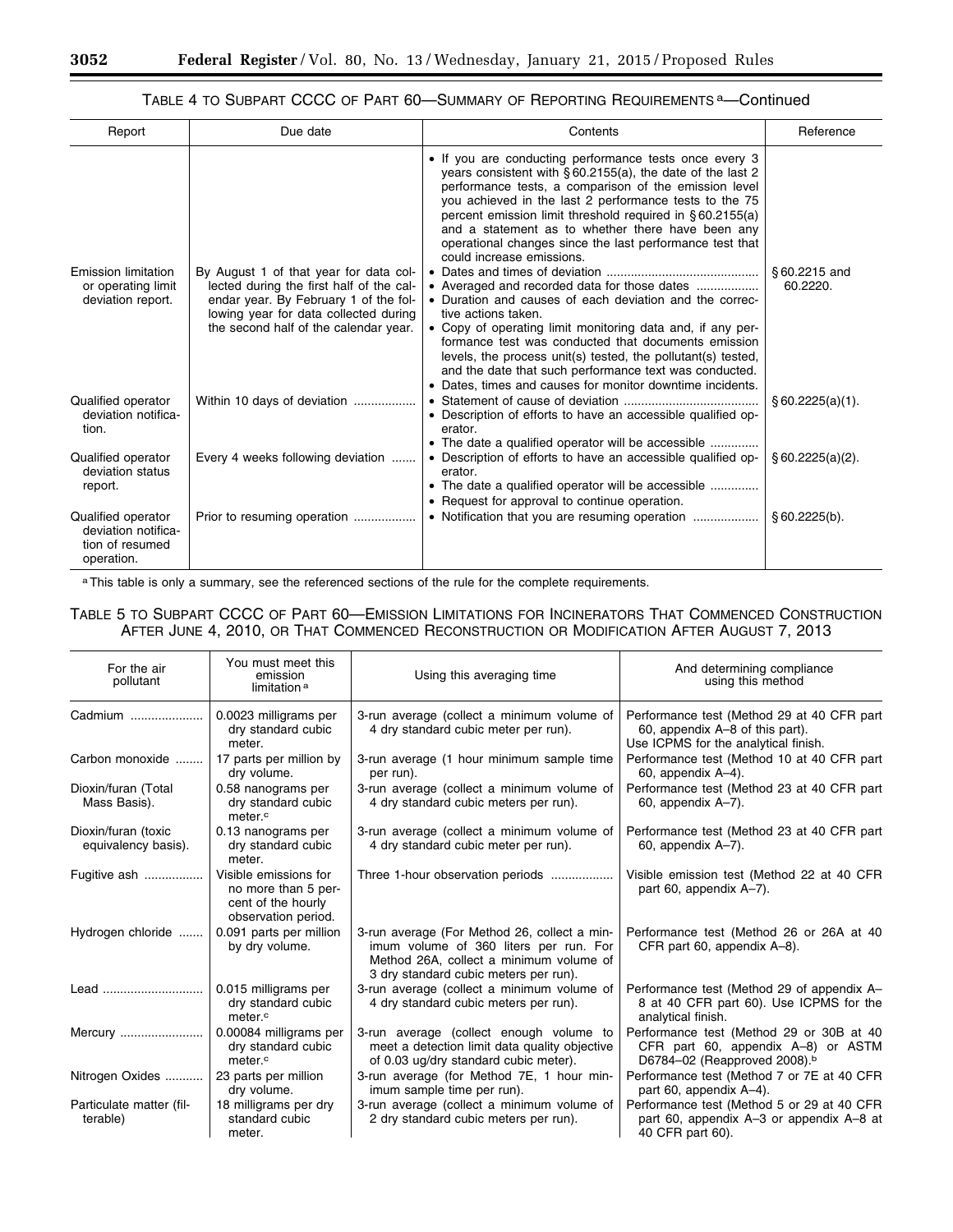## TABLE 4 TO SUBPART CCCC OF PART 60—SUMMARY OF REPORTING REQUIREMENTS [a]—Continued

| Report | Due date | Contents | Reference |
|---|---|---|---|
| | | • If you are conducting performance tests once every 3 years consistent with § 60.2155(a), the date of the last 2 performance tests, a comparison of the emission level you achieved in the last 2 performance tests to the 75 percent emission limit threshold required in § 60.2155(a) and a statement as to whether there have been any operational changes since the last performance test that could increase emissions. | |
| Emission limitation or operating limit deviation report. | By August 1 of that year for data collected during the first half of the calendar year. By February 1 of the following year for data collected during the second half of the calendar year. | • Dates and times of deviation<br>• Averaged and recorded data for those dates<br>• Duration and causes of each deviation and the corrective actions taken.<br>• Copy of operating limit monitoring data and, if any performance test was conducted that documents emission levels, the process unit(s) tested, the pollutant(s) tested, and the date that such performance text was conducted.<br>• Dates, times and causes for monitor downtime incidents. | § 60.2215 and 60.2220. |
| Qualified operator deviation notification. | Within 10 days of deviation | • Statement of cause of deviation<br>• Description of efforts to have an accessible qualified operator.<br>• The date a qualified operator will be accessible | § 60.2225(a)(1). |
| Qualified operator deviation status report. | Every 4 weeks following deviation | • Description of efforts to have an accessible qualified operator.<br>• The date a qualified operator will be accessible<br>• Request for approval to continue operation. | § 60.2225(a)(2). |
| Qualified operator deviation notification of resumed operation. | Prior to resuming operation | • Notification that you are resuming operation | § 60.2225(b). |

[a] This table is only a summary, see the referenced sections of the rule for the complete requirements.

## TABLE 5 TO SUBPART CCCC OF PART 60—EMISSION LIMITATIONS FOR INCINERATORS THAT COMMENCED CONSTRUCTION AFTER JUNE 4, 2010, OR THAT COMMENCED RECONSTRUCTION OR MODIFICATION AFTER AUGUST 7, 2013

| For the air pollutant | You must meet this emission limitation [a] | Using this averaging time | And determining compliance using this method |
|---|---|---|---|
| Cadmium | 0.0023 milligrams per dry standard cubic meter. | 3-run average (collect a minimum volume of 4 dry standard cubic meter per run). | Performance test (Method 29 at 40 CFR part 60, appendix A–8 of this part). Use ICPMS for the analytical finish. |
| Carbon monoxide | 17 parts per million by dry volume. | 3-run average (1 hour minimum sample time per run). | Performance test (Method 10 at 40 CFR part 60, appendix A–4). |
| Dioxin/furan (Total Mass Basis). | 0.58 nanograms per dry standard cubic meter.[c] | 3-run average (collect a minimum volume of 4 dry standard cubic meters per run). | Performance test (Method 23 at 40 CFR part 60, appendix A–7). |
| Dioxin/furan (toxic equivalency basis). | 0.13 nanograms per dry standard cubic meter. | 3-run average (collect a minimum volume of 4 dry standard cubic meter per run). | Performance test (Method 23 at 40 CFR part 60, appendix A–7). |
| Fugitive ash | Visible emissions for no more than 5 percent of the hourly observation period. | Three 1-hour observation periods | Visible emission test (Method 22 at 40 CFR part 60, appendix A–7). |
| Hydrogen chloride | 0.091 parts per million by dry volume. | 3-run average (For Method 26, collect a minimum volume of 360 liters per run. For Method 26A, collect a minimum volume of 3 dry standard cubic meters per run). | Performance test (Method 26 or 26A at 40 CFR part 60, appendix A–8). |
| Lead | 0.015 milligrams per dry standard cubic meter.[c] | 3-run average (collect a minimum volume of 4 dry standard cubic meters per run). | Performance test (Method 29 of appendix A–8 at 40 CFR part 60). Use ICPMS for the analytical finish. |
| Mercury | 0.00084 milligrams per dry standard cubic meter.[c] | 3-run average (collect enough volume to meet a detection limit data quality objective of 0.03 ug/dry standard cubic meter). | Performance test (Method 29 or 30B at 40 CFR part 60, appendix A–8) or ASTM D6784–02 (Reapproved 2008).[b] |
| Nitrogen Oxides | 23 parts per million dry volume. | 3-run average (for Method 7E, 1 hour minimum sample time per run). | Performance test (Method 7 or 7E at 40 CFR part 60, appendix A–4). |
| Particulate matter (filterable) | 18 milligrams per dry standard cubic meter. | 3-run average (collect a minimum volume of 2 dry standard cubic meters per run). | Performance test (Method 5 or 29 at 40 CFR part 60, appendix A–3 or appendix A–8 at 40 CFR part 60). |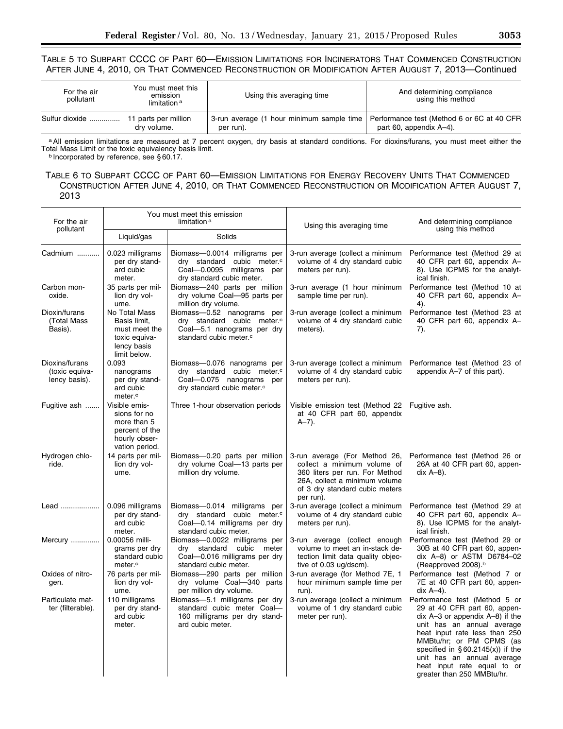TABLE 5 TO SUBPART CCCC OF PART 60—EMISSION LIMITATIONS FOR INCINERATORS THAT COMMENCED CONSTRUCTION AFTER JUNE 4, 2010, OR THAT COMMENCED RECONSTRUCTION OR MODIFICATION AFTER AUGUST 7, 2013—Continued

| For the air pollutant | You must meet this emission limitation [a] | Using this averaging time | And determining compliance using this method |
|---|---|---|---|
| Sulfur dioxide | 11 parts per million dry volume. | 3-run average (1 hour minimum sample time per run). | Performance test (Method 6 or 6C at 40 CFR part 60, appendix A–4). |

[a] All emission limitations are measured at 7 percent oxygen, dry basis at standard conditions. For dioxins/furans, you must meet either the Total Mass Limit or the toxic equivalency basis limit.

[b] Incorporated by reference, see § 60.17.

TABLE 6 TO SUBPART CCCC OF PART 60—EMISSION LIMITATIONS FOR ENERGY RECOVERY UNITS THAT COMMENCED CONSTRUCTION AFTER JUNE 4, 2010, OR THAT COMMENCED RECONSTRUCTION OR MODIFICATION AFTER AUGUST 7, 2013

| For the air pollutant | You must meet this emission limitation [a] | | Using this averaging time | And determining compliance using this method |
|---|---|---|---|---|
| | Liquid/gas | Solids | | |
| Cadmium | 0.023 milligrams per dry standard cubic meter. | Biomass—0.0014 milligrams per dry standard cubic meter.[c] Coal—0.0095 milligrams per dry standard cubic meter. | 3-run average (collect a minimum volume of 4 dry standard cubic meters per run). | Performance test (Method 29 at 40 CFR part 60, appendix A–8). Use ICPMS for the analytical finish. |
| Carbon monoxide. | 35 parts per million dry volume. | Biomass—240 parts per million dry volume Coal—95 parts per million dry volume. | 3-run average (1 hour minimum sample time per run). | Performance test (Method 10 at 40 CFR part 60, appendix A–4). |
| Dioxin/furans (Total Mass Basis). | No Total Mass Basis limit, must meet the toxic equivalency basis limit below. | Biomass—0.52 nanograms per dry standard cubic meter.[c] Coal—5.1 nanograms per dry standard cubic meter.[c] | 3-run average (collect a minimum volume of 4 dry standard cubic meters). | Performance test (Method 23 at 40 CFR part 60, appendix A–7). |
| Dioxins/furans (toxic equivalency basis). | 0.093 nanograms per dry standard cubic meter.[c] | Biomass—0.076 nanograms per dry standard cubic meter.[c] Coal—0.075 nanograms per dry standard cubic meter.[c] | 3-run average (collect a minimum volume of 4 dry standard cubic meters per run). | Performance test (Method 23 of appendix A–7 of this part). |
| Fugitive ash | Visible emissions for no more than 5 percent of the hourly observation period. | Three 1-hour observation periods | Visible emission test (Method 22 at 40 CFR part 60, appendix A–7). | Fugitive ash. |
| Hydrogen chloride. | 14 parts per million dry volume. | Biomass—0.20 parts per million dry volume Coal—13 parts per million dry volume. | 3-run average (For Method 26, collect a minimum volume of 360 liters per run. For Method 26A, collect a minimum volume of 3 dry standard cubic meters per run). | Performance test (Method 26 or 26A at 40 CFR part 60, appendix A–8). |
| Lead | 0.096 milligrams per dry standard cubic meter. | Biomass—0.014 milligrams per dry standard cubic meter.[c] Coal—0.14 milligrams per dry standard cubic meter. | 3-run average (collect a minimum volume of 4 dry standard cubic meters per run). | Performance test (Method 29 at 40 CFR part 60, appendix A–8). Use ICPMS for the analytical finish. |
| Mercury | 0.00056 milligrams per dry standard cubic meter.[c] | Biomass—0.0022 milligrams per dry standard cubic meter Coal—0.016 milligrams per dry standard cubic meter. | 3-run average (collect enough volume to meet an in-stack detection limit data quality objective of 0.03 ug/dscm). | Performance test (Method 29 or 30B at 40 CFR part 60, appendix A–8) or ASTM D6784–02 (Reapproved 2008).[b] |
| Oxides of nitrogen. | 76 parts per million dry volume. | Biomass—290 parts per million dry volume Coal—340 parts per million dry volume. | 3-run average (for Method 7E, 1 hour minimum sample time per run). | Performance test (Method 7 or 7E at 40 CFR part 60, appendix A–4). |
| Particulate matter (filterable). | 110 milligrams per dry standard cubic meter. | Biomass—5.1 milligrams per dry standard cubic meter Coal—160 milligrams per dry standard cubic meter. | 3-run average (collect a minimum volume of 1 dry standard cubic meter per run). | Performance test (Method 5 or 29 at 40 CFR part 60, appendix A–3 or appendix A–8) if the unit has an annual average heat input rate less than 250 MMBtu/hr; or PM CPMS (as specified in § 60.2145(x)) if the unit has an annual average heat input rate equal to or greater than 250 MMBtu/hr. |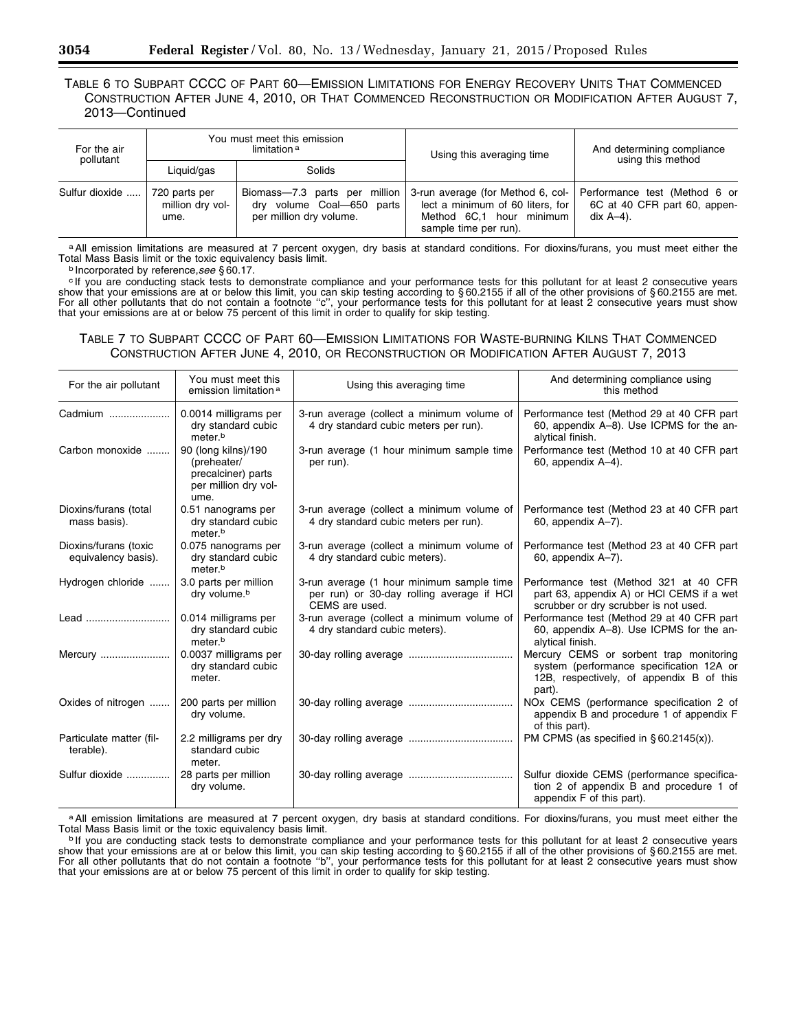TABLE 6 TO SUBPART CCCC OF PART 60—EMISSION LIMITATIONS FOR ENERGY RECOVERY UNITS THAT COMMENCED CONSTRUCTION AFTER JUNE 4, 2010, OR THAT COMMENCED RECONSTRUCTION OR MODIFICATION AFTER AUGUST 7, 2013—Continued

| For the air pollutant | You must meet this emission limitation [a] | | Using this averaging time | And determining compliance using this method |
|---|---|---|---|---|
| | Liquid/gas | Solids | | |
| Sulfur dioxide | 720 parts per million dry volume. | Biomass—7.3 parts per million dry volume Coal—650 parts per million dry volume. | 3-run average (for Method 6, collect a minimum of 60 liters, for Method 6C,1 hour minimum sample time per run). | Performance test (Method 6 or 6C at 40 CFR part 60, appendix A–4). |

[a] All emission limitations are measured at 7 percent oxygen, dry basis at standard conditions. For dioxins/furans, you must meet either the Total Mass Basis limit or the toxic equivalency basis limit.

[b] Incorporated by reference, *see* § 60.17.

[c] If you are conducting stack tests to demonstrate compliance and your performance tests for this pollutant for at least 2 consecutive years show that your emissions are at or below this limit, you can skip testing according to § 60.2155 if all of the other provisions of § 60.2155 are met. For all other pollutants that do not contain a footnote "c", your performance tests for this pollutant for at least 2 consecutive years must show that your emissions are at or below 75 percent of this limit in order to qualify for skip testing.

TABLE 7 TO SUBPART CCCC OF PART 60—EMISSION LIMITATIONS FOR WASTE-BURNING KILNS THAT COMMENCED CONSTRUCTION AFTER JUNE 4, 2010, OR RECONSTRUCTION OR MODIFICATION AFTER AUGUST 7, 2013

| For the air pollutant | You must meet this emission limitation [a] | Using this averaging time | And determining compliance using this method |
|---|---|---|---|
| Cadmium | 0.0014 milligrams per dry standard cubic meter.[b] | 3-run average (collect a minimum volume of 4 dry standard cubic meters per run). | Performance test (Method 29 at 40 CFR part 60, appendix A–8). Use ICPMS for the analytical finish. |
| Carbon monoxide | 90 (long kilns)/190 (preheater/precalciner) parts per million dry volume. | 3-run average (1 hour minimum sample time per run). | Performance test (Method 10 at 40 CFR part 60, appendix A–4). |
| Dioxins/furans (total mass basis). | 0.51 nanograms per dry standard cubic meter.[b] | 3-run average (collect a minimum volume of 4 dry standard cubic meters per run). | Performance test (Method 23 at 40 CFR part 60, appendix A–7). |
| Dioxins/furans (toxic equivalency basis). | 0.075 nanograms per dry standard cubic meter.[b] | 3-run average (collect a minimum volume of 4 dry standard cubic meters). | Performance test (Method 23 at 40 CFR part 60, appendix A–7). |
| Hydrogen chloride | 3.0 parts per million dry volume.[b] | 3-run average (1 hour minimum sample time per run) or 30-day rolling average if HCl CEMS are used. | Performance test (Method 321 at 40 CFR part 63, appendix A) or HCl CEMS if a wet scrubber or dry scrubber is not used. |
| Lead | 0.014 milligrams per dry standard cubic meter.[b] | 3-run average (collect a minimum volume of 4 dry standard cubic meters). | Performance test (Method 29 at 40 CFR part 60, appendix A–8). Use ICPMS for the analytical finish. |
| Mercury | 0.0037 milligrams per dry standard cubic meter. | 30-day rolling average | Mercury CEMS or sorbent trap monitoring system (performance specification 12A or 12B, respectively, of appendix B of this part). |
| Oxides of nitrogen | 200 parts per million dry volume. | 30-day rolling average | NOx CEMS (performance specification 2 of appendix B and procedure 1 of appendix F of this part). |
| Particulate matter (filterable). | 2.2 milligrams per dry standard cubic meter. | 30-day rolling average | PM CPMS (as specified in § 60.2145(x)). |
| Sulfur dioxide | 28 parts per million dry volume. | 30-day rolling average | Sulfur dioxide CEMS (performance specification 2 of appendix B and procedure 1 of appendix F of this part). |

[a] All emission limitations are measured at 7 percent oxygen, dry basis at standard conditions. For dioxins/furans, you must meet either the Total Mass Basis limit or the toxic equivalency basis limit.

[b] If you are conducting stack tests to demonstrate compliance and your performance tests for this pollutant for at least 2 consecutive years show that your emissions are at or below this limit, you can skip testing according to § 60.2155 if all of the other provisions of § 60.2155 are met. For all other pollutants that do not contain a footnote "b", your performance tests for this pollutant for at least 2 consecutive years must show that your emissions are at or below 75 percent of this limit in order to qualify for skip testing.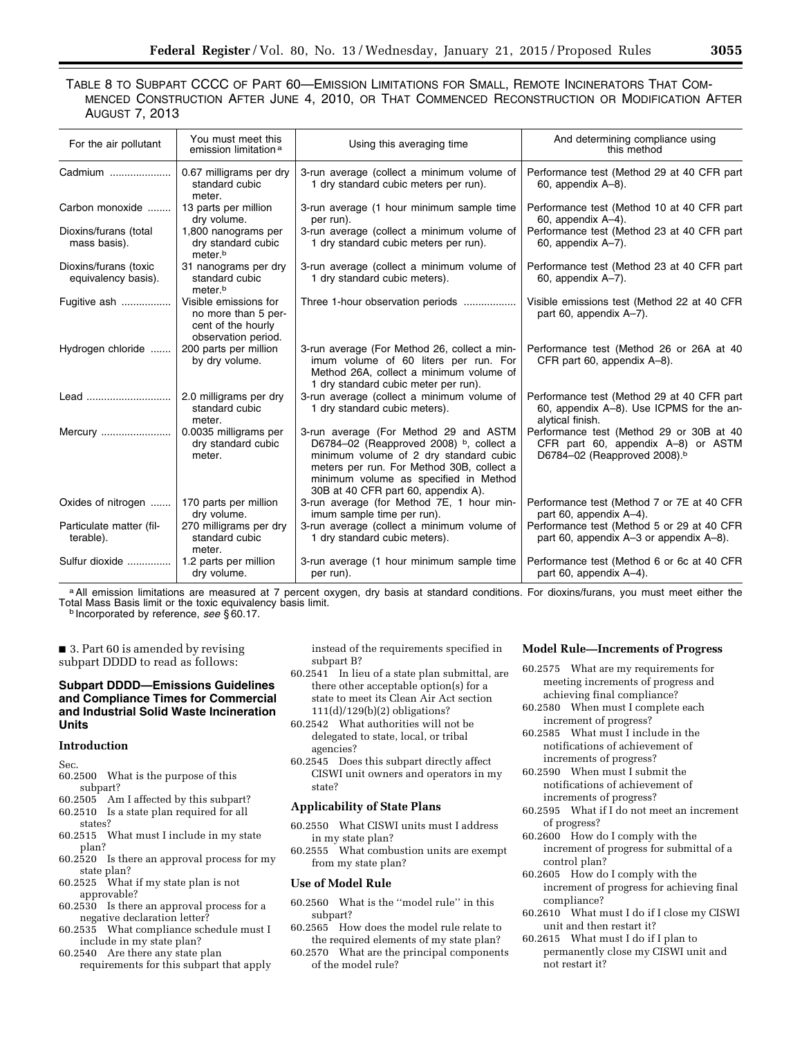TABLE 8 TO SUBPART CCCC OF PART 60—EMISSION LIMITATIONS FOR SMALL, REMOTE INCINERATORS THAT COMMENCED CONSTRUCTION AFTER JUNE 4, 2010, OR THAT COMMENCED RECONSTRUCTION OR MODIFICATION AFTER AUGUST 7, 2013

| For the air pollutant | You must meet this emission limitation [a] | Using this averaging time | And determining compliance using this method |
|---|---|---|---|
| Cadmium | 0.67 milligrams per dry standard cubic meter. | 3-run average (collect a minimum volume of 1 dry standard cubic meters per run). | Performance test (Method 29 at 40 CFR part 60, appendix A–8). |
| Carbon monoxide | 13 parts per million dry volume. | 3-run average (1 hour minimum sample time per run). | Performance test (Method 10 at 40 CFR part 60, appendix A–4). |
| Dioxins/furans (total mass basis). | 1,800 nanograms per dry standard cubic meter.[b] | 3-run average (collect a minimum volume of 1 dry standard cubic meters per run). | Performance test (Method 23 at 40 CFR part 60, appendix A–7). |
| Dioxins/furans (toxic equivalency basis). | 31 nanograms per dry standard cubic meter.[b] | 3-run average (collect a minimum volume of 1 dry standard cubic meters). | Performance test (Method 23 at 40 CFR part 60, appendix A–7). |
| Fugitive ash | Visible emissions for no more than 5 percent of the hourly observation period. | Three 1-hour observation periods | Visible emissions test (Method 22 at 40 CFR part 60, appendix A–7). |
| Hydrogen chloride | 200 parts per million by dry volume. | 3-run average (For Method 26, collect a minimum volume of 60 liters per run. For Method 26A, collect a minimum volume of 1 dry standard cubic meter per run). | Performance test (Method 26 or 26A at 40 CFR part 60, appendix A–8). |
| Lead | 2.0 milligrams per dry standard cubic meter. | 3-run average (collect a minimum volume of 1 dry standard cubic meters). | Performance test (Method 29 at 40 CFR part 60, appendix A–8). Use ICPMS for the analytical finish. |
| Mercury | 0.0035 milligrams per dry standard cubic meter. | 3-run average (For Method 29 and ASTM D6784–02 (Reapproved 2008) [b], collect a minimum volume of 2 dry standard cubic meters per run. For Method 30B, collect a minimum volume as specified in Method 30B at 40 CFR part 60, appendix A). | Performance test (Method 29 or 30B at 40 CFR part 60, appendix A–8) or ASTM D6784–02 (Reapproved 2008).[b] |
| Oxides of nitrogen | 170 parts per million dry volume. | 3-run average (for Method 7E, 1 hour minimum sample time per run). | Performance test (Method 7 or 7E at 40 CFR part 60, appendix A–4). |
| Particulate matter (filterable). | 270 milligrams per dry standard cubic meter. | 3-run average (collect a minimum volume of 1 dry standard cubic meters). | Performance test (Method 5 or 29 at 40 CFR part 60, appendix A–3 or appendix A–8). |
| Sulfur dioxide | 1.2 parts per million dry volume. | 3-run average (1 hour minimum sample time per run). | Performance test (Method 6 or 6c at 40 CFR part 60, appendix A–4). |

[a] All emission limitations are measured at 7 percent oxygen, dry basis at standard conditions. For dioxins/furans, you must meet either the Total Mass Basis limit or the toxic equivalency basis limit.

[b] Incorporated by reference, *see* § 60.17.

■ 3. Part 60 is amended by revising subpart DDDD to read as follows:

### Subpart DDDD—Emissions Guidelines and Compliance Times for Commercial and Industrial Solid Waste Incineration Units

#### Introduction

Sec.

60.2500 What is the purpose of this subpart?
60.2505 Am I affected by this subpart?
60.2510 Is a state plan required for all states?
60.2515 What must I include in my state plan?
60.2520 Is there an approval process for my state plan?
60.2525 What if my state plan is not approvable?
60.2530 Is there an approval process for a negative declaration letter?
60.2535 What compliance schedule must I include in my state plan?
60.2540 Are there any state plan requirements for this subpart that apply instead of the requirements specified in subpart B?
60.2541 In lieu of a state plan submittal, are there other acceptable option(s) for a state to meet its Clean Air Act section 111(d)/129(b)(2) obligations?
60.2542 What authorities will not be delegated to state, local, or tribal agencies?
60.2545 Does this subpart directly affect CISWI unit owners and operators in my state?

#### Applicability of State Plans

60.2550 What CISWI units must I address in my state plan?
60.2555 What combustion units are exempt from my state plan?

#### Use of Model Rule

60.2560 What is the "model rule" in this subpart?
60.2565 How does the model rule relate to the required elements of my state plan?
60.2570 What are the principal components of the model rule?

#### Model Rule—Increments of Progress

60.2575 What are my requirements for meeting increments of progress and achieving final compliance?
60.2580 When must I complete each increment of progress?
60.2585 What must I include in the notifications of achievement of increments of progress?
60.2590 When must I submit the notifications of achievement of increments of progress?
60.2595 What if I do not meet an increment of progress?
60.2600 How do I comply with the increment of progress for submittal of a control plan?
60.2605 How do I comply with the increment of progress for achieving final compliance?
60.2610 What must I do if I close my CISWI unit and then restart it?
60.2615 What must I do if I plan to permanently close my CISWI unit and not restart it?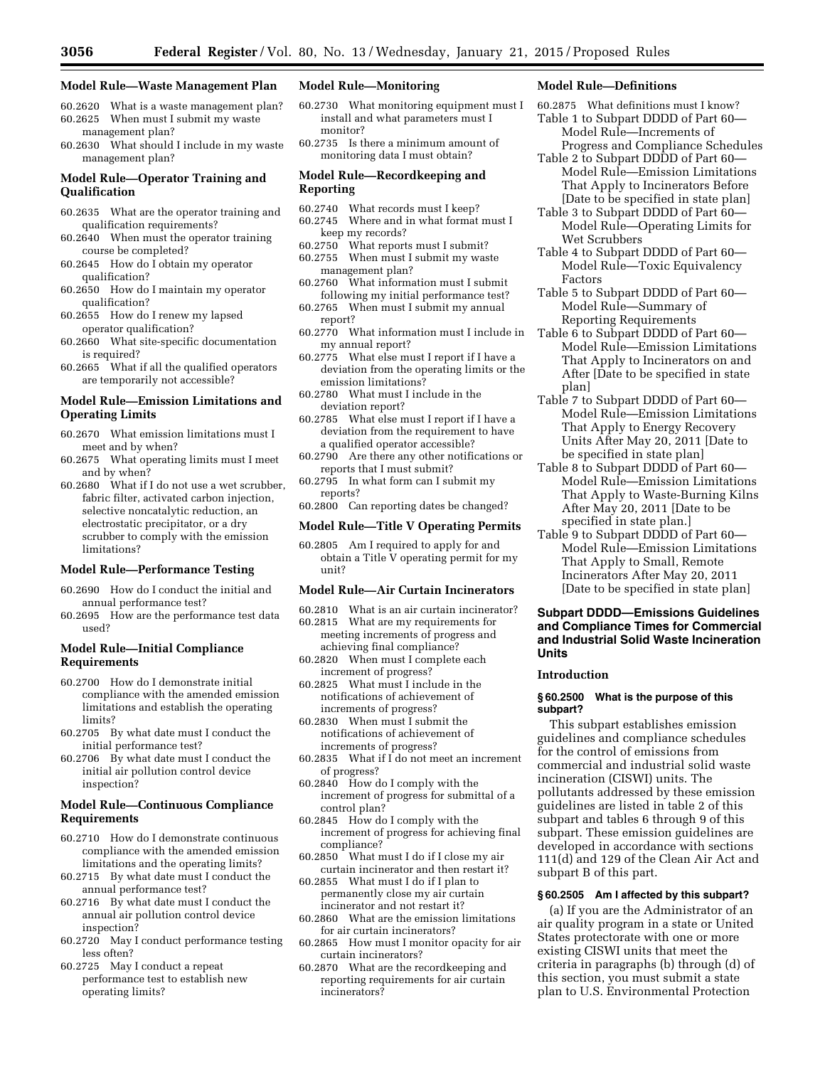### Model Rule—Waste Management Plan

60.2620 What is a waste management plan?
60.2625 When must I submit my waste management plan?
60.2630 What should I include in my waste management plan?

### Model Rule—Operator Training and Qualification

60.2635 What are the operator training and qualification requirements?
60.2640 When must the operator training course be completed?
60.2645 How do I obtain my operator qualification?
60.2650 How do I maintain my operator qualification?
60.2655 How do I renew my lapsed operator qualification?
60.2660 What site-specific documentation is required?
60.2665 What if all the qualified operators are temporarily not accessible?

### Model Rule—Emission Limitations and Operating Limits

60.2670 What emission limitations must I meet and by when?
60.2675 What operating limits must I meet and by when?
60.2680 What if I do not use a wet scrubber, fabric filter, activated carbon injection, selective noncatalytic reduction, an electrostatic precipitator, or a dry scrubber to comply with the emission limitations?

### Model Rule—Performance Testing

60.2690 How do I conduct the initial and annual performance test?
60.2695 How are the performance test data used?

### Model Rule—Initial Compliance Requirements

60.2700 How do I demonstrate initial compliance with the amended emission limitations and establish the operating limits?
60.2705 By what date must I conduct the initial performance test?
60.2706 By what date must I conduct the initial air pollution control device inspection?

### Model Rule—Continuous Compliance Requirements

60.2710 How do I demonstrate continuous compliance with the amended emission limitations and the operating limits?
60.2715 By what date must I conduct the annual performance test?
60.2716 By what date must I conduct the annual air pollution control device inspection?
60.2720 May I conduct performance testing less often?
60.2725 May I conduct a repeat performance test to establish new operating limits?

### Model Rule—Monitoring

60.2730 What monitoring equipment must I install and what parameters must I monitor?
60.2735 Is there a minimum amount of monitoring data I must obtain?

### Model Rule—Recordkeeping and Reporting

60.2740 What records must I keep?
60.2745 Where and in what format must I keep my records?
60.2750 What reports must I submit?
60.2755 When must I submit my waste management plan?
60.2760 What information must I submit following my initial performance test?
60.2765 When must I submit my annual report?
60.2770 What information must I include in my annual report?
60.2775 What else must I report if I have a deviation from the operating limits or the emission limitations?
60.2780 What must I include in the deviation report?
60.2785 What else must I report if I have a deviation from the requirement to have a qualified operator accessible?
60.2790 Are there any other notifications or reports that I must submit?
60.2795 In what form can I submit my reports?
60.2800 Can reporting dates be changed?

### Model Rule—Title V Operating Permits

60.2805 Am I required to apply for and obtain a Title V operating permit for my unit?

### Model Rule—Air Curtain Incinerators

60.2810 What is an air curtain incinerator?
60.2815 What are my requirements for meeting increments of progress and achieving final compliance?
60.2820 When must I complete each increment of progress?
60.2825 What must I include in the notifications of achievement of increments of progress?
60.2830 When must I submit the notifications of achievement of increments of progress?
60.2835 What if I do not meet an increment of progress?
60.2840 How do I comply with the increment of progress for submittal of a control plan?
60.2845 How do I comply with the increment of progress for achieving final compliance?
60.2850 What must I do if I close my air curtain incinerator and then restart it?
60.2855 What must I do if I plan to permanently close my air curtain incinerator and not restart it?
60.2860 What are the emission limitations for air curtain incinerators?
60.2865 How must I monitor opacity for air curtain incinerators?
60.2870 What are the recordkeeping and reporting requirements for air curtain incinerators?

### Model Rule—Definitions

60.2875 What definitions must I know?
Table 1 to Subpart DDDD of Part 60—Model Rule—Increments of Progress and Compliance Schedules
Table 2 to Subpart DDDD of Part 60—Model Rule—Emission Limitations That Apply to Incinerators Before [Date to be specified in state plan]
Table 3 to Subpart DDDD of Part 60—Model Rule—Operating Limits for Wet Scrubbers
Table 4 to Subpart DDDD of Part 60—Model Rule—Toxic Equivalency Factors
Table 5 to Subpart DDDD of Part 60—Model Rule—Summary of Reporting Requirements
Table 6 to Subpart DDDD of Part 60—Model Rule—Emission Limitations That Apply to Incinerators on and After [Date to be specified in state plan]
Table 7 to Subpart DDDD of Part 60—Model Rule—Emission Limitations That Apply to Energy Recovery Units After May 20, 2011 [Date to be specified in state plan]
Table 8 to Subpart DDDD of Part 60—Model Rule—Emission Limitations That Apply to Waste-Burning Kilns After May 20, 2011 [Date to be specified in state plan.]
Table 9 to Subpart DDDD of Part 60—Model Rule—Emission Limitations That Apply to Small, Remote Incinerators After May 20, 2011 [Date to be specified in state plan]

## Subpart DDDD—Emissions Guidelines and Compliance Times for Commercial and Industrial Solid Waste Incineration Units

### Introduction

#### § 60.2500 What is the purpose of this subpart?

This subpart establishes emission guidelines and compliance schedules for the control of emissions from commercial and industrial solid waste incineration (CISWI) units. The pollutants addressed by these emission guidelines are listed in table 2 of this subpart and tables 6 through 9 of this subpart. These emission guidelines are developed in accordance with sections 111(d) and 129 of the Clean Air Act and subpart B of this part.

#### § 60.2505 Am I affected by this subpart?

(a) If you are the Administrator of an air quality program in a state or United States protectorate with one or more existing CISWI units that meet the criteria in paragraphs (b) through (d) of this section, you must submit a state plan to U.S. Environmental Protection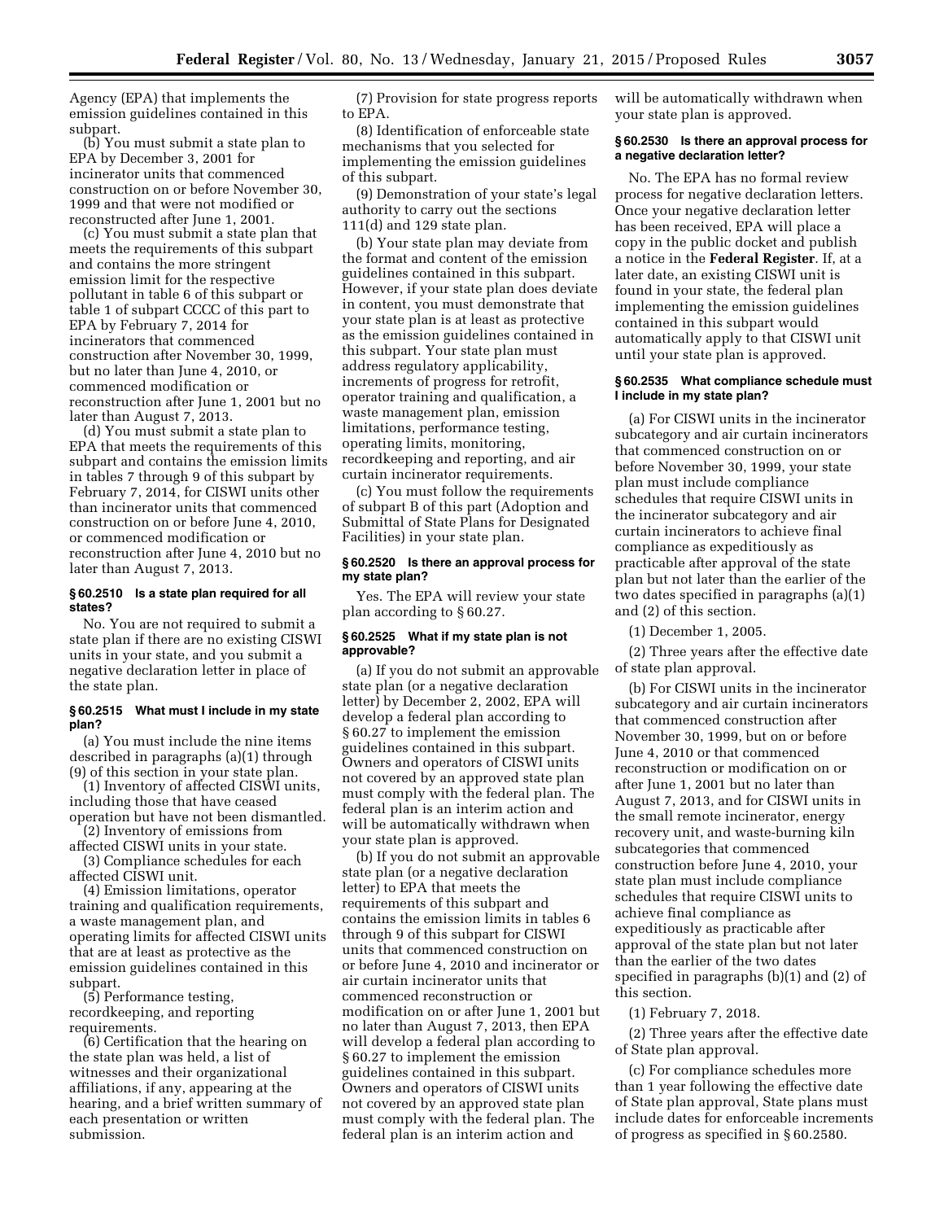Agency (EPA) that implements the emission guidelines contained in this subpart.

(b) You must submit a state plan to EPA by December 3, 2001 for incinerator units that commenced construction on or before November 30, 1999 and that were not modified or reconstructed after June 1, 2001.

(c) You must submit a state plan that meets the requirements of this subpart and contains the more stringent emission limit for the respective pollutant in table 6 of this subpart or table 1 of subpart CCCC of this part to EPA by February 7, 2014 for incinerators that commenced construction after November 30, 1999, but no later than June 4, 2010, or commenced modification or reconstruction after June 1, 2001 but no later than August 7, 2013.

(d) You must submit a state plan to EPA that meets the requirements of this subpart and contains the emission limits in tables 7 through 9 of this subpart by February 7, 2014, for CISWI units other than incinerator units that commenced construction on or before June 4, 2010, or commenced modification or reconstruction after June 4, 2010 but no later than August 7, 2013.

### § 60.2510 Is a state plan required for all states?

No. You are not required to submit a state plan if there are no existing CISWI units in your state, and you submit a negative declaration letter in place of the state plan.

### § 60.2515 What must I include in my state plan?

(a) You must include the nine items described in paragraphs (a)(1) through (9) of this section in your state plan.

(1) Inventory of affected CISWI units, including those that have ceased operation but have not been dismantled.

(2) Inventory of emissions from affected CISWI units in your state.

(3) Compliance schedules for each affected CISWI unit.

(4) Emission limitations, operator training and qualification requirements, a waste management plan, and operating limits for affected CISWI units that are at least as protective as the emission guidelines contained in this subpart.

(5) Performance testing, recordkeeping, and reporting requirements.

(6) Certification that the hearing on the state plan was held, a list of witnesses and their organizational affiliations, if any, appearing at the hearing, and a brief written summary of each presentation or written submission.

(7) Provision for state progress reports to EPA.

(8) Identification of enforceable state mechanisms that you selected for implementing the emission guidelines of this subpart.

(9) Demonstration of your state's legal authority to carry out the sections 111(d) and 129 state plan.

(b) Your state plan may deviate from the format and content of the emission guidelines contained in this subpart. However, if your state plan does deviate in content, you must demonstrate that your state plan is at least as protective as the emission guidelines contained in this subpart. Your state plan must address regulatory applicability, increments of progress for retrofit, operator training and qualification, a waste management plan, emission limitations, performance testing, operating limits, monitoring, recordkeeping and reporting, and air curtain incinerator requirements.

(c) You must follow the requirements of subpart B of this part (Adoption and Submittal of State Plans for Designated Facilities) in your state plan.

### § 60.2520 Is there an approval process for my state plan?

Yes. The EPA will review your state plan according to § 60.27.

### § 60.2525 What if my state plan is not approvable?

(a) If you do not submit an approvable state plan (or a negative declaration letter) by December 2, 2002, EPA will develop a federal plan according to § 60.27 to implement the emission guidelines contained in this subpart. Owners and operators of CISWI units not covered by an approved state plan must comply with the federal plan. The federal plan is an interim action and will be automatically withdrawn when your state plan is approved.

(b) If you do not submit an approvable state plan (or a negative declaration letter) to EPA that meets the requirements of this subpart and contains the emission limits in tables 6 through 9 of this subpart for CISWI units that commenced construction on or before June 4, 2010 and incinerator or air curtain incinerator units that commenced reconstruction or modification on or after June 1, 2001 but no later than August 7, 2013, then EPA will develop a federal plan according to § 60.27 to implement the emission guidelines contained in this subpart. Owners and operators of CISWI units not covered by an approved state plan must comply with the federal plan. The federal plan is an interim action and will be automatically withdrawn when your state plan is approved.

### § 60.2530 Is there an approval process for a negative declaration letter?

No. The EPA has no formal review process for negative declaration letters. Once your negative declaration letter has been received, EPA will place a copy in the public docket and publish a notice in the **Federal Register**. If, at a later date, an existing CISWI unit is found in your state, the federal plan implementing the emission guidelines contained in this subpart would automatically apply to that CISWI unit until your state plan is approved.

### § 60.2535 What compliance schedule must I include in my state plan?

(a) For CISWI units in the incinerator subcategory and air curtain incinerators that commenced construction on or before November 30, 1999, your state plan must include compliance schedules that require CISWI units in the incinerator subcategory and air curtain incinerators to achieve final compliance as expeditiously as practicable after approval of the state plan but not later than the earlier of the two dates specified in paragraphs (a)(1) and (2) of this section.

(1) December 1, 2005.

(2) Three years after the effective date of state plan approval.

(b) For CISWI units in the incinerator subcategory and air curtain incinerators that commenced construction after November 30, 1999, but on or before June 4, 2010 or that commenced reconstruction or modification on or after June 1, 2001 but no later than August 7, 2013, and for CISWI units in the small remote incinerator, energy recovery unit, and waste-burning kiln subcategories that commenced construction before June 4, 2010, your state plan must include compliance schedules that require CISWI units to achieve final compliance as expeditiously as practicable after approval of the state plan but not later than the earlier of the two dates specified in paragraphs (b)(1) and (2) of this section.

(1) February 7, 2018.

(2) Three years after the effective date of State plan approval.

(c) For compliance schedules more than 1 year following the effective date of State plan approval, State plans must include dates for enforceable increments of progress as specified in § 60.2580.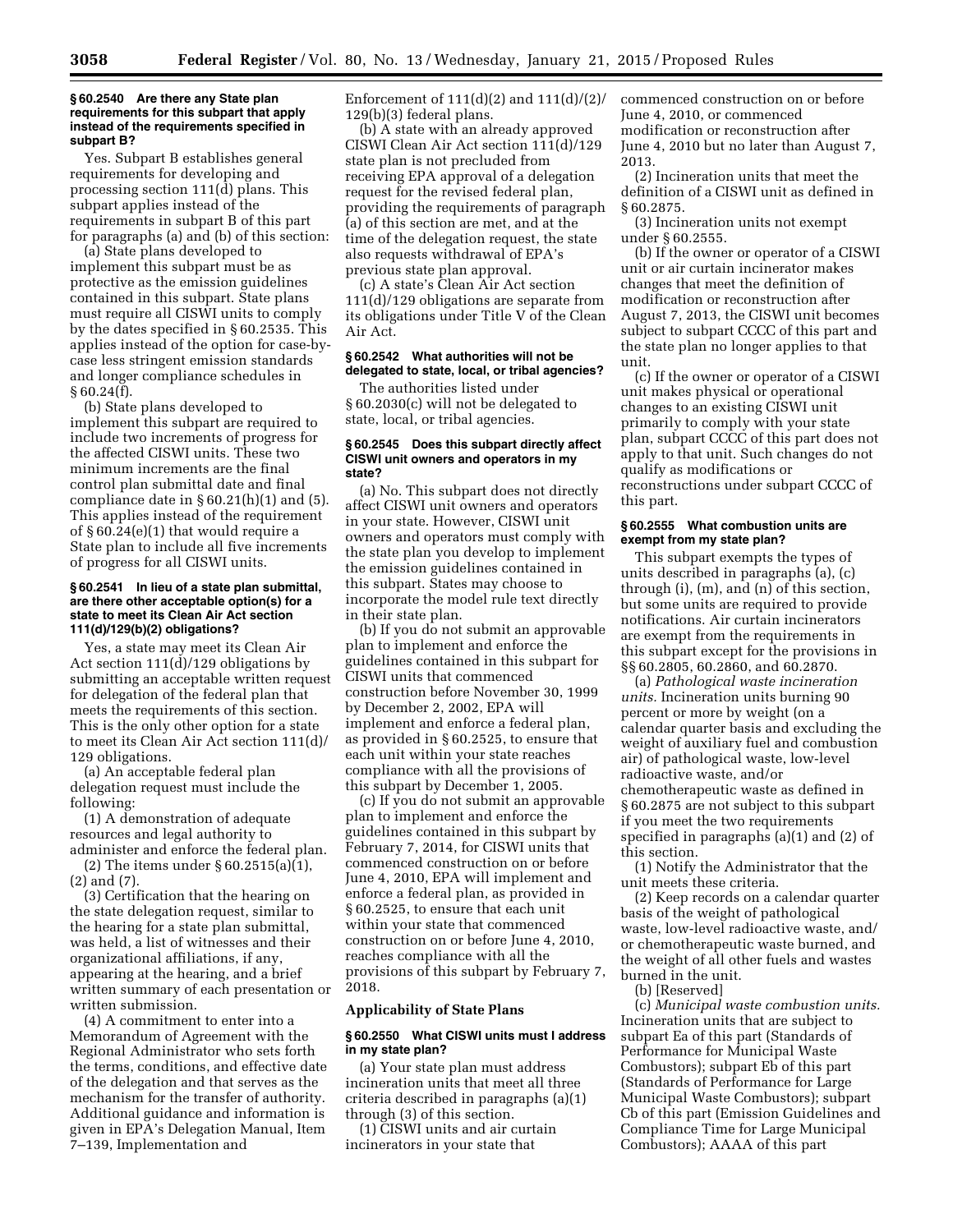**§ 60.2540 Are there any State plan requirements for this subpart that apply instead of the requirements specified in subpart B?**

Yes. Subpart B establishes general requirements for developing and processing section 111(d) plans. This subpart applies instead of the requirements in subpart B of this part for paragraphs (a) and (b) of this section:

(a) State plans developed to implement this subpart must be as protective as the emission guidelines contained in this subpart. State plans must require all CISWI units to comply by the dates specified in § 60.2535. This applies instead of the option for case-by-case less stringent emission standards and longer compliance schedules in § 60.24(f).

(b) State plans developed to implement this subpart are required to include two increments of progress for the affected CISWI units. These two minimum increments are the final control plan submittal date and final compliance date in § 60.21(h)(1) and (5). This applies instead of the requirement of § 60.24(e)(1) that would require a State plan to include all five increments of progress for all CISWI units.

**§ 60.2541 In lieu of a state plan submittal, are there other acceptable option(s) for a state to meet its Clean Air Act section 111(d)/129(b)(2) obligations?**

Yes, a state may meet its Clean Air Act section 111(d)/129 obligations by submitting an acceptable written request for delegation of the federal plan that meets the requirements of this section. This is the only other option for a state to meet its Clean Air Act section 111(d)/129 obligations.

(a) An acceptable federal plan delegation request must include the following:

(1) A demonstration of adequate resources and legal authority to administer and enforce the federal plan.

(2) The items under § 60.2515(a)(1), (2) and (7).

(3) Certification that the hearing on the state delegation request, similar to the hearing for a state plan submittal, was held, a list of witnesses and their organizational affiliations, if any, appearing at the hearing, and a brief written summary of each presentation or written submission.

(4) A commitment to enter into a Memorandum of Agreement with the Regional Administrator who sets forth the terms, conditions, and effective date of the delegation and that serves as the mechanism for the transfer of authority. Additional guidance and information is given in EPA's Delegation Manual, Item 7–139, Implementation and Enforcement of 111(d)(2) and 111(d)/(2)/129(b)(3) federal plans.

(b) A state with an already approved CISWI Clean Air Act section 111(d)/129 state plan is not precluded from receiving EPA approval of a delegation request for the revised federal plan, providing the requirements of paragraph (a) of this section are met, and at the time of the delegation request, the state also requests withdrawal of EPA's previous state plan approval.

(c) A state's Clean Air Act section 111(d)/129 obligations are separate from its obligations under Title V of the Clean Air Act.

**§ 60.2542 What authorities will not be delegated to state, local, or tribal agencies?**

The authorities listed under § 60.2030(c) will not be delegated to state, local, or tribal agencies.

**§ 60.2545 Does this subpart directly affect CISWI unit owners and operators in my state?**

(a) No. This subpart does not directly affect CISWI unit owners and operators in your state. However, CISWI unit owners and operators must comply with the state plan you develop to implement the emission guidelines contained in this subpart. States may choose to incorporate the model rule text directly in their state plan.

(b) If you do not submit an approvable plan to implement and enforce the guidelines contained in this subpart for CISWI units that commenced construction before November 30, 1999 by December 2, 2002, EPA will implement and enforce a federal plan, as provided in § 60.2525, to ensure that each unit within your state reaches compliance with all the provisions of this subpart by December 1, 2005.

(c) If you do not submit an approvable plan to implement and enforce the guidelines contained in this subpart by February 7, 2014, for CISWI units that commenced construction on or before June 4, 2010, EPA will implement and enforce a federal plan, as provided in § 60.2525, to ensure that each unit within your state that commenced construction on or before June 4, 2010, reaches compliance with all the provisions of this subpart by February 7, 2018.

## Applicability of State Plans

**§ 60.2550 What CISWI units must I address in my state plan?**

(a) Your state plan must address incineration units that meet all three criteria described in paragraphs (a)(1) through (3) of this section.

(1) CISWI units and air curtain incinerators in your state that commenced construction on or before June 4, 2010, or commenced modification or reconstruction after June 4, 2010 but no later than August 7, 2013.

(2) Incineration units that meet the definition of a CISWI unit as defined in § 60.2875.

(3) Incineration units not exempt under § 60.2555.

(b) If the owner or operator of a CISWI unit or air curtain incinerator makes changes that meet the definition of modification or reconstruction after August 7, 2013, the CISWI unit becomes subject to subpart CCCC of this part and the state plan no longer applies to that unit.

(c) If the owner or operator of a CISWI unit makes physical or operational changes to an existing CISWI unit primarily to comply with your state plan, subpart CCCC of this part does not apply to that unit. Such changes do not qualify as modifications or reconstructions under subpart CCCC of this part.

**§ 60.2555 What combustion units are exempt from my state plan?**

This subpart exempts the types of units described in paragraphs (a), (c) through (i), (m), and (n) of this section, but some units are required to provide notifications. Air curtain incinerators are exempt from the requirements in this subpart except for the provisions in §§ 60.2805, 60.2860, and 60.2870.

(a) *Pathological waste incineration units.* Incineration units burning 90 percent or more by weight (on a calendar quarter basis and excluding the weight of auxiliary fuel and combustion air) of pathological waste, low-level radioactive waste, and/or chemotherapeutic waste as defined in § 60.2875 are not subject to this subpart if you meet the two requirements specified in paragraphs (a)(1) and (2) of this section.

(1) Notify the Administrator that the unit meets these criteria.

(2) Keep records on a calendar quarter basis of the weight of pathological waste, low-level radioactive waste, and/or chemotherapeutic waste burned, and the weight of all other fuels and wastes burned in the unit.

(b) [Reserved]

(c) *Municipal waste combustion units.* Incineration units that are subject to subpart Ea of this part (Standards of Performance for Municipal Waste Combustors); subpart Eb of this part (Standards of Performance for Large Municipal Waste Combustors); subpart Cb of this part (Emission Guidelines and Compliance Time for Large Municipal Combustors); AAAA of this part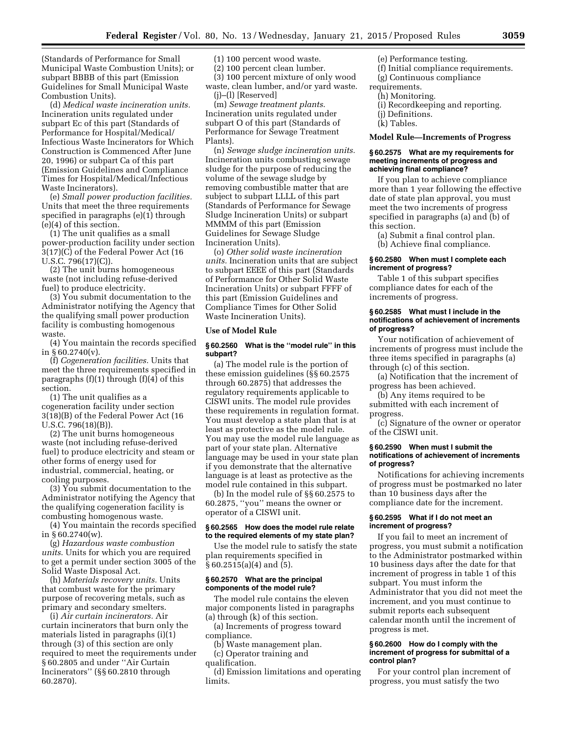(Standards of Performance for Small Municipal Waste Combustion Units); or subpart BBBB of this part (Emission Guidelines for Small Municipal Waste Combustion Units).

(d) *Medical waste incineration units.* Incineration units regulated under subpart Ec of this part (Standards of Performance for Hospital/Medical/Infectious Waste Incinerators for Which Construction is Commenced After June 20, 1996) or subpart Ca of this part (Emission Guidelines and Compliance Times for Hospital/Medical/Infectious Waste Incinerators).

(e) *Small power production facilities.* Units that meet the three requirements specified in paragraphs (e)(1) through (e)(4) of this section.

(1) The unit qualifies as a small power-production facility under section 3(17)(C) of the Federal Power Act (16 U.S.C. 796(17)(C)).

(2) The unit burns homogeneous waste (not including refuse-derived fuel) to produce electricity.

(3) You submit documentation to the Administrator notifying the Agency that the qualifying small power production facility is combusting homogenous waste.

(4) You maintain the records specified in § 60.2740(v).

(f) *Cogeneration facilities.* Units that meet the three requirements specified in paragraphs (f)(1) through (f)(4) of this section.

(1) The unit qualifies as a cogeneration facility under section 3(18)(B) of the Federal Power Act (16 U.S.C. 796(18)(B)).

(2) The unit burns homogeneous waste (not including refuse-derived fuel) to produce electricity and steam or other forms of energy used for industrial, commercial, heating, or cooling purposes.

(3) You submit documentation to the Administrator notifying the Agency that the qualifying cogeneration facility is combusting homogenous waste.

(4) You maintain the records specified in § 60.2740(w).

(g) *Hazardous waste combustion units.* Units for which you are required to get a permit under section 3005 of the Solid Waste Disposal Act.

(h) *Materials recovery units.* Units that combust waste for the primary purpose of recovering metals, such as primary and secondary smelters.

(i) *Air curtain incinerators.* Air curtain incinerators that burn only the materials listed in paragraphs (i)(1) through (3) of this section are only required to meet the requirements under § 60.2805 and under ''Air Curtain Incinerators'' (§§ 60.2810 through 60.2870).

(1) 100 percent wood waste.

(2) 100 percent clean lumber.

(3) 100 percent mixture of only wood waste, clean lumber, and/or yard waste.

(j)–(l) [Reserved]

(m) *Sewage treatment plants.* Incineration units regulated under subpart O of this part (Standards of Performance for Sewage Treatment Plants).

(n) *Sewage sludge incineration units.* Incineration units combusting sewage sludge for the purpose of reducing the volume of the sewage sludge by removing combustible matter that are subject to subpart LLLL of this part (Standards of Performance for Sewage Sludge Incineration Units) or subpart MMMM of this part (Emission Guidelines for Sewage Sludge Incineration Units).

(o) *Other solid waste incineration units.* Incineration units that are subject to subpart EEEE of this part (Standards of Performance for Other Solid Waste Incineration Units) or subpart FFFF of this part (Emission Guidelines and Compliance Times for Other Solid Waste Incineration Units).

**Use of Model Rule**

**§ 60.2560 What is the ''model rule'' in this subpart?**

(a) The model rule is the portion of these emission guidelines (§§ 60.2575 through 60.2875) that addresses the regulatory requirements applicable to CISWI units. The model rule provides these requirements in regulation format. You must develop a state plan that is at least as protective as the model rule. You may use the model rule language as part of your state plan. Alternative language may be used in your state plan if you demonstrate that the alternative language is at least as protective as the model rule contained in this subpart.

(b) In the model rule of §§ 60.2575 to 60.2875, ''you'' means the owner or operator of a CISWI unit.

**§ 60.2565 How does the model rule relate to the required elements of my state plan?**

Use the model rule to satisfy the state plan requirements specified in § 60.2515(a)(4) and (5).

**§ 60.2570 What are the principal components of the model rule?**

The model rule contains the eleven major components listed in paragraphs (a) through (k) of this section.

(a) Increments of progress toward compliance.

(b) Waste management plan.

(c) Operator training and qualification.

(d) Emission limitations and operating limits.

(e) Performance testing.

(f) Initial compliance requirements.

(g) Continuous compliance requirements.

(h) Monitoring.

(i) Recordkeeping and reporting.

(j) Definitions.

(k) Tables.

**Model Rule—Increments of Progress**

**§ 60.2575 What are my requirements for meeting increments of progress and achieving final compliance?**

If you plan to achieve compliance more than 1 year following the effective date of state plan approval, you must meet the two increments of progress specified in paragraphs (a) and (b) of this section.

(a) Submit a final control plan.

(b) Achieve final compliance.

**§ 60.2580 When must I complete each increment of progress?**

Table 1 of this subpart specifies compliance dates for each of the increments of progress.

**§ 60.2585 What must I include in the notifications of achievement of increments of progress?**

Your notification of achievement of increments of progress must include the three items specified in paragraphs (a) through (c) of this section.

(a) Notification that the increment of progress has been achieved.

(b) Any items required to be submitted with each increment of progress.

(c) Signature of the owner or operator of the CISWI unit.

**§ 60.2590 When must I submit the notifications of achievement of increments of progress?**

Notifications for achieving increments of progress must be postmarked no later than 10 business days after the compliance date for the increment.

**§ 60.2595 What if I do not meet an increment of progress?**

If you fail to meet an increment of progress, you must submit a notification to the Administrator postmarked within 10 business days after the date for that increment of progress in table 1 of this subpart. You must inform the Administrator that you did not meet the increment, and you must continue to submit reports each subsequent calendar month until the increment of progress is met.

**§ 60.2600 How do I comply with the increment of progress for submittal of a control plan?**

For your control plan increment of progress, you must satisfy the two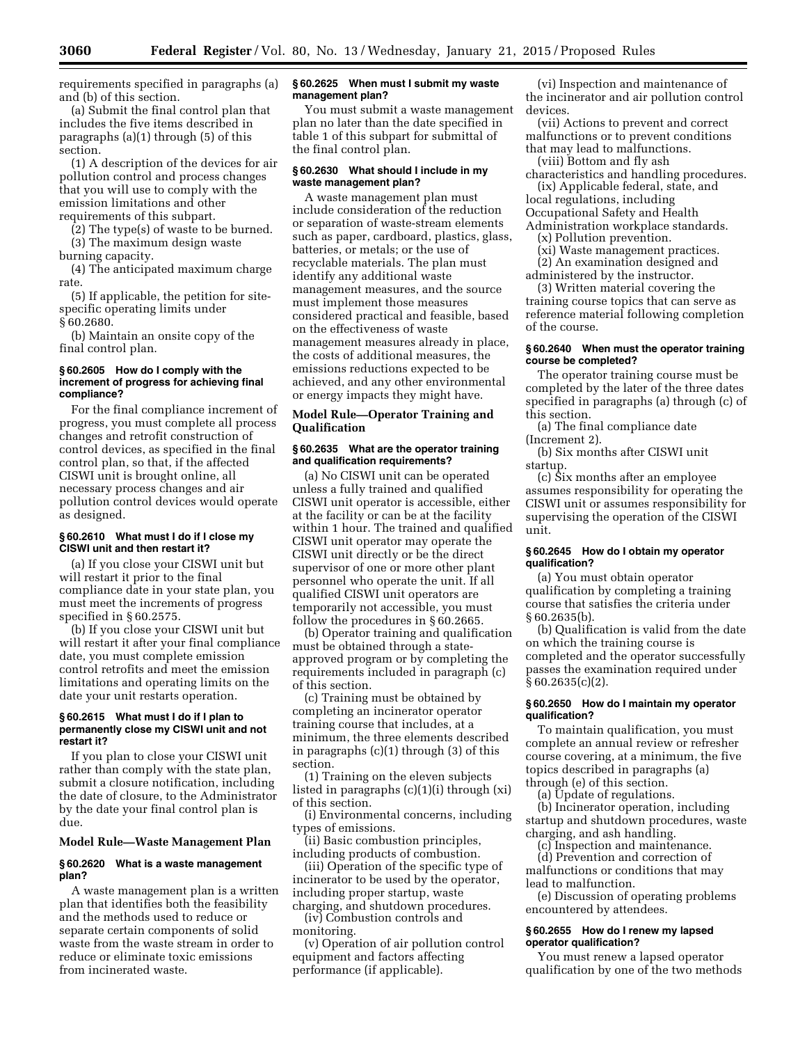requirements specified in paragraphs (a) and (b) of this section.

(a) Submit the final control plan that includes the five items described in paragraphs (a)(1) through (5) of this section.

(1) A description of the devices for air pollution control and process changes that you will use to comply with the emission limitations and other requirements of this subpart.

(2) The type(s) of waste to be burned.

(3) The maximum design waste burning capacity.

(4) The anticipated maximum charge rate.

(5) If applicable, the petition for site-specific operating limits under § 60.2680.

(b) Maintain an onsite copy of the final control plan.

#### § 60.2605 How do I comply with the increment of progress for achieving final compliance?

For the final compliance increment of progress, you must complete all process changes and retrofit construction of control devices, as specified in the final control plan, so that, if the affected CISWI unit is brought online, all necessary process changes and air pollution control devices would operate as designed.

#### § 60.2610 What must I do if I close my CISWI unit and then restart it?

(a) If you close your CISWI unit but will restart it prior to the final compliance date in your state plan, you must meet the increments of progress specified in § 60.2575.

(b) If you close your CISWI unit but will restart it after your final compliance date, you must complete emission control retrofits and meet the emission limitations and operating limits on the date your unit restarts operation.

#### § 60.2615 What must I do if I plan to permanently close my CISWI unit and not restart it?

If you plan to close your CISWI unit rather than comply with the state plan, submit a closure notification, including the date of closure, to the Administrator by the date your final control plan is due.

### Model Rule—Waste Management Plan

#### § 60.2620 What is a waste management plan?

A waste management plan is a written plan that identifies both the feasibility and the methods used to reduce or separate certain components of solid waste from the waste stream in order to reduce or eliminate toxic emissions from incinerated waste.

#### § 60.2625 When must I submit my waste management plan?

You must submit a waste management plan no later than the date specified in table 1 of this subpart for submittal of the final control plan.

#### § 60.2630 What should I include in my waste management plan?

A waste management plan must include consideration of the reduction or separation of waste-stream elements such as paper, cardboard, plastics, glass, batteries, or metals; or the use of recyclable materials. The plan must identify any additional waste management measures, and the source must implement those measures considered practical and feasible, based on the effectiveness of waste management measures already in place, the costs of additional measures, the emissions reductions expected to be achieved, and any other environmental or energy impacts they might have.

### Model Rule—Operator Training and Qualification

#### § 60.2635 What are the operator training and qualification requirements?

(a) No CISWI unit can be operated unless a fully trained and qualified CISWI unit operator is accessible, either at the facility or can be at the facility within 1 hour. The trained and qualified CISWI unit operator may operate the CISWI unit directly or be the direct supervisor of one or more other plant personnel who operate the unit. If all qualified CISWI unit operators are temporarily not accessible, you must follow the procedures in § 60.2665.

(b) Operator training and qualification must be obtained through a state-approved program or by completing the requirements included in paragraph (c) of this section.

(c) Training must be obtained by completing an incinerator operator training course that includes, at a minimum, the three elements described in paragraphs (c)(1) through (3) of this section.

(1) Training on the eleven subjects listed in paragraphs (c)(1)(i) through (xi) of this section.

(i) Environmental concerns, including types of emissions.

(ii) Basic combustion principles, including products of combustion.

(iii) Operation of the specific type of incinerator to be used by the operator, including proper startup, waste charging, and shutdown procedures.

(iv) Combustion controls and monitoring.

(v) Operation of air pollution control equipment and factors affecting performance (if applicable).

(vi) Inspection and maintenance of the incinerator and air pollution control devices.

(vii) Actions to prevent and correct malfunctions or to prevent conditions that may lead to malfunctions.

(viii) Bottom and fly ash characteristics and handling procedures.

(ix) Applicable federal, state, and local regulations, including Occupational Safety and Health Administration workplace standards.

(x) Pollution prevention.

(xi) Waste management practices.

(2) An examination designed and administered by the instructor.

(3) Written material covering the training course topics that can serve as reference material following completion of the course.

#### § 60.2640 When must the operator training course be completed?

The operator training course must be completed by the later of the three dates specified in paragraphs (a) through (c) of this section.

(a) The final compliance date (Increment 2).

(b) Six months after CISWI unit startup.

(c) Six months after an employee assumes responsibility for operating the CISWI unit or assumes responsibility for supervising the operation of the CISWI unit.

#### § 60.2645 How do I obtain my operator qualification?

(a) You must obtain operator qualification by completing a training course that satisfies the criteria under § 60.2635(b).

(b) Qualification is valid from the date on which the training course is completed and the operator successfully passes the examination required under § 60.2635(c)(2).

#### § 60.2650 How do I maintain my operator qualification?

To maintain qualification, you must complete an annual review or refresher course covering, at a minimum, the five topics described in paragraphs (a) through (e) of this section.

(a) Update of regulations.

(b) Incinerator operation, including startup and shutdown procedures, waste charging, and ash handling.

(c) Inspection and maintenance.

(d) Prevention and correction of malfunctions or conditions that may lead to malfunction.

(e) Discussion of operating problems encountered by attendees.

#### § 60.2655 How do I renew my lapsed operator qualification?

You must renew a lapsed operator qualification by one of the two methods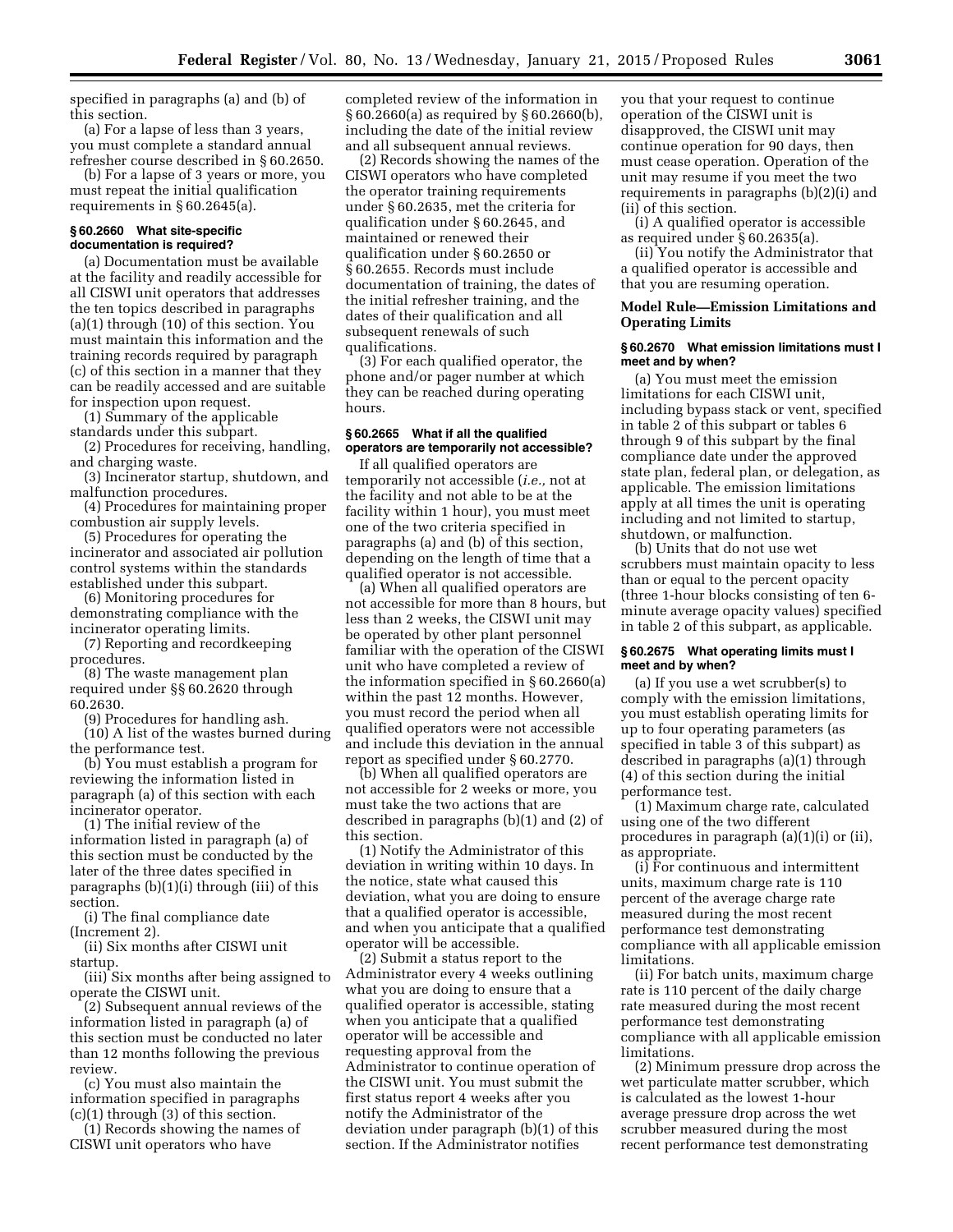specified in paragraphs (a) and (b) of this section.

(a) For a lapse of less than 3 years, you must complete a standard annual refresher course described in § 60.2650.

(b) For a lapse of 3 years or more, you must repeat the initial qualification requirements in § 60.2645(a).

### § 60.2660 What site-specific documentation is required?

(a) Documentation must be available at the facility and readily accessible for all CISWI unit operators that addresses the ten topics described in paragraphs (a)(1) through (10) of this section. You must maintain this information and the training records required by paragraph (c) of this section in a manner that they can be readily accessed and are suitable for inspection upon request.

(1) Summary of the applicable standards under this subpart.

(2) Procedures for receiving, handling, and charging waste.

(3) Incinerator startup, shutdown, and malfunction procedures.

(4) Procedures for maintaining proper combustion air supply levels.

(5) Procedures for operating the incinerator and associated air pollution control systems within the standards established under this subpart.

(6) Monitoring procedures for demonstrating compliance with the incinerator operating limits.

(7) Reporting and recordkeeping procedures.

(8) The waste management plan required under §§ 60.2620 through 60.2630.

(9) Procedures for handling ash.

(10) A list of the wastes burned during the performance test.

(b) You must establish a program for reviewing the information listed in paragraph (a) of this section with each incinerator operator.

(1) The initial review of the information listed in paragraph (a) of this section must be conducted by the later of the three dates specified in paragraphs (b)(1)(i) through (iii) of this section.

(i) The final compliance date (Increment 2).

(ii) Six months after CISWI unit startup.

(iii) Six months after being assigned to operate the CISWI unit.

(2) Subsequent annual reviews of the information listed in paragraph (a) of this section must be conducted no later than 12 months following the previous review.

(c) You must also maintain the information specified in paragraphs (c)(1) through (3) of this section.

(1) Records showing the names of CISWI unit operators who have completed review of the information in § 60.2660(a) as required by § 60.2660(b), including the date of the initial review and all subsequent annual reviews.

(2) Records showing the names of the CISWI operators who have completed the operator training requirements under § 60.2635, met the criteria for qualification under § 60.2645, and maintained or renewed their qualification under § 60.2650 or § 60.2655. Records must include documentation of training, the dates of the initial refresher training, and the dates of their qualification and all subsequent renewals of such qualifications.

(3) For each qualified operator, the phone and/or pager number at which they can be reached during operating hours.

### § 60.2665 What if all the qualified operators are temporarily not accessible?

If all qualified operators are temporarily not accessible (*i.e.,* not at the facility and not able to be at the facility within 1 hour), you must meet one of the two criteria specified in paragraphs (a) and (b) of this section, depending on the length of time that a qualified operator is not accessible.

(a) When all qualified operators are not accessible for more than 8 hours, but less than 2 weeks, the CISWI unit may be operated by other plant personnel familiar with the operation of the CISWI unit who have completed a review of the information specified in § 60.2660(a) within the past 12 months. However, you must record the period when all qualified operators were not accessible and include this deviation in the annual report as specified under § 60.2770.

(b) When all qualified operators are not accessible for 2 weeks or more, you must take the two actions that are described in paragraphs (b)(1) and (2) of this section.

(1) Notify the Administrator of this deviation in writing within 10 days. In the notice, state what caused this deviation, what you are doing to ensure that a qualified operator is accessible, and when you anticipate that a qualified operator will be accessible.

(2) Submit a status report to the Administrator every 4 weeks outlining what you are doing to ensure that a qualified operator is accessible, stating when you anticipate that a qualified operator will be accessible and requesting approval from the Administrator to continue operation of the CISWI unit. You must submit the first status report 4 weeks after you notify the Administrator of the deviation under paragraph (b)(1) of this section. If the Administrator notifies you that your request to continue operation of the CISWI unit is disapproved, the CISWI unit may continue operation for 90 days, then must cease operation. Operation of the unit may resume if you meet the two requirements in paragraphs (b)(2)(i) and (ii) of this section.

(i) A qualified operator is accessible as required under § 60.2635(a).

(ii) You notify the Administrator that a qualified operator is accessible and that you are resuming operation.

## Model Rule—Emission Limitations and Operating Limits

### § 60.2670 What emission limitations must I meet and by when?

(a) You must meet the emission limitations for each CISWI unit, including bypass stack or vent, specified in table 2 of this subpart or tables 6 through 9 of this subpart by the final compliance date under the approved state plan, federal plan, or delegation, as applicable. The emission limitations apply at all times the unit is operating including and not limited to startup, shutdown, or malfunction.

(b) Units that do not use wet scrubbers must maintain opacity to less than or equal to the percent opacity (three 1-hour blocks consisting of ten 6-minute average opacity values) specified in table 2 of this subpart, as applicable.

### § 60.2675 What operating limits must I meet and by when?

(a) If you use a wet scrubber(s) to comply with the emission limitations, you must establish operating limits for up to four operating parameters (as specified in table 3 of this subpart) as described in paragraphs (a)(1) through (4) of this section during the initial performance test.

(1) Maximum charge rate, calculated using one of the two different procedures in paragraph (a)(1)(i) or (ii), as appropriate.

(i) For continuous and intermittent units, maximum charge rate is 110 percent of the average charge rate measured during the most recent performance test demonstrating compliance with all applicable emission limitations.

(ii) For batch units, maximum charge rate is 110 percent of the daily charge rate measured during the most recent performance test demonstrating compliance with all applicable emission limitations.

(2) Minimum pressure drop across the wet particulate matter scrubber, which is calculated as the lowest 1-hour average pressure drop across the wet scrubber measured during the most recent performance test demonstrating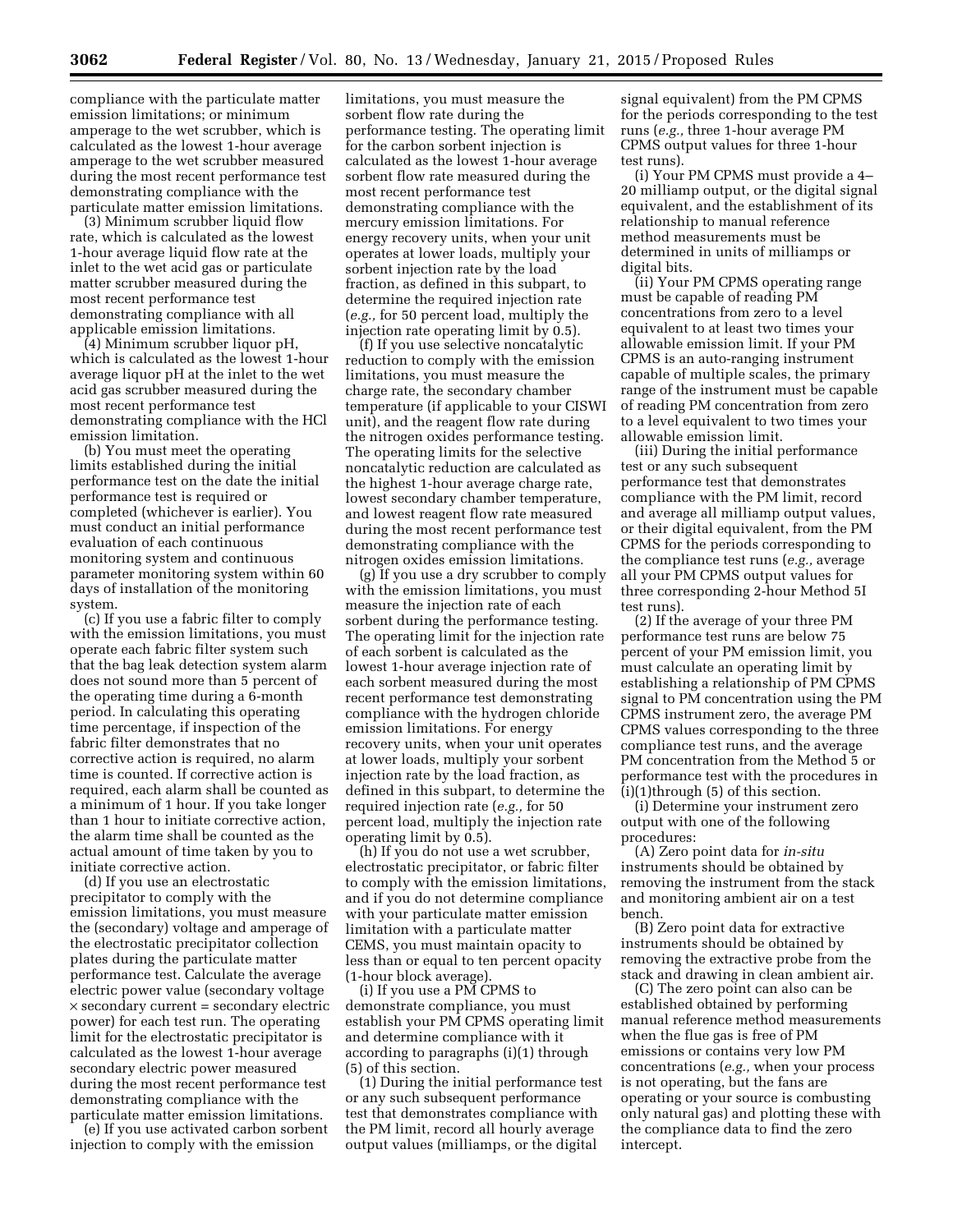compliance with the particulate matter emission limitations; or minimum amperage to the wet scrubber, which is calculated as the lowest 1-hour average amperage to the wet scrubber measured during the most recent performance test demonstrating compliance with the particulate matter emission limitations.

(3) Minimum scrubber liquid flow rate, which is calculated as the lowest 1-hour average liquid flow rate at the inlet to the wet acid gas or particulate matter scrubber measured during the most recent performance test demonstrating compliance with all applicable emission limitations.

(4) Minimum scrubber liquor pH, which is calculated as the lowest 1-hour average liquor pH at the inlet to the wet acid gas scrubber measured during the most recent performance test demonstrating compliance with the HCl emission limitation.

(b) You must meet the operating limits established during the initial performance test on the date the initial performance test is required or completed (whichever is earlier). You must conduct an initial performance evaluation of each continuous monitoring system and continuous parameter monitoring system within 60 days of installation of the monitoring system.

(c) If you use a fabric filter to comply with the emission limitations, you must operate each fabric filter system such that the bag leak detection system alarm does not sound more than 5 percent of the operating time during a 6-month period. In calculating this operating time percentage, if inspection of the fabric filter demonstrates that no corrective action is required, no alarm time is counted. If corrective action is required, each alarm shall be counted as a minimum of 1 hour. If you take longer than 1 hour to initiate corrective action, the alarm time shall be counted as the actual amount of time taken by you to initiate corrective action.

(d) If you use an electrostatic precipitator to comply with the emission limitations, you must measure the (secondary) voltage and amperage of the electrostatic precipitator collection plates during the particulate matter performance test. Calculate the average electric power value (secondary voltage × secondary current = secondary electric power) for each test run. The operating limit for the electrostatic precipitator is calculated as the lowest 1-hour average secondary electric power measured during the most recent performance test demonstrating compliance with the particulate matter emission limitations.

(e) If you use activated carbon sorbent injection to comply with the emission limitations, you must measure the sorbent flow rate during the performance testing. The operating limit for the carbon sorbent injection is calculated as the lowest 1-hour average sorbent flow rate measured during the most recent performance test demonstrating compliance with the mercury emission limitations. For energy recovery units, when your unit operates at lower loads, multiply your sorbent injection rate by the load fraction, as defined in this subpart, to determine the required injection rate (*e.g.,* for 50 percent load, multiply the injection rate operating limit by 0.5).

(f) If you use selective noncatalytic reduction to comply with the emission limitations, you must measure the charge rate, the secondary chamber temperature (if applicable to your CISWI unit), and the reagent flow rate during the nitrogen oxides performance testing. The operating limits for the selective noncatalytic reduction are calculated as the highest 1-hour average charge rate, lowest secondary chamber temperature, and lowest reagent flow rate measured during the most recent performance test demonstrating compliance with the nitrogen oxides emission limitations.

(g) If you use a dry scrubber to comply with the emission limitations, you must measure the injection rate of each sorbent during the performance testing. The operating limit for the injection rate of each sorbent is calculated as the lowest 1-hour average injection rate of each sorbent measured during the most recent performance test demonstrating compliance with the hydrogen chloride emission limitations. For energy recovery units, when your unit operates at lower loads, multiply your sorbent injection rate by the load fraction, as defined in this subpart, to determine the required injection rate (*e.g.,* for 50 percent load, multiply the injection rate operating limit by 0.5).

(h) If you do not use a wet scrubber, electrostatic precipitator, or fabric filter to comply with the emission limitations, and if you do not determine compliance with your particulate matter emission limitation with a particulate matter CEMS, you must maintain opacity to less than or equal to ten percent opacity (1-hour block average).

(i) If you use a PM CPMS to demonstrate compliance, you must establish your PM CPMS operating limit and determine compliance with it according to paragraphs (i)(1) through (5) of this section.

(1) During the initial performance test or any such subsequent performance test that demonstrates compliance with the PM limit, record all hourly average output values (milliamps, or the digital signal equivalent) from the PM CPMS for the periods corresponding to the test runs (*e.g.,* three 1-hour average PM CPMS output values for three 1-hour test runs).

(i) Your PM CPMS must provide a 4–20 milliamp output, or the digital signal equivalent, and the establishment of its relationship to manual reference method measurements must be determined in units of milliamps or digital bits.

(ii) Your PM CPMS operating range must be capable of reading PM concentrations from zero to a level equivalent to at least two times your allowable emission limit. If your PM CPMS is an auto-ranging instrument capable of multiple scales, the primary range of the instrument must be capable of reading PM concentration from zero to a level equivalent to two times your allowable emission limit.

(iii) During the initial performance test or any such subsequent performance test that demonstrates compliance with the PM limit, record and average all milliamp output values, or their digital equivalent, from the PM CPMS for the periods corresponding to the compliance test runs (*e.g.,* average all your PM CPMS output values for three corresponding 2-hour Method 5I test runs).

(2) If the average of your three PM performance test runs are below 75 percent of your PM emission limit, you must calculate an operating limit by establishing a relationship of PM CPMS signal to PM concentration using the PM CPMS instrument zero, the average PM CPMS values corresponding to the three compliance test runs, and the average PM concentration from the Method 5 or performance test with the procedures in (i)(1)through (5) of this section.

(i) Determine your instrument zero output with one of the following procedures:

(A) Zero point data for *in-situ* instruments should be obtained by removing the instrument from the stack and monitoring ambient air on a test bench.

(B) Zero point data for extractive instruments should be obtained by removing the extractive probe from the stack and drawing in clean ambient air.

(C) The zero point can also can be established obtained by performing manual reference method measurements when the flue gas is free of PM emissions or contains very low PM concentrations (*e.g.,* when your process is not operating, but the fans are operating or your source is combusting only natural gas) and plotting these with the compliance data to find the zero intercept.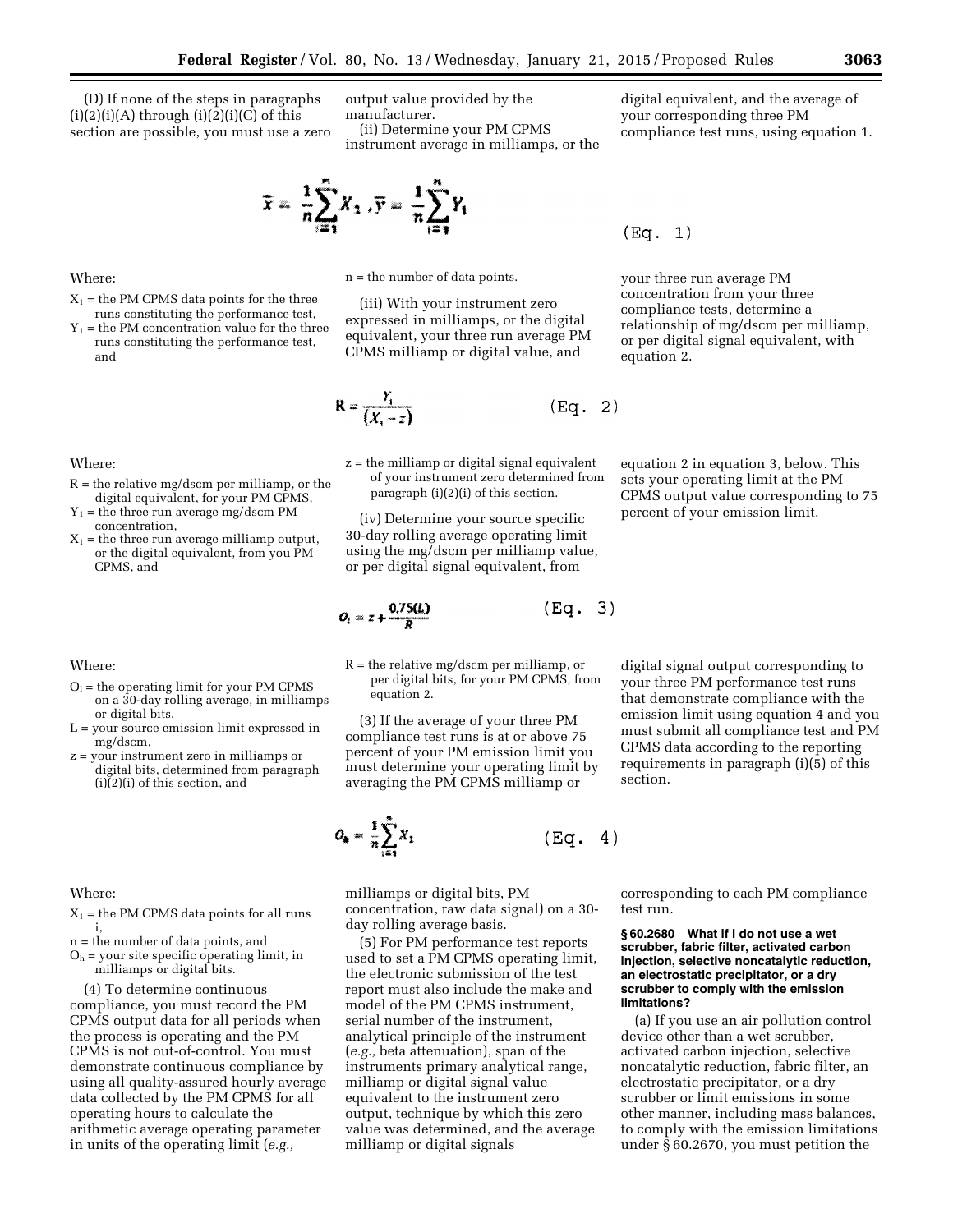(D) If none of the steps in paragraphs (i)(2)(i)(A) through (i)(2)(i)(C) of this section are possible, you must use a zero output value provided by the manufacturer.

(ii) Determine your PM CPMS instrument average in milliamps, or the digital equivalent, and the average of your corresponding three PM compliance test runs, using equation 1.

$$\bar{x} = \frac{1}{n}\sum_{i=1}^{n} X_1, \bar{y} = \frac{1}{n}\sum_{i=1}^{n} Y_1 \qquad \text{(Eq. 1)}$$

Where:

$X_1$ = the PM CPMS data points for the three runs constituting the performance test,

$Y_1$ = the PM concentration value for the three runs constituting the performance test, and

n = the number of data points.

(iii) With your instrument zero expressed in milliamps, or the digital equivalent, your three run average PM CPMS milliamp or digital value, and your three run average PM concentration from your three compliance tests, determine a relationship of mg/dscm per milliamp, or per digital signal equivalent, with equation 2.

$$R = \frac{Y_1}{(X_1 - z)} \qquad \text{(Eq. 2)}$$

Where:

R = the relative mg/dscm per milliamp, or the digital equivalent, for your PM CPMS,

$Y_1$ = the three run average mg/dscm PM concentration,

$X_1$ = the three run average milliamp output, or the digital equivalent, from you PM CPMS, and

z = the milliamp or digital signal equivalent of your instrument zero determined from paragraph (i)(2)(i) of this section.

(iv) Determine your source specific 30-day rolling average operating limit using the mg/dscm per milliamp value, or per digital signal equivalent, from equation 2 in equation 3, below. This sets your operating limit at the PM CPMS output value corresponding to 75 percent of your emission limit.

$$O_l = z + \frac{0.75(L)}{R} \qquad \text{(Eq. 3)}$$

Where:

$O_l$ = the operating limit for your PM CPMS on a 30-day rolling average, in milliamps or digital bits.

L = your source emission limit expressed in mg/dscm,

z = your instrument zero in milliamps or digital bits, determined from paragraph (i)(2)(i) of this section, and

R = the relative mg/dscm per milliamp, or per digital bits, for your PM CPMS, from equation 2.

(3) If the average of your three PM compliance test runs is at or above 75 percent of your PM emission limit you must determine your operating limit by averaging the PM CPMS milliamp or digital signal output corresponding to your three PM performance test runs that demonstrate compliance with the emission limit using equation 4 and you must submit all compliance test and PM CPMS data according to the reporting requirements in paragraph (i)(5) of this section.

$$O_h = \frac{1}{n}\sum_{i=1}^{n} X_1 \qquad \text{(Eq. 4)}$$

Where:

$X_1$ = the PM CPMS data points for all runs i,

n = the number of data points, and

$O_h$ = your site specific operating limit, in milliamps or digital bits.

(4) To determine continuous compliance, you must record the PM CPMS output data for all periods when the process is operating and the PM CPMS is not out-of-control. You must demonstrate continuous compliance by using all quality-assured hourly average data collected by the PM CPMS for all operating hours to calculate the arithmetic average operating parameter in units of the operating limit (*e.g.,* milliamps or digital bits, PM concentration, raw data signal) on a 30-day rolling average basis.

(5) For PM performance test reports used to set a PM CPMS operating limit, the electronic submission of the test report must also include the make and model of the PM CPMS instrument, serial number of the instrument, analytical principle of the instrument (*e.g.,* beta attenuation), span of the instruments primary analytical range, milliamp or digital signal value equivalent to the instrument zero output, technique by which this zero value was determined, and the average milliamp or digital signals corresponding to each PM compliance test run.

**§ 60.2680 What if I do not use a wet scrubber, fabric filter, activated carbon injection, selective noncatalytic reduction, an electrostatic precipitator, or a dry scrubber to comply with the emission limitations?**

(a) If you use an air pollution control device other than a wet scrubber, activated carbon injection, selective noncatalytic reduction, fabric filter, an electrostatic precipitator, or a dry scrubber or limit emissions in some other manner, including mass balances, to comply with the emission limitations under § 60.2670, you must petition the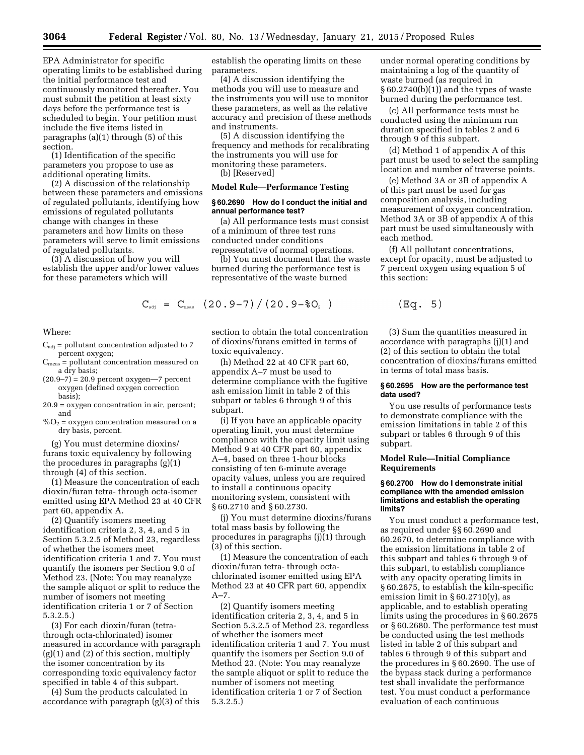EPA Administrator for specific operating limits to be established during the initial performance test and continuously monitored thereafter. You must submit the petition at least sixty days before the performance test is scheduled to begin. Your petition must include the five items listed in paragraphs (a)(1) through (5) of this section.

(1) Identification of the specific parameters you propose to use as additional operating limits.

(2) A discussion of the relationship between these parameters and emissions of regulated pollutants, identifying how emissions of regulated pollutants change with changes in these parameters and how limits on these parameters will serve to limit emissions of regulated pollutants.

(3) A discussion of how you will establish the upper and/or lower values for these parameters which will establish the operating limits on these parameters.

(4) A discussion identifying the methods you will use to measure and the instruments you will use to monitor these parameters, as well as the relative accuracy and precision of these methods and instruments.

(5) A discussion identifying the frequency and methods for recalibrating the instruments you will use for monitoring these parameters.

(b) [Reserved]

## Model Rule—Performance Testing

### § 60.2690 How do I conduct the initial and annual performance test?

(a) All performance tests must consist of a minimum of three test runs conducted under conditions representative of normal operations.

(b) You must document that the waste burned during the performance test is representative of the waste burned under normal operating conditions by maintaining a log of the quantity of waste burned (as required in § 60.2740(b)(1)) and the types of waste burned during the performance test.

(c) All performance tests must be conducted using the minimum run duration specified in tables 2 and 6 through 9 of this subpart.

(d) Method 1 of appendix A of this part must be used to select the sampling location and number of traverse points.

(e) Method 3A or 3B of appendix A of this part must be used for gas composition analysis, including measurement of oxygen concentration. Method 3A or 3B of appendix A of this part must be used simultaneously with each method.

(f) All pollutant concentrations, except for opacity, must be adjusted to 7 percent oxygen using equation 5 of this section:

$$C_{adj} = C_{meas}\ (20.9-7)/(20.9-\%O_2) \qquad \text{(Eq. 5)}$$

Where:

$C_{adj}$ = pollutant concentration adjusted to 7 percent oxygen;

$C_{meas}$ = pollutant concentration measured on a dry basis;

$(20.9-7)$ = 20.9 percent oxygen—7 percent oxygen (defined oxygen correction basis);

20.9 = oxygen concentration in air, percent; and

$\%O_2$ = oxygen concentration measured on a dry basis, percent.

(g) You must determine dioxins/furans toxic equivalency by following the procedures in paragraphs (g)(1) through (4) of this section.

(1) Measure the concentration of each dioxin/furan tetra- through octa-isomer emitted using EPA Method 23 at 40 CFR part 60, appendix A.

(2) Quantify isomers meeting identification criteria 2, 3, 4, and 5 in Section 5.3.2.5 of Method 23, regardless of whether the isomers meet identification criteria 1 and 7. You must quantify the isomers per Section 9.0 of Method 23. (Note: You may reanalyze the sample aliquot or split to reduce the number of isomers not meeting identification criteria 1 or 7 of Section 5.3.2.5.)

(3) For each dioxin/furan (tetra- through octa-chlorinated) isomer measured in accordance with paragraph (g)(1) and (2) of this section, multiply the isomer concentration by its corresponding toxic equivalency factor specified in table 4 of this subpart.

(4) Sum the products calculated in accordance with paragraph (g)(3) of this section to obtain the total concentration of dioxins/furans emitted in terms of toxic equivalency.

(h) Method 22 at 40 CFR part 60, appendix A–7 must be used to determine compliance with the fugitive ash emission limit in table 2 of this subpart or tables 6 through 9 of this subpart.

(i) If you have an applicable opacity operating limit, you must determine compliance with the opacity limit using Method 9 at 40 CFR part 60, appendix A–4, based on three 1-hour blocks consisting of ten 6-minute average opacity values, unless you are required to install a continuous opacity monitoring system, consistent with § 60.2710 and § 60.2730.

(j) You must determine dioxins/furans total mass basis by following the procedures in paragraphs (j)(1) through (3) of this section.

(1) Measure the concentration of each dioxin/furan tetra- through octa-chlorinated isomer emitted using EPA Method 23 at 40 CFR part 60, appendix A–7.

(2) Quantify isomers meeting identification criteria 2, 3, 4, and 5 in Section 5.3.2.5 of Method 23, regardless of whether the isomers meet identification criteria 1 and 7. You must quantify the isomers per Section 9.0 of Method 23. (Note: You may reanalyze the sample aliquot or split to reduce the number of isomers not meeting identification criteria 1 or 7 of Section 5.3.2.5.)

(3) Sum the quantities measured in accordance with paragraphs (j)(1) and (2) of this section to obtain the total concentration of dioxins/furans emitted in terms of total mass basis.

### § 60.2695 How are the performance test data used?

You use results of performance tests to demonstrate compliance with the emission limitations in table 2 of this subpart or tables 6 through 9 of this subpart.

## Model Rule—Initial Compliance Requirements

### § 60.2700 How do I demonstrate initial compliance with the amended emission limitations and establish the operating limits?

You must conduct a performance test, as required under §§ 60.2690 and 60.2670, to determine compliance with the emission limitations in table 2 of this subpart and tables 6 through 9 of this subpart, to establish compliance with any opacity operating limits in § 60.2675, to establish the kiln-specific emission limit in § 60.2710(y), as applicable, and to establish operating limits using the procedures in § 60.2675 or § 60.2680. The performance test must be conducted using the test methods listed in table 2 of this subpart and tables 6 through 9 of this subpart and the procedures in § 60.2690. The use of the bypass stack during a performance test shall invalidate the performance test. You must conduct a performance evaluation of each continuous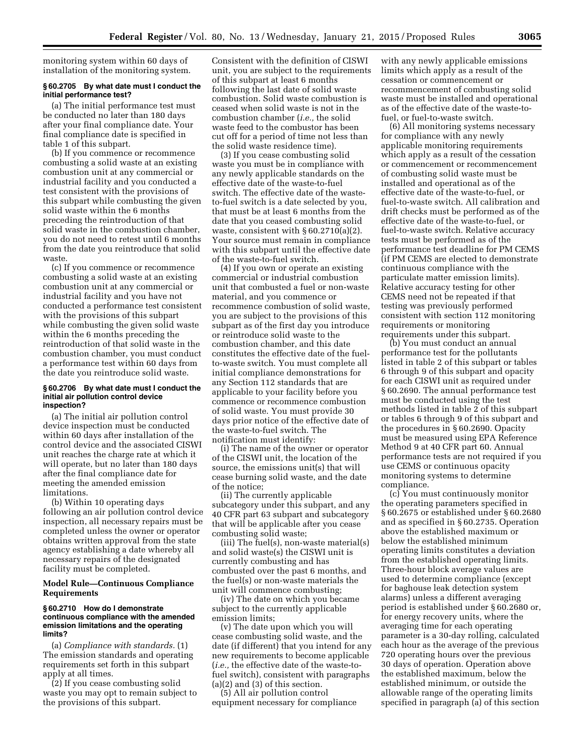monitoring system within 60 days of installation of the monitoring system.

### § 60.2705 By what date must I conduct the initial performance test?

(a) The initial performance test must be conducted no later than 180 days after your final compliance date. Your final compliance date is specified in table 1 of this subpart.

(b) If you commence or recommence combusting a solid waste at an existing combustion unit at any commercial or industrial facility and you conducted a test consistent with the provisions of this subpart while combusting the given solid waste within the 6 months preceding the reintroduction of that solid waste in the combustion chamber, you do not need to retest until 6 months from the date you reintroduce that solid waste.

(c) If you commence or recommence combusting a solid waste at an existing combustion unit at any commercial or industrial facility and you have not conducted a performance test consistent with the provisions of this subpart while combusting the given solid waste within the 6 months preceding the reintroduction of that solid waste in the combustion chamber, you must conduct a performance test within 60 days from the date you reintroduce solid waste.

### § 60.2706 By what date must I conduct the initial air pollution control device inspection?

(a) The initial air pollution control device inspection must be conducted within 60 days after installation of the control device and the associated CISWI unit reaches the charge rate at which it will operate, but no later than 180 days after the final compliance date for meeting the amended emission limitations.

(b) Within 10 operating days following an air pollution control device inspection, all necessary repairs must be completed unless the owner or operator obtains written approval from the state agency establishing a date whereby all necessary repairs of the designated facility must be completed.

## Model Rule—Continuous Compliance Requirements

### § 60.2710 How do I demonstrate continuous compliance with the amended emission limitations and the operating limits?

(a) *Compliance with standards.* (1) The emission standards and operating requirements set forth in this subpart apply at all times.

(2) If you cease combusting solid waste you may opt to remain subject to the provisions of this subpart. Consistent with the definition of CISWI unit, you are subject to the requirements of this subpart at least 6 months following the last date of solid waste combustion. Solid waste combustion is ceased when solid waste is not in the combustion chamber (*i.e.,* the solid waste feed to the combustor has been cut off for a period of time not less than the solid waste residence time).

(3) If you cease combusting solid waste you must be in compliance with any newly applicable standards on the effective date of the waste-to-fuel switch. The effective date of the waste-to-fuel switch is a date selected by you, that must be at least 6 months from the date that you ceased combusting solid waste, consistent with § 60.2710(a)(2). Your source must remain in compliance with this subpart until the effective date of the waste-to-fuel switch.

(4) If you own or operate an existing commercial or industrial combustion unit that combusted a fuel or non-waste material, and you commence or recommence combustion of solid waste, you are subject to the provisions of this subpart as of the first day you introduce or reintroduce solid waste to the combustion chamber, and this date constitutes the effective date of the fuel-to-waste switch. You must complete all initial compliance demonstrations for any Section 112 standards that are applicable to your facility before you commence or recommence combustion of solid waste. You must provide 30 days prior notice of the effective date of the waste-to-fuel switch. The notification must identify:

(i) The name of the owner or operator of the CISWI unit, the location of the source, the emissions unit(s) that will cease burning solid waste, and the date of the notice;

(ii) The currently applicable subcategory under this subpart, and any 40 CFR part 63 subpart and subcategory that will be applicable after you cease combusting solid waste;

(iii) The fuel(s), non-waste material(s) and solid waste(s) the CISWI unit is currently combusting and has combusted over the past 6 months, and the fuel(s) or non-waste materials the unit will commence combusting;

(iv) The date on which you became subject to the currently applicable emission limits;

(v) The date upon which you will cease combusting solid waste, and the date (if different) that you intend for any new requirements to become applicable (*i.e.,* the effective date of the waste-to-fuel switch), consistent with paragraphs (a)(2) and (3) of this section.

(5) All air pollution control equipment necessary for compliance with any newly applicable emissions limits which apply as a result of the cessation or commencement or recommencement of combusting solid waste must be installed and operational as of the effective date of the waste-to-fuel, or fuel-to-waste switch.

(6) All monitoring systems necessary for compliance with any newly applicable monitoring requirements which apply as a result of the cessation or commencement or recommencement of combusting solid waste must be installed and operational as of the effective date of the waste-to-fuel, or fuel-to-waste switch. All calibration and drift checks must be performed as of the effective date of the waste-to-fuel, or fuel-to-waste switch. Relative accuracy tests must be performed as of the performance test deadline for PM CEMS (if PM CEMS are elected to demonstrate continuous compliance with the particulate matter emission limits). Relative accuracy testing for other CEMS need not be repeated if that testing was previously performed consistent with section 112 monitoring requirements or monitoring requirements under this subpart.

(b) You must conduct an annual performance test for the pollutants listed in table 2 of this subpart or tables 6 through 9 of this subpart and opacity for each CISWI unit as required under § 60.2690. The annual performance test must be conducted using the test methods listed in table 2 of this subpart or tables 6 through 9 of this subpart and the procedures in § 60.2690. Opacity must be measured using EPA Reference Method 9 at 40 CFR part 60. Annual performance tests are not required if you use CEMS or continuous opacity monitoring systems to determine compliance.

(c) You must continuously monitor the operating parameters specified in § 60.2675 or established under § 60.2680 and as specified in § 60.2735. Operation above the established maximum or below the established minimum operating limits constitutes a deviation from the established operating limits. Three-hour block average values are used to determine compliance (except for baghouse leak detection system alarms) unless a different averaging period is established under § 60.2680 or, for energy recovery units, where the averaging time for each operating parameter is a 30-day rolling, calculated each hour as the average of the previous 720 operating hours over the previous 30 days of operation. Operation above the established maximum, below the established minimum, or outside the allowable range of the operating limits specified in paragraph (a) of this section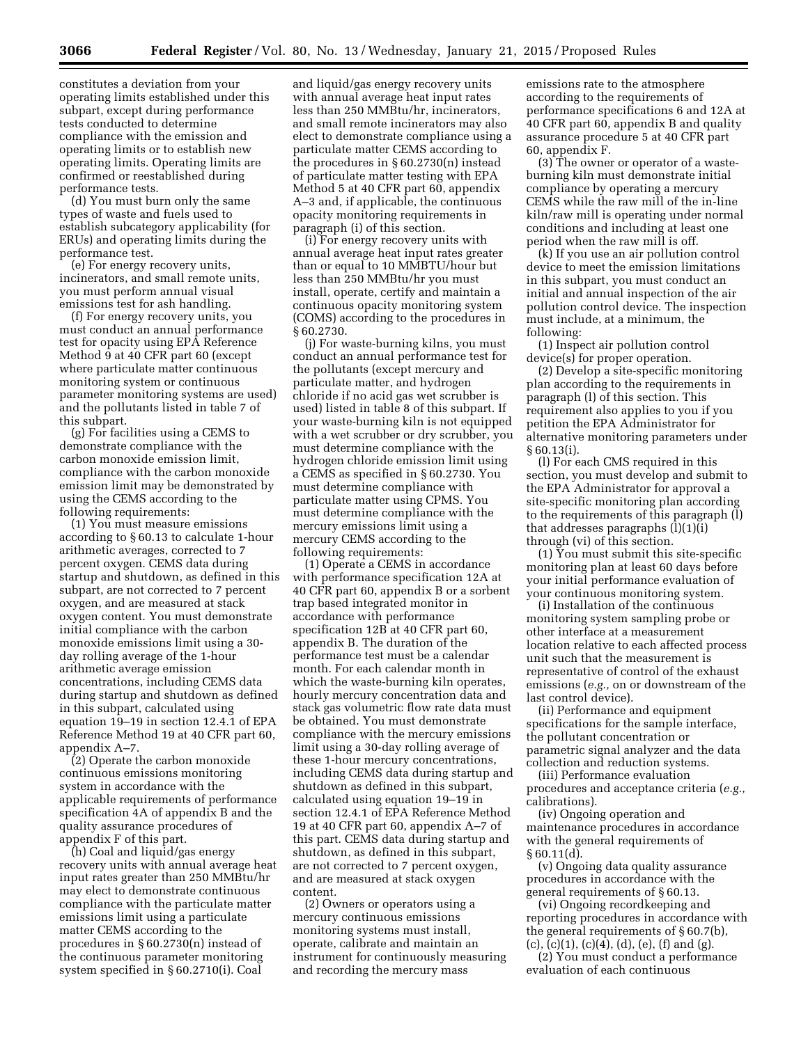constitutes a deviation from your operating limits established under this subpart, except during performance tests conducted to determine compliance with the emission and operating limits or to establish new operating limits. Operating limits are confirmed or reestablished during performance tests.

(d) You must burn only the same types of waste and fuels used to establish subcategory applicability (for ERUs) and operating limits during the performance test.

(e) For energy recovery units, incinerators, and small remote units, you must perform annual visual emissions test for ash handling.

(f) For energy recovery units, you must conduct an annual performance test for opacity using EPA Reference Method 9 at 40 CFR part 60 (except where particulate matter continuous monitoring system or continuous parameter monitoring systems are used) and the pollutants listed in table 7 of this subpart.

(g) For facilities using a CEMS to demonstrate compliance with the carbon monoxide emission limit, compliance with the carbon monoxide emission limit may be demonstrated by using the CEMS according to the following requirements:

(1) You must measure emissions according to § 60.13 to calculate 1-hour arithmetic averages, corrected to 7 percent oxygen. CEMS data during startup and shutdown, as defined in this subpart, are not corrected to 7 percent oxygen, and are measured at stack oxygen content. You must demonstrate initial compliance with the carbon monoxide emissions limit using a 30-day rolling average of the 1-hour arithmetic average emission concentrations, including CEMS data during startup and shutdown as defined in this subpart, calculated using equation 19–19 in section 12.4.1 of EPA Reference Method 19 at 40 CFR part 60, appendix A–7.

(2) Operate the carbon monoxide continuous emissions monitoring system in accordance with the applicable requirements of performance specification 4A of appendix B and the quality assurance procedures of appendix F of this part.

(h) Coal and liquid/gas energy recovery units with annual average heat input rates greater than 250 MMBtu/hr may elect to demonstrate continuous compliance with the particulate matter emissions limit using a particulate matter CEMS according to the procedures in § 60.2730(n) instead of the continuous parameter monitoring system specified in § 60.2710(i). Coal and liquid/gas energy recovery units with annual average heat input rates less than 250 MMBtu/hr, incinerators, and small remote incinerators may also elect to demonstrate compliance using a particulate matter CEMS according to the procedures in § 60.2730(n) instead of particulate matter testing with EPA Method 5 at 40 CFR part 60, appendix A–3 and, if applicable, the continuous opacity monitoring requirements in paragraph (i) of this section.

(i) For energy recovery units with annual average heat input rates greater than or equal to 10 MMBTU/hour but less than 250 MMBtu/hr you must install, operate, certify and maintain a continuous opacity monitoring system (COMS) according to the procedures in § 60.2730.

(j) For waste-burning kilns, you must conduct an annual performance test for the pollutants (except mercury and particulate matter, and hydrogen chloride if no acid gas wet scrubber is used) listed in table 8 of this subpart. If your waste-burning kiln is not equipped with a wet scrubber or dry scrubber, you must determine compliance with the hydrogen chloride emission limit using a CEMS as specified in § 60.2730. You must determine compliance with particulate matter using CPMS. You must determine compliance with the mercury emissions limit using a mercury CEMS according to the following requirements:

(1) Operate a CEMS in accordance with performance specification 12A at 40 CFR part 60, appendix B or a sorbent trap based integrated monitor in accordance with performance specification 12B at 40 CFR part 60, appendix B. The duration of the performance test must be a calendar month. For each calendar month in which the waste-burning kiln operates, hourly mercury concentration data and stack gas volumetric flow rate data must be obtained. You must demonstrate compliance with the mercury emissions limit using a 30-day rolling average of these 1-hour mercury concentrations, including CEMS data during startup and shutdown as defined in this subpart, calculated using equation 19–19 in section 12.4.1 of EPA Reference Method 19 at 40 CFR part 60, appendix A–7 of this part. CEMS data during startup and shutdown, as defined in this subpart, are not corrected to 7 percent oxygen, and are measured at stack oxygen content.

(2) Owners or operators using a mercury continuous emissions monitoring systems must install, operate, calibrate and maintain an instrument for continuously measuring and recording the mercury mass emissions rate to the atmosphere according to the requirements of performance specifications 6 and 12A at 40 CFR part 60, appendix B and quality assurance procedure 5 at 40 CFR part 60, appendix F.

(3) The owner or operator of a waste-burning kiln must demonstrate initial compliance by operating a mercury CEMS while the raw mill of the in-line kiln/raw mill is operating under normal conditions and including at least one period when the raw mill is off.

(k) If you use an air pollution control device to meet the emission limitations in this subpart, you must conduct an initial and annual inspection of the air pollution control device. The inspection must include, at a minimum, the following:

(1) Inspect air pollution control device(s) for proper operation.

(2) Develop a site-specific monitoring plan according to the requirements in paragraph (l) of this section. This requirement also applies to you if you petition the EPA Administrator for alternative monitoring parameters under § 60.13(i).

(l) For each CMS required in this section, you must develop and submit to the EPA Administrator for approval a site-specific monitoring plan according to the requirements of this paragraph (l) that addresses paragraphs (l)(1)(i) through (vi) of this section.

(1) You must submit this site-specific monitoring plan at least 60 days before your initial performance evaluation of your continuous monitoring system.

(i) Installation of the continuous monitoring system sampling probe or other interface at a measurement location relative to each affected process unit such that the measurement is representative of control of the exhaust emissions (*e.g.,* on or downstream of the last control device).

(ii) Performance and equipment specifications for the sample interface, the pollutant concentration or parametric signal analyzer and the data collection and reduction systems.

(iii) Performance evaluation procedures and acceptance criteria (*e.g.,* calibrations).

(iv) Ongoing operation and maintenance procedures in accordance with the general requirements of § 60.11(d).

(v) Ongoing data quality assurance procedures in accordance with the general requirements of § 60.13.

(vi) Ongoing recordkeeping and reporting procedures in accordance with the general requirements of § 60.7(b), (c), (c)(1), (c)(4), (d), (e), (f) and (g).

(2) You must conduct a performance evaluation of each continuous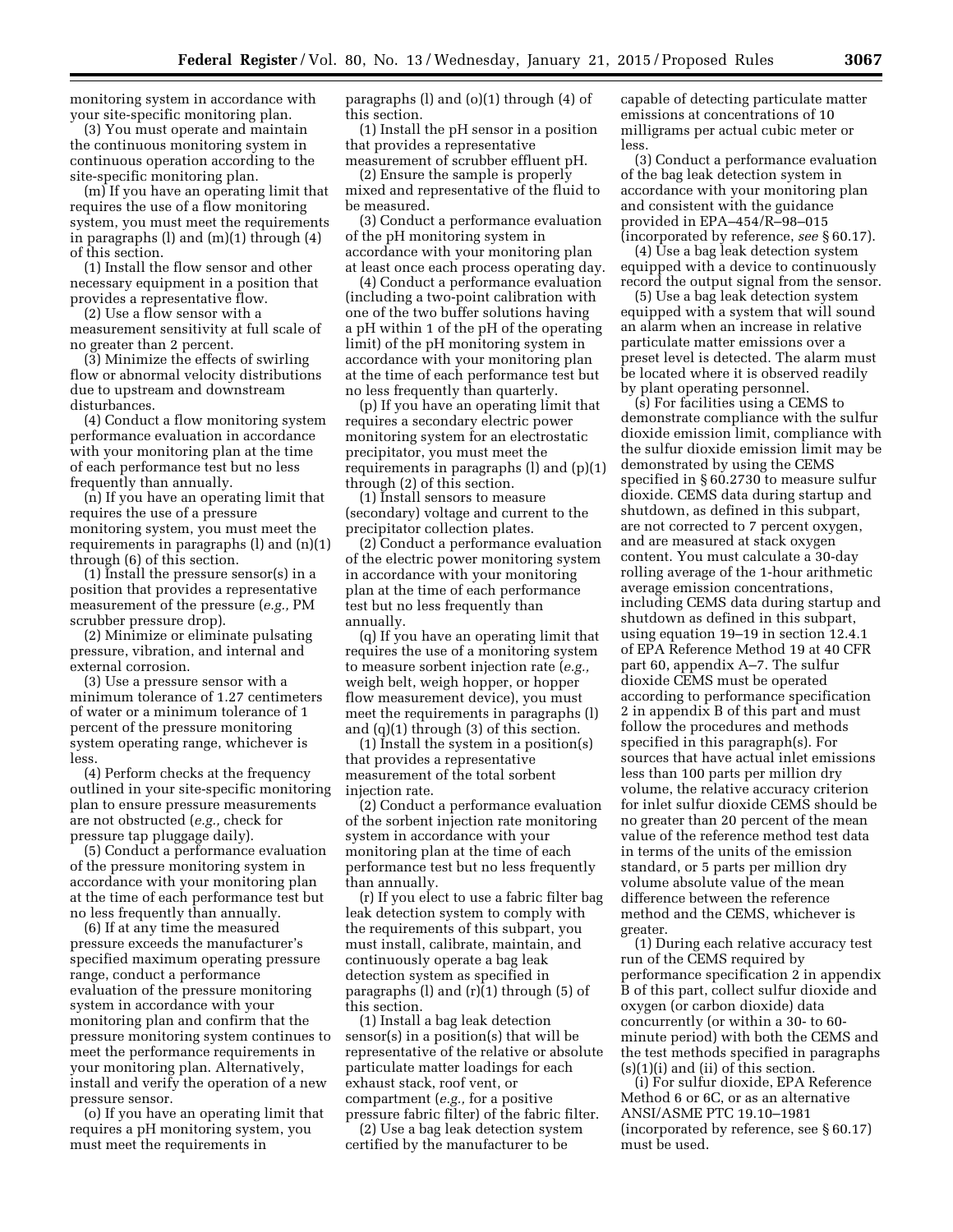monitoring system in accordance with your site-specific monitoring plan.

(3) You must operate and maintain the continuous monitoring system in continuous operation according to the site-specific monitoring plan.

(m) If you have an operating limit that requires the use of a flow monitoring system, you must meet the requirements in paragraphs (l) and (m)(1) through (4) of this section.

(1) Install the flow sensor and other necessary equipment in a position that provides a representative flow.

(2) Use a flow sensor with a measurement sensitivity at full scale of no greater than 2 percent.

(3) Minimize the effects of swirling flow or abnormal velocity distributions due to upstream and downstream disturbances.

(4) Conduct a flow monitoring system performance evaluation in accordance with your monitoring plan at the time of each performance test but no less frequently than annually.

(n) If you have an operating limit that requires the use of a pressure monitoring system, you must meet the requirements in paragraphs (l) and (n)(1) through (6) of this section.

(1) Install the pressure sensor(s) in a position that provides a representative measurement of the pressure (*e.g.,* PM scrubber pressure drop).

(2) Minimize or eliminate pulsating pressure, vibration, and internal and external corrosion.

(3) Use a pressure sensor with a minimum tolerance of 1.27 centimeters of water or a minimum tolerance of 1 percent of the pressure monitoring system operating range, whichever is less.

(4) Perform checks at the frequency outlined in your site-specific monitoring plan to ensure pressure measurements are not obstructed (*e.g.,* check for pressure tap pluggage daily).

(5) Conduct a performance evaluation of the pressure monitoring system in accordance with your monitoring plan at the time of each performance test but no less frequently than annually.

(6) If at any time the measured pressure exceeds the manufacturer's specified maximum operating pressure range, conduct a performance evaluation of the pressure monitoring system in accordance with your monitoring plan and confirm that the pressure monitoring system continues to meet the performance requirements in your monitoring plan. Alternatively, install and verify the operation of a new pressure sensor.

(o) If you have an operating limit that requires a pH monitoring system, you must meet the requirements in paragraphs (l) and (o)(1) through (4) of this section.

(1) Install the pH sensor in a position that provides a representative measurement of scrubber effluent pH.

(2) Ensure the sample is properly mixed and representative of the fluid to be measured.

(3) Conduct a performance evaluation of the pH monitoring system in accordance with your monitoring plan at least once each process operating day.

(4) Conduct a performance evaluation (including a two-point calibration with one of the two buffer solutions having a pH within 1 of the pH of the operating limit) of the pH monitoring system in accordance with your monitoring plan at the time of each performance test but no less frequently than quarterly.

(p) If you have an operating limit that requires a secondary electric power monitoring system for an electrostatic precipitator, you must meet the requirements in paragraphs (l) and (p)(1) through (2) of this section.

(1) Install sensors to measure (secondary) voltage and current to the precipitator collection plates.

(2) Conduct a performance evaluation of the electric power monitoring system in accordance with your monitoring plan at the time of each performance test but no less frequently than annually.

(q) If you have an operating limit that requires the use of a monitoring system to measure sorbent injection rate (*e.g.,* weigh belt, weigh hopper, or hopper flow measurement device), you must meet the requirements in paragraphs (l) and (q)(1) through (3) of this section.

(1) Install the system in a position(s) that provides a representative measurement of the total sorbent injection rate.

(2) Conduct a performance evaluation of the sorbent injection rate monitoring system in accordance with your monitoring plan at the time of each performance test but no less frequently than annually.

(r) If you elect to use a fabric filter bag leak detection system to comply with the requirements of this subpart, you must install, calibrate, maintain, and continuously operate a bag leak detection system as specified in paragraphs (l) and (r)(1) through (5) of this section.

(1) Install a bag leak detection sensor(s) in a position(s) that will be representative of the relative or absolute particulate matter loadings for each exhaust stack, roof vent, or compartment (*e.g.,* for a positive pressure fabric filter) of the fabric filter.

(2) Use a bag leak detection system certified by the manufacturer to be capable of detecting particulate matter emissions at concentrations of 10 milligrams per actual cubic meter or less.

(3) Conduct a performance evaluation of the bag leak detection system in accordance with your monitoring plan and consistent with the guidance provided in EPA–454/R–98–015 (incorporated by reference, *see* § 60.17).

(4) Use a bag leak detection system equipped with a device to continuously record the output signal from the sensor.

(5) Use a bag leak detection system equipped with a system that will sound an alarm when an increase in relative particulate matter emissions over a preset level is detected. The alarm must be located where it is observed readily by plant operating personnel.

(s) For facilities using a CEMS to demonstrate compliance with the sulfur dioxide emission limit, compliance with the sulfur dioxide emission limit may be demonstrated by using the CEMS specified in § 60.2730 to measure sulfur dioxide. CEMS data during startup and shutdown, as defined in this subpart, are not corrected to 7 percent oxygen, and are measured at stack oxygen content. You must calculate a 30-day rolling average of the 1-hour arithmetic average emission concentrations, including CEMS data during startup and shutdown as defined in this subpart, using equation 19–19 in section 12.4.1 of EPA Reference Method 19 at 40 CFR part 60, appendix A–7. The sulfur dioxide CEMS must be operated according to performance specification 2 in appendix B of this part and must follow the procedures and methods specified in this paragraph(s). For sources that have actual inlet emissions less than 100 parts per million dry volume, the relative accuracy criterion for inlet sulfur dioxide CEMS should be no greater than 20 percent of the mean value of the reference method test data in terms of the units of the emission standard, or 5 parts per million dry volume absolute value of the mean difference between the reference method and the CEMS, whichever is greater.

(1) During each relative accuracy test run of the CEMS required by performance specification 2 in appendix B of this part, collect sulfur dioxide and oxygen (or carbon dioxide) data concurrently (or within a 30- to 60-minute period) with both the CEMS and the test methods specified in paragraphs (s)(1)(i) and (ii) of this section.

(i) For sulfur dioxide, EPA Reference Method 6 or 6C, or as an alternative ANSI/ASME PTC 19.10–1981 (incorporated by reference, see § 60.17) must be used.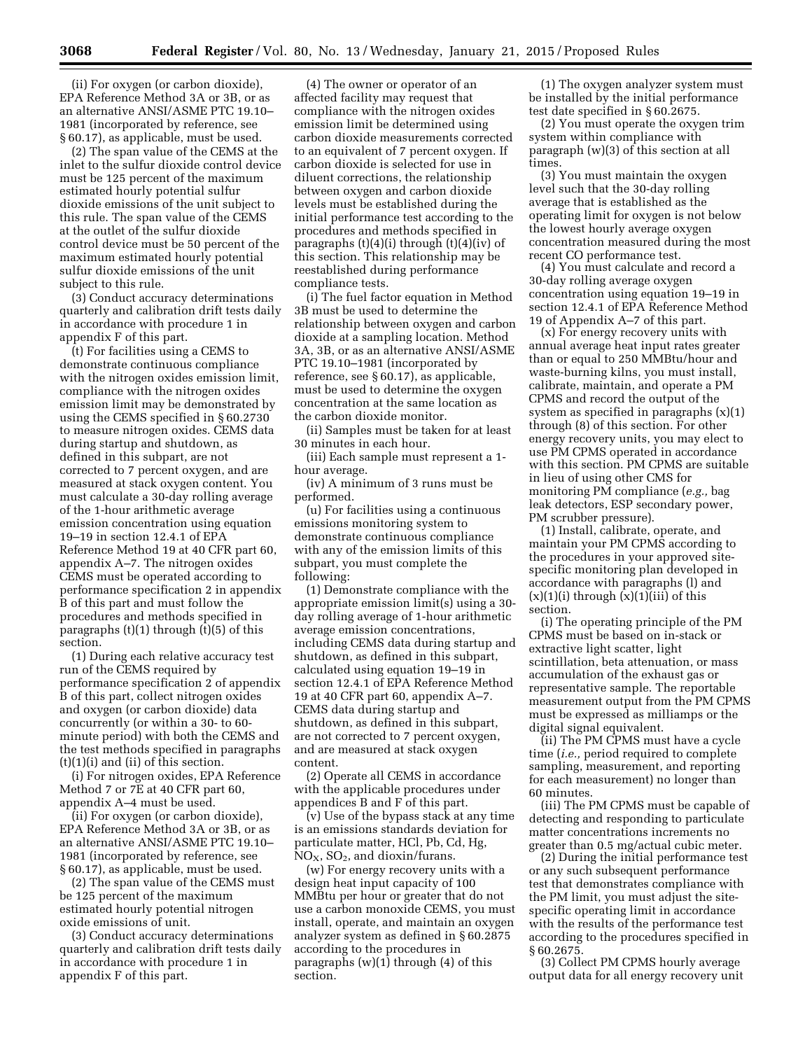(ii) For oxygen (or carbon dioxide), EPA Reference Method 3A or 3B, or as an alternative ANSI/ASME PTC 19.10–1981 (incorporated by reference, see § 60.17), as applicable, must be used.

(2) The span value of the CEMS at the inlet to the sulfur dioxide control device must be 125 percent of the maximum estimated hourly potential sulfur dioxide emissions of the unit subject to this rule. The span value of the CEMS at the outlet of the sulfur dioxide control device must be 50 percent of the maximum estimated hourly potential sulfur dioxide emissions of the unit subject to this rule.

(3) Conduct accuracy determinations quarterly and calibration drift tests daily in accordance with procedure 1 in appendix F of this part.

(t) For facilities using a CEMS to demonstrate continuous compliance with the nitrogen oxides emission limit, compliance with the nitrogen oxides emission limit may be demonstrated by using the CEMS specified in § 60.2730 to measure nitrogen oxides. CEMS data during startup and shutdown, as defined in this subpart, are not corrected to 7 percent oxygen, and are measured at stack oxygen content. You must calculate a 30-day rolling average of the 1-hour arithmetic average emission concentration using equation 19–19 in section 12.4.1 of EPA Reference Method 19 at 40 CFR part 60, appendix A–7. The nitrogen oxides CEMS must be operated according to performance specification 2 in appendix B of this part and must follow the procedures and methods specified in paragraphs (t)(1) through (t)(5) of this section.

(1) During each relative accuracy test run of the CEMS required by performance specification 2 of appendix B of this part, collect nitrogen oxides and oxygen (or carbon dioxide) data concurrently (or within a 30- to 60-minute period) with both the CEMS and the test methods specified in paragraphs (t)(1)(i) and (ii) of this section.

(i) For nitrogen oxides, EPA Reference Method 7 or 7E at 40 CFR part 60, appendix A–4 must be used.

(ii) For oxygen (or carbon dioxide), EPA Reference Method 3A or 3B, or as an alternative ANSI/ASME PTC 19.10–1981 (incorporated by reference, see § 60.17), as applicable, must be used.

(2) The span value of the CEMS must be 125 percent of the maximum estimated hourly potential nitrogen oxide emissions of unit.

(3) Conduct accuracy determinations quarterly and calibration drift tests daily in accordance with procedure 1 in appendix F of this part.

(4) The owner or operator of an affected facility may request that compliance with the nitrogen oxides emission limit be determined using carbon dioxide measurements corrected to an equivalent of 7 percent oxygen. If carbon dioxide is selected for use in diluent corrections, the relationship between oxygen and carbon dioxide levels must be established during the initial performance test according to the procedures and methods specified in paragraphs (t)(4)(i) through (t)(4)(iv) of this section. This relationship may be reestablished during performance compliance tests.

(i) The fuel factor equation in Method 3B must be used to determine the relationship between oxygen and carbon dioxide at a sampling location. Method 3A, 3B, or as an alternative ANSI/ASME PTC 19.10–1981 (incorporated by reference, see § 60.17), as applicable, must be used to determine the oxygen concentration at the same location as the carbon dioxide monitor.

(ii) Samples must be taken for at least 30 minutes in each hour.

(iii) Each sample must represent a 1-hour average.

(iv) A minimum of 3 runs must be performed.

(u) For facilities using a continuous emissions monitoring system to demonstrate continuous compliance with any of the emission limits of this subpart, you must complete the following:

(1) Demonstrate compliance with the appropriate emission limit(s) using a 30-day rolling average of 1-hour arithmetic average emission concentrations, including CEMS data during startup and shutdown, as defined in this subpart, calculated using equation 19–19 in section 12.4.1 of EPA Reference Method 19 at 40 CFR part 60, appendix A–7. CEMS data during startup and shutdown, as defined in this subpart, are not corrected to 7 percent oxygen, and are measured at stack oxygen content.

(2) Operate all CEMS in accordance with the applicable procedures under appendices B and F of this part.

(v) Use of the bypass stack at any time is an emissions standards deviation for particulate matter, HCl, Pb, Cd, Hg, $NO_X$, $SO_2$, and dioxin/furans.

(w) For energy recovery units with a design heat input capacity of 100 MMBtu per hour or greater that do not use a carbon monoxide CEMS, you must install, operate, and maintain an oxygen analyzer system as defined in § 60.2875 according to the procedures in paragraphs (w)(1) through (4) of this section.

(1) The oxygen analyzer system must be installed by the initial performance test date specified in § 60.2675.

(2) You must operate the oxygen trim system within compliance with paragraph (w)(3) of this section at all times.

(3) You must maintain the oxygen level such that the 30-day rolling average that is established as the operating limit for oxygen is not below the lowest hourly average oxygen concentration measured during the most recent CO performance test.

(4) You must calculate and record a 30-day rolling average oxygen concentration using equation 19–19 in section 12.4.1 of EPA Reference Method 19 of Appendix A–7 of this part.

(x) For energy recovery units with annual average heat input rates greater than or equal to 250 MMBtu/hour and waste-burning kilns, you must install, calibrate, maintain, and operate a PM CPMS and record the output of the system as specified in paragraphs (x)(1) through (8) of this section. For other energy recovery units, you may elect to use PM CPMS operated in accordance with this section. PM CPMS are suitable in lieu of using other CMS for monitoring PM compliance (*e.g.,* bag leak detectors, ESP secondary power, PM scrubber pressure).

(1) Install, calibrate, operate, and maintain your PM CPMS according to the procedures in your approved site-specific monitoring plan developed in accordance with paragraphs (l) and (x)(1)(i) through (x)(1)(iii) of this section.

(i) The operating principle of the PM CPMS must be based on in-stack or extractive light scatter, light scintillation, beta attenuation, or mass accumulation of the exhaust gas or representative sample. The reportable measurement output from the PM CPMS must be expressed as milliamps or the digital signal equivalent.

(ii) The PM CPMS must have a cycle time (*i.e.,* period required to complete sampling, measurement, and reporting for each measurement) no longer than 60 minutes.

(iii) The PM CPMS must be capable of detecting and responding to particulate matter concentrations increments no greater than 0.5 mg/actual cubic meter.

(2) During the initial performance test or any such subsequent performance test that demonstrates compliance with the PM limit, you must adjust the site-specific operating limit in accordance with the results of the performance test according to the procedures specified in § 60.2675.

(3) Collect PM CPMS hourly average output data for all energy recovery unit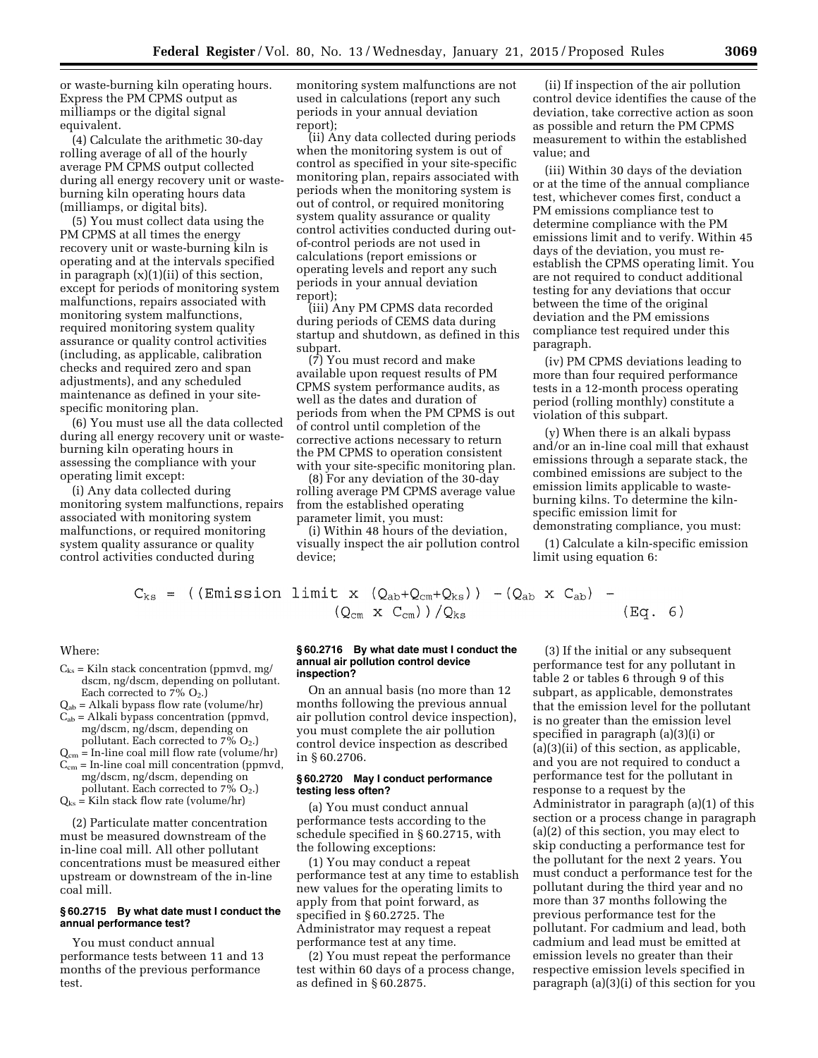or waste-burning kiln operating hours. Express the PM CPMS output as milliamps or the digital signal equivalent.

(4) Calculate the arithmetic 30-day rolling average of all of the hourly average PM CPMS output collected during all energy recovery unit or waste-burning kiln operating hours data (milliamps, or digital bits).

(5) You must collect data using the PM CPMS at all times the energy recovery unit or waste-burning kiln is operating and at the intervals specified in paragraph (x)(1)(ii) of this section, except for periods of monitoring system malfunctions, repairs associated with monitoring system malfunctions, required monitoring system quality assurance or quality control activities (including, as applicable, calibration checks and required zero and span adjustments), and any scheduled maintenance as defined in your site-specific monitoring plan.

(6) You must use all the data collected during all energy recovery unit or waste-burning kiln operating hours in assessing the compliance with your operating limit except:

(i) Any data collected during monitoring system malfunctions, repairs associated with monitoring system malfunctions, or required monitoring system quality assurance or quality control activities conducted during monitoring system malfunctions are not used in calculations (report any such periods in your annual deviation report);

(ii) Any data collected during periods when the monitoring system is out of control as specified in your site-specific monitoring plan, repairs associated with periods when the monitoring system is out of control, or required monitoring system quality assurance or quality control activities conducted during out-of-control periods are not used in calculations (report emissions or operating levels and report any such periods in your annual deviation report);

(iii) Any PM CPMS data recorded during periods of CEMS data during startup and shutdown, as defined in this subpart.

(7) You must record and make available upon request results of PM CPMS system performance audits, as well as the dates and duration of periods from when the PM CPMS is out of control until completion of the corrective actions necessary to return the PM CPMS to operation consistent with your site-specific monitoring plan.

(8) For any deviation of the 30-day rolling average PM CPMS average value from the established operating parameter limit, you must:

(i) Within 48 hours of the deviation, visually inspect the air pollution control device;

(ii) If inspection of the air pollution control device identifies the cause of the deviation, take corrective action as soon as possible and return the PM CPMS measurement to within the established value; and

(iii) Within 30 days of the deviation or at the time of the annual compliance test, whichever comes first, conduct a PM emissions compliance test to determine compliance with the PM emissions limit and to verify. Within 45 days of the deviation, you must re-establish the CPMS operating limit. You are not required to conduct additional testing for any deviations that occur between the time of the original deviation and the PM emissions compliance test required under this paragraph.

(iv) PM CPMS deviations leading to more than four required performance tests in a 12-month process operating period (rolling monthly) constitute a violation of this subpart.

(y) When there is an alkali bypass and/or an in-line coal mill that exhaust emissions through a separate stack, the combined emissions are subject to the emission limits applicable to waste-burning kilns. To determine the kiln-specific emission limit for demonstrating compliance, you must:

(1) Calculate a kiln-specific emission limit using equation 6:

$$C_{ks} = ((\text{Emission limit} \times (Q_{ab}+Q_{cm}+Q_{ks})) - (Q_{ab} \times C_{ab}) - (Q_{cm} \times C_{cm}))/Q_{ks} \qquad \text{(Eq. 6)}$$

Where:

$C_{ks}$ = Kiln stack concentration (ppmvd, mg/dscm, ng/dscm, depending on pollutant. Each corrected to 7% $O_2$.)
$Q_{ab}$ = Alkali bypass flow rate (volume/hr)
$C_{ab}$ = Alkali bypass concentration (ppmvd, mg/dscm, ng/dscm, depending on pollutant. Each corrected to 7% $O_2$.)
$Q_{cm}$ = In-line coal mill flow rate (volume/hr)
$C_{cm}$ = In-line coal mill concentration (ppmvd, mg/dscm, ng/dscm, depending on pollutant. Each corrected to 7% $O_2$.)
$Q_{ks}$ = Kiln stack flow rate (volume/hr)

(2) Particulate matter concentration must be measured downstream of the in-line coal mill. All other pollutant concentrations must be measured either upstream or downstream of the in-line coal mill.

### § 60.2715 By what date must I conduct the annual performance test?

You must conduct annual performance tests between 11 and 13 months of the previous performance test.

### § 60.2716 By what date must I conduct the annual air pollution control device inspection?

On an annual basis (no more than 12 months following the previous annual air pollution control device inspection), you must complete the air pollution control device inspection as described in § 60.2706.

### § 60.2720 May I conduct performance testing less often?

(a) You must conduct annual performance tests according to the schedule specified in § 60.2715, with the following exceptions:

(1) You may conduct a repeat performance test at any time to establish new values for the operating limits to apply from that point forward, as specified in § 60.2725. The Administrator may request a repeat performance test at any time.

(2) You must repeat the performance test within 60 days of a process change, as defined in § 60.2875.

(3) If the initial or any subsequent performance test for any pollutant in table 2 or tables 6 through 9 of this subpart, as applicable, demonstrates that the emission level for the pollutant is no greater than the emission level specified in paragraph (a)(3)(i) or (a)(3)(ii) of this section, as applicable, and you are not required to conduct a performance test for the pollutant in response to a request by the Administrator in paragraph (a)(1) of this section or a process change in paragraph (a)(2) of this section, you may elect to skip conducting a performance test for the pollutant for the next 2 years. You must conduct a performance test for the pollutant during the third year and no more than 37 months following the previous performance test for the pollutant. For cadmium and lead, both cadmium and lead must be emitted at emission levels no greater than their respective emission levels specified in paragraph (a)(3)(i) of this section for you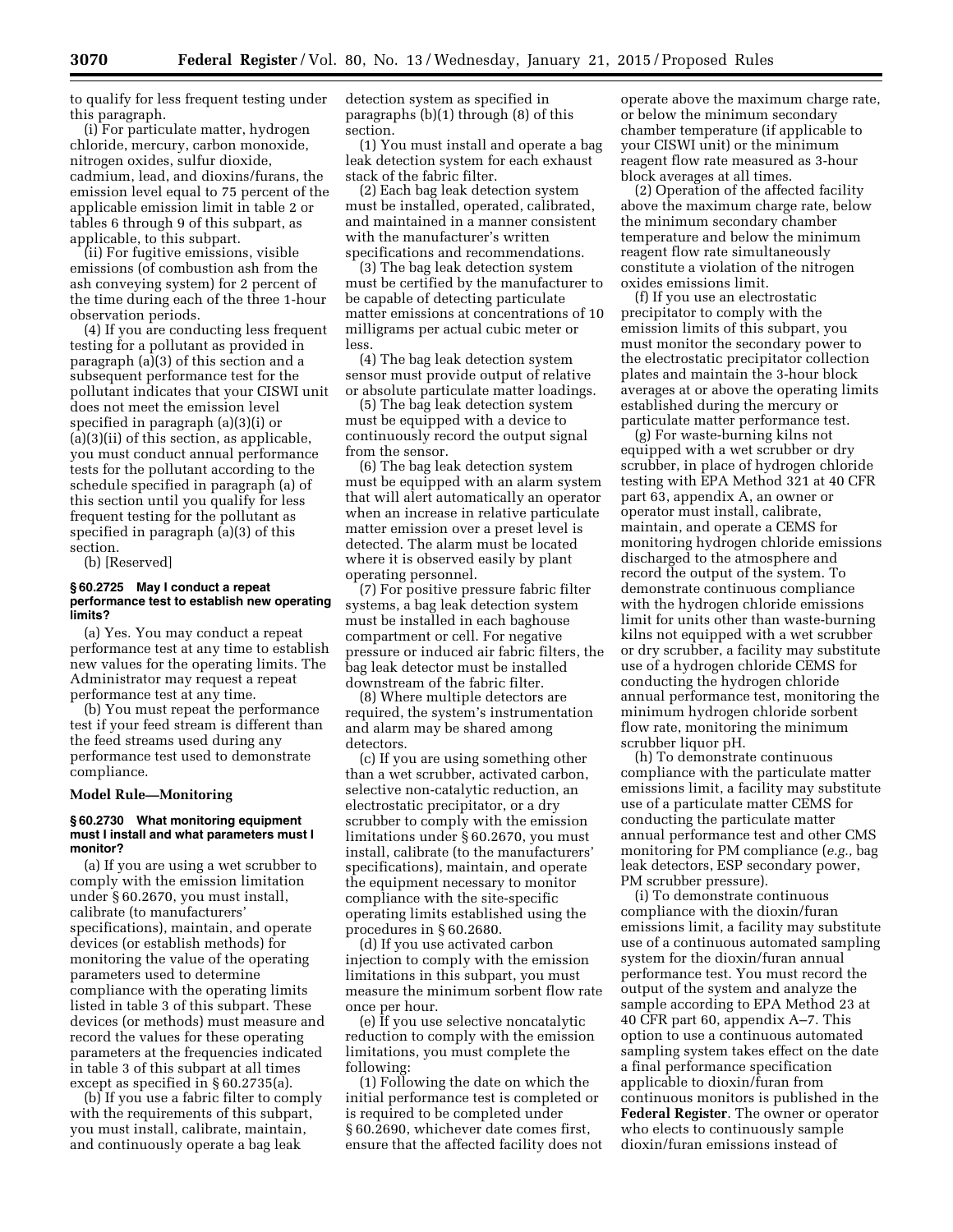to qualify for less frequent testing under this paragraph.

(i) For particulate matter, hydrogen chloride, mercury, carbon monoxide, nitrogen oxides, sulfur dioxide, cadmium, lead, and dioxins/furans, the emission level equal to 75 percent of the applicable emission limit in table 2 or tables 6 through 9 of this subpart, as applicable, to this subpart.

(ii) For fugitive emissions, visible emissions (of combustion ash from the ash conveying system) for 2 percent of the time during each of the three 1-hour observation periods.

(4) If you are conducting less frequent testing for a pollutant as provided in paragraph (a)(3) of this section and a subsequent performance test for the pollutant indicates that your CISWI unit does not meet the emission level specified in paragraph (a)(3)(i) or (a)(3)(ii) of this section, as applicable, you must conduct annual performance tests for the pollutant according to the schedule specified in paragraph (a) of this section until you qualify for less frequent testing for the pollutant as specified in paragraph (a)(3) of this section.

(b) [Reserved]

#### § 60.2725 May I conduct a repeat performance test to establish new operating limits?

(a) Yes. You may conduct a repeat performance test at any time to establish new values for the operating limits. The Administrator may request a repeat performance test at any time.

(b) You must repeat the performance test if your feed stream is different than the feed streams used during any performance test used to demonstrate compliance.

### Model Rule—Monitoring

#### § 60.2730 What monitoring equipment must I install and what parameters must I monitor?

(a) If you are using a wet scrubber to comply with the emission limitation under § 60.2670, you must install, calibrate (to manufacturers' specifications), maintain, and operate devices (or establish methods) for monitoring the value of the operating parameters used to determine compliance with the operating limits listed in table 3 of this subpart. These devices (or methods) must measure and record the values for these operating parameters at the frequencies indicated in table 3 of this subpart at all times except as specified in § 60.2735(a).

(b) If you use a fabric filter to comply with the requirements of this subpart, you must install, calibrate, maintain, and continuously operate a bag leak detection system as specified in paragraphs (b)(1) through (8) of this section.

(1) You must install and operate a bag leak detection system for each exhaust stack of the fabric filter.

(2) Each bag leak detection system must be installed, operated, calibrated, and maintained in a manner consistent with the manufacturer's written specifications and recommendations.

(3) The bag leak detection system must be certified by the manufacturer to be capable of detecting particulate matter emissions at concentrations of 10 milligrams per actual cubic meter or less.

(4) The bag leak detection system sensor must provide output of relative or absolute particulate matter loadings.

(5) The bag leak detection system must be equipped with a device to continuously record the output signal from the sensor.

(6) The bag leak detection system must be equipped with an alarm system that will alert automatically an operator when an increase in relative particulate matter emission over a preset level is detected. The alarm must be located where it is observed easily by plant operating personnel.

(7) For positive pressure fabric filter systems, a bag leak detection system must be installed in each baghouse compartment or cell. For negative pressure or induced air fabric filters, the bag leak detector must be installed downstream of the fabric filter.

(8) Where multiple detectors are required, the system's instrumentation and alarm may be shared among detectors.

(c) If you are using something other than a wet scrubber, activated carbon, selective non-catalytic reduction, an electrostatic precipitator, or a dry scrubber to comply with the emission limitations under § 60.2670, you must install, calibrate (to the manufacturers' specifications), maintain, and operate the equipment necessary to monitor compliance with the site-specific operating limits established using the procedures in § 60.2680.

(d) If you use activated carbon injection to comply with the emission limitations in this subpart, you must measure the minimum sorbent flow rate once per hour.

(e) If you use selective noncatalytic reduction to comply with the emission limitations, you must complete the following:

(1) Following the date on which the initial performance test is completed or is required to be completed under § 60.2690, whichever date comes first, ensure that the affected facility does not operate above the maximum charge rate, or below the minimum secondary chamber temperature (if applicable to your CISWI unit) or the minimum reagent flow rate measured as 3-hour block averages at all times.

(2) Operation of the affected facility above the maximum charge rate, below the minimum secondary chamber temperature and below the minimum reagent flow rate simultaneously constitute a violation of the nitrogen oxides emissions limit.

(f) If you use an electrostatic precipitator to comply with the emission limits of this subpart, you must monitor the secondary power to the electrostatic precipitator collection plates and maintain the 3-hour block averages at or above the operating limits established during the mercury or particulate matter performance test.

(g) For waste-burning kilns not equipped with a wet scrubber or dry scrubber, in place of hydrogen chloride testing with EPA Method 321 at 40 CFR part 63, appendix A, an owner or operator must install, calibrate, maintain, and operate a CEMS for monitoring hydrogen chloride emissions discharged to the atmosphere and record the output of the system. To demonstrate continuous compliance with the hydrogen chloride emissions limit for units other than waste-burning kilns not equipped with a wet scrubber or dry scrubber, a facility may substitute use of a hydrogen chloride CEMS for conducting the hydrogen chloride annual performance test, monitoring the minimum hydrogen chloride sorbent flow rate, monitoring the minimum scrubber liquor pH.

(h) To demonstrate continuous compliance with the particulate matter emissions limit, a facility may substitute use of a particulate matter CEMS for conducting the particulate matter annual performance test and other CMS monitoring for PM compliance (*e.g.,* bag leak detectors, ESP secondary power, PM scrubber pressure).

(i) To demonstrate continuous compliance with the dioxin/furan emissions limit, a facility may substitute use of a continuous automated sampling system for the dioxin/furan annual performance test. You must record the output of the system and analyze the sample according to EPA Method 23 at 40 CFR part 60, appendix A–7. This option to use a continuous automated sampling system takes effect on the date a final performance specification applicable to dioxin/furan from continuous monitors is published in the **Federal Register**. The owner or operator who elects to continuously sample dioxin/furan emissions instead of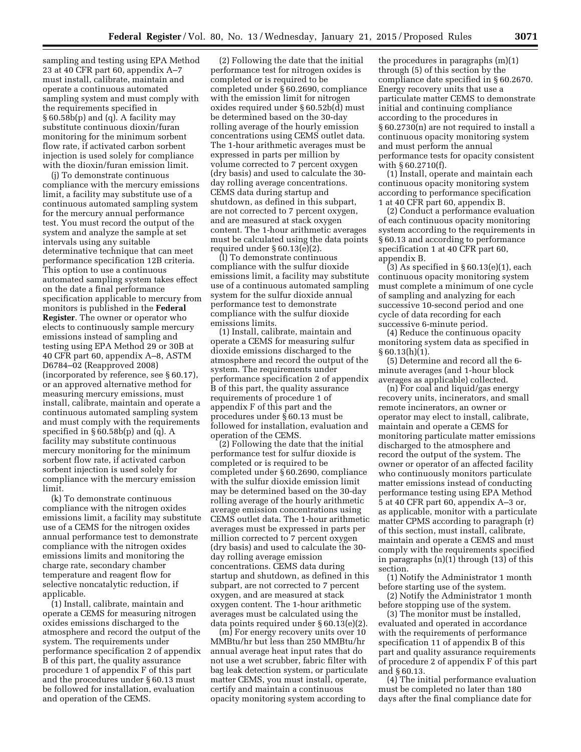sampling and testing using EPA Method 23 at 40 CFR part 60, appendix A–7 must install, calibrate, maintain and operate a continuous automated sampling system and must comply with the requirements specified in § 60.58b(p) and (q). A facility may substitute continuous dioxin/furan monitoring for the minimum sorbent flow rate, if activated carbon sorbent injection is used solely for compliance with the dioxin/furan emission limit.

(j) To demonstrate continuous compliance with the mercury emissions limit, a facility may substitute use of a continuous automated sampling system for the mercury annual performance test. You must record the output of the system and analyze the sample at set intervals using any suitable determinative technique that can meet performance specification 12B criteria. This option to use a continuous automated sampling system takes effect on the date a final performance specification applicable to mercury from monitors is published in the **Federal Register**. The owner or operator who elects to continuously sample mercury emissions instead of sampling and testing using EPA Method 29 or 30B at 40 CFR part 60, appendix A–8, ASTM D6784–02 (Reapproved 2008) (incorporated by reference, see § 60.17), or an approved alternative method for measuring mercury emissions, must install, calibrate, maintain and operate a continuous automated sampling system and must comply with the requirements specified in § 60.58b(p) and (q). A facility may substitute continuous mercury monitoring for the minimum sorbent flow rate, if activated carbon sorbent injection is used solely for compliance with the mercury emission limit.

(k) To demonstrate continuous compliance with the nitrogen oxides emissions limit, a facility may substitute use of a CEMS for the nitrogen oxides annual performance test to demonstrate compliance with the nitrogen oxides emissions limits and monitoring the charge rate, secondary chamber temperature and reagent flow for selective noncatalytic reduction, if applicable.

(1) Install, calibrate, maintain and operate a CEMS for measuring nitrogen oxides emissions discharged to the atmosphere and record the output of the system. The requirements under performance specification 2 of appendix B of this part, the quality assurance procedure 1 of appendix F of this part and the procedures under § 60.13 must be followed for installation, evaluation and operation of the CEMS.

(2) Following the date that the initial performance test for nitrogen oxides is completed or is required to be completed under § 60.2690, compliance with the emission limit for nitrogen oxides required under § 60.52b(d) must be determined based on the 30-day rolling average of the hourly emission concentrations using CEMS outlet data. The 1-hour arithmetic averages must be expressed in parts per million by volume corrected to 7 percent oxygen (dry basis) and used to calculate the 30-day rolling average concentrations. CEMS data during startup and shutdown, as defined in this subpart, are not corrected to 7 percent oxygen, and are measured at stack oxygen content. The 1-hour arithmetic averages must be calculated using the data points required under § 60.13(e)(2).

(l) To demonstrate continuous compliance with the sulfur dioxide emissions limit, a facility may substitute use of a continuous automated sampling system for the sulfur dioxide annual performance test to demonstrate compliance with the sulfur dioxide emissions limits.

(1) Install, calibrate, maintain and operate a CEMS for measuring sulfur dioxide emissions discharged to the atmosphere and record the output of the system. The requirements under performance specification 2 of appendix B of this part, the quality assurance requirements of procedure 1 of appendix F of this part and the procedures under § 60.13 must be followed for installation, evaluation and operation of the CEMS.

(2) Following the date that the initial performance test for sulfur dioxide is completed or is required to be completed under § 60.2690, compliance with the sulfur dioxide emission limit may be determined based on the 30-day rolling average of the hourly arithmetic average emission concentrations using CEMS outlet data. The 1-hour arithmetic averages must be expressed in parts per million corrected to 7 percent oxygen (dry basis) and used to calculate the 30-day rolling average emission concentrations. CEMS data during startup and shutdown, as defined in this subpart, are not corrected to 7 percent oxygen, and are measured at stack oxygen content. The 1-hour arithmetic averages must be calculated using the data points required under § 60.13(e)(2).

(m) For energy recovery units over 10 MMBtu/hr but less than 250 MMBtu/hr annual average heat input rates that do not use a wet scrubber, fabric filter with bag leak detection system, or particulate matter CEMS, you must install, operate, certify and maintain a continuous opacity monitoring system according to the procedures in paragraphs (m)(1) through (5) of this section by the compliance date specified in § 60.2670. Energy recovery units that use a particulate matter CEMS to demonstrate initial and continuing compliance according to the procedures in § 60.2730(n) are not required to install a continuous opacity monitoring system and must perform the annual performance tests for opacity consistent with § 60.2710(f).

(1) Install, operate and maintain each continuous opacity monitoring system according to performance specification 1 at 40 CFR part 60, appendix B.

(2) Conduct a performance evaluation of each continuous opacity monitoring system according to the requirements in § 60.13 and according to performance specification 1 at 40 CFR part 60, appendix B.

(3) As specified in § 60.13(e)(1), each continuous opacity monitoring system must complete a minimum of one cycle of sampling and analyzing for each successive 10-second period and one cycle of data recording for each successive 6-minute period.

(4) Reduce the continuous opacity monitoring system data as specified in § 60.13(h)(1).

(5) Determine and record all the 6-minute averages (and 1-hour block averages as applicable) collected.

(n) For coal and liquid/gas energy recovery units, incinerators, and small remote incinerators, an owner or operator may elect to install, calibrate, maintain and operate a CEMS for monitoring particulate matter emissions discharged to the atmosphere and record the output of the system. The owner or operator of an affected facility who continuously monitors particulate matter emissions instead of conducting performance testing using EPA Method 5 at 40 CFR part 60, appendix A–3 or, as applicable, monitor with a particulate matter CPMS according to paragraph (r) of this section, must install, calibrate, maintain and operate a CEMS and must comply with the requirements specified in paragraphs (n)(1) through (13) of this section.

(1) Notify the Administrator 1 month before starting use of the system.

(2) Notify the Administrator 1 month before stopping use of the system.

(3) The monitor must be installed, evaluated and operated in accordance with the requirements of performance specification 11 of appendix B of this part and quality assurance requirements of procedure 2 of appendix F of this part and § 60.13.

(4) The initial performance evaluation must be completed no later than 180 days after the final compliance date for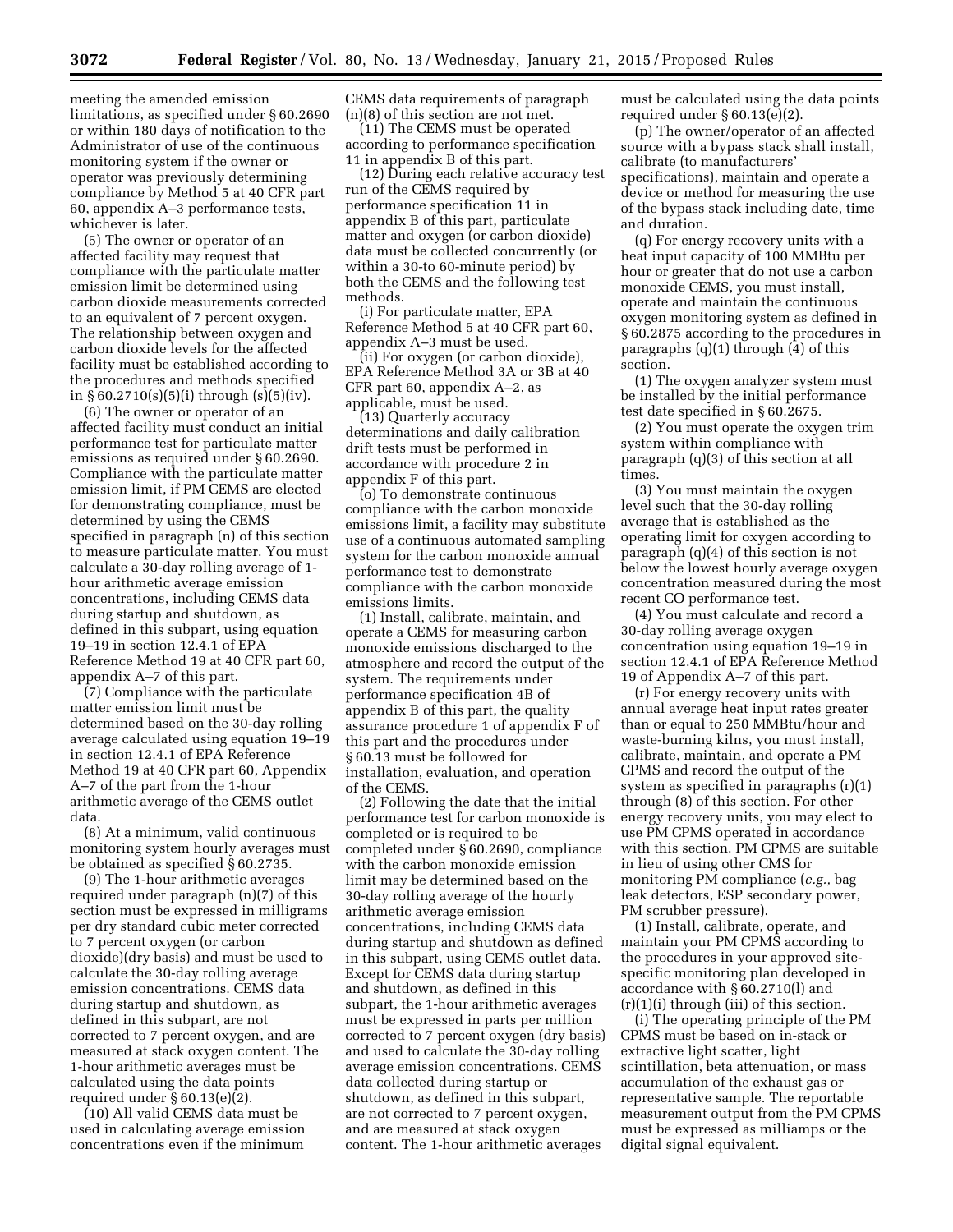meeting the amended emission limitations, as specified under § 60.2690 or within 180 days of notification to the Administrator of use of the continuous monitoring system if the owner or operator was previously determining compliance by Method 5 at 40 CFR part 60, appendix A–3 performance tests, whichever is later.

(5) The owner or operator of an affected facility may request that compliance with the particulate matter emission limit be determined using carbon dioxide measurements corrected to an equivalent of 7 percent oxygen. The relationship between oxygen and carbon dioxide levels for the affected facility must be established according to the procedures and methods specified in § 60.2710(s)(5)(i) through (s)(5)(iv).

(6) The owner or operator of an affected facility must conduct an initial performance test for particulate matter emissions as required under § 60.2690. Compliance with the particulate matter emission limit, if PM CEMS are elected for demonstrating compliance, must be determined by using the CEMS specified in paragraph (n) of this section to measure particulate matter. You must calculate a 30-day rolling average of 1-hour arithmetic average emission concentrations, including CEMS data during startup and shutdown, as defined in this subpart, using equation 19–19 in section 12.4.1 of EPA Reference Method 19 at 40 CFR part 60, appendix A–7 of this part.

(7) Compliance with the particulate matter emission limit must be determined based on the 30-day rolling average calculated using equation 19–19 in section 12.4.1 of EPA Reference Method 19 at 40 CFR part 60, Appendix A–7 of the part from the 1-hour arithmetic average of the CEMS outlet data.

(8) At a minimum, valid continuous monitoring system hourly averages must be obtained as specified § 60.2735.

(9) The 1-hour arithmetic averages required under paragraph (n)(7) of this section must be expressed in milligrams per dry standard cubic meter corrected to 7 percent oxygen (or carbon dioxide)(dry basis) and must be used to calculate the 30-day rolling average emission concentrations. CEMS data during startup and shutdown, as defined in this subpart, are not corrected to 7 percent oxygen, and are measured at stack oxygen content. The 1-hour arithmetic averages must be calculated using the data points required under § 60.13(e)(2).

(10) All valid CEMS data must be used in calculating average emission concentrations even if the minimum CEMS data requirements of paragraph (n)(8) of this section are not met.

(11) The CEMS must be operated according to performance specification 11 in appendix B of this part.

(12) During each relative accuracy test run of the CEMS required by performance specification 11 in appendix B of this part, particulate matter and oxygen (or carbon dioxide) data must be collected concurrently (or within a 30-to 60-minute period) by both the CEMS and the following test methods.

(i) For particulate matter, EPA Reference Method 5 at 40 CFR part 60, appendix A–3 must be used.

(ii) For oxygen (or carbon dioxide), EPA Reference Method 3A or 3B at 40 CFR part 60, appendix A–2, as applicable, must be used.

(13) Quarterly accuracy determinations and daily calibration drift tests must be performed in accordance with procedure 2 in appendix F of this part.

(o) To demonstrate continuous compliance with the carbon monoxide emissions limit, a facility may substitute use of a continuous automated sampling system for the carbon monoxide annual performance test to demonstrate compliance with the carbon monoxide emissions limits.

(1) Install, calibrate, maintain, and operate a CEMS for measuring carbon monoxide emissions discharged to the atmosphere and record the output of the system. The requirements under performance specification 4B of appendix B of this part, the quality assurance procedure 1 of appendix F of this part and the procedures under § 60.13 must be followed for installation, evaluation, and operation of the CEMS.

(2) Following the date that the initial performance test for carbon monoxide is completed or is required to be completed under § 60.2690, compliance with the carbon monoxide emission limit may be determined based on the 30-day rolling average of the hourly arithmetic average emission concentrations, including CEMS data during startup and shutdown as defined in this subpart, using CEMS outlet data. Except for CEMS data during startup and shutdown, as defined in this subpart, the 1-hour arithmetic averages must be expressed in parts per million corrected to 7 percent oxygen (dry basis) and used to calculate the 30-day rolling average emission concentrations. CEMS data collected during startup or shutdown, as defined in this subpart, are not corrected to 7 percent oxygen, and are measured at stack oxygen content. The 1-hour arithmetic averages must be calculated using the data points required under § 60.13(e)(2).

(p) The owner/operator of an affected source with a bypass stack shall install, calibrate (to manufacturers' specifications), maintain and operate a device or method for measuring the use of the bypass stack including date, time and duration.

(q) For energy recovery units with a heat input capacity of 100 MMBtu per hour or greater that do not use a carbon monoxide CEMS, you must install, operate and maintain the continuous oxygen monitoring system as defined in § 60.2875 according to the procedures in paragraphs (q)(1) through (4) of this section.

(1) The oxygen analyzer system must be installed by the initial performance test date specified in § 60.2675.

(2) You must operate the oxygen trim system within compliance with paragraph (q)(3) of this section at all times.

(3) You must maintain the oxygen level such that the 30-day rolling average that is established as the operating limit for oxygen according to paragraph (q)(4) of this section is not below the lowest hourly average oxygen concentration measured during the most recent CO performance test.

(4) You must calculate and record a 30-day rolling average oxygen concentration using equation 19–19 in section 12.4.1 of EPA Reference Method 19 of Appendix A–7 of this part.

(r) For energy recovery units with annual average heat input rates greater than or equal to 250 MMBtu/hour and waste-burning kilns, you must install, calibrate, maintain, and operate a PM CPMS and record the output of the system as specified in paragraphs (r)(1) through (8) of this section. For other energy recovery units, you may elect to use PM CPMS operated in accordance with this section. PM CPMS are suitable in lieu of using other CMS for monitoring PM compliance (*e.g.,* bag leak detectors, ESP secondary power, PM scrubber pressure).

(1) Install, calibrate, operate, and maintain your PM CPMS according to the procedures in your approved site-specific monitoring plan developed in accordance with § 60.2710(l) and (r)(1)(i) through (iii) of this section.

(i) The operating principle of the PM CPMS must be based on in-stack or extractive light scatter, light scintillation, beta attenuation, or mass accumulation of the exhaust gas or representative sample. The reportable measurement output from the PM CPMS must be expressed as milliamps or the digital signal equivalent.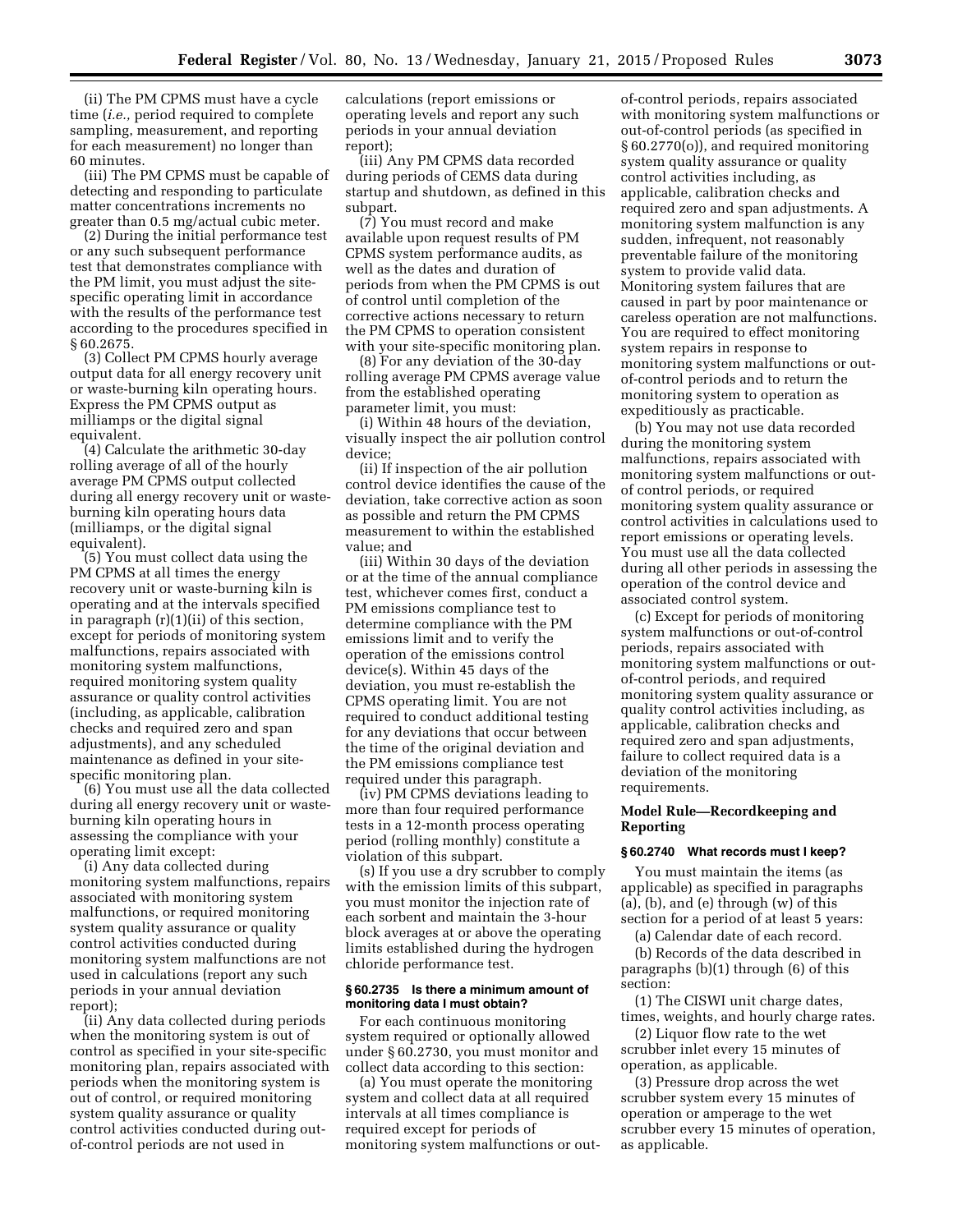(ii) The PM CPMS must have a cycle time (*i.e.,* period required to complete sampling, measurement, and reporting for each measurement) no longer than 60 minutes.

(iii) The PM CPMS must be capable of detecting and responding to particulate matter concentrations increments no greater than 0.5 mg/actual cubic meter.

(2) During the initial performance test or any such subsequent performance test that demonstrates compliance with the PM limit, you must adjust the site-specific operating limit in accordance with the results of the performance test according to the procedures specified in § 60.2675.

(3) Collect PM CPMS hourly average output data for all energy recovery unit or waste-burning kiln operating hours. Express the PM CPMS output as milliamps or the digital signal equivalent.

(4) Calculate the arithmetic 30-day rolling average of all of the hourly average PM CPMS output collected during all energy recovery unit or waste-burning kiln operating hours data (milliamps, or the digital signal equivalent).

(5) You must collect data using the PM CPMS at all times the energy recovery unit or waste-burning kiln is operating and at the intervals specified in paragraph (r)(1)(ii) of this section, except for periods of monitoring system malfunctions, repairs associated with monitoring system malfunctions, required monitoring system quality assurance or quality control activities (including, as applicable, calibration checks and required zero and span adjustments), and any scheduled maintenance as defined in your site-specific monitoring plan.

(6) You must use all the data collected during all energy recovery unit or waste-burning kiln operating hours in assessing the compliance with your operating limit except:

(i) Any data collected during monitoring system malfunctions, repairs associated with monitoring system malfunctions, or required monitoring system quality assurance or quality control activities conducted during monitoring system malfunctions are not used in calculations (report any such periods in your annual deviation report);

(ii) Any data collected during periods when the monitoring system is out of control as specified in your site-specific monitoring plan, repairs associated with periods when the monitoring system is out of control, or required monitoring system quality assurance or quality control activities conducted during out-of-control periods are not used in calculations (report emissions or operating levels and report any such periods in your annual deviation report);

(iii) Any PM CPMS data recorded during periods of CEMS data during startup and shutdown, as defined in this subpart.

(7) You must record and make available upon request results of PM CPMS system performance audits, as well as the dates and duration of periods from when the PM CPMS is out of control until completion of the corrective actions necessary to return the PM CPMS to operation consistent with your site-specific monitoring plan.

(8) For any deviation of the 30-day rolling average PM CPMS average value from the established operating parameter limit, you must:

(i) Within 48 hours of the deviation, visually inspect the air pollution control device;

(ii) If inspection of the air pollution control device identifies the cause of the deviation, take corrective action as soon as possible and return the PM CPMS measurement to within the established value; and

(iii) Within 30 days of the deviation or at the time of the annual compliance test, whichever comes first, conduct a PM emissions compliance test to determine compliance with the PM emissions limit and to verify the operation of the emissions control device(s). Within 45 days of the deviation, you must re-establish the CPMS operating limit. You are not required to conduct additional testing for any deviations that occur between the time of the original deviation and the PM emissions compliance test required under this paragraph.

(iv) PM CPMS deviations leading to more than four required performance tests in a 12-month process operating period (rolling monthly) constitute a violation of this subpart.

(s) If you use a dry scrubber to comply with the emission limits of this subpart, you must monitor the injection rate of each sorbent and maintain the 3-hour block averages at or above the operating limits established during the hydrogen chloride performance test.

#### § 60.2735 Is there a minimum amount of monitoring data I must obtain?

For each continuous monitoring system required or optionally allowed under § 60.2730, you must monitor and collect data according to this section:

(a) You must operate the monitoring system and collect data at all required intervals at all times compliance is required except for periods of monitoring system malfunctions or out-of-control periods, repairs associated with monitoring system malfunctions or out-of-control periods (as specified in § 60.2770(o)), and required monitoring system quality assurance or quality control activities including, as applicable, calibration checks and required zero and span adjustments. A monitoring system malfunction is any sudden, infrequent, not reasonably preventable failure of the monitoring system to provide valid data. Monitoring system failures that are caused in part by poor maintenance or careless operation are not malfunctions. You are required to effect monitoring system repairs in response to monitoring system malfunctions or out-of-control periods and to return the monitoring system to operation as expeditiously as practicable.

(b) You may not use data recorded during the monitoring system malfunctions, repairs associated with monitoring system malfunctions or out-of control periods, or required monitoring system quality assurance or control activities in calculations used to report emissions or operating levels. You must use all the data collected during all other periods in assessing the operation of the control device and associated control system.

(c) Except for periods of monitoring system malfunctions or out-of-control periods, repairs associated with monitoring system malfunctions or out-of-control periods, and required monitoring system quality assurance or quality control activities including, as applicable, calibration checks and required zero and span adjustments, failure to collect required data is a deviation of the monitoring requirements.

### Model Rule—Recordkeeping and Reporting

#### § 60.2740 What records must I keep?

You must maintain the items (as applicable) as specified in paragraphs (a), (b), and (e) through (w) of this section for a period of at least 5 years:

(a) Calendar date of each record.

(b) Records of the data described in paragraphs (b)(1) through (6) of this section:

(1) The CISWI unit charge dates, times, weights, and hourly charge rates.

(2) Liquor flow rate to the wet scrubber inlet every 15 minutes of operation, as applicable.

(3) Pressure drop across the wet scrubber system every 15 minutes of operation or amperage to the wet scrubber every 15 minutes of operation, as applicable.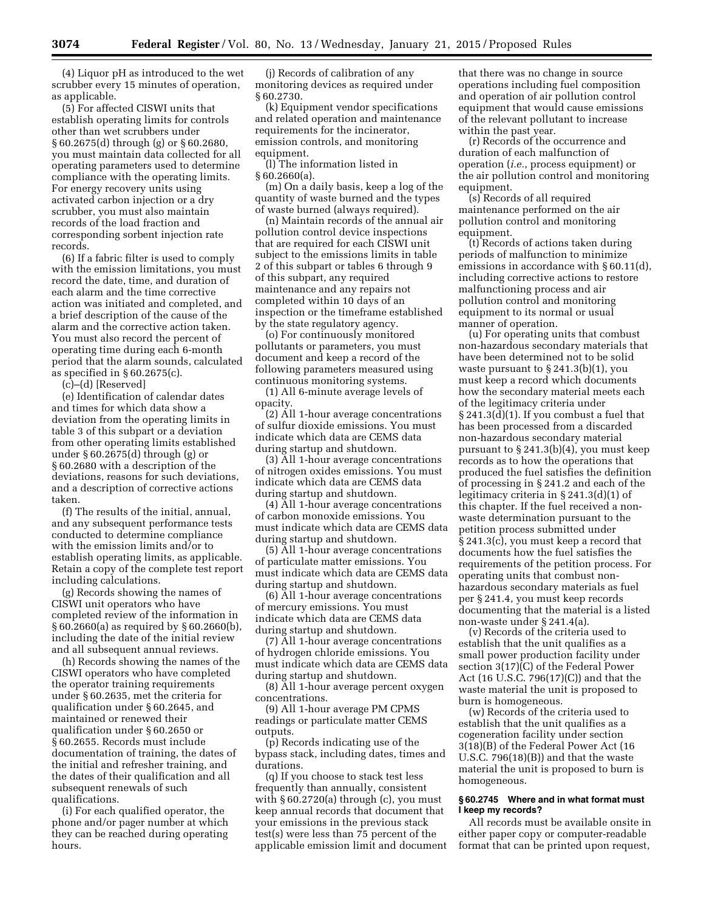(4) Liquor pH as introduced to the wet scrubber every 15 minutes of operation, as applicable.

(5) For affected CISWI units that establish operating limits for controls other than wet scrubbers under § 60.2675(d) through (g) or § 60.2680, you must maintain data collected for all operating parameters used to determine compliance with the operating limits. For energy recovery units using activated carbon injection or a dry scrubber, you must also maintain records of the load fraction and corresponding sorbent injection rate records.

(6) If a fabric filter is used to comply with the emission limitations, you must record the date, time, and duration of each alarm and the time corrective action was initiated and completed, and a brief description of the cause of the alarm and the corrective action taken. You must also record the percent of operating time during each 6-month period that the alarm sounds, calculated as specified in § 60.2675(c).

(c)–(d) [Reserved]

(e) Identification of calendar dates and times for which data show a deviation from the operating limits in table 3 of this subpart or a deviation from other operating limits established under § 60.2675(d) through (g) or § 60.2680 with a description of the deviations, reasons for such deviations, and a description of corrective actions taken.

(f) The results of the initial, annual, and any subsequent performance tests conducted to determine compliance with the emission limits and/or to establish operating limits, as applicable. Retain a copy of the complete test report including calculations.

(g) Records showing the names of CISWI unit operators who have completed review of the information in § 60.2660(a) as required by § 60.2660(b), including the date of the initial review and all subsequent annual reviews.

(h) Records showing the names of the CISWI operators who have completed the operator training requirements under § 60.2635, met the criteria for qualification under § 60.2645, and maintained or renewed their qualification under § 60.2650 or § 60.2655. Records must include documentation of training, the dates of the initial and refresher training, and the dates of their qualification and all subsequent renewals of such qualifications.

(i) For each qualified operator, the phone and/or pager number at which they can be reached during operating hours.

(j) Records of calibration of any monitoring devices as required under § 60.2730.

(k) Equipment vendor specifications and related operation and maintenance requirements for the incinerator, emission controls, and monitoring equipment.

(l) The information listed in § 60.2660(a).

(m) On a daily basis, keep a log of the quantity of waste burned and the types of waste burned (always required).

(n) Maintain records of the annual air pollution control device inspections that are required for each CISWI unit subject to the emissions limits in table 2 of this subpart or tables 6 through 9 of this subpart, any required maintenance and any repairs not completed within 10 days of an inspection or the timeframe established by the state regulatory agency.

(o) For continuously monitored pollutants or parameters, you must document and keep a record of the following parameters measured using continuous monitoring systems.

(1) All 6-minute average levels of opacity.

(2) All 1-hour average concentrations of sulfur dioxide emissions. You must indicate which data are CEMS data during startup and shutdown.

(3) All 1-hour average concentrations of nitrogen oxides emissions. You must indicate which data are CEMS data during startup and shutdown.

(4) All 1-hour average concentrations of carbon monoxide emissions. You must indicate which data are CEMS data during startup and shutdown.

(5) All 1-hour average concentrations of particulate matter emissions. You must indicate which data are CEMS data during startup and shutdown.

(6) All 1-hour average concentrations of mercury emissions. You must indicate which data are CEMS data during startup and shutdown.

(7) All 1-hour average concentrations of hydrogen chloride emissions. You must indicate which data are CEMS data during startup and shutdown.

(8) All 1-hour average percent oxygen concentrations.

(9) All 1-hour average PM CPMS readings or particulate matter CEMS outputs.

(p) Records indicating use of the bypass stack, including dates, times and durations.

(q) If you choose to stack test less frequently than annually, consistent with § 60.2720(a) through (c), you must keep annual records that document that your emissions in the previous stack test(s) were less than 75 percent of the applicable emission limit and document that there was no change in source operations including fuel composition and operation of air pollution control equipment that would cause emissions of the relevant pollutant to increase within the past year.

(r) Records of the occurrence and duration of each malfunction of operation (*i.e.*, process equipment) or the air pollution control and monitoring equipment.

(s) Records of all required maintenance performed on the air pollution control and monitoring equipment.

(t) Records of actions taken during periods of malfunction to minimize emissions in accordance with § 60.11(d), including corrective actions to restore malfunctioning process and air pollution control and monitoring equipment to its normal or usual manner of operation.

(u) For operating units that combust non-hazardous secondary materials that have been determined not to be solid waste pursuant to § 241.3(b)(1), you must keep a record which documents how the secondary material meets each of the legitimacy criteria under § 241.3(d)(1). If you combust a fuel that has been processed from a discarded non-hazardous secondary material pursuant to § 241.3(b)(4), you must keep records as to how the operations that produced the fuel satisfies the definition of processing in § 241.2 and each of the legitimacy criteria in § 241.3(d)(1) of this chapter. If the fuel received a non-waste determination pursuant to the petition process submitted under § 241.3(c), you must keep a record that documents how the fuel satisfies the requirements of the petition process. For operating units that combust non-hazardous secondary materials as fuel per § 241.4, you must keep records documenting that the material is a listed non-waste under § 241.4(a).

(v) Records of the criteria used to establish that the unit qualifies as a small power production facility under section 3(17)(C) of the Federal Power Act (16 U.S.C. 796(17)(C)) and that the waste material the unit is proposed to burn is homogeneous.

(w) Records of the criteria used to establish that the unit qualifies as a cogeneration facility under section 3(18)(B) of the Federal Power Act (16 U.S.C. 796(18)(B)) and that the waste material the unit is proposed to burn is homogeneous.

**§ 60.2745 Where and in what format must I keep my records?**

All records must be available onsite in either paper copy or computer-readable format that can be printed upon request,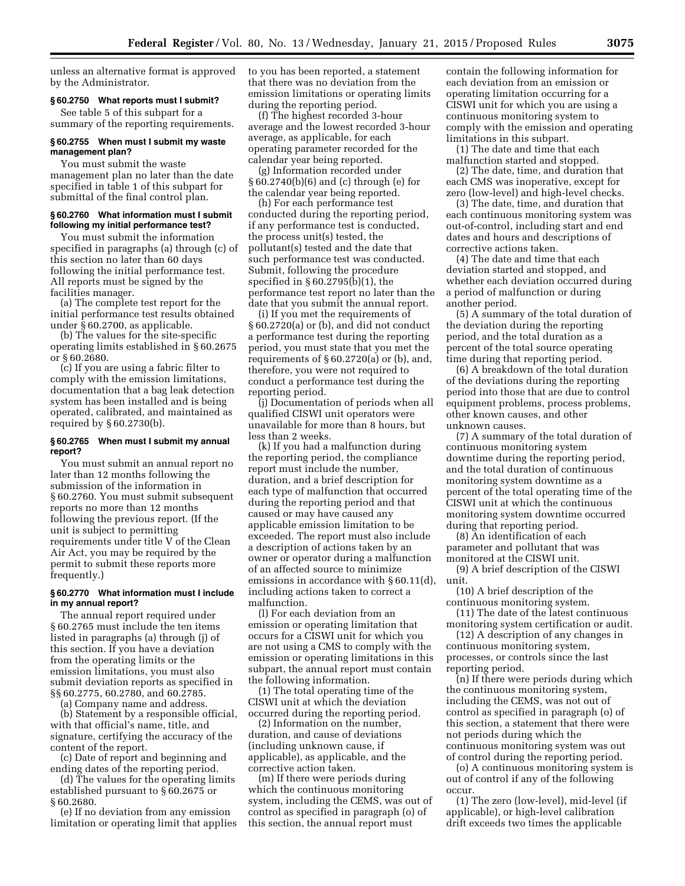unless an alternative format is approved by the Administrator.

### § 60.2750 What reports must I submit?

See table 5 of this subpart for a summary of the reporting requirements.

### § 60.2755 When must I submit my waste management plan?

You must submit the waste management plan no later than the date specified in table 1 of this subpart for submittal of the final control plan.

### § 60.2760 What information must I submit following my initial performance test?

You must submit the information specified in paragraphs (a) through (c) of this section no later than 60 days following the initial performance test. All reports must be signed by the facilities manager.

(a) The complete test report for the initial performance test results obtained under § 60.2700, as applicable.

(b) The values for the site-specific operating limits established in § 60.2675 or § 60.2680.

(c) If you are using a fabric filter to comply with the emission limitations, documentation that a bag leak detection system has been installed and is being operated, calibrated, and maintained as required by § 60.2730(b).

### § 60.2765 When must I submit my annual report?

You must submit an annual report no later than 12 months following the submission of the information in § 60.2760. You must submit subsequent reports no more than 12 months following the previous report. (If the unit is subject to permitting requirements under title V of the Clean Air Act, you may be required by the permit to submit these reports more frequently.)

### § 60.2770 What information must I include in my annual report?

The annual report required under § 60.2765 must include the ten items listed in paragraphs (a) through (j) of this section. If you have a deviation from the operating limits or the emission limitations, you must also submit deviation reports as specified in §§ 60.2775, 60.2780, and 60.2785.

(a) Company name and address.

(b) Statement by a responsible official, with that official's name, title, and signature, certifying the accuracy of the content of the report.

(c) Date of report and beginning and ending dates of the reporting period.

(d) The values for the operating limits established pursuant to § 60.2675 or § 60.2680.

(e) If no deviation from any emission limitation or operating limit that applies to you has been reported, a statement that there was no deviation from the emission limitations or operating limits during the reporting period.

(f) The highest recorded 3-hour average and the lowest recorded 3-hour average, as applicable, for each operating parameter recorded for the calendar year being reported.

(g) Information recorded under § 60.2740(b)(6) and (c) through (e) for the calendar year being reported.

(h) For each performance test conducted during the reporting period, if any performance test is conducted, the process unit(s) tested, the pollutant(s) tested and the date that such performance test was conducted. Submit, following the procedure specified in § 60.2795(b)(1), the performance test report no later than the date that you submit the annual report.

(i) If you met the requirements of § 60.2720(a) or (b), and did not conduct a performance test during the reporting period, you must state that you met the requirements of § 60.2720(a) or (b), and, therefore, you were not required to conduct a performance test during the reporting period.

(j) Documentation of periods when all qualified CISWI unit operators were unavailable for more than 8 hours, but less than 2 weeks.

(k) If you had a malfunction during the reporting period, the compliance report must include the number, duration, and a brief description for each type of malfunction that occurred during the reporting period and that caused or may have caused any applicable emission limitation to be exceeded. The report must also include a description of actions taken by an owner or operator during a malfunction of an affected source to minimize emissions in accordance with § 60.11(d), including actions taken to correct a malfunction.

(l) For each deviation from an emission or operating limitation that occurs for a CISWI unit for which you are not using a CMS to comply with the emission or operating limitations in this subpart, the annual report must contain the following information.

(1) The total operating time of the CISWI unit at which the deviation occurred during the reporting period.

(2) Information on the number, duration, and cause of deviations (including unknown cause, if applicable), as applicable, and the corrective action taken.

(m) If there were periods during which the continuous monitoring system, including the CEMS, was out of control as specified in paragraph (o) of this section, the annual report must contain the following information for each deviation from an emission or operating limitation occurring for a CISWI unit for which you are using a continuous monitoring system to comply with the emission and operating limitations in this subpart.

(1) The date and time that each malfunction started and stopped.

(2) The date, time, and duration that each CMS was inoperative, except for zero (low-level) and high-level checks.

(3) The date, time, and duration that each continuous monitoring system was out-of-control, including start and end dates and hours and descriptions of corrective actions taken.

(4) The date and time that each deviation started and stopped, and whether each deviation occurred during a period of malfunction or during another period.

(5) A summary of the total duration of the deviation during the reporting period, and the total duration as a percent of the total source operating time during that reporting period.

(6) A breakdown of the total duration of the deviations during the reporting period into those that are due to control equipment problems, process problems, other known causes, and other unknown causes.

(7) A summary of the total duration of continuous monitoring system downtime during the reporting period, and the total duration of continuous monitoring system downtime as a percent of the total operating time of the CISWI unit at which the continuous monitoring system downtime occurred during that reporting period.

(8) An identification of each parameter and pollutant that was monitored at the CISWI unit.

(9) A brief description of the CISWI unit.

(10) A brief description of the continuous monitoring system.

(11) The date of the latest continuous monitoring system certification or audit.

(12) A description of any changes in continuous monitoring system, processes, or controls since the last reporting period.

(n) If there were periods during which the continuous monitoring system, including the CEMS, was not out of control as specified in paragraph (o) of this section, a statement that there were not periods during which the continuous monitoring system was out of control during the reporting period.

(o) A continuous monitoring system is out of control if any of the following occur.

(1) The zero (low-level), mid-level (if applicable), or high-level calibration drift exceeds two times the applicable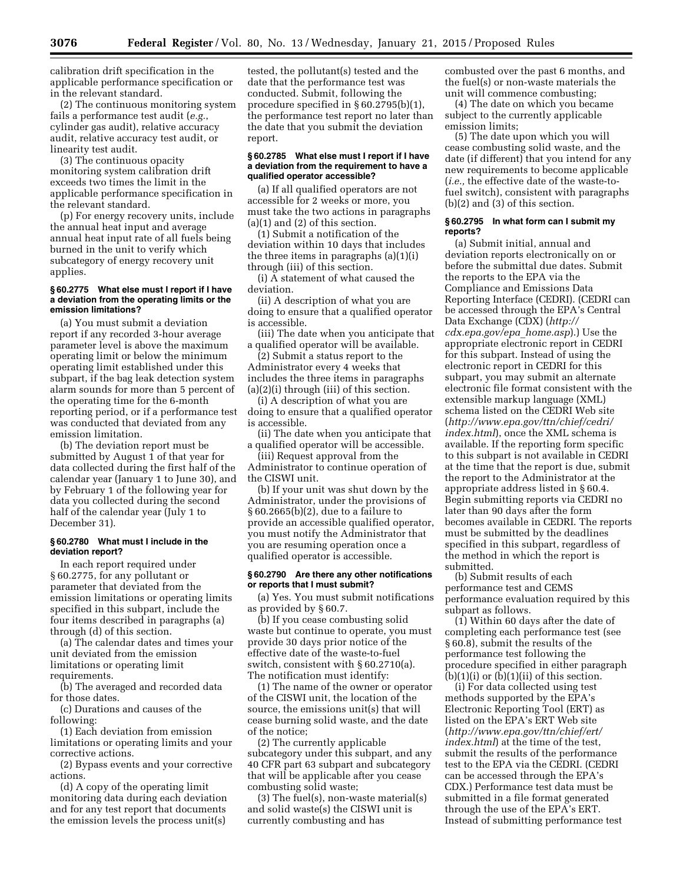calibration drift specification in the applicable performance specification or in the relevant standard.

(2) The continuous monitoring system fails a performance test audit (*e.g.*, cylinder gas audit), relative accuracy audit, relative accuracy test audit, or linearity test audit.

(3) The continuous opacity monitoring system calibration drift exceeds two times the limit in the applicable performance specification in the relevant standard.

(p) For energy recovery units, include the annual heat input and average annual heat input rate of all fuels being burned in the unit to verify which subcategory of energy recovery unit applies.

#### § 60.2775 What else must I report if I have a deviation from the operating limits or the emission limitations?

(a) You must submit a deviation report if any recorded 3-hour average parameter level is above the maximum operating limit or below the minimum operating limit established under this subpart, if the bag leak detection system alarm sounds for more than 5 percent of the operating time for the 6-month reporting period, or if a performance test was conducted that deviated from any emission limitation.

(b) The deviation report must be submitted by August 1 of that year for data collected during the first half of the calendar year (January 1 to June 30), and by February 1 of the following year for data you collected during the second half of the calendar year (July 1 to December 31).

#### § 60.2780 What must I include in the deviation report?

In each report required under § 60.2775, for any pollutant or parameter that deviated from the emission limitations or operating limits specified in this subpart, include the four items described in paragraphs (a) through (d) of this section.

(a) The calendar dates and times your unit deviated from the emission limitations or operating limit requirements.

(b) The averaged and recorded data for those dates.

(c) Durations and causes of the following:

(1) Each deviation from emission limitations or operating limits and your corrective actions.

(2) Bypass events and your corrective actions.

(d) A copy of the operating limit monitoring data during each deviation and for any test report that documents the emission levels the process unit(s) tested, the pollutant(s) tested and the date that the performance test was conducted. Submit, following the procedure specified in § 60.2795(b)(1), the performance test report no later than the date that you submit the deviation report.

#### § 60.2785 What else must I report if I have a deviation from the requirement to have a qualified operator accessible?

(a) If all qualified operators are not accessible for 2 weeks or more, you must take the two actions in paragraphs (a)(1) and (2) of this section.

(1) Submit a notification of the deviation within 10 days that includes the three items in paragraphs (a)(1)(i) through (iii) of this section.

(i) A statement of what caused the deviation.

(ii) A description of what you are doing to ensure that a qualified operator is accessible.

(iii) The date when you anticipate that a qualified operator will be available.

(2) Submit a status report to the Administrator every 4 weeks that includes the three items in paragraphs (a)(2)(i) through (iii) of this section.

(i) A description of what you are doing to ensure that a qualified operator is accessible.

(ii) The date when you anticipate that a qualified operator will be accessible.

(iii) Request approval from the Administrator to continue operation of the CISWI unit.

(b) If your unit was shut down by the Administrator, under the provisions of § 60.2665(b)(2), due to a failure to provide an accessible qualified operator, you must notify the Administrator that you are resuming operation once a qualified operator is accessible.

#### § 60.2790 Are there any other notifications or reports that I must submit?

(a) Yes. You must submit notifications as provided by § 60.7.

(b) If you cease combusting solid waste but continue to operate, you must provide 30 days prior notice of the effective date of the waste-to-fuel switch, consistent with § 60.2710(a). The notification must identify:

(1) The name of the owner or operator of the CISWI unit, the location of the source, the emissions unit(s) that will cease burning solid waste, and the date of the notice;

(2) The currently applicable subcategory under this subpart, and any 40 CFR part 63 subpart and subcategory that will be applicable after you cease combusting solid waste;

(3) The fuel(s), non-waste material(s) and solid waste(s) the CISWI unit is currently combusting and has combusted over the past 6 months, and the fuel(s) or non-waste materials the unit will commence combusting;

(4) The date on which you became subject to the currently applicable emission limits;

(5) The date upon which you will cease combusting solid waste, and the date (if different) that you intend for any new requirements to become applicable (*i.e.,* the effective date of the waste-to-fuel switch), consistent with paragraphs (b)(2) and (3) of this section.

#### § 60.2795 In what form can I submit my reports?

(a) Submit initial, annual and deviation reports electronically on or before the submittal due dates. Submit the reports to the EPA via the Compliance and Emissions Data Reporting Interface (CEDRI). (CEDRI can be accessed through the EPA's Central Data Exchange (CDX) (*http://cdx.epa.gov/epa_home.asp*).) Use the appropriate electronic report in CEDRI for this subpart. Instead of using the electronic report in CEDRI for this subpart, you may submit an alternate electronic file format consistent with the extensible markup language (XML) schema listed on the CEDRI Web site (*http://www.epa.gov/ttn/chief/cedri/index.html*), once the XML schema is available. If the reporting form specific to this subpart is not available in CEDRI at the time that the report is due, submit the report to the Administrator at the appropriate address listed in § 60.4. Begin submitting reports via CEDRI no later than 90 days after the form becomes available in CEDRI. The reports must be submitted by the deadlines specified in this subpart, regardless of the method in which the report is submitted.

(b) Submit results of each performance test and CEMS performance evaluation required by this subpart as follows.

(1) Within 60 days after the date of completing each performance test (see § 60.8), submit the results of the performance test following the procedure specified in either paragraph (b)(1)(i) or (b)(1)(ii) of this section.

(i) For data collected using test methods supported by the EPA's Electronic Reporting Tool (ERT) as listed on the EPA's ERT Web site (*http://www.epa.gov/ttn/chief/ert/index.html*) at the time of the test, submit the results of the performance test to the EPA via the CEDRI. (CEDRI can be accessed through the EPA's CDX.) Performance test data must be submitted in a file format generated through the use of the EPA's ERT. Instead of submitting performance test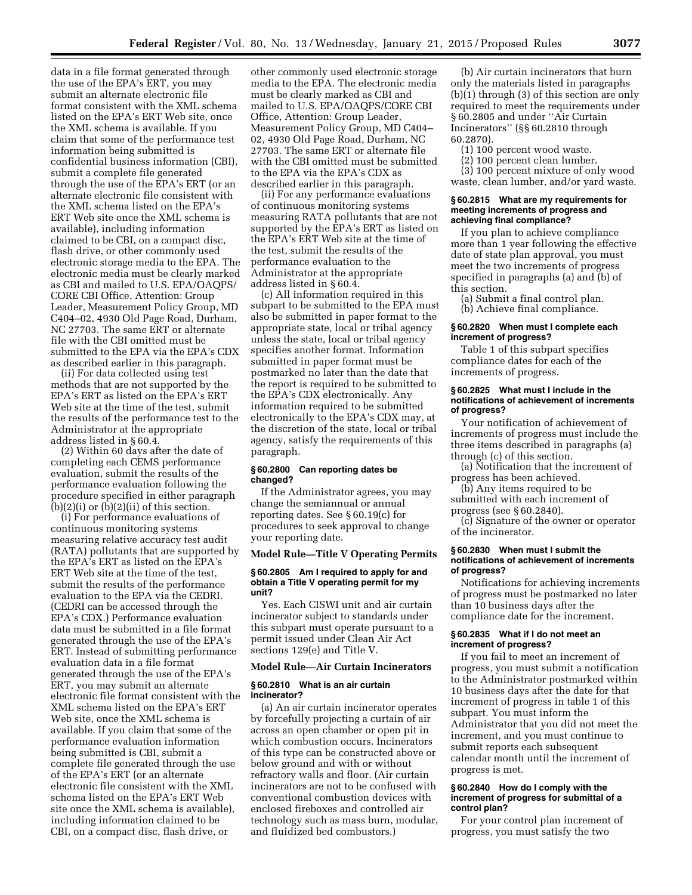data in a file format generated through the use of the EPA's ERT, you may submit an alternate electronic file format consistent with the XML schema listed on the EPA's ERT Web site, once the XML schema is available. If you claim that some of the performance test information being submitted is confidential business information (CBI), submit a complete file generated through the use of the EPA's ERT (or an alternate electronic file consistent with the XML schema listed on the EPA's ERT Web site once the XML schema is available), including information claimed to be CBI, on a compact disc, flash drive, or other commonly used electronic storage media to the EPA. The electronic media must be clearly marked as CBI and mailed to U.S. EPA/OAQPS/CORE CBI Office, Attention: Group Leader, Measurement Policy Group, MD C404–02, 4930 Old Page Road, Durham, NC 27703. The same ERT or alternate file with the CBI omitted must be submitted to the EPA via the EPA's CDX as described earlier in this paragraph.

(ii) For data collected using test methods that are not supported by the EPA's ERT as listed on the EPA's ERT Web site at the time of the test, submit the results of the performance test to the Administrator at the appropriate address listed in § 60.4.

(2) Within 60 days after the date of completing each CEMS performance evaluation, submit the results of the performance evaluation following the procedure specified in either paragraph (b)(2)(i) or (b)(2)(ii) of this section.

(i) For performance evaluations of continuous monitoring systems measuring relative accuracy test audit (RATA) pollutants that are supported by the EPA's ERT as listed on the EPA's ERT Web site at the time of the test, submit the results of the performance evaluation to the EPA via the CEDRI. (CEDRI can be accessed through the EPA's CDX.) Performance evaluation data must be submitted in a file format generated through the use of the EPA's ERT. Instead of submitting performance evaluation data in a file format generated through the use of the EPA's ERT, you may submit an alternate electronic file format consistent with the XML schema listed on the EPA's ERT Web site, once the XML schema is available. If you claim that some of the performance evaluation information being submitted is CBI, submit a complete file generated through the use of the EPA's ERT (or an alternate electronic file consistent with the XML schema listed on the EPA's ERT Web site once the XML schema is available), including information claimed to be CBI, on a compact disc, flash drive, or other commonly used electronic storage media to the EPA. The electronic media must be clearly marked as CBI and mailed to U.S. EPA/OAQPS/CORE CBI Office, Attention: Group Leader, Measurement Policy Group, MD C404–02, 4930 Old Page Road, Durham, NC 27703. The same ERT or alternate file with the CBI omitted must be submitted to the EPA via the EPA's CDX as described earlier in this paragraph.

(ii) For any performance evaluations of continuous monitoring systems measuring RATA pollutants that are not supported by the EPA's ERT as listed on the EPA's ERT Web site at the time of the test, submit the results of the performance evaluation to the Administrator at the appropriate address listed in § 60.4.

(c) All information required in this subpart to be submitted to the EPA must also be submitted in paper format to the appropriate state, local or tribal agency unless the state, local or tribal agency specifies another format. Information submitted in paper format must be postmarked no later than the date that the report is required to be submitted to the EPA's CDX electronically. Any information required to be submitted electronically to the EPA's CDX may, at the discretion of the state, local or tribal agency, satisfy the requirements of this paragraph.

#### § 60.2800 Can reporting dates be changed?

If the Administrator agrees, you may change the semiannual or annual reporting dates. See § 60.19(c) for procedures to seek approval to change your reporting date.

### Model Rule—Title V Operating Permits

#### § 60.2805 Am I required to apply for and obtain a Title V operating permit for my unit?

Yes. Each CISWI unit and air curtain incinerator subject to standards under this subpart must operate pursuant to a permit issued under Clean Air Act sections 129(e) and Title V.

### Model Rule—Air Curtain Incinerators

#### § 60.2810 What is an air curtain incinerator?

(a) An air curtain incinerator operates by forcefully projecting a curtain of air across an open chamber or open pit in which combustion occurs. Incinerators of this type can be constructed above or below ground and with or without refractory walls and floor. (Air curtain incinerators are not to be confused with conventional combustion devices with enclosed fireboxes and controlled air technology such as mass burn, modular, and fluidized bed combustors.)

(b) Air curtain incinerators that burn only the materials listed in paragraphs (b)(1) through (3) of this section are only required to meet the requirements under § 60.2805 and under "Air Curtain Incinerators" (§§ 60.2810 through 60.2870).

(1) 100 percent wood waste.

(2) 100 percent clean lumber.

(3) 100 percent mixture of only wood waste, clean lumber, and/or yard waste.

#### § 60.2815 What are my requirements for meeting increments of progress and achieving final compliance?

If you plan to achieve compliance more than 1 year following the effective date of state plan approval, you must meet the two increments of progress specified in paragraphs (a) and (b) of this section.

(a) Submit a final control plan.

(b) Achieve final compliance.

#### § 60.2820 When must I complete each increment of progress?

Table 1 of this subpart specifies compliance dates for each of the increments of progress.

#### § 60.2825 What must I include in the notifications of achievement of increments of progress?

Your notification of achievement of increments of progress must include the three items described in paragraphs (a) through (c) of this section.

(a) Notification that the increment of progress has been achieved.

(b) Any items required to be submitted with each increment of progress (see § 60.2840).

(c) Signature of the owner or operator of the incinerator.

#### § 60.2830 When must I submit the notifications of achievement of increments of progress?

Notifications for achieving increments of progress must be postmarked no later than 10 business days after the compliance date for the increment.

#### § 60.2835 What if I do not meet an increment of progress?

If you fail to meet an increment of progress, you must submit a notification to the Administrator postmarked within 10 business days after the date for that increment of progress in table 1 of this subpart. You must inform the Administrator that you did not meet the increment, and you must continue to submit reports each subsequent calendar month until the increment of progress is met.

#### § 60.2840 How do I comply with the increment of progress for submittal of a control plan?

For your control plan increment of progress, you must satisfy the two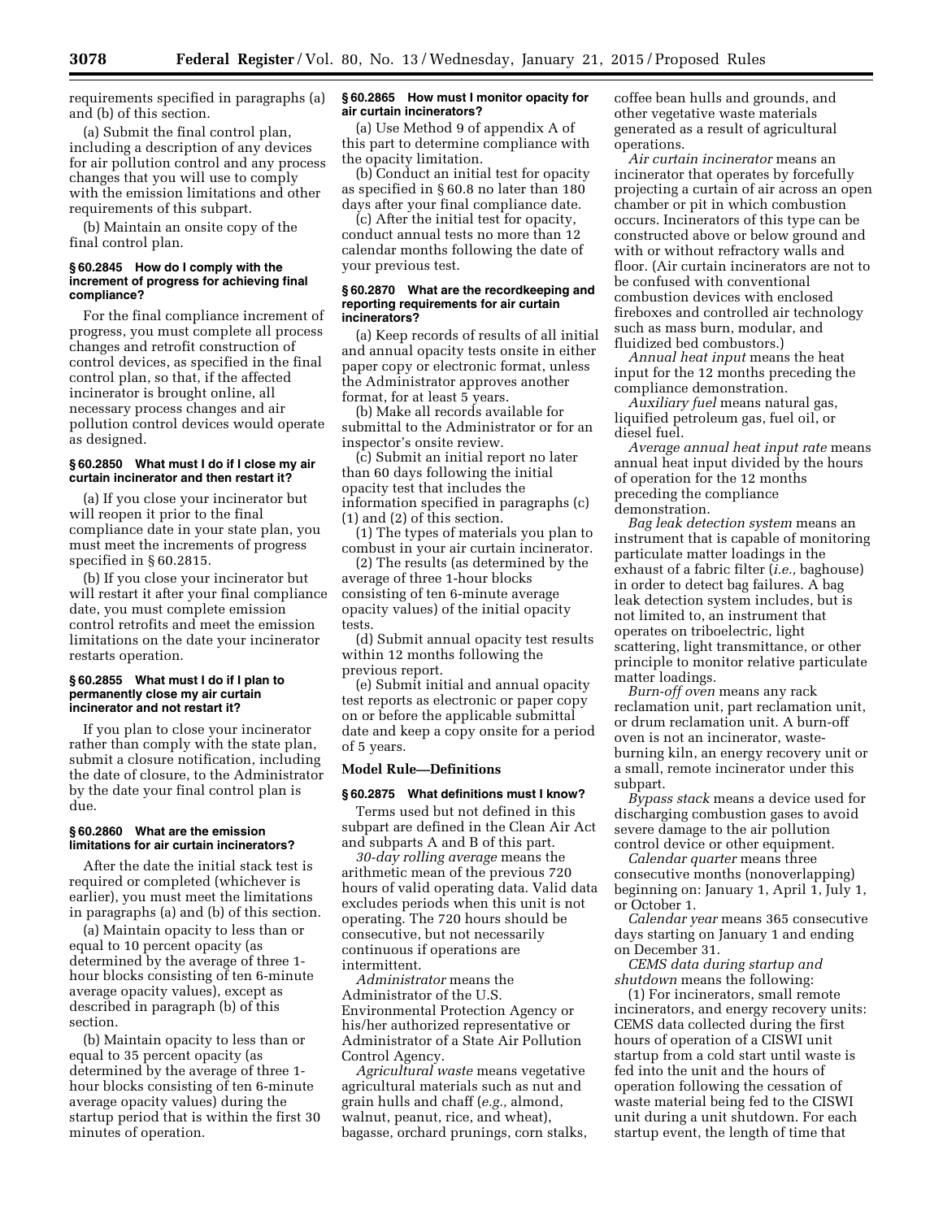requirements specified in paragraphs (a) and (b) of this section.

(a) Submit the final control plan, including a description of any devices for air pollution control and any process changes that you will use to comply with the emission limitations and other requirements of this subpart.

(b) Maintain an onsite copy of the final control plan.

#### § 60.2845 How do I comply with the increment of progress for achieving final compliance?

For the final compliance increment of progress, you must complete all process changes and retrofit construction of control devices, as specified in the final control plan, so that, if the affected incinerator is brought online, all necessary process changes and air pollution control devices would operate as designed.

#### § 60.2850 What must I do if I close my air curtain incinerator and then restart it?

(a) If you close your incinerator but will reopen it prior to the final compliance date in your state plan, you must meet the increments of progress specified in § 60.2815.

(b) If you close your incinerator but will restart it after your final compliance date, you must complete emission control retrofits and meet the emission limitations on the date your incinerator restarts operation.

#### § 60.2855 What must I do if I plan to permanently close my air curtain incinerator and not restart it?

If you plan to close your incinerator rather than comply with the state plan, submit a closure notification, including the date of closure, to the Administrator by the date your final control plan is due.

#### § 60.2860 What are the emission limitations for air curtain incinerators?

After the date the initial stack test is required or completed (whichever is earlier), you must meet the limitations in paragraphs (a) and (b) of this section.

(a) Maintain opacity to less than or equal to 10 percent opacity (as determined by the average of three 1-hour blocks consisting of ten 6-minute average opacity values), except as described in paragraph (b) of this section.

(b) Maintain opacity to less than or equal to 35 percent opacity (as determined by the average of three 1-hour blocks consisting of ten 6-minute average opacity values) during the startup period that is within the first 30 minutes of operation.

#### § 60.2865 How must I monitor opacity for air curtain incinerators?

(a) Use Method 9 of appendix A of this part to determine compliance with the opacity limitation.

(b) Conduct an initial test for opacity as specified in § 60.8 no later than 180 days after your final compliance date.

(c) After the initial test for opacity, conduct annual tests no more than 12 calendar months following the date of your previous test.

#### § 60.2870 What are the recordkeeping and reporting requirements for air curtain incinerators?

(a) Keep records of results of all initial and annual opacity tests onsite in either paper copy or electronic format, unless the Administrator approves another format, for at least 5 years.

(b) Make all records available for submittal to the Administrator or for an inspector's onsite review.

(c) Submit an initial report no later than 60 days following the initial opacity test that includes the information specified in paragraphs (c) (1) and (2) of this section.

(1) The types of materials you plan to combust in your air curtain incinerator.

(2) The results (as determined by the average of three 1-hour blocks consisting of ten 6-minute average opacity values) of the initial opacity tests.

(d) Submit annual opacity test results within 12 months following the previous report.

(e) Submit initial and annual opacity test reports as electronic or paper copy on or before the applicable submittal date and keep a copy onsite for a period of 5 years.

### Model Rule—Definitions

#### § 60.2875 What definitions must I know?

Terms used but not defined in this subpart are defined in the Clean Air Act and subparts A and B of this part.

*30-day rolling average* means the arithmetic mean of the previous 720 hours of valid operating data. Valid data excludes periods when this unit is not operating. The 720 hours should be consecutive, but not necessarily continuous if operations are intermittent.

*Administrator* means the Administrator of the U.S. Environmental Protection Agency or his/her authorized representative or Administrator of a State Air Pollution Control Agency.

*Agricultural waste* means vegetative agricultural materials such as nut and grain hulls and chaff (*e.g.,* almond, walnut, peanut, rice, and wheat), bagasse, orchard prunings, corn stalks, coffee bean hulls and grounds, and other vegetative waste materials generated as a result of agricultural operations.

*Air curtain incinerator* means an incinerator that operates by forcefully projecting a curtain of air across an open chamber or pit in which combustion occurs. Incinerators of this type can be constructed above or below ground and with or without refractory walls and floor. (Air curtain incinerators are not to be confused with conventional combustion devices with enclosed fireboxes and controlled air technology such as mass burn, modular, and fluidized bed combustors.)

*Annual heat input* means the heat input for the 12 months preceding the compliance demonstration.

*Auxiliary fuel* means natural gas, liquified petroleum gas, fuel oil, or diesel fuel.

*Average annual heat input rate* means annual heat input divided by the hours of operation for the 12 months preceding the compliance demonstration.

*Bag leak detection system* means an instrument that is capable of monitoring particulate matter loadings in the exhaust of a fabric filter (*i.e.,* baghouse) in order to detect bag failures. A bag leak detection system includes, but is not limited to, an instrument that operates on triboelectric, light scattering, light transmittance, or other principle to monitor relative particulate matter loadings.

*Burn-off oven* means any rack reclamation unit, part reclamation unit, or drum reclamation unit. A burn-off oven is not an incinerator, waste-burning kiln, an energy recovery unit or a small, remote incinerator under this subpart.

*Bypass stack* means a device used for discharging combustion gases to avoid severe damage to the air pollution control device or other equipment.

*Calendar quarter* means three consecutive months (nonoverlapping) beginning on: January 1, April 1, July 1, or October 1.

*Calendar year* means 365 consecutive days starting on January 1 and ending on December 31.

*CEMS data during startup and shutdown* means the following:

(1) For incinerators, small remote incinerators, and energy recovery units: CEMS data collected during the first hours of operation of a CISWI unit startup from a cold start until waste is fed into the unit and the hours of operation following the cessation of waste material being fed to the CISWI unit during a unit shutdown. For each startup event, the length of time that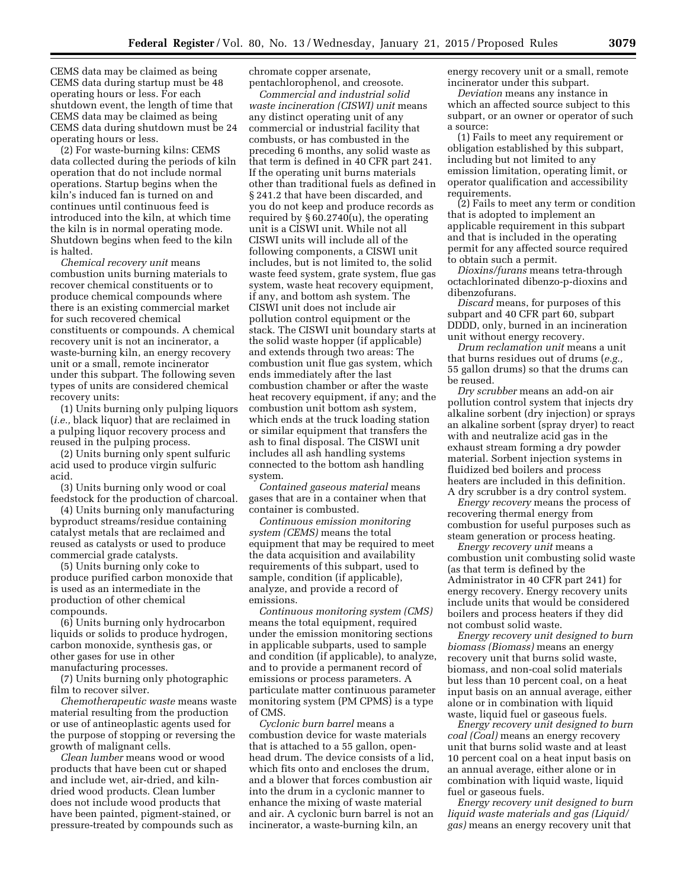CEMS data may be claimed as being CEMS data during startup must be 48 operating hours or less. For each shutdown event, the length of time that CEMS data may be claimed as being CEMS data during shutdown must be 24 operating hours or less.

(2) For waste-burning kilns: CEMS data collected during the periods of kiln operation that do not include normal operations. Startup begins when the kiln's induced fan is turned on and continues until continuous feed is introduced into the kiln, at which time the kiln is in normal operating mode. Shutdown begins when feed to the kiln is halted.

*Chemical recovery unit* means combustion units burning materials to recover chemical constituents or to produce chemical compounds where there is an existing commercial market for such recovered chemical constituents or compounds. A chemical recovery unit is not an incinerator, a waste-burning kiln, an energy recovery unit or a small, remote incinerator under this subpart. The following seven types of units are considered chemical recovery units:

(1) Units burning only pulping liquors (*i.e.,* black liquor) that are reclaimed in a pulping liquor recovery process and reused in the pulping process.

(2) Units burning only spent sulfuric acid used to produce virgin sulfuric acid.

(3) Units burning only wood or coal feedstock for the production of charcoal.

(4) Units burning only manufacturing byproduct streams/residue containing catalyst metals that are reclaimed and reused as catalysts or used to produce commercial grade catalysts.

(5) Units burning only coke to produce purified carbon monoxide that is used as an intermediate in the production of other chemical compounds.

(6) Units burning only hydrocarbon liquids or solids to produce hydrogen, carbon monoxide, synthesis gas, or other gases for use in other manufacturing processes.

(7) Units burning only photographic film to recover silver.

*Chemotherapeutic waste* means waste material resulting from the production or use of antineoplastic agents used for the purpose of stopping or reversing the growth of malignant cells.

*Clean lumber* means wood or wood products that have been cut or shaped and include wet, air-dried, and kiln-dried wood products. Clean lumber does not include wood products that have been painted, pigment-stained, or pressure-treated by compounds such as chromate copper arsenate, pentachlorophenol, and creosote.

*Commercial and industrial solid waste incineration (CISWI) unit* means any distinct operating unit of any commercial or industrial facility that combusts, or has combusted in the preceding 6 months, any solid waste as that term is defined in 40 CFR part 241. If the operating unit burns materials other than traditional fuels as defined in § 241.2 that have been discarded, and you do not keep and produce records as required by § 60.2740(u), the operating unit is a CISWI unit. While not all CISWI units will include all of the following components, a CISWI unit includes, but is not limited to, the solid waste feed system, grate system, flue gas system, waste heat recovery equipment, if any, and bottom ash system. The CISWI unit does not include air pollution control equipment or the stack. The CISWI unit boundary starts at the solid waste hopper (if applicable) and extends through two areas: The combustion unit flue gas system, which ends immediately after the last combustion chamber or after the waste heat recovery equipment, if any; and the combustion unit bottom ash system, which ends at the truck loading station or similar equipment that transfers the ash to final disposal. The CISWI unit includes all ash handling systems connected to the bottom ash handling system.

*Contained gaseous material* means gases that are in a container when that container is combusted.

*Continuous emission monitoring system (CEMS)* means the total equipment that may be required to meet the data acquisition and availability requirements of this subpart, used to sample, condition (if applicable), analyze, and provide a record of emissions.

*Continuous monitoring system (CMS)* means the total equipment, required under the emission monitoring sections in applicable subparts, used to sample and condition (if applicable), to analyze, and to provide a permanent record of emissions or process parameters. A particulate matter continuous parameter monitoring system (PM CPMS) is a type of CMS.

*Cyclonic burn barrel* means a combustion device for waste materials that is attached to a 55 gallon, open-head drum. The device consists of a lid, which fits onto and encloses the drum, and a blower that forces combustion air into the drum in a cyclonic manner to enhance the mixing of waste material and air. A cyclonic burn barrel is not an incinerator, a waste-burning kiln, an energy recovery unit or a small, remote incinerator under this subpart.

*Deviation* means any instance in which an affected source subject to this subpart, or an owner or operator of such a source:

(1) Fails to meet any requirement or obligation established by this subpart, including but not limited to any emission limitation, operating limit, or operator qualification and accessibility requirements.

(2) Fails to meet any term or condition that is adopted to implement an applicable requirement in this subpart and that is included in the operating permit for any affected source required to obtain such a permit.

*Dioxins/furans* means tetra-through octachlorinated dibenzo-p-dioxins and dibenzofurans.

*Discard* means, for purposes of this subpart and 40 CFR part 60, subpart DDDD, only, burned in an incineration unit without energy recovery.

*Drum reclamation unit* means a unit that burns residues out of drums (*e.g.,* 55 gallon drums) so that the drums can be reused.

*Dry scrubber* means an add-on air pollution control system that injects dry alkaline sorbent (dry injection) or sprays an alkaline sorbent (spray dryer) to react with and neutralize acid gas in the exhaust stream forming a dry powder material. Sorbent injection systems in fluidized bed boilers and process heaters are included in this definition. A dry scrubber is a dry control system.

*Energy recovery* means the process of recovering thermal energy from combustion for useful purposes such as steam generation or process heating.

*Energy recovery unit* means a combustion unit combusting solid waste (as that term is defined by the Administrator in 40 CFR part 241) for energy recovery. Energy recovery units include units that would be considered boilers and process heaters if they did not combust solid waste.

*Energy recovery unit designed to burn biomass (Biomass)* means an energy recovery unit that burns solid waste, biomass, and non-coal solid materials but less than 10 percent coal, on a heat input basis on an annual average, either alone or in combination with liquid waste, liquid fuel or gaseous fuels.

*Energy recovery unit designed to burn coal (Coal)* means an energy recovery unit that burns solid waste and at least 10 percent coal on a heat input basis on an annual average, either alone or in combination with liquid waste, liquid fuel or gaseous fuels.

*Energy recovery unit designed to burn liquid waste materials and gas (Liquid/gas)* means an energy recovery unit that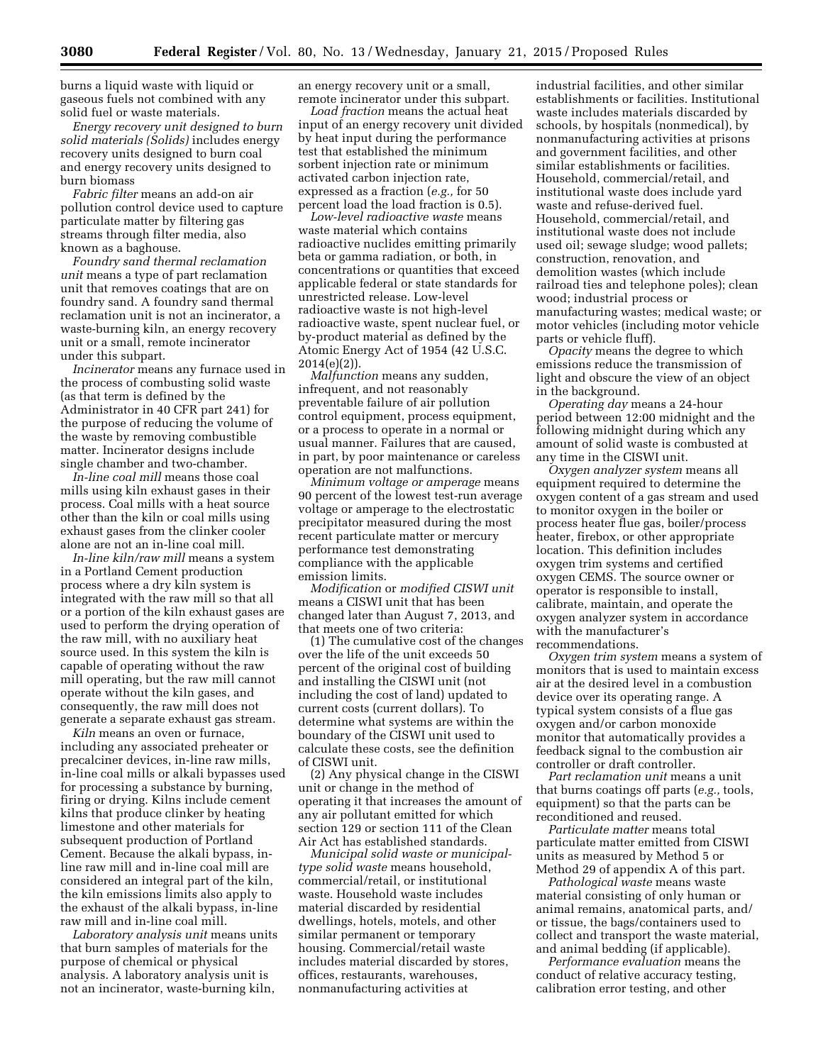burns a liquid waste with liquid or gaseous fuels not combined with any solid fuel or waste materials.

*Energy recovery unit designed to burn solid materials (Solids)* includes energy recovery units designed to burn coal and energy recovery units designed to burn biomass

*Fabric filter* means an add-on air pollution control device used to capture particulate matter by filtering gas streams through filter media, also known as a baghouse.

*Foundry sand thermal reclamation unit* means a type of part reclamation unit that removes coatings that are on foundry sand. A foundry sand thermal reclamation unit is not an incinerator, a waste-burning kiln, an energy recovery unit or a small, remote incinerator under this subpart.

*Incinerator* means any furnace used in the process of combusting solid waste (as that term is defined by the Administrator in 40 CFR part 241) for the purpose of reducing the volume of the waste by removing combustible matter. Incinerator designs include single chamber and two-chamber.

*In-line coal mill* means those coal mills using kiln exhaust gases in their process. Coal mills with a heat source other than the kiln or coal mills using exhaust gases from the clinker cooler alone are not an in-line coal mill.

*In-line kiln/raw mill* means a system in a Portland Cement production process where a dry kiln system is integrated with the raw mill so that all or a portion of the kiln exhaust gases are used to perform the drying operation of the raw mill, with no auxiliary heat source used. In this system the kiln is capable of operating without the raw mill operating, but the raw mill cannot operate without the kiln gases, and consequently, the raw mill does not generate a separate exhaust gas stream.

*Kiln* means an oven or furnace, including any associated preheater or precalciner devices, in-line raw mills, in-line coal mills or alkali bypasses used for processing a substance by burning, firing or drying. Kilns include cement kilns that produce clinker by heating limestone and other materials for subsequent production of Portland Cement. Because the alkali bypass, in-line raw mill and in-line coal mill are considered an integral part of the kiln, the kiln emissions limits also apply to the exhaust of the alkali bypass, in-line raw mill and in-line coal mill.

*Laboratory analysis unit* means units that burn samples of materials for the purpose of chemical or physical analysis. A laboratory analysis unit is not an incinerator, waste-burning kiln, an energy recovery unit or a small, remote incinerator under this subpart.

*Load fraction* means the actual heat input of an energy recovery unit divided by heat input during the performance test that established the minimum sorbent injection rate or minimum activated carbon injection rate, expressed as a fraction (*e.g.,* for 50 percent load the load fraction is 0.5).

*Low-level radioactive waste* means waste material which contains radioactive nuclides emitting primarily beta or gamma radiation, or both, in concentrations or quantities that exceed applicable federal or state standards for unrestricted release. Low-level radioactive waste is not high-level radioactive waste, spent nuclear fuel, or by-product material as defined by the Atomic Energy Act of 1954 (42 U.S.C. 2014(e)(2)).

*Malfunction* means any sudden, infrequent, and not reasonably preventable failure of air pollution control equipment, process equipment, or a process to operate in a normal or usual manner. Failures that are caused, in part, by poor maintenance or careless operation are not malfunctions.

*Minimum voltage or amperage* means 90 percent of the lowest test-run average voltage or amperage to the electrostatic precipitator measured during the most recent particulate matter or mercury performance test demonstrating compliance with the applicable emission limits.

*Modification* or *modified CISWI unit* means a CISWI unit that has been changed later than August 7, 2013, and that meets one of two criteria:

(1) The cumulative cost of the changes over the life of the unit exceeds 50 percent of the original cost of building and installing the CISWI unit (not including the cost of land) updated to current costs (current dollars). To determine what systems are within the boundary of the CISWI unit used to calculate these costs, see the definition of CISWI unit.

(2) Any physical change in the CISWI unit or change in the method of operating it that increases the amount of any air pollutant emitted for which section 129 or section 111 of the Clean Air Act has established standards.

*Municipal solid waste or municipal-type solid waste* means household, commercial/retail, or institutional waste. Household waste includes material discarded by residential dwellings, hotels, motels, and other similar permanent or temporary housing. Commercial/retail waste includes material discarded by stores, offices, restaurants, warehouses, nonmanufacturing activities at industrial facilities, and other similar establishments or facilities. Institutional waste includes materials discarded by schools, by hospitals (nonmedical), by nonmanufacturing activities at prisons and government facilities, and other similar establishments or facilities. Household, commercial/retail, and institutional waste does include yard waste and refuse-derived fuel. Household, commercial/retail, and institutional waste does not include used oil; sewage sludge; wood pallets; construction, renovation, and demolition wastes (which include railroad ties and telephone poles); clean wood; industrial process or manufacturing wastes; medical waste; or motor vehicles (including motor vehicle parts or vehicle fluff).

*Opacity* means the degree to which emissions reduce the transmission of light and obscure the view of an object in the background.

*Operating day* means a 24-hour period between 12:00 midnight and the following midnight during which any amount of solid waste is combusted at any time in the CISWI unit.

*Oxygen analyzer system* means all equipment required to determine the oxygen content of a gas stream and used to monitor oxygen in the boiler or process heater flue gas, boiler/process heater, firebox, or other appropriate location. This definition includes oxygen trim systems and certified oxygen CEMS. The source owner or operator is responsible to install, calibrate, maintain, and operate the oxygen analyzer system in accordance with the manufacturer's recommendations.

*Oxygen trim system* means a system of monitors that is used to maintain excess air at the desired level in a combustion device over its operating range. A typical system consists of a flue gas oxygen and/or carbon monoxide monitor that automatically provides a feedback signal to the combustion air controller or draft controller.

*Part reclamation unit* means a unit that burns coatings off parts (*e.g.,* tools, equipment) so that the parts can be reconditioned and reused.

*Particulate matter* means total particulate matter emitted from CISWI units as measured by Method 5 or Method 29 of appendix A of this part.

*Pathological waste* means waste material consisting of only human or animal remains, anatomical parts, and/or tissue, the bags/containers used to collect and transport the waste material, and animal bedding (if applicable).

*Performance evaluation* means the conduct of relative accuracy testing, calibration error testing, and other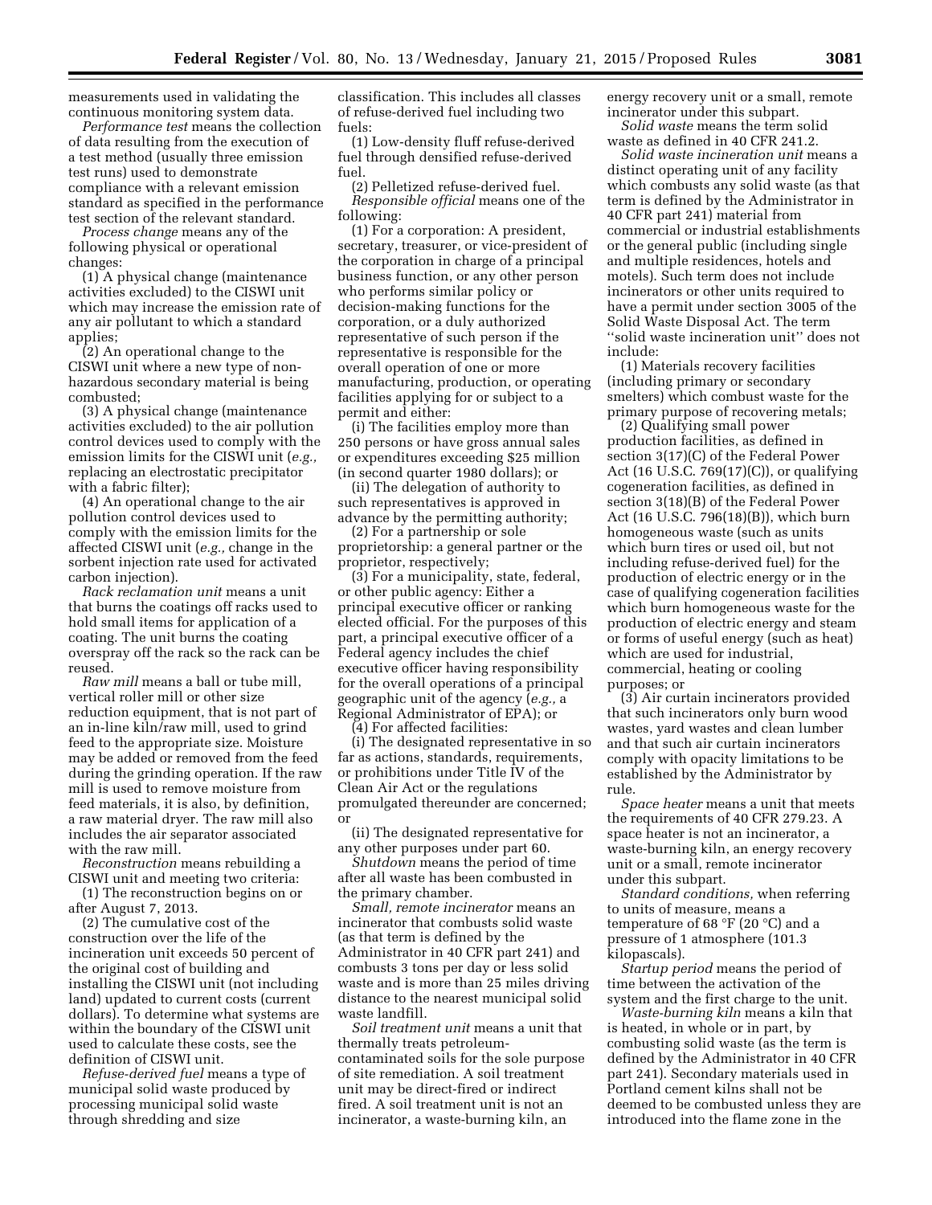measurements used in validating the continuous monitoring system data.

*Performance test* means the collection of data resulting from the execution of a test method (usually three emission test runs) used to demonstrate compliance with a relevant emission standard as specified in the performance test section of the relevant standard.

*Process change* means any of the following physical or operational changes:

(1) A physical change (maintenance activities excluded) to the CISWI unit which may increase the emission rate of any air pollutant to which a standard applies;

(2) An operational change to the CISWI unit where a new type of non-hazardous secondary material is being combusted;

(3) A physical change (maintenance activities excluded) to the air pollution control devices used to comply with the emission limits for the CISWI unit (*e.g.,* replacing an electrostatic precipitator with a fabric filter);

(4) An operational change to the air pollution control devices used to comply with the emission limits for the affected CISWI unit (*e.g.,* change in the sorbent injection rate used for activated carbon injection).

*Rack reclamation unit* means a unit that burns the coatings off racks used to hold small items for application of a coating. The unit burns the coating overspray off the rack so the rack can be reused.

*Raw mill* means a ball or tube mill, vertical roller mill or other size reduction equipment, that is not part of an in-line kiln/raw mill, used to grind feed to the appropriate size. Moisture may be added or removed from the feed during the grinding operation. If the raw mill is used to remove moisture from feed materials, it is also, by definition, a raw material dryer. The raw mill also includes the air separator associated with the raw mill.

*Reconstruction* means rebuilding a CISWI unit and meeting two criteria:

(1) The reconstruction begins on or after August 7, 2013.

(2) The cumulative cost of the construction over the life of the incineration unit exceeds 50 percent of the original cost of building and installing the CISWI unit (not including land) updated to current costs (current dollars). To determine what systems are within the boundary of the CISWI unit used to calculate these costs, see the definition of CISWI unit.

*Refuse-derived fuel* means a type of municipal solid waste produced by processing municipal solid waste through shredding and size classification. This includes all classes of refuse-derived fuel including two fuels:

(1) Low-density fluff refuse-derived fuel through densified refuse-derived fuel.

(2) Pelletized refuse-derived fuel.

*Responsible official* means one of the following:

(1) For a corporation: A president, secretary, treasurer, or vice-president of the corporation in charge of a principal business function, or any other person who performs similar policy or decision-making functions for the corporation, or a duly authorized representative of such person if the representative is responsible for the overall operation of one or more manufacturing, production, or operating facilities applying for or subject to a permit and either:

(i) The facilities employ more than 250 persons or have gross annual sales or expenditures exceeding $25 million (in second quarter 1980 dollars); or

(ii) The delegation of authority to such representatives is approved in advance by the permitting authority;

(2) For a partnership or sole proprietorship: a general partner or the proprietor, respectively;

(3) For a municipality, state, federal, or other public agency: Either a principal executive officer or ranking elected official. For the purposes of this part, a principal executive officer of a Federal agency includes the chief executive officer having responsibility for the overall operations of a principal geographic unit of the agency (*e.g.,* a Regional Administrator of EPA); or

(4) For affected facilities:

(i) The designated representative in so far as actions, standards, requirements, or prohibitions under Title IV of the Clean Air Act or the regulations promulgated thereunder are concerned; or

(ii) The designated representative for any other purposes under part 60.

*Shutdown* means the period of time after all waste has been combusted in the primary chamber.

*Small, remote incinerator* means an incinerator that combusts solid waste (as that term is defined by the Administrator in 40 CFR part 241) and combusts 3 tons per day or less solid waste and is more than 25 miles driving distance to the nearest municipal solid waste landfill.

*Soil treatment unit* means a unit that thermally treats petroleum-contaminated soils for the sole purpose of site remediation. A soil treatment unit may be direct-fired or indirect fired. A soil treatment unit is not an incinerator, a waste-burning kiln, an energy recovery unit or a small, remote incinerator under this subpart.

*Solid waste* means the term solid waste as defined in 40 CFR 241.2.

*Solid waste incineration unit* means a distinct operating unit of any facility which combusts any solid waste (as that term is defined by the Administrator in 40 CFR part 241) material from commercial or industrial establishments or the general public (including single and multiple residences, hotels and motels). Such term does not include incinerators or other units required to have a permit under section 3005 of the Solid Waste Disposal Act. The term "solid waste incineration unit" does not include:

(1) Materials recovery facilities (including primary or secondary smelters) which combust waste for the primary purpose of recovering metals;

(2) Qualifying small power production facilities, as defined in section 3(17)(C) of the Federal Power Act (16 U.S.C. 769(17)(C)), or qualifying cogeneration facilities, as defined in section 3(18)(B) of the Federal Power Act (16 U.S.C. 796(18)(B)), which burn homogeneous waste (such as units which burn tires or used oil, but not including refuse-derived fuel) for the production of electric energy or in the case of qualifying cogeneration facilities which burn homogeneous waste for the production of electric energy and steam or forms of useful energy (such as heat) which are used for industrial, commercial, heating or cooling purposes; or

(3) Air curtain incinerators provided that such incinerators only burn wood wastes, yard wastes and clean lumber and that such air curtain incinerators comply with opacity limitations to be established by the Administrator by rule.

*Space heater* means a unit that meets the requirements of 40 CFR 279.23. A space heater is not an incinerator, a waste-burning kiln, an energy recovery unit or a small, remote incinerator under this subpart.

*Standard conditions,* when referring to units of measure, means a temperature of 68 °F (20 °C) and a pressure of 1 atmosphere (101.3 kilopascals).

*Startup period* means the period of time between the activation of the system and the first charge to the unit.

*Waste-burning kiln* means a kiln that is heated, in whole or in part, by combusting solid waste (as the term is defined by the Administrator in 40 CFR part 241). Secondary materials used in Portland cement kilns shall not be deemed to be combusted unless they are introduced into the flame zone in the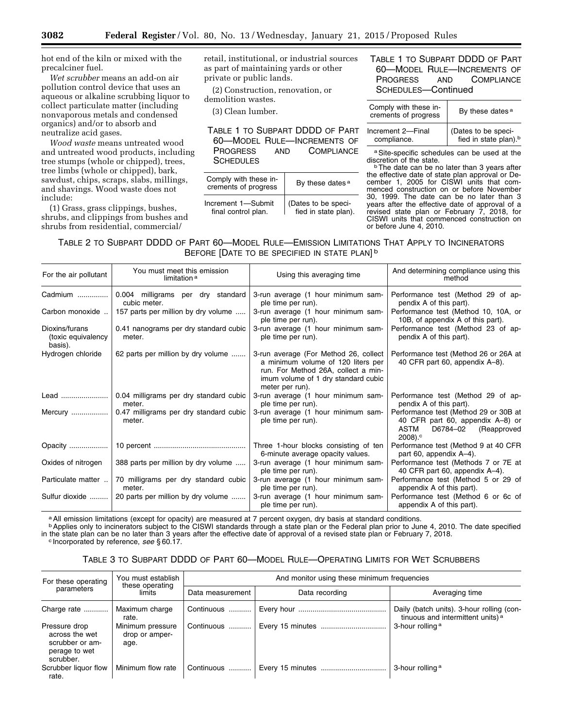hot end of the kiln or mixed with the precalciner fuel.

*Wet scrubber* means an add-on air pollution control device that uses an aqueous or alkaline scrubbing liquor to collect particulate matter (including nonvaporous metals and condensed organics) and/or to absorb and neutralize acid gases.

*Wood waste* means untreated wood and untreated wood products, including tree stumps (whole or chipped), trees, tree limbs (whole or chipped), bark, sawdust, chips, scraps, slabs, millings, and shavings. Wood waste does not include:

(1) Grass, grass clippings, bushes, shrubs, and clippings from bushes and shrubs from residential, commercial/retail, institutional, or industrial sources as part of maintaining yards or other private or public lands.

(2) Construction, renovation, or demolition wastes.

(3) Clean lumber.

TABLE 1 TO SUBPART DDDD OF PART 60—MODEL RULE—INCREMENTS OF PROGRESS AND COMPLIANCE SCHEDULES

| Comply with these increments of progress | By these dates [a] |
|---|---|
| Increment 1—Submit final control plan. | (Dates to be specified in state plan). |
| Increment 2—Final compliance. | (Dates to be specified in state plan).[b] |

[a] Site-specific schedules can be used at the discretion of the state.

[b] The date can be no later than 3 years after the effective date of state plan approval or December 1, 2005 for CISWI units that commenced construction on or before November 30, 1999. The date can be no later than 3 years after the effective date of approval of a revised state plan or February 7, 2018, for CISWI units that commenced construction on or before June 4, 2010.

TABLE 2 TO SUBPART DDDD OF PART 60—MODEL RULE—EMISSION LIMITATIONS THAT APPLY TO INCINERATORS BEFORE [DATE TO BE SPECIFIED IN STATE PLAN] [b]

| For the air pollutant | You must meet this emission limitation [a] | Using this averaging time | And determining compliance using this method |
|---|---|---|---|
| Cadmium | 0.004 milligrams per dry standard cubic meter. | 3-run average (1 hour minimum sample time per run). | Performance test (Method 29 of appendix A of this part). |
| Carbon monoxide | 157 parts per million by dry volume | 3-run average (1 hour minimum sample time per run). | Performance test (Method 10, 10A, or 10B, of appendix A of this part). |
| Dioxins/furans (toxic equivalency basis). | 0.41 nanograms per dry standard cubic meter. | 3-run average (1 hour minimum sample time per run). | Performance test (Method 23 of appendix A of this part). |
| Hydrogen chloride | 62 parts per million by dry volume | 3-run average (For Method 26, collect a minimum volume of 120 liters per run. For Method 26A, collect a minimum volume of 1 dry standard cubic meter per run). | Performance test (Method 26 or 26A at 40 CFR part 60, appendix A–8). |
| Lead | 0.04 milligrams per dry standard cubic meter. | 3-run average (1 hour minimum sample time per run). | Performance test (Method 29 of appendix A of this part). |
| Mercury | 0.47 milligrams per dry standard cubic meter. | 3-run average (1 hour minimum sample time per run). | Performance test (Method 29 or 30B at 40 CFR part 60, appendix A–8) or ASTM D6784–02 (Reapproved 2008).[c] |
| Opacity | 10 percent | Three 1-hour blocks consisting of ten 6-minute average opacity values. | Performance test (Method 9 at 40 CFR part 60, appendix A–4). |
| Oxides of nitrogen | 388 parts per million by dry volume | 3-run average (1 hour minimum sample time per run). | Performance test (Methods 7 or 7E at 40 CFR part 60, appendix A–4). |
| Particulate matter | 70 milligrams per dry standard cubic meter. | 3-run average (1 hour minimum sample time per run). | Performance test (Method 5 or 29 of appendix A of this part). |
| Sulfur dioxide | 20 parts per million by dry volume | 3-run average (1 hour minimum sample time per run). | Performance test (Method 6 or 6c of appendix A of this part). |

[a] All emission limitations (except for opacity) are measured at 7 percent oxygen, dry basis at standard conditions.

[b] Applies only to incinerators subject to the CISWI standards through a state plan or the Federal plan prior to June 4, 2010. The date specified in the state plan can be no later than 3 years after the effective date of approval of a revised state plan or February 7, 2018.

[c] Incorporated by reference, *see* § 60.17.

TABLE 3 TO SUBPART DDDD OF PART 60—MODEL RULE—OPERATING LIMITS FOR WET SCRUBBERS

| For these operating parameters | You must establish these operating limits | And monitor using these minimum frequencies | | |
|---|---|---|---|---|
| | | Data measurement | Data recording | Averaging time |
| Charge rate | Maximum charge rate. | Continuous | Every hour | Daily (batch units). 3-hour rolling (continuous and intermittent units) [a] |
| Pressure drop across the wet scrubber or amperage to wet scrubber. | Minimum pressure drop or amperage. | Continuous | Every 15 minutes | 3-hour rolling [a] |
| Scrubber liquor flow rate. | Minimum flow rate | Continuous | Every 15 minutes | 3-hour rolling [a] |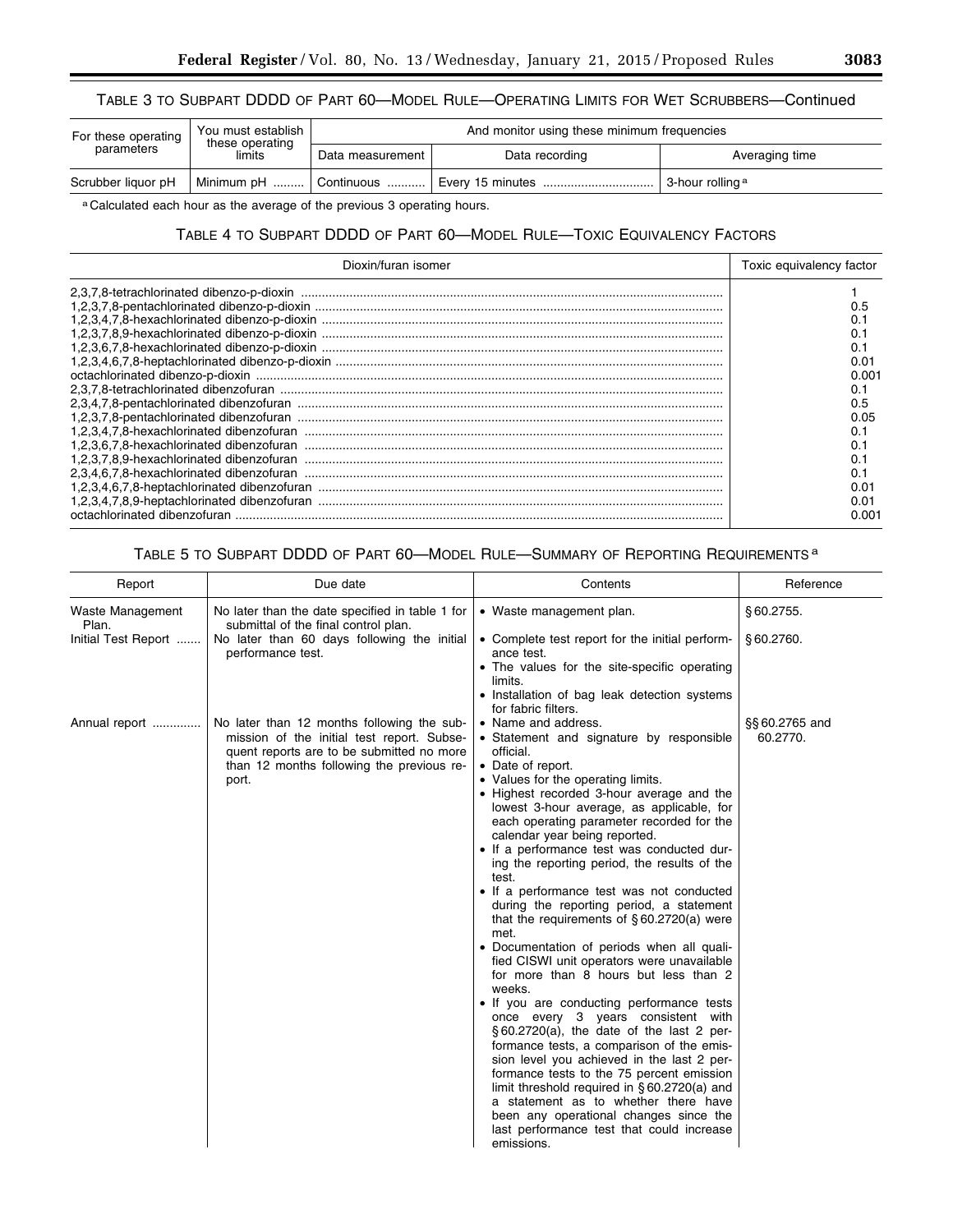TABLE 3 TO SUBPART DDDD OF PART 60—MODEL RULE—OPERATING LIMITS FOR WET SCRUBBERS—Continued

| For these operating parameters | You must establish these operating limits | And monitor using these minimum frequencies | | |
|---|---|---|---|---|
| | | Data measurement | Data recording | Averaging time |
| Scrubber liquor pH | Minimum pH | Continuous | Every 15 minutes | 3-hour rolling [a] |

[a] Calculated each hour as the average of the previous 3 operating hours.

TABLE 4 TO SUBPART DDDD OF PART 60—MODEL RULE—TOXIC EQUIVALENCY FACTORS

| Dioxin/furan isomer | Toxic equivalency factor |
|---|---|
| 2,3,7,8-tetrachlorinated dibenzo-p-dioxin | 1 |
| 1,2,3,7,8-pentachlorinated dibenzo-p-dioxin | 0.5 |
| 1,2,3,4,7,8-hexachlorinated dibenzo-p-dioxin | 0.1 |
| 1,2,3,7,8,9-hexachlorinated dibenzo-p-dioxin | 0.1 |
| 1,2,3,6,7,8-hexachlorinated dibenzo-p-dioxin | 0.1 |
| 1,2,3,4,6,7,8-heptachlorinated dibenzo-p-dioxin | 0.01 |
| octachlorinated dibenzo-p-dioxin | 0.001 |
| 2,3,7,8-tetrachlorinated dibenzofuran | 0.1 |
| 2,3,4,7,8-pentachlorinated dibenzofuran | 0.5 |
| 1,2,3,7,8-pentachlorinated dibenzofuran | 0.05 |
| 1,2,3,4,7,8-hexachlorinated dibenzofuran | 0.1 |
| 1,2,3,6,7,8-hexachlorinated dibenzofuran | 0.1 |
| 1,2,3,7,8,9-hexachlorinated dibenzofuran | 0.1 |
| 2,3,4,6,7,8-hexachlorinated dibenzofuran | 0.1 |
| 1,2,3,4,6,7,8-heptachlorinated dibenzofuran | 0.01 |
| 1,2,3,4,7,8,9-heptachlorinated dibenzofuran | 0.01 |
| octachlorinated dibenzofuran | 0.001 |

TABLE 5 TO SUBPART DDDD OF PART 60—MODEL RULE—SUMMARY OF REPORTING REQUIREMENTS [a]

| Report | Due date | Contents | Reference |
|---|---|---|---|
| Waste Management Plan. | No later than the date specified in table 1 for submittal of the final control plan. | • Waste management plan. | § 60.2755. |
| Initial Test Report | No later than 60 days following the initial performance test. | • Complete test report for the initial performance test.<br>• The values for the site-specific operating limits.<br>• Installation of bag leak detection systems for fabric filters. | § 60.2760. |
| Annual report | No later than 12 months following the submission of the initial test report. Subsequent reports are to be submitted no more than 12 months following the previous report. | • Name and address.<br>• Statement and signature by responsible official.<br>• Date of report.<br>• Values for the operating limits.<br>• Highest recorded 3-hour average and the lowest 3-hour average, as applicable, for each operating parameter recorded for the calendar year being reported.<br>• If a performance test was conducted during the reporting period, the results of the test.<br>• If a performance test was not conducted during the reporting period, a statement that the requirements of § 60.2720(a) were met.<br>• Documentation of periods when all qualified CISWI unit operators were unavailable for more than 8 hours but less than 2 weeks.<br>• If you are conducting performance tests once every 3 years consistent with § 60.2720(a), the date of the last 2 performance tests, a comparison of the emission level you achieved in the last 2 performance tests to the 75 percent emission limit threshold required in § 60.2720(a) and a statement as to whether there have been any operational changes since the last performance test that could increase emissions. | §§ 60.2765 and 60.2770. |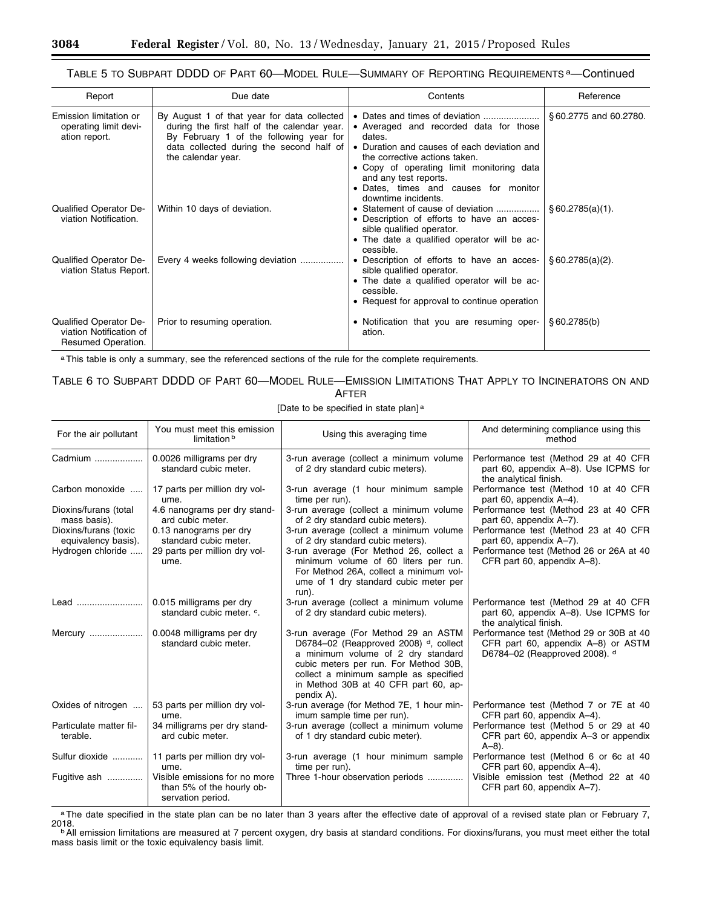### TABLE 5 TO SUBPART DDDD OF PART 60—MODEL RULE—SUMMARY OF REPORTING REQUIREMENTS [a]—Continued

| Report | Due date | Contents | Reference |
|---|---|---|---|
| Emission limitation or operating limit deviation report. | By August 1 of that year for data collected during the first half of the calendar year. By February 1 of the following year for data collected during the second half of the calendar year. | • Dates and times of deviation<br>• Averaged and recorded data for those dates.<br>• Duration and causes of each deviation and the corrective actions taken.<br>• Copy of operating limit monitoring data and any test reports.<br>• Dates, times and causes for monitor downtime incidents. | § 60.2775 and 60.2780. |
| Qualified Operator Deviation Notification. | Within 10 days of deviation. | • Statement of cause of deviation<br>• Description of efforts to have an accessible qualified operator.<br>• The date a qualified operator will be accessible. | § 60.2785(a)(1). |
| Qualified Operator Deviation Status Report. | Every 4 weeks following deviation | • Description of efforts to have an accessible qualified operator.<br>• The date a qualified operator will be accessible.<br>• Request for approval to continue operation | § 60.2785(a)(2). |
| Qualified Operator Deviation Notification of Resumed Operation. | Prior to resuming operation. | • Notification that you are resuming operation. | § 60.2785(b) |

[a] This table is only a summary, see the referenced sections of the rule for the complete requirements.

### TABLE 6 TO SUBPART DDDD OF PART 60—MODEL RULE—EMISSION LIMITATIONS THAT APPLY TO INCINERATORS ON AND AFTER

[Date to be specified in state plan] [a]

| For the air pollutant | You must meet this emission limitation [b] | Using this averaging time | And determining compliance using this method |
|---|---|---|---|
| Cadmium | 0.0026 milligrams per dry standard cubic meter. | 3-run average (collect a minimum volume of 2 dry standard cubic meters). | Performance test (Method 29 at 40 CFR part 60, appendix A–8). Use ICPMS for the analytical finish. |
| Carbon monoxide | 17 parts per million dry volume. | 3-run average (1 hour minimum sample time per run). | Performance test (Method 10 at 40 CFR part 60, appendix A–4). |
| Dioxins/furans (total mass basis). | 4.6 nanograms per dry standard cubic meter. | 3-run average (collect a minimum volume of 2 dry standard cubic meters). | Performance test (Method 23 at 40 CFR part 60, appendix A–7). |
| Dioxins/furans (toxic equivalency basis). | 0.13 nanograms per dry standard cubic meter. | 3-run average (collect a minimum volume of 2 dry standard cubic meters). | Performance test (Method 23 at 40 CFR part 60, appendix A–7). |
| Hydrogen chloride | 29 parts per million dry volume. | 3-run average (For Method 26, collect a minimum volume of 60 liters per run. For Method 26A, collect a minimum volume of 1 dry standard cubic meter per run). | Performance test (Method 26 or 26A at 40 CFR part 60, appendix A–8). |
| Lead | 0.015 milligrams per dry standard cubic meter. [c]. | 3-run average (collect a minimum volume of 2 dry standard cubic meters). | Performance test (Method 29 at 40 CFR part 60, appendix A–8). Use ICPMS for the analytical finish. |
| Mercury | 0.0048 milligrams per dry standard cubic meter. | 3-run average (For Method 29 an ASTM D6784–02 (Reapproved 2008) [d], collect a minimum volume of 2 dry standard cubic meters per run. For Method 30B, collect a minimum sample as specified in Method 30B at 40 CFR part 60, appendix A). | Performance test (Method 29 or 30B at 40 CFR part 60, appendix A–8) or ASTM D6784–02 (Reapproved 2008). [d] |
| Oxides of nitrogen | 53 parts per million dry volume. | 3-run average (for Method 7E, 1 hour minimum sample time per run). | Performance test (Method 7 or 7E at 40 CFR part 60, appendix A–4). |
| Particulate matter filterable. | 34 milligrams per dry standard cubic meter. | 3-run average (collect a minimum volume of 1 dry standard cubic meter). | Performance test (Method 5 or 29 at 40 CFR part 60, appendix A–3 or appendix A–8). |
| Sulfur dioxide | 11 parts per million dry volume. | 3-run average (1 hour minimum sample time per run). | Performance test (Method 6 or 6c at 40 CFR part 60, appendix A–4). |
| Fugitive ash | Visible emissions for no more than 5% of the hourly observation period. | Three 1-hour observation periods | Visible emission test (Method 22 at 40 CFR part 60, appendix A–7). |

[a] The date specified in the state plan can be no later than 3 years after the effective date of approval of a revised state plan or February 7, 2018.

[b] All emission limitations are measured at 7 percent oxygen, dry basis at standard conditions. For dioxins/furans, you must meet either the total mass basis limit or the toxic equivalency basis limit.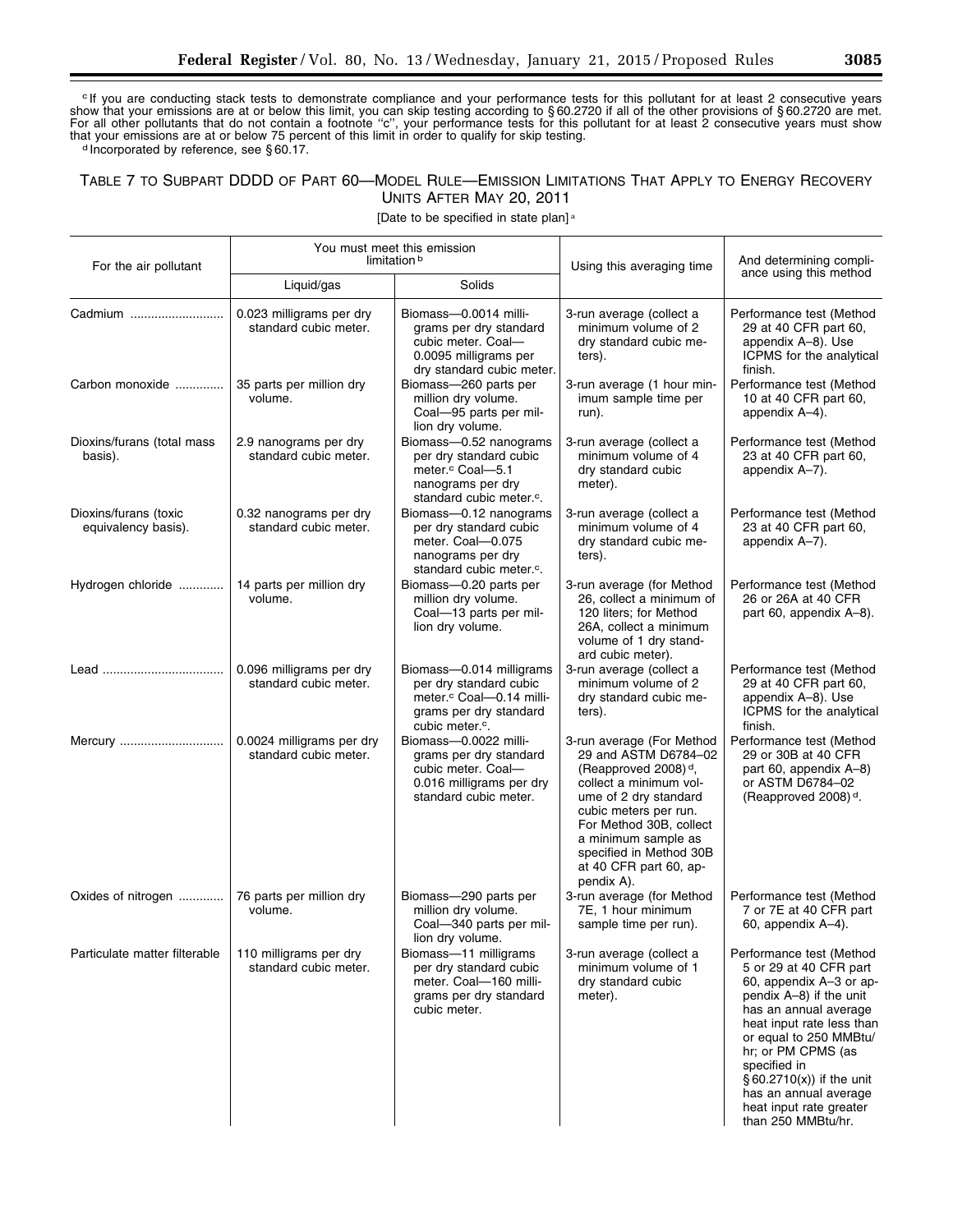[c] If you are conducting stack tests to demonstrate compliance and your performance tests for this pollutant for at least 2 consecutive years show that your emissions are at or below this limit, you can skip testing according to § 60.2720 if all of the other provisions of § 60.2720 are met. For all other pollutants that do not contain a footnote "c", your performance tests for this pollutant for at least 2 consecutive years must show that your emissions are at or below 75 percent of this limit in order to qualify for skip testing.

[d] Incorporated by reference, see § 60.17.

## TABLE 7 TO SUBPART DDDD OF PART 60—MODEL RULE—EMISSION LIMITATIONS THAT APPLY TO ENERGY RECOVERY UNITS AFTER MAY 20, 2011

[Date to be specified in state plan] [a]

| For the air pollutant | You must meet this emission limitation [b] | | Using this averaging time | And determining compliance using this method |
|---|---|---|---|---|
| | Liquid/gas | Solids | | |
| Cadmium | 0.023 milligrams per dry standard cubic meter. | Biomass—0.0014 milligrams per dry standard cubic meter. Coal—0.0095 milligrams per dry standard cubic meter. | 3-run average (collect a minimum volume of 2 dry standard cubic meters). | Performance test (Method 29 at 40 CFR part 60, appendix A–8). Use ICPMS for the analytical finish. |
| Carbon monoxide | 35 parts per million dry volume. | Biomass—260 parts per million dry volume. Coal—95 parts per million dry volume. | 3-run average (1 hour minimum sample time per run). | Performance test (Method 10 at 40 CFR part 60, appendix A–4). |
| Dioxins/furans (total mass basis). | 2.9 nanograms per dry standard cubic meter. | Biomass—0.52 nanograms per dry standard cubic meter.[c] Coal—5.1 nanograms per dry standard cubic meter.[c]. | 3-run average (collect a minimum volume of 4 dry standard cubic meter). | Performance test (Method 23 at 40 CFR part 60, appendix A–7). |
| Dioxins/furans (toxic equivalency basis). | 0.32 nanograms per dry standard cubic meter. | Biomass—0.12 nanograms per dry standard cubic meter. Coal—0.075 nanograms per dry standard cubic meter.[c]. | 3-run average (collect a minimum volume of 4 dry standard cubic meters). | Performance test (Method 23 at 40 CFR part 60, appendix A–7). |
| Hydrogen chloride | 14 parts per million dry volume. | Biomass—0.20 parts per million dry volume. Coal—13 parts per million dry volume. | 3-run average (for Method 26, collect a minimum of 120 liters; for Method 26A, collect a minimum volume of 1 dry standard cubic meter). | Performance test (Method 26 or 26A at 40 CFR part 60, appendix A–8). |
| Lead | 0.096 milligrams per dry standard cubic meter. | Biomass—0.014 milligrams per dry standard cubic meter.[c] Coal—0.14 milligrams per dry standard cubic meter.[c]. | 3-run average (collect a minimum volume of 2 dry standard cubic meters). | Performance test (Method 29 at 40 CFR part 60, appendix A–8). Use ICPMS for the analytical finish. |
| Mercury | 0.0024 milligrams per dry standard cubic meter. | Biomass—0.0022 milligrams per dry standard cubic meter. Coal—0.016 milligrams per dry standard cubic meter. | 3-run average (For Method 29 and ASTM D6784–02 (Reapproved 2008)[d], collect a minimum volume of 2 dry standard cubic meters per run. For Method 30B, collect a minimum sample as specified in Method 30B at 40 CFR part 60, appendix A). | Performance test (Method 29 or 30B at 40 CFR part 60, appendix A–8) or ASTM D6784–02 (Reapproved 2008)[d]. |
| Oxides of nitrogen | 76 parts per million dry volume. | Biomass—290 parts per million dry volume. Coal—340 parts per million dry volume. | 3-run average (for Method 7E, 1 hour minimum sample time per run). | Performance test (Method 7 or 7E at 40 CFR part 60, appendix A–4). |
| Particulate matter filterable | 110 milligrams per dry standard cubic meter. | Biomass—11 milligrams per dry standard cubic meter. Coal—160 milligrams per dry standard cubic meter. | 3-run average (collect a minimum volume of 1 dry standard cubic meter). | Performance test (Method 5 or 29 at 40 CFR part 60, appendix A–3 or appendix A–8) if the unit has an annual average heat input rate less than or equal to 250 MMBtu/hr; or PM CPMS (as specified in § 60.2710(x)) if the unit has an annual average heat input rate greater than 250 MMBtu/hr. |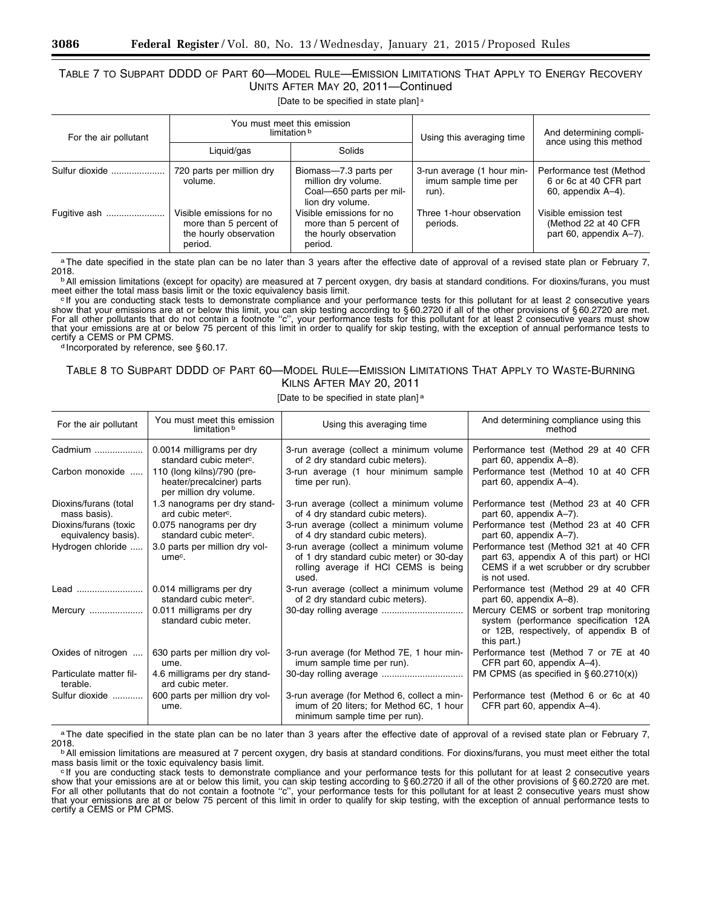### TABLE 7 TO SUBPART DDDD OF PART 60—MODEL RULE—EMISSION LIMITATIONS THAT APPLY TO ENERGY RECOVERY UNITS AFTER MAY 20, 2011—Continued

[Date to be specified in state plan] [a]

| For the air pollutant | You must meet this emission limitation [b] | | Using this averaging time | And determining compliance using this method |
|---|---|---|---|---|
| | Liquid/gas | Solids | | |
| Sulfur dioxide | 720 parts per million dry volume. | Biomass—7.3 parts per million dry volume. Coal—650 parts per million dry volume. | 3-run average (1 hour minimum sample time per run). | Performance test (Method 6 or 6c at 40 CFR part 60, appendix A–4). |
| Fugitive ash | Visible emissions for no more than 5 percent of the hourly observation period. | Visible emissions for no more than 5 percent of the hourly observation period. | Three 1-hour observation periods. | Visible emission test (Method 22 at 40 CFR part 60, appendix A–7). |

[a] The date specified in the state plan can be no later than 3 years after the effective date of approval of a revised state plan or February 7, 2018.

[b] All emission limitations (except for opacity) are measured at 7 percent oxygen, dry basis at standard conditions. For dioxins/furans, you must meet either the total mass basis limit or the toxic equivalency basis limit.

[c] If you are conducting stack tests to demonstrate compliance and your performance tests for this pollutant for at least 2 consecutive years show that your emissions are at or below this limit, you can skip testing according to § 60.2720 if all of the other provisions of § 60.2720 are met. For all other pollutants that do not contain a footnote "c", your performance tests for this pollutant for at least 2 consecutive years must show that your emissions are at or below 75 percent of this limit in order to qualify for skip testing, with the exception of annual performance tests to certify a CEMS or PM CPMS.

[d] Incorporated by reference, see § 60.17.

### TABLE 8 TO SUBPART DDDD OF PART 60—MODEL RULE—EMISSION LIMITATIONS THAT APPLY TO WASTE-BURNING KILNS AFTER MAY 20, 2011

[Date to be specified in state plan] [a]

| For the air pollutant | You must meet this emission limitation [b] | Using this averaging time | And determining compliance using this method |
|---|---|---|---|
| Cadmium | 0.0014 milligrams per dry standard cubic meter[c]. | 3-run average (collect a minimum volume of 2 dry standard cubic meters). | Performance test (Method 29 at 40 CFR part 60, appendix A–8). |
| Carbon monoxide | 110 (long kilns)/790 (preheater/precalciner) parts per million dry volume. | 3-run average (1 hour minimum sample time per run). | Performance test (Method 10 at 40 CFR part 60, appendix A–4). |
| Dioxins/furans (total mass basis). | 1.3 nanograms per dry standard cubic meter[c]. | 3-run average (collect a minimum volume of 4 dry standard cubic meters). | Performance test (Method 23 at 40 CFR part 60, appendix A–7). |
| Dioxins/furans (toxic equivalency basis). | 0.075 nanograms per dry standard cubic meter[c]. | 3-run average (collect a minimum volume of 4 dry standard cubic meters). | Performance test (Method 23 at 40 CFR part 60, appendix A–7). |
| Hydrogen chloride | 3.0 parts per million dry volume[c]. | 3-run average (collect a minimum volume of 1 dry standard cubic meter) or 30-day rolling average if HCl CEMS is being used. | Performance test (Method 321 at 40 CFR part 63, appendix A of this part) or HCl CEMS if a wet scrubber or dry scrubber is not used. |
| Lead | 0.014 milligrams per dry standard cubic meter[c]. | 3-run average (collect a minimum volume of 2 dry standard cubic meters). | Performance test (Method 29 at 40 CFR part 60, appendix A–8). |
| Mercury | 0.011 milligrams per dry standard cubic meter. | 30-day rolling average | Mercury CEMS or sorbent trap monitoring system (performance specification 12A or 12B, respectively, of appendix B of this part.) |
| Oxides of nitrogen | 630 parts per million dry volume. | 3-run average (for Method 7E, 1 hour minimum sample time per run). | Performance test (Method 7 or 7E at 40 CFR part 60, appendix A–4). |
| Particulate matter filterable. | 4.6 milligrams per dry standard cubic meter. | 30-day rolling average | PM CPMS (as specified in § 60.2710(x)) |
| Sulfur dioxide | 600 parts per million dry volume. | 3-run average (for Method 6, collect a minimum of 20 liters; for Method 6C, 1 hour minimum sample time per run). | Performance test (Method 6 or 6c at 40 CFR part 60, appendix A–4). |

[a] The date specified in the state plan can be no later than 3 years after the effective date of approval of a revised state plan or February 7, 2018.

[b] All emission limitations are measured at 7 percent oxygen, dry basis at standard conditions. For dioxins/furans, you must meet either the total mass basis limit or the toxic equivalency basis limit.

[c] If you are conducting stack tests to demonstrate compliance and your performance tests for this pollutant for at least 2 consecutive years show that your emissions are at or below this limit, you can skip testing according to § 60.2720 if all of the other provisions of § 60.2720 are met. For all other pollutants that do not contain a footnote "c", your performance tests for this pollutant for at least 2 consecutive years must show that your emissions are at or below 75 percent of this limit in order to qualify for skip testing, with the exception of annual performance tests to certify a CEMS or PM CPMS.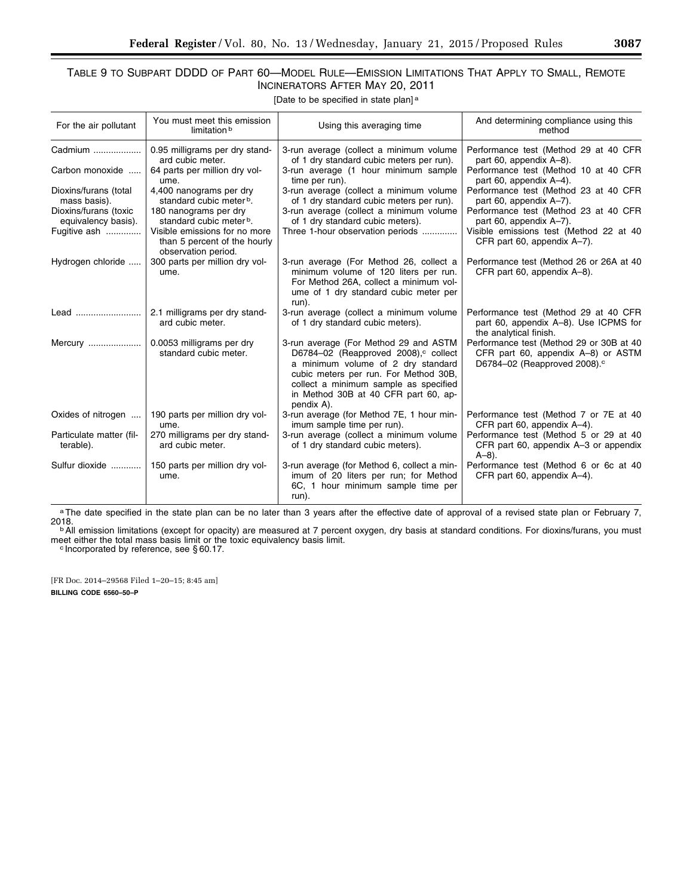### TABLE 9 TO SUBPART DDDD OF PART 60—MODEL RULE—EMISSION LIMITATIONS THAT APPLY TO SMALL, REMOTE INCINERATORS AFTER MAY 20, 2011

[Date to be specified in state plan] [a]

| For the air pollutant | You must meet this emission limitation [b] | Using this averaging time | And determining compliance using this method |
| --- | --- | --- | --- |
| Cadmium | 0.95 milligrams per dry standard cubic meter. | 3-run average (collect a minimum volume of 1 dry standard cubic meters per run). | Performance test (Method 29 at 40 CFR part 60, appendix A–8). |
| Carbon monoxide | 64 parts per million dry volume. | 3-run average (1 hour minimum sample time per run). | Performance test (Method 10 at 40 CFR part 60, appendix A–4). |
| Dioxins/furans (total mass basis). | 4,400 nanograms per dry standard cubic meter [b]. | 3-run average (collect a minimum volume of 1 dry standard cubic meters per run). | Performance test (Method 23 at 40 CFR part 60, appendix A–7). |
| Dioxins/furans (toxic equivalency basis). | 180 nanograms per dry standard cubic meter [b]. | 3-run average (collect a minimum volume of 1 dry standard cubic meters). | Performance test (Method 23 at 40 CFR part 60, appendix A–7). |
| Fugitive ash | Visible emissions for no more than 5 percent of the hourly observation period. | Three 1-hour observation periods | Visible emissions test (Method 22 at 40 CFR part 60, appendix A–7). |
| Hydrogen chloride | 300 parts per million dry volume. | 3-run average (For Method 26, collect a minimum volume of 120 liters per run. For Method 26A, collect a minimum volume of 1 dry standard cubic meter per run). | Performance test (Method 26 or 26A at 40 CFR part 60, appendix A–8). |
| Lead | 2.1 milligrams per dry standard cubic meter. | 3-run average (collect a minimum volume of 1 dry standard cubic meters). | Performance test (Method 29 at 40 CFR part 60, appendix A–8). Use ICPMS for the analytical finish. |
| Mercury | 0.0053 milligrams per dry standard cubic meter. | 3-run average (For Method 29 and ASTM D6784–02 (Reapproved 2008),[c] collect a minimum volume of 2 dry standard cubic meters per run. For Method 30B, collect a minimum sample as specified in Method 30B at 40 CFR part 60, appendix A). | Performance test (Method 29 or 30B at 40 CFR part 60, appendix A–8) or ASTM D6784–02 (Reapproved 2008).[c] |
| Oxides of nitrogen | 190 parts per million dry volume. | 3-run average (for Method 7E, 1 hour minimum sample time per run). | Performance test (Method 7 or 7E at 40 CFR part 60, appendix A–4). |
| Particulate matter (filterable). | 270 milligrams per dry standard cubic meter. | 3-run average (collect a minimum volume of 1 dry standard cubic meters). | Performance test (Method 5 or 29 at 40 CFR part 60, appendix A–3 or appendix A–8). |
| Sulfur dioxide | 150 parts per million dry volume. | 3-run average (for Method 6, collect a minimum of 20 liters per run; for Method 6C, 1 hour minimum sample time per run). | Performance test (Method 6 or 6c at 40 CFR part 60, appendix A–4). |

[a] The date specified in the state plan can be no later than 3 years after the effective date of approval of a revised state plan or February 7, 2018.

[b] All emission limitations (except for opacity) are measured at 7 percent oxygen, dry basis at standard conditions. For dioxins/furans, you must meet either the total mass basis limit or the toxic equivalency basis limit.

[c] Incorporated by reference, see § 60.17.

[FR Doc. 2014–29568 Filed 1–20–15; 8:45 am]

**BILLING CODE 6560–50–P**